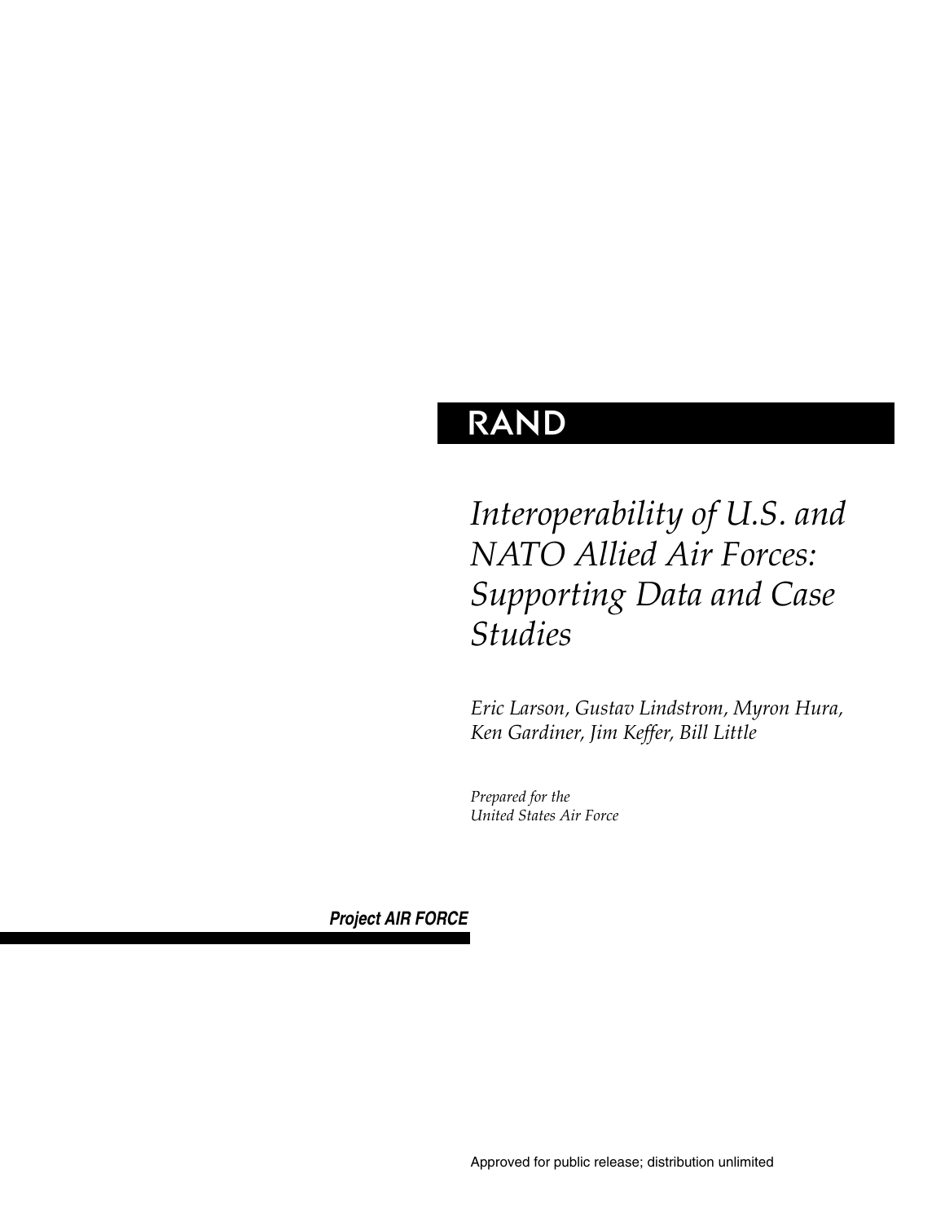RAND

# *Interoperability of U.S. and NATO Allied Air Forces: Supporting Data and Case Studies*

*Eric Larson, Gustav Lindstrom, Myron Hura, Ken Gardiner, Jim Keffer, Bill Little*

*Prepared for the United States Air Force*

**Project AIR FORCE**

Approved for public release; distribution unlimited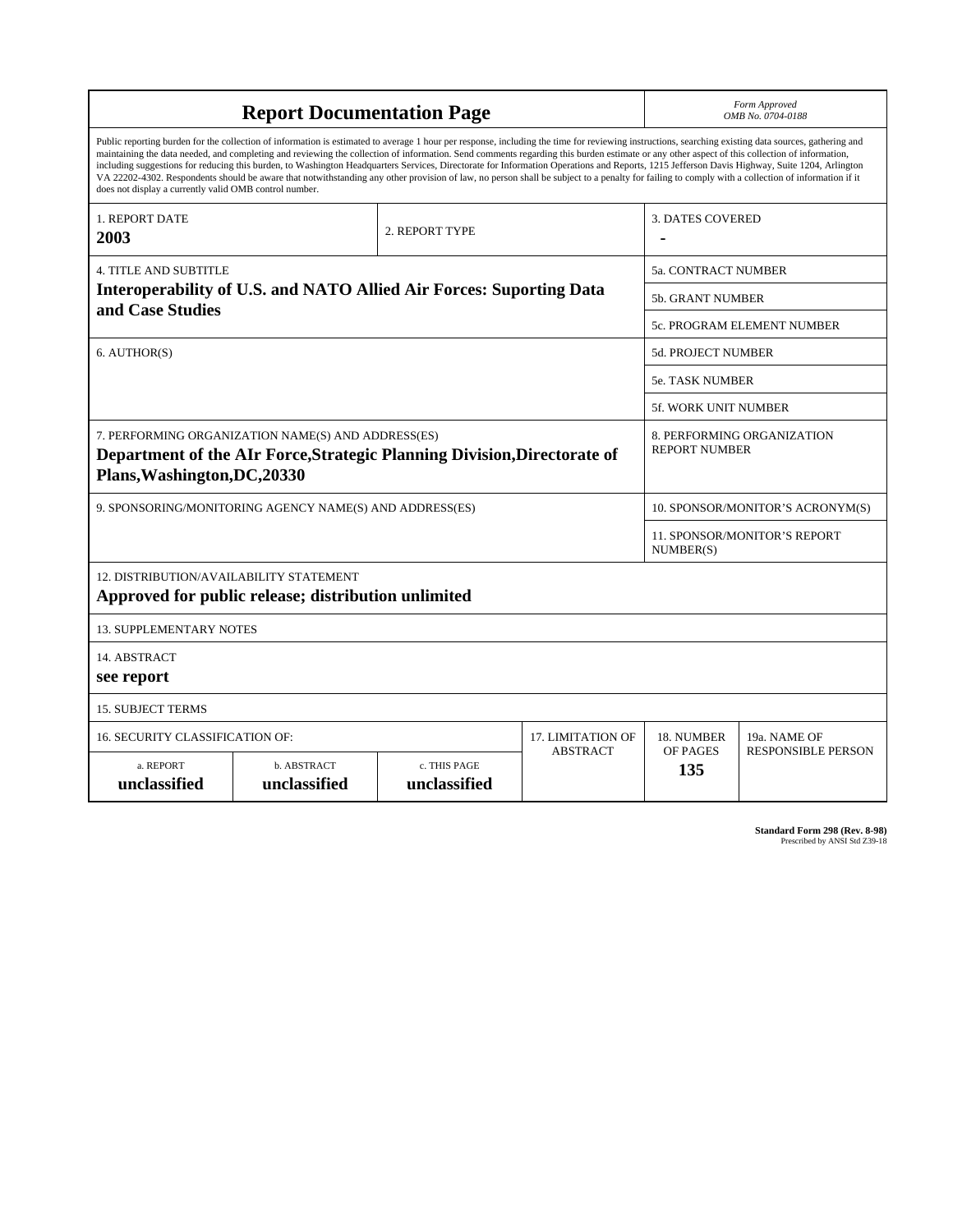# Report Documentation Page

*Form Approved*
*OMB No. 0704-0188*

Public reporting burden for the collection of information is estimated to average 1 hour per response, including the time for reviewing instructions, searching existing data sources, gathering and maintaining the data needed, and completing and reviewing the collection of information. Send comments regarding this burden estimate or any other aspect of this collection of information, including suggestions for reducing this burden, to Washington Headquarters Services, Directorate for Information Operations and Reports, 1215 Jefferson Davis Highway, Suite 1204, Arlington VA 22202-4302. Respondents should be aware that notwithstanding any other provision of law, no person shall be subject to a penalty for failing to comply with a collection of information if it does not display a currently valid OMB control number.

| 1. REPORT DATE | 2. REPORT TYPE | 3. DATES COVERED |
|---|---|---|
| **2003** | | **-** |

| 4. TITLE AND SUBTITLE | |
|---|---|
| **Interoperability of U.S. and NATO Allied Air Forces: Suporting Data and Case Studies** | 5a. CONTRACT NUMBER |
| | 5b. GRANT NUMBER |
| | 5c. PROGRAM ELEMENT NUMBER |
| 6. AUTHOR(S) | 5d. PROJECT NUMBER |
| | 5e. TASK NUMBER |
| | 5f. WORK UNIT NUMBER |
| 7. PERFORMING ORGANIZATION NAME(S) AND ADDRESS(ES) **Department of the AIr Force,Strategic Planning Division,Directorate of Plans,Washington,DC,20330** | 8. PERFORMING ORGANIZATION REPORT NUMBER |
| 9. SPONSORING/MONITORING AGENCY NAME(S) AND ADDRESS(ES) | 10. SPONSOR/MONITOR'S ACRONYM(S) |
| | 11. SPONSOR/MONITOR'S REPORT NUMBER(S) |

12. DISTRIBUTION/AVAILABILITY STATEMENT
**Approved for public release; distribution unlimited**

13. SUPPLEMENTARY NOTES

14. ABSTRACT
**see report**

15. SUBJECT TERMS

| 16. SECURITY CLASSIFICATION OF: | | | 17. LIMITATION OF ABSTRACT | 18. NUMBER OF PAGES | 19a. NAME OF RESPONSIBLE PERSON |
|---|---|---|---|---|---|
| a. REPORT | b. ABSTRACT | c. THIS PAGE | | | |
| **unclassified** | **unclassified** | **unclassified** | | **135** | |

**Standard Form 298 (Rev. 8-98)**
Prescribed by ANSI Std Z39-18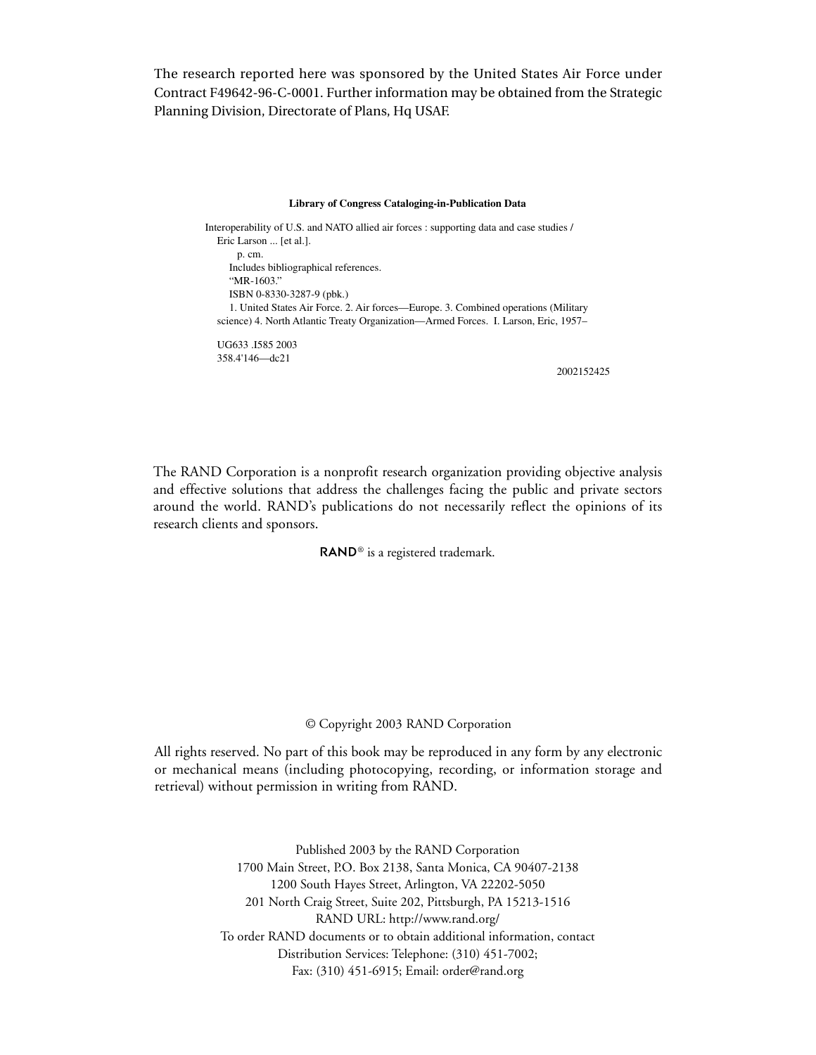The research reported here was sponsored by the United States Air Force under Contract F49642-96-C-0001. Further information may be obtained from the Strategic Planning Division, Directorate of Plans, Hq USAF.

**Library of Congress Cataloging-in-Publication Data**

Interoperability of U.S. and NATO allied air forces : supporting data and case studies /
Eric Larson ... [et al.].
p. cm.
Includes bibliographical references.
"MR-1603."
ISBN 0-8330-3287-9 (pbk.)
1. United States Air Force. 2. Air forces—Europe. 3. Combined operations (Military science) 4. North Atlantic Treaty Organization—Armed Forces. I. Larson, Eric, 1957–

UG633 .I585 2003
358.4'146—dc21

2002152425

The RAND Corporation is a nonprofit research organization providing objective analysis and effective solutions that address the challenges facing the public and private sectors around the world. RAND's publications do not necessarily reflect the opinions of its research clients and sponsors.

RAND® is a registered trademark.

© Copyright 2003 RAND Corporation

All rights reserved. No part of this book may be reproduced in any form by any electronic or mechanical means (including photocopying, recording, or information storage and retrieval) without permission in writing from RAND.

Published 2003 by the RAND Corporation
1700 Main Street, P.O. Box 2138, Santa Monica, CA 90407-2138
1200 South Hayes Street, Arlington, VA 22202-5050
201 North Craig Street, Suite 202, Pittsburgh, PA 15213-1516
RAND URL: http://www.rand.org/
To order RAND documents or to obtain additional information, contact
Distribution Services: Telephone: (310) 451-7002;
Fax: (310) 451-6915; Email: order@rand.org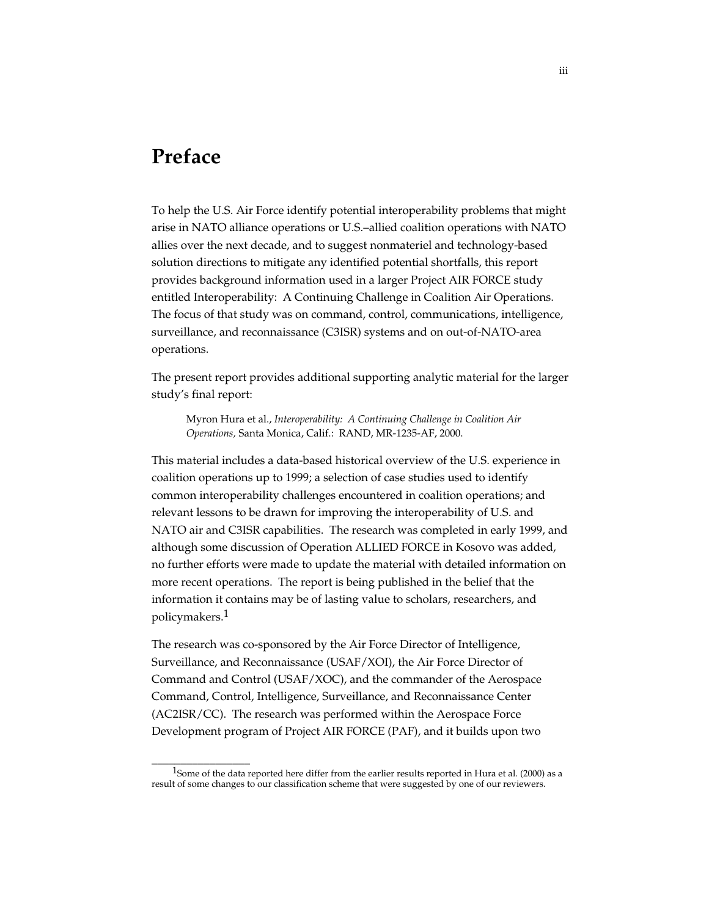# Preface

To help the U.S. Air Force identify potential interoperability problems that might arise in NATO alliance operations or U.S.–allied coalition operations with NATO allies over the next decade, and to suggest nonmateriel and technology-based solution directions to mitigate any identified potential shortfalls, this report provides background information used in a larger Project AIR FORCE study entitled Interoperability: A Continuing Challenge in Coalition Air Operations. The focus of that study was on command, control, communications, intelligence, surveillance, and reconnaissance (C3ISR) systems and on out-of-NATO-area operations.

The present report provides additional supporting analytic material for the larger study's final report:

> Myron Hura et al., *Interoperability: A Continuing Challenge in Coalition Air Operations,* Santa Monica, Calif.: RAND, MR-1235-AF, 2000.

This material includes a data-based historical overview of the U.S. experience in coalition operations up to 1999; a selection of case studies used to identify common interoperability challenges encountered in coalition operations; and relevant lessons to be drawn for improving the interoperability of U.S. and NATO air and C3ISR capabilities. The research was completed in early 1999, and although some discussion of Operation ALLIED FORCE in Kosovo was added, no further efforts were made to update the material with detailed information on more recent operations. The report is being published in the belief that the information it contains may be of lasting value to scholars, researchers, and policymakers.[1]

The research was co-sponsored by the Air Force Director of Intelligence, Surveillance, and Reconnaissance (USAF/XOI), the Air Force Director of Command and Control (USAF/XOC), and the commander of the Aerospace Command, Control, Intelligence, Surveillance, and Reconnaissance Center (AC2ISR/CC). The research was performed within the Aerospace Force Development program of Project AIR FORCE (PAF), and it builds upon two

---

[1] Some of the data reported here differ from the earlier results reported in Hura et al. (2000) as a result of some changes to our classification scheme that were suggested by one of our reviewers.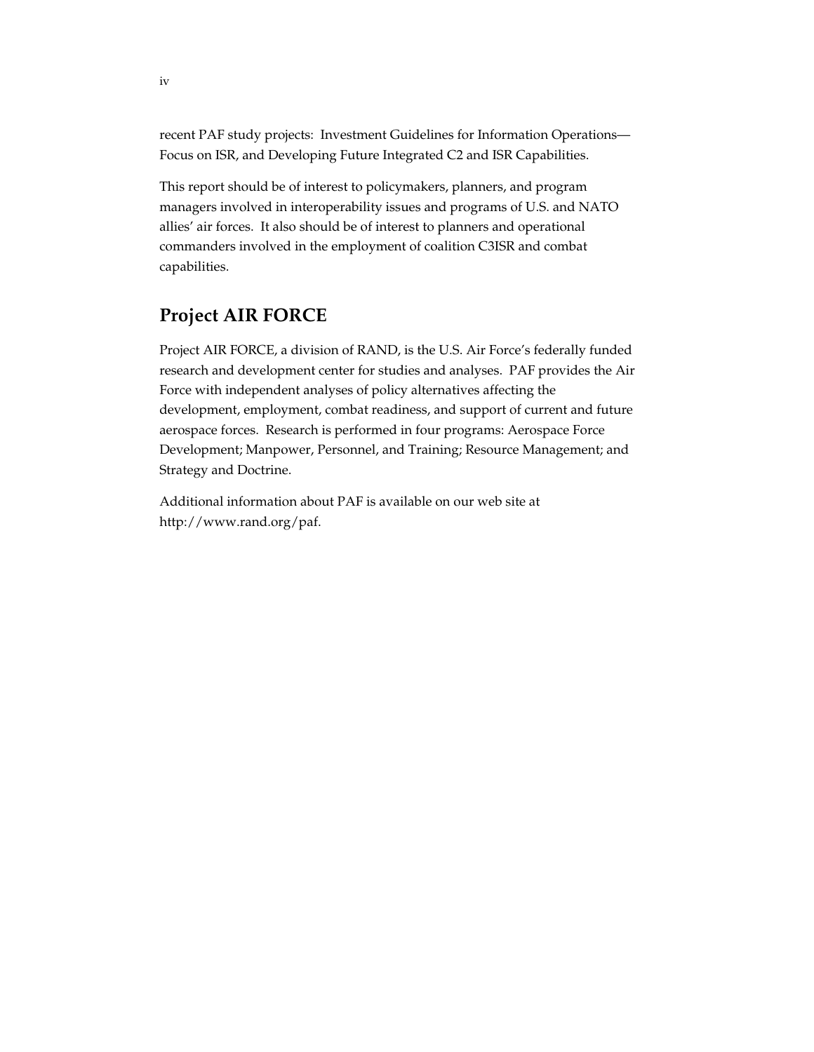recent PAF study projects: Investment Guidelines for Information Operations—Focus on ISR, and Developing Future Integrated C2 and ISR Capabilities.

This report should be of interest to policymakers, planners, and program managers involved in interoperability issues and programs of U.S. and NATO allies' air forces. It also should be of interest to planners and operational commanders involved in the employment of coalition C3ISR and combat capabilities.

## Project AIR FORCE

Project AIR FORCE, a division of RAND, is the U.S. Air Force's federally funded research and development center for studies and analyses. PAF provides the Air Force with independent analyses of policy alternatives affecting the development, employment, combat readiness, and support of current and future aerospace forces. Research is performed in four programs: Aerospace Force Development; Manpower, Personnel, and Training; Resource Management; and Strategy and Doctrine.

Additional information about PAF is available on our web site at http://www.rand.org/paf.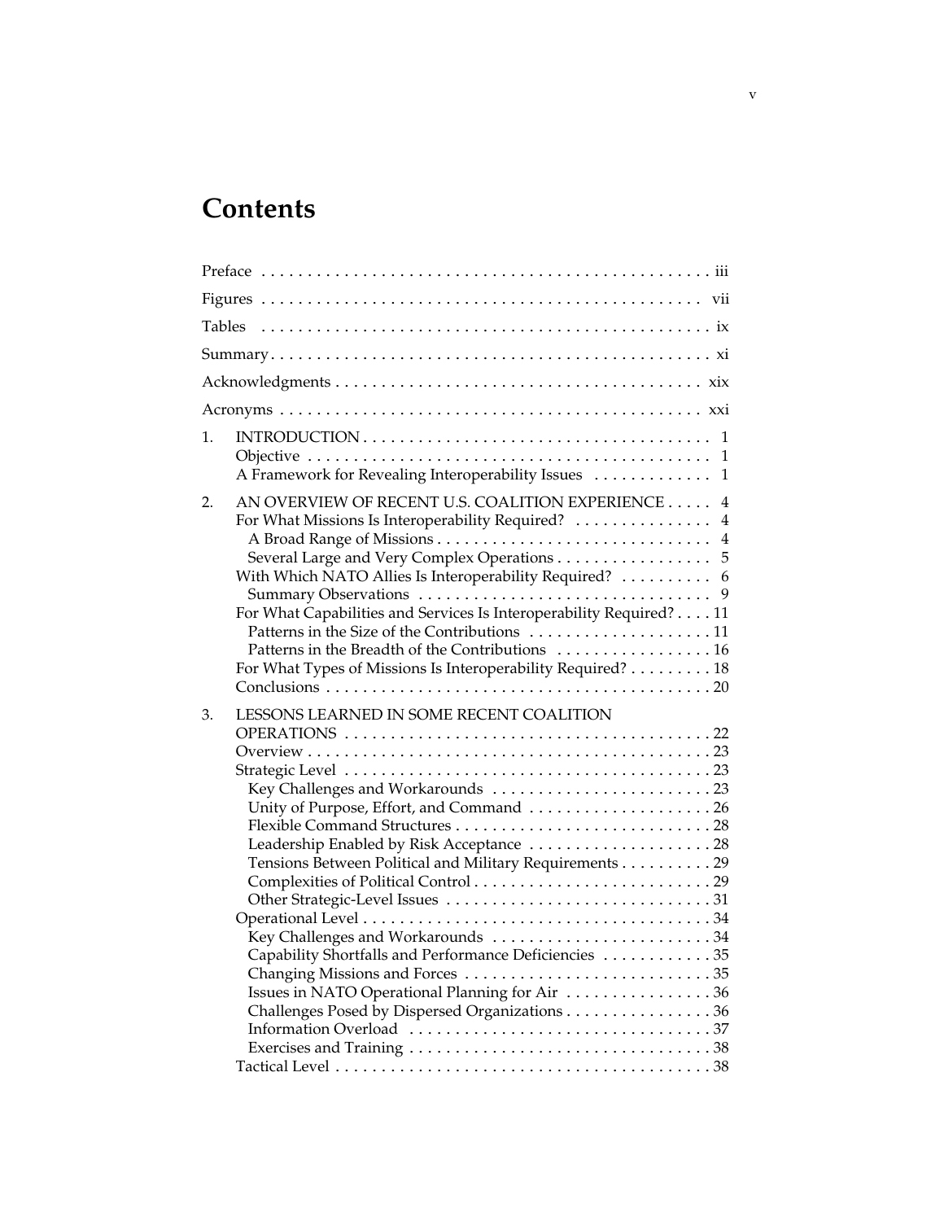# Contents

Preface . . . . . . . . . . . . . . . . . . . . . . . . . . . . . . . . . . . . . . . . . . . . . . . . iii

Figures . . . . . . . . . . . . . . . . . . . . . . . . . . . . . . . . . . . . . . . . . . . . . . . . vii

Tables . . . . . . . . . . . . . . . . . . . . . . . . . . . . . . . . . . . . . . . . . . . . . . . . ix

Summary . . . . . . . . . . . . . . . . . . . . . . . . . . . . . . . . . . . . . . . . . . . . . . . xi

Acknowledgments . . . . . . . . . . . . . . . . . . . . . . . . . . . . . . . . . . . . . . . xix

Acronyms . . . . . . . . . . . . . . . . . . . . . . . . . . . . . . . . . . . . . . . . . . . . . . xxi

1. INTRODUCTION . . . . . . . . . . . . . . . . . . . . . . . . . . . . . . . . . . . . . . 1
   - Objective . . . . . . . . . . . . . . . . . . . . . . . . . . . . . . . . . . . . . . . . . . . 1
   - A Framework for Revealing Interoperability Issues . . . . . . . . . . . . . 1

2. AN OVERVIEW OF RECENT U.S. COALITION EXPERIENCE . . . . . 4
   - For What Missions Is Interoperability Required? . . . . . . . . . . . . . . . 4
     - A Broad Range of Missions . . . . . . . . . . . . . . . . . . . . . . . . . . . . . 4
     - Several Large and Very Complex Operations . . . . . . . . . . . . . . . . . 5
   - With Which NATO Allies Is Interoperability Required? . . . . . . . . . . 6
     - Summary Observations . . . . . . . . . . . . . . . . . . . . . . . . . . . . . . . . 9
   - For What Capabilities and Services Is Interoperability Required? . . . . 11
     - Patterns in the Size of the Contributions . . . . . . . . . . . . . . . . . . . . 11
     - Patterns in the Breadth of the Contributions . . . . . . . . . . . . . . . . . 16
   - For What Types of Missions Is Interoperability Required? . . . . . . . . . 18
   - Conclusions . . . . . . . . . . . . . . . . . . . . . . . . . . . . . . . . . . . . . . . . . . 20

3. LESSONS LEARNED IN SOME RECENT COALITION OPERATIONS . . . . . . . . . . . . . . . . . . . . . . . . . . . . . . . . . . . . . . . . 22
   - Overview . . . . . . . . . . . . . . . . . . . . . . . . . . . . . . . . . . . . . . . . . . . 23
   - Strategic Level . . . . . . . . . . . . . . . . . . . . . . . . . . . . . . . . . . . . . . . . 23
     - Key Challenges and Workarounds . . . . . . . . . . . . . . . . . . . . . . . . 23
     - Unity of Purpose, Effort, and Command . . . . . . . . . . . . . . . . . . . . 26
     - Flexible Command Structures . . . . . . . . . . . . . . . . . . . . . . . . . . . . 28
     - Leadership Enabled by Risk Acceptance . . . . . . . . . . . . . . . . . . . . 28
     - Tensions Between Political and Military Requirements . . . . . . . . . . 29
     - Complexities of Political Control . . . . . . . . . . . . . . . . . . . . . . . . . . 29
     - Other Strategic-Level Issues . . . . . . . . . . . . . . . . . . . . . . . . . . . . . 31
   - Operational Level . . . . . . . . . . . . . . . . . . . . . . . . . . . . . . . . . . . . . 34
     - Key Challenges and Workarounds . . . . . . . . . . . . . . . . . . . . . . . . 34
     - Capability Shortfalls and Performance Deficiencies . . . . . . . . . . . . 35
     - Changing Missions and Forces . . . . . . . . . . . . . . . . . . . . . . . . . . . 35
     - Issues in NATO Operational Planning for Air . . . . . . . . . . . . . . . . 36
     - Challenges Posed by Dispersed Organizations . . . . . . . . . . . . . . . . 36
     - Information Overload . . . . . . . . . . . . . . . . . . . . . . . . . . . . . . . . . 37
     - Exercises and Training . . . . . . . . . . . . . . . . . . . . . . . . . . . . . . . . . 38
   - Tactical Level . . . . . . . . . . . . . . . . . . . . . . . . . . . . . . . . . . . . . . . . . 38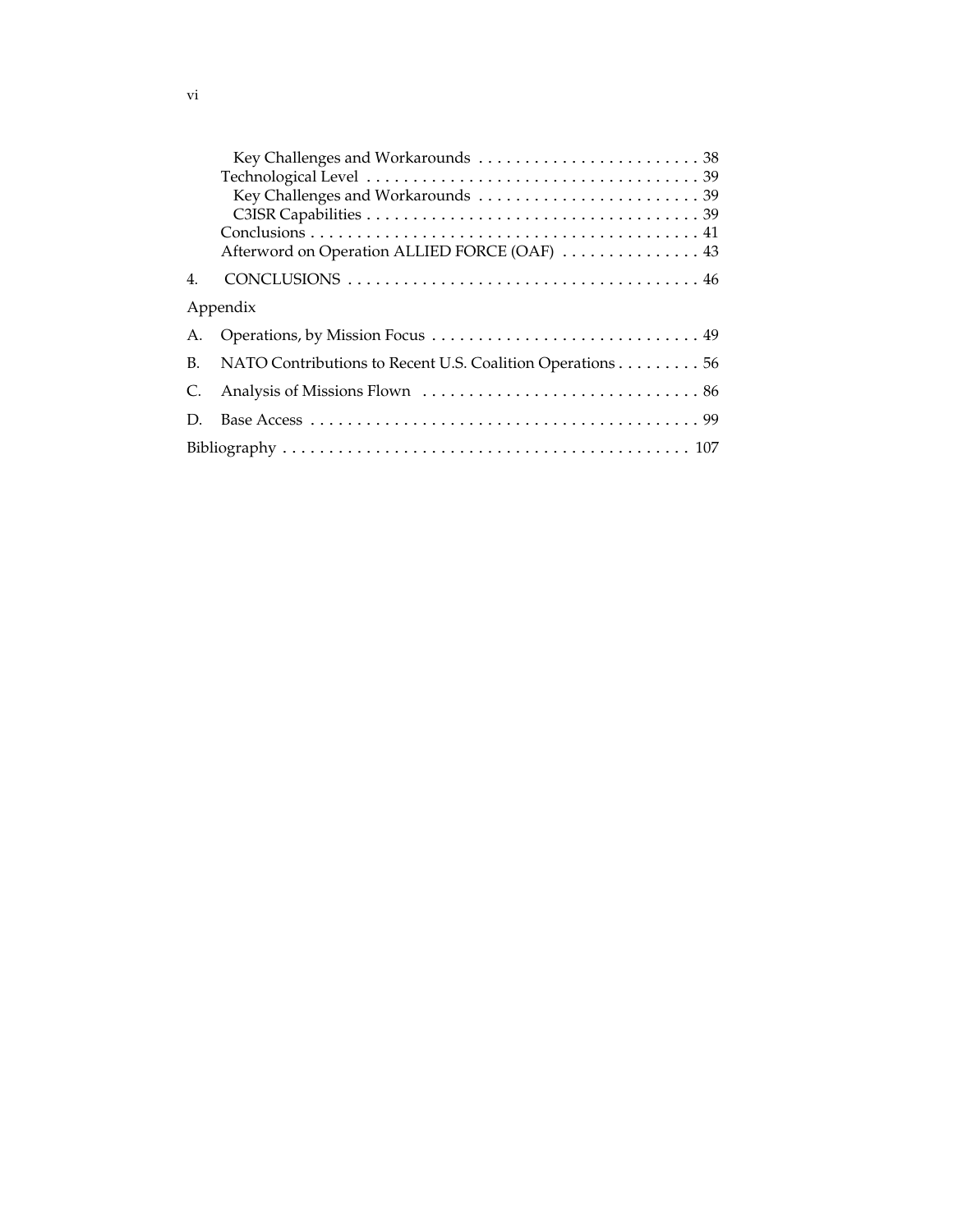Key Challenges and Workarounds . . . . . . . . . . . . . . . . . . . . . . . . 38
Technological Level . . . . . . . . . . . . . . . . . . . . . . . . . . . . . . . . . . . . 39
Key Challenges and Workarounds . . . . . . . . . . . . . . . . . . . . . . . . 39
C3ISR Capabilities . . . . . . . . . . . . . . . . . . . . . . . . . . . . . . . . . . . . 39
Conclusions . . . . . . . . . . . . . . . . . . . . . . . . . . . . . . . . . . . . . . . . . . 41
Afterword on Operation ALLIED FORCE (OAF) . . . . . . . . . . . . . . . 43

4. CONCLUSIONS . . . . . . . . . . . . . . . . . . . . . . . . . . . . . . . . . . . . . . . 46

Appendix

A. Operations, by Mission Focus . . . . . . . . . . . . . . . . . . . . . . . . . . . . . 49

B. NATO Contributions to Recent U.S. Coalition Operations . . . . . . . . . 56

C. Analysis of Missions Flown . . . . . . . . . . . . . . . . . . . . . . . . . . . . . . 86

D. Base Access . . . . . . . . . . . . . . . . . . . . . . . . . . . . . . . . . . . . . . . . . . 99

Bibliography . . . . . . . . . . . . . . . . . . . . . . . . . . . . . . . . . . . . . . . . . . . . 107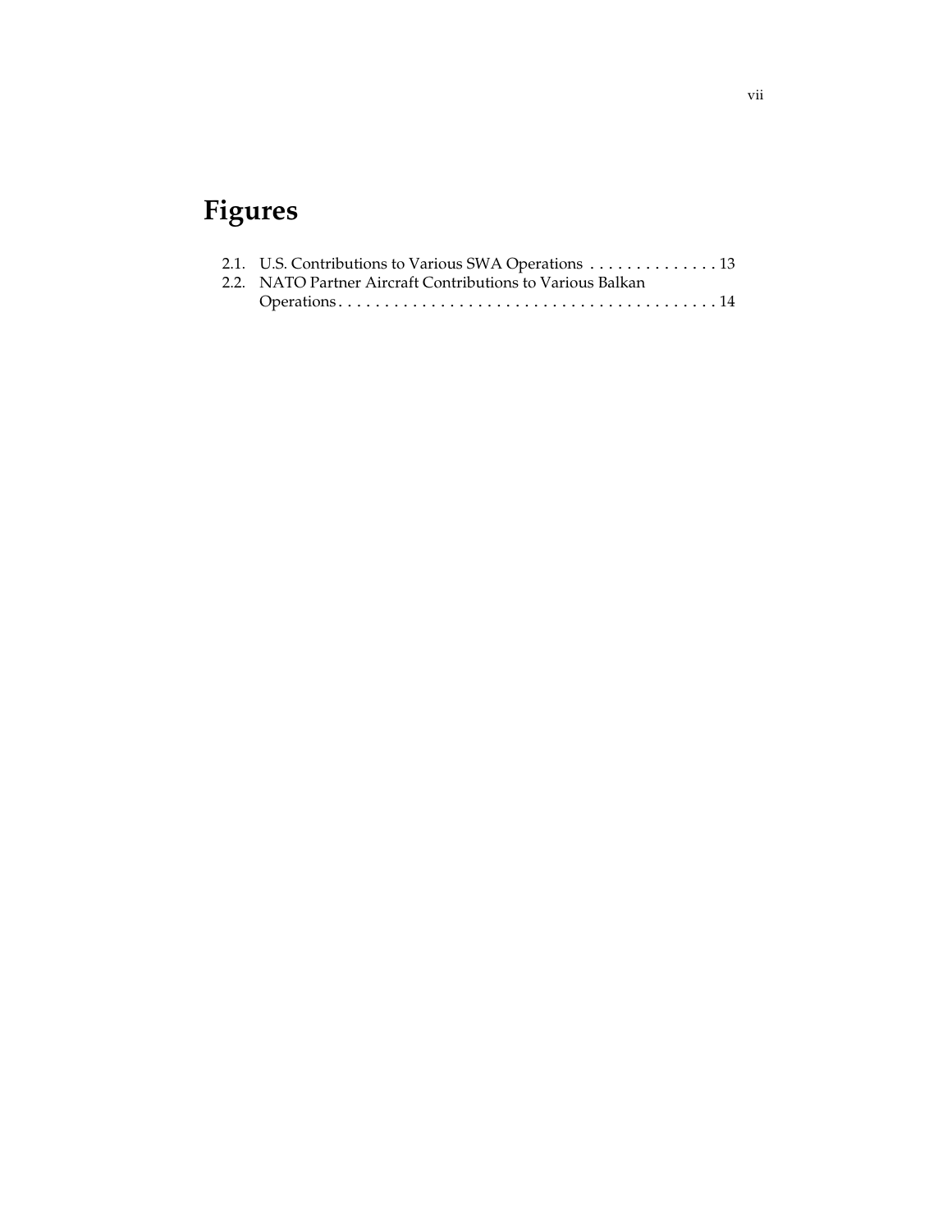# Figures

2.1. U.S. Contributions to Various SWA Operations . . . . . . . . . . . . . . 13
2.2. NATO Partner Aircraft Contributions to Various Balkan Operations . . . . . . . . . . . . . . . . . . . . . . . . . . . . . . . . . . . . . . . . . 14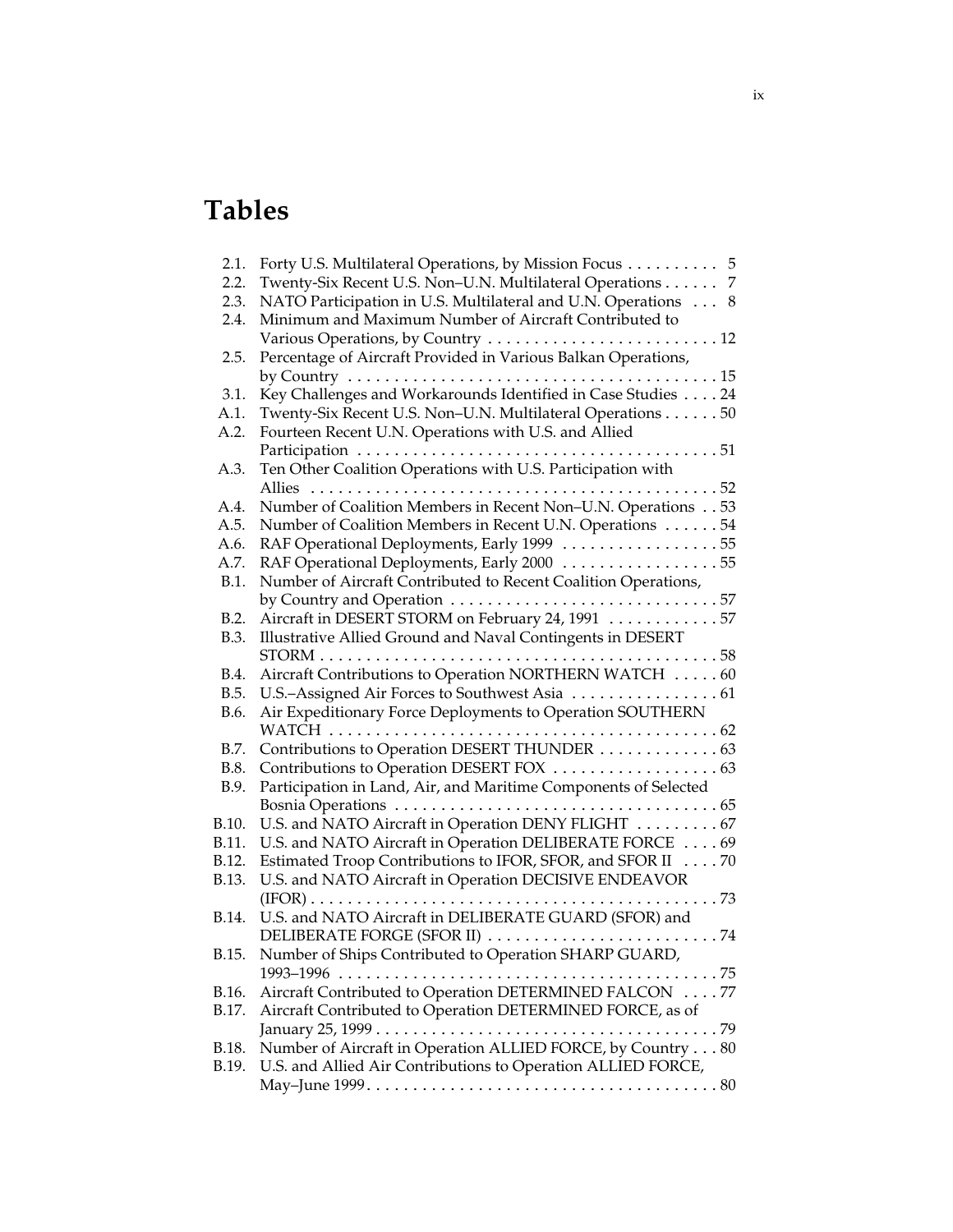# Tables

| | | |
|---|---|---|
| 2.1. | Forty U.S. Multilateral Operations, by Mission Focus | 5 |
| 2.2. | Twenty-Six Recent U.S. Non–U.N. Multilateral Operations | 7 |
| 2.3. | NATO Participation in U.S. Multilateral and U.N. Operations | 8 |
| 2.4. | Minimum and Maximum Number of Aircraft Contributed to Various Operations, by Country | 12 |
| 2.5. | Percentage of Aircraft Provided in Various Balkan Operations, by Country | 15 |
| 3.1. | Key Challenges and Workarounds Identified in Case Studies | 24 |
| A.1. | Twenty-Six Recent U.S. Non–U.N. Multilateral Operations | 50 |
| A.2. | Fourteen Recent U.N. Operations with U.S. and Allied Participation | 51 |
| A.3. | Ten Other Coalition Operations with U.S. Participation with Allies | 52 |
| A.4. | Number of Coalition Members in Recent Non–U.N. Operations | 53 |
| A.5. | Number of Coalition Members in Recent U.N. Operations | 54 |
| A.6. | RAF Operational Deployments, Early 1999 | 55 |
| A.7. | RAF Operational Deployments, Early 2000 | 55 |
| B.1. | Number of Aircraft Contributed to Recent Coalition Operations, by Country and Operation | 57 |
| B.2. | Aircraft in DESERT STORM on February 24, 1991 | 57 |
| B.3. | Illustrative Allied Ground and Naval Contingents in DESERT STORM | 58 |
| B.4. | Aircraft Contributions to Operation NORTHERN WATCH | 60 |
| B.5. | U.S.–Assigned Air Forces to Southwest Asia | 61 |
| B.6. | Air Expeditionary Force Deployments to Operation SOUTHERN WATCH | 62 |
| B.7. | Contributions to Operation DESERT THUNDER | 63 |
| B.8. | Contributions to Operation DESERT FOX | 63 |
| B.9. | Participation in Land, Air, and Maritime Components of Selected Bosnia Operations | 65 |
| B.10. | U.S. and NATO Aircraft in Operation DENY FLIGHT | 67 |
| B.11. | U.S. and NATO Aircraft in Operation DELIBERATE FORCE | 69 |
| B.12. | Estimated Troop Contributions to IFOR, SFOR, and SFOR II | 70 |
| B.13. | U.S. and NATO Aircraft in Operation DECISIVE ENDEAVOR (IFOR) | 73 |
| B.14. | U.S. and NATO Aircraft in DELIBERATE GUARD (SFOR) and DELIBERATE FORGE (SFOR II) | 74 |
| B.15. | Number of Ships Contributed to Operation SHARP GUARD, 1993–1996 | 75 |
| B.16. | Aircraft Contributed to Operation DETERMINED FALCON | 77 |
| B.17. | Aircraft Contributed to Operation DETERMINED FORCE, as of January 25, 1999 | 79 |
| B.18. | Number of Aircraft in Operation ALLIED FORCE, by Country | 80 |
| B.19. | U.S. and Allied Air Contributions to Operation ALLIED FORCE, May–June 1999 | 80 |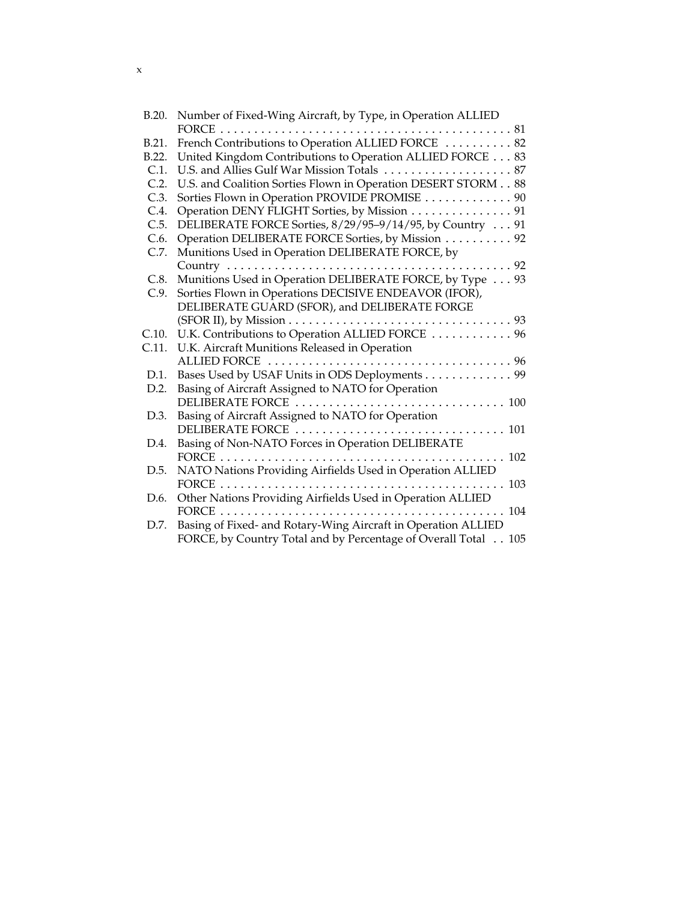| | | |
|---|---|---|
| B.20. | Number of Fixed-Wing Aircraft, by Type, in Operation ALLIED FORCE | 81 |
| B.21. | French Contributions to Operation ALLIED FORCE | 82 |
| B.22. | United Kingdom Contributions to Operation ALLIED FORCE | 83 |
| C.1. | U.S. and Allies Gulf War Mission Totals | 87 |
| C.2. | U.S. and Coalition Sorties Flown in Operation DESERT STORM | 88 |
| C.3. | Sorties Flown in Operation PROVIDE PROMISE | 90 |
| C.4. | Operation DENY FLIGHT Sorties, by Mission | 91 |
| C.5. | DELIBERATE FORCE Sorties, 8/29/95–9/14/95, by Country | 91 |
| C.6. | Operation DELIBERATE FORCE Sorties, by Mission | 92 |
| C.7. | Munitions Used in Operation DELIBERATE FORCE, by Country | 92 |
| C.8. | Munitions Used in Operation DELIBERATE FORCE, by Type | 93 |
| C.9. | Sorties Flown in Operations DECISIVE ENDEAVOR (IFOR), DELIBERATE GUARD (SFOR), and DELIBERATE FORGE (SFOR II), by Mission | 93 |
| C.10. | U.K. Contributions to Operation ALLIED FORCE | 96 |
| C.11. | U.K. Aircraft Munitions Released in Operation ALLIED FORCE | 96 |
| D.1. | Bases Used by USAF Units in ODS Deployments | 99 |
| D.2. | Basing of Aircraft Assigned to NATO for Operation DELIBERATE FORCE | 100 |
| D.3. | Basing of Aircraft Assigned to NATO for Operation DELIBERATE FORCE | 101 |
| D.4. | Basing of Non-NATO Forces in Operation DELIBERATE FORCE | 102 |
| D.5. | NATO Nations Providing Airfields Used in Operation ALLIED FORCE | 103 |
| D.6. | Other Nations Providing Airfields Used in Operation ALLIED FORCE | 104 |
| D.7. | Basing of Fixed- and Rotary-Wing Aircraft in Operation ALLIED FORCE, by Country Total and by Percentage of Overall Total | 105 |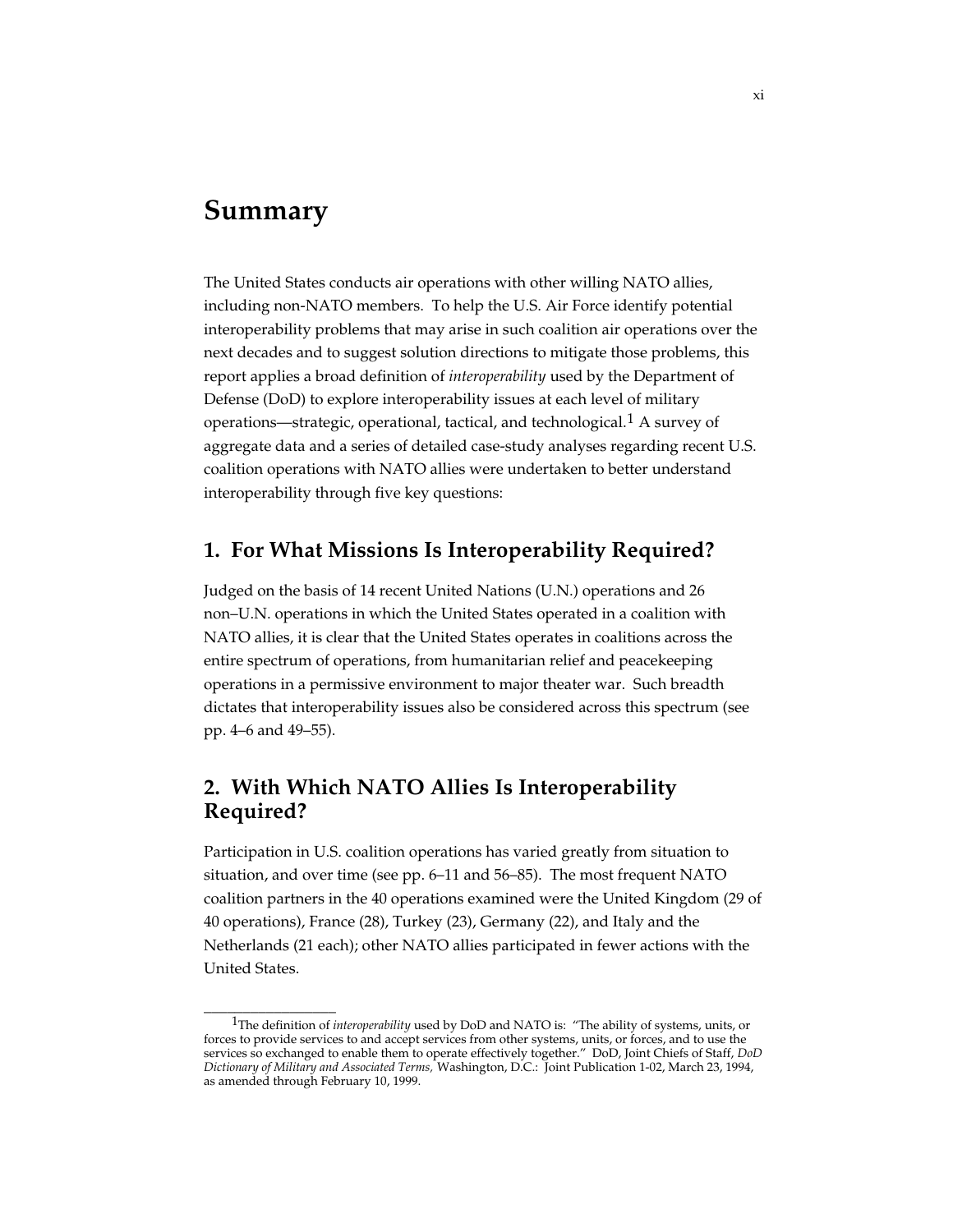# Summary

The United States conducts air operations with other willing NATO allies, including non-NATO members. To help the U.S. Air Force identify potential interoperability problems that may arise in such coalition air operations over the next decades and to suggest solution directions to mitigate those problems, this report applies a broad definition of *interoperability* used by the Department of Defense (DoD) to explore interoperability issues at each level of military operations—strategic, operational, tactical, and technological.[1] A survey of aggregate data and a series of detailed case-study analyses regarding recent U.S. coalition operations with NATO allies were undertaken to better understand interoperability through five key questions:

## 1. For What Missions Is Interoperability Required?

Judged on the basis of 14 recent United Nations (U.N.) operations and 26 non–U.N. operations in which the United States operated in a coalition with NATO allies, it is clear that the United States operates in coalitions across the entire spectrum of operations, from humanitarian relief and peacekeeping operations in a permissive environment to major theater war. Such breadth dictates that interoperability issues also be considered across this spectrum (see pp. 4–6 and 49–55).

## 2. With Which NATO Allies Is Interoperability Required?

Participation in U.S. coalition operations has varied greatly from situation to situation, and over time (see pp. 6–11 and 56–85). The most frequent NATO coalition partners in the 40 operations examined were the United Kingdom (29 of 40 operations), France (28), Turkey (23), Germany (22), and Italy and the Netherlands (21 each); other NATO allies participated in fewer actions with the United States.

---

[1]The definition of *interoperability* used by DoD and NATO is: "The ability of systems, units, or forces to provide services to and accept services from other systems, units, or forces, and to use the services so exchanged to enable them to operate effectively together." DoD, Joint Chiefs of Staff, *DoD Dictionary of Military and Associated Terms,* Washington, D.C.: Joint Publication 1-02, March 23, 1994, as amended through February 10, 1999.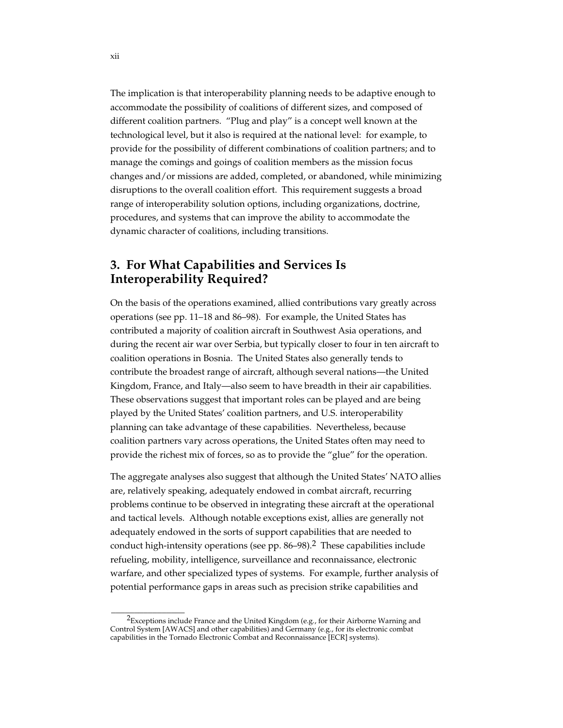The implication is that interoperability planning needs to be adaptive enough to accommodate the possibility of coalitions of different sizes, and composed of different coalition partners. "Plug and play" is a concept well known at the technological level, but it also is required at the national level: for example, to provide for the possibility of different combinations of coalition partners; and to manage the comings and goings of coalition members as the mission focus changes and/or missions are added, completed, or abandoned, while minimizing disruptions to the overall coalition effort. This requirement suggests a broad range of interoperability solution options, including organizations, doctrine, procedures, and systems that can improve the ability to accommodate the dynamic character of coalitions, including transitions.

## 3. For What Capabilities and Services Is Interoperability Required?

On the basis of the operations examined, allied contributions vary greatly across operations (see pp. 11–18 and 86–98). For example, the United States has contributed a majority of coalition aircraft in Southwest Asia operations, and during the recent air war over Serbia, but typically closer to four in ten aircraft to coalition operations in Bosnia. The United States also generally tends to contribute the broadest range of aircraft, although several nations—the United Kingdom, France, and Italy—also seem to have breadth in their air capabilities. These observations suggest that important roles can be played and are being played by the United States' coalition partners, and U.S. interoperability planning can take advantage of these capabilities. Nevertheless, because coalition partners vary across operations, the United States often may need to provide the richest mix of forces, so as to provide the "glue" for the operation.

The aggregate analyses also suggest that although the United States' NATO allies are, relatively speaking, adequately endowed in combat aircraft, recurring problems continue to be observed in integrating these aircraft at the operational and tactical levels. Although notable exceptions exist, allies are generally not adequately endowed in the sorts of support capabilities that are needed to conduct high-intensity operations (see pp. 86–98).[2] These capabilities include refueling, mobility, intelligence, surveillance and reconnaissance, electronic warfare, and other specialized types of systems. For example, further analysis of potential performance gaps in areas such as precision strike capabilities and

---

[2]Exceptions include France and the United Kingdom (e.g., for their Airborne Warning and Control System [AWACS] and other capabilities) and Germany (e.g., for its electronic combat capabilities in the Tornado Electronic Combat and Reconnaissance [ECR] systems).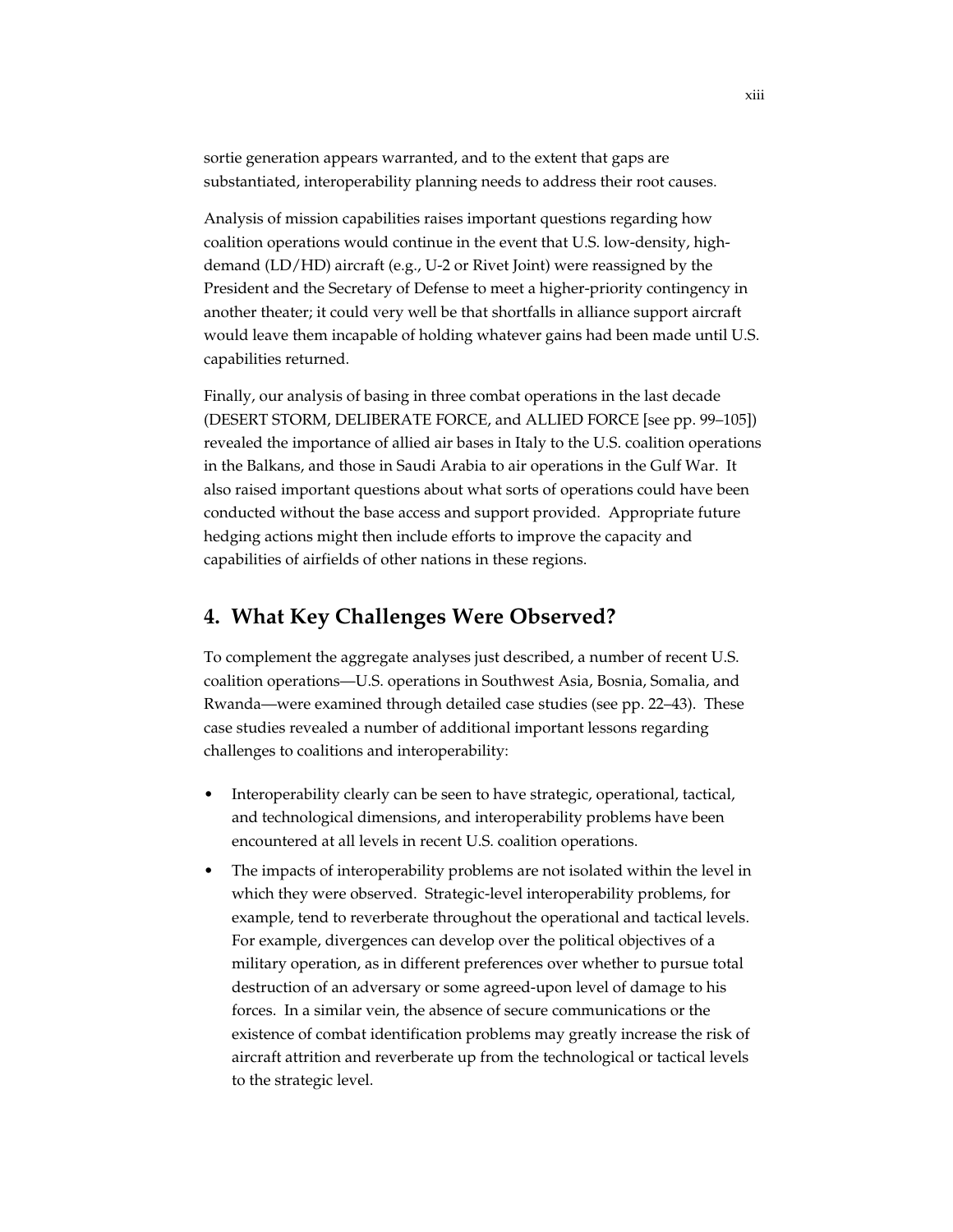sortie generation appears warranted, and to the extent that gaps are substantiated, interoperability planning needs to address their root causes.

Analysis of mission capabilities raises important questions regarding how coalition operations would continue in the event that U.S. low-density, high-demand (LD/HD) aircraft (e.g., U-2 or Rivet Joint) were reassigned by the President and the Secretary of Defense to meet a higher-priority contingency in another theater; it could very well be that shortfalls in alliance support aircraft would leave them incapable of holding whatever gains had been made until U.S. capabilities returned.

Finally, our analysis of basing in three combat operations in the last decade (DESERT STORM, DELIBERATE FORCE, and ALLIED FORCE [see pp. 99–105]) revealed the importance of allied air bases in Italy to the U.S. coalition operations in the Balkans, and those in Saudi Arabia to air operations in the Gulf War. It also raised important questions about what sorts of operations could have been conducted without the base access and support provided. Appropriate future hedging actions might then include efforts to improve the capacity and capabilities of airfields of other nations in these regions.

## 4. What Key Challenges Were Observed?

To complement the aggregate analyses just described, a number of recent U.S. coalition operations—U.S. operations in Southwest Asia, Bosnia, Somalia, and Rwanda—were examined through detailed case studies (see pp. 22–43). These case studies revealed a number of additional important lessons regarding challenges to coalitions and interoperability:

- Interoperability clearly can be seen to have strategic, operational, tactical, and technological dimensions, and interoperability problems have been encountered at all levels in recent U.S. coalition operations.
- The impacts of interoperability problems are not isolated within the level in which they were observed. Strategic-level interoperability problems, for example, tend to reverberate throughout the operational and tactical levels. For example, divergences can develop over the political objectives of a military operation, as in different preferences over whether to pursue total destruction of an adversary or some agreed-upon level of damage to his forces. In a similar vein, the absence of secure communications or the existence of combat identification problems may greatly increase the risk of aircraft attrition and reverberate up from the technological or tactical levels to the strategic level.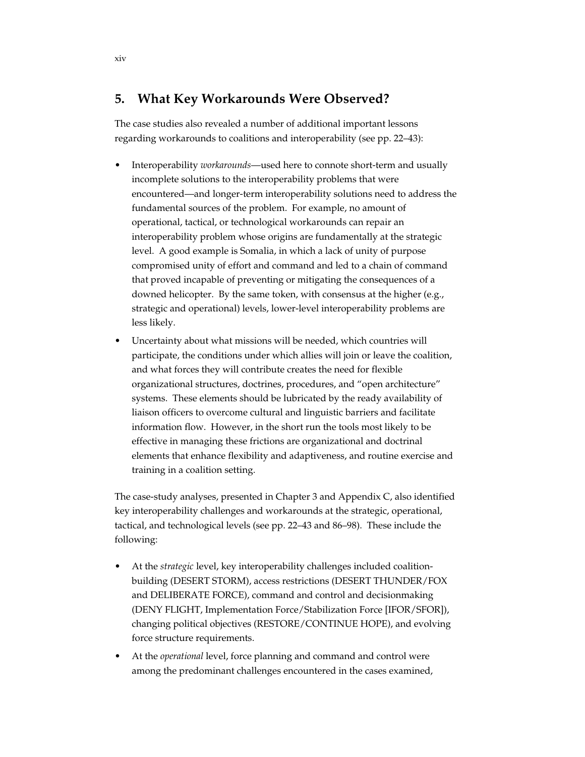## 5. What Key Workarounds Were Observed?

The case studies also revealed a number of additional important lessons regarding workarounds to coalitions and interoperability (see pp. 22–43):

- Interoperability *workarounds*—used here to connote short-term and usually incomplete solutions to the interoperability problems that were encountered—and longer-term interoperability solutions need to address the fundamental sources of the problem. For example, no amount of operational, tactical, or technological workarounds can repair an interoperability problem whose origins are fundamentally at the strategic level. A good example is Somalia, in which a lack of unity of purpose compromised unity of effort and command and led to a chain of command that proved incapable of preventing or mitigating the consequences of a downed helicopter. By the same token, with consensus at the higher (e.g., strategic and operational) levels, lower-level interoperability problems are less likely.
- Uncertainty about what missions will be needed, which countries will participate, the conditions under which allies will join or leave the coalition, and what forces they will contribute creates the need for flexible organizational structures, doctrines, procedures, and "open architecture" systems. These elements should be lubricated by the ready availability of liaison officers to overcome cultural and linguistic barriers and facilitate information flow. However, in the short run the tools most likely to be effective in managing these frictions are organizational and doctrinal elements that enhance flexibility and adaptiveness, and routine exercise and training in a coalition setting.

The case-study analyses, presented in Chapter 3 and Appendix C, also identified key interoperability challenges and workarounds at the strategic, operational, tactical, and technological levels (see pp. 22–43 and 86–98). These include the following:

- At the *strategic* level, key interoperability challenges included coalition-building (DESERT STORM), access restrictions (DESERT THUNDER/FOX and DELIBERATE FORCE), command and control and decisionmaking (DENY FLIGHT, Implementation Force/Stabilization Force [IFOR/SFOR]), changing political objectives (RESTORE/CONTINUE HOPE), and evolving force structure requirements.
- At the *operational* level, force planning and command and control were among the predominant challenges encountered in the cases examined,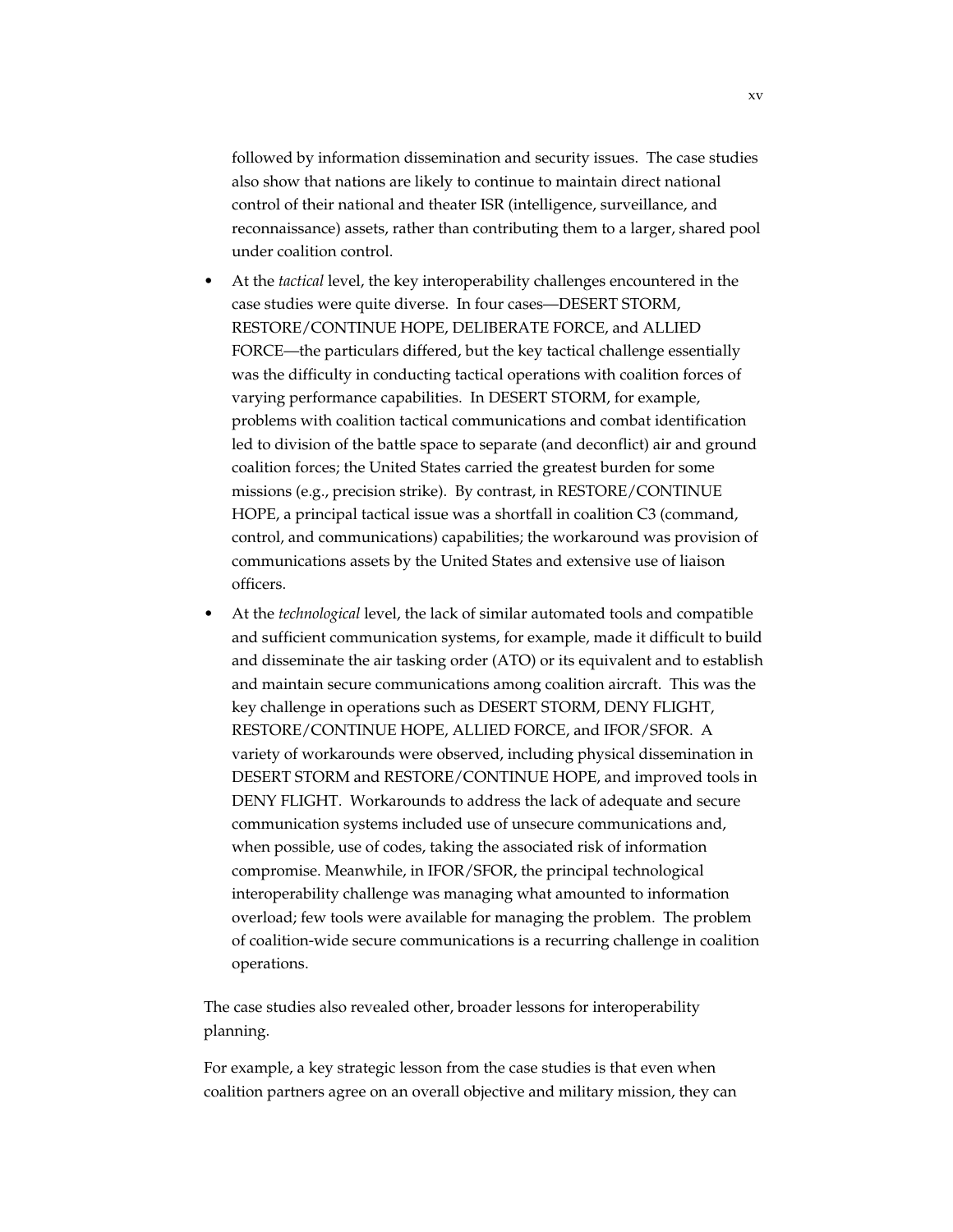followed by information dissemination and security issues. The case studies also show that nations are likely to continue to maintain direct national control of their national and theater ISR (intelligence, surveillance, and reconnaissance) assets, rather than contributing them to a larger, shared pool under coalition control.

- At the *tactical* level, the key interoperability challenges encountered in the case studies were quite diverse. In four cases—DESERT STORM, RESTORE/CONTINUE HOPE, DELIBERATE FORCE, and ALLIED FORCE—the particulars differed, but the key tactical challenge essentially was the difficulty in conducting tactical operations with coalition forces of varying performance capabilities. In DESERT STORM, for example, problems with coalition tactical communications and combat identification led to division of the battle space to separate (and deconflict) air and ground coalition forces; the United States carried the greatest burden for some missions (e.g., precision strike). By contrast, in RESTORE/CONTINUE HOPE, a principal tactical issue was a shortfall in coalition C3 (command, control, and communications) capabilities; the workaround was provision of communications assets by the United States and extensive use of liaison officers.
- At the *technological* level, the lack of similar automated tools and compatible and sufficient communication systems, for example, made it difficult to build and disseminate the air tasking order (ATO) or its equivalent and to establish and maintain secure communications among coalition aircraft. This was the key challenge in operations such as DESERT STORM, DENY FLIGHT, RESTORE/CONTINUE HOPE, ALLIED FORCE, and IFOR/SFOR. A variety of workarounds were observed, including physical dissemination in DESERT STORM and RESTORE/CONTINUE HOPE, and improved tools in DENY FLIGHT. Workarounds to address the lack of adequate and secure communication systems included use of unsecure communications and, when possible, use of codes, taking the associated risk of information compromise. Meanwhile, in IFOR/SFOR, the principal technological interoperability challenge was managing what amounted to information overload; few tools were available for managing the problem. The problem of coalition-wide secure communications is a recurring challenge in coalition operations.

The case studies also revealed other, broader lessons for interoperability planning.

For example, a key strategic lesson from the case studies is that even when coalition partners agree on an overall objective and military mission, they can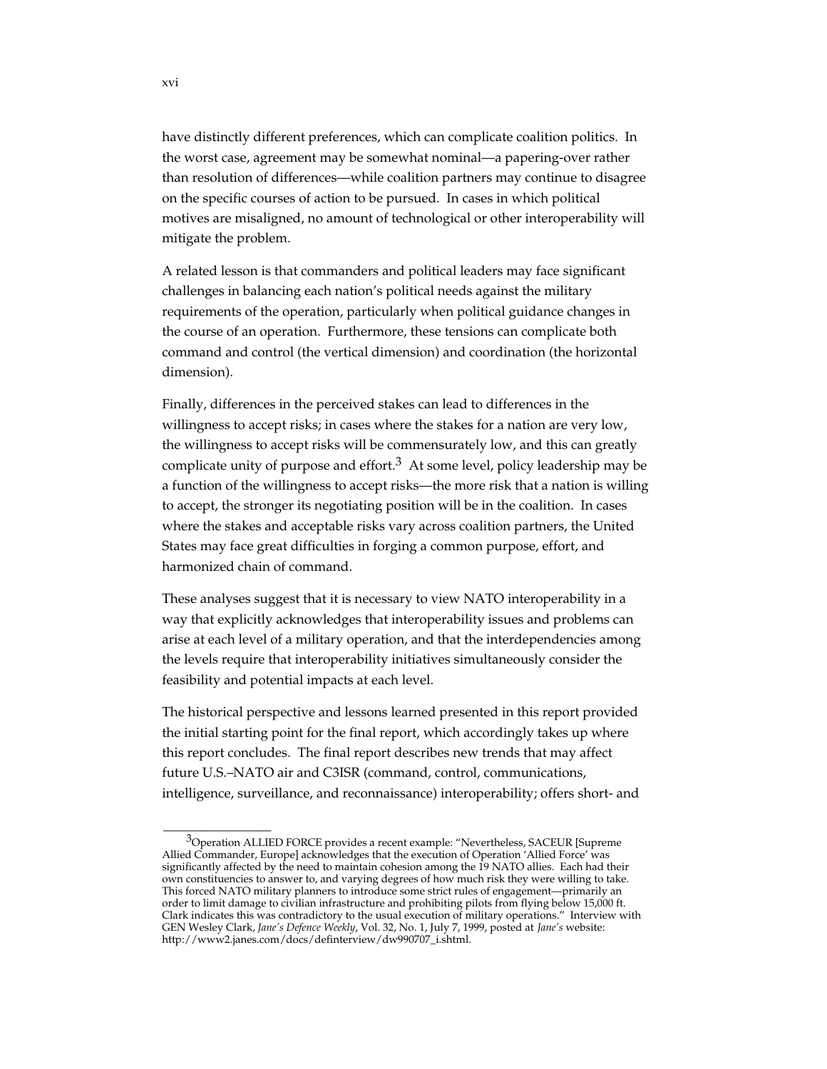have distinctly different preferences, which can complicate coalition politics. In the worst case, agreement may be somewhat nominal—a papering-over rather than resolution of differences—while coalition partners may continue to disagree on the specific courses of action to be pursued. In cases in which political motives are misaligned, no amount of technological or other interoperability will mitigate the problem.

A related lesson is that commanders and political leaders may face significant challenges in balancing each nation's political needs against the military requirements of the operation, particularly when political guidance changes in the course of an operation. Furthermore, these tensions can complicate both command and control (the vertical dimension) and coordination (the horizontal dimension).

Finally, differences in the perceived stakes can lead to differences in the willingness to accept risks; in cases where the stakes for a nation are very low, the willingness to accept risks will be commensurately low, and this can greatly complicate unity of purpose and effort.[3] At some level, policy leadership may be a function of the willingness to accept risks—the more risk that a nation is willing to accept, the stronger its negotiating position will be in the coalition. In cases where the stakes and acceptable risks vary across coalition partners, the United States may face great difficulties in forging a common purpose, effort, and harmonized chain of command.

These analyses suggest that it is necessary to view NATO interoperability in a way that explicitly acknowledges that interoperability issues and problems can arise at each level of a military operation, and that the interdependencies among the levels require that interoperability initiatives simultaneously consider the feasibility and potential impacts at each level.

The historical perspective and lessons learned presented in this report provided the initial starting point for the final report, which accordingly takes up where this report concludes. The final report describes new trends that may affect future U.S.–NATO air and C3ISR (command, control, communications, intelligence, surveillance, and reconnaissance) interoperability; offers short- and

---

[3] Operation ALLIED FORCE provides a recent example: "Nevertheless, SACEUR [Supreme Allied Commander, Europe] acknowledges that the execution of Operation 'Allied Force' was significantly affected by the need to maintain cohesion among the 19 NATO allies. Each had their own constituencies to answer to, and varying degrees of how much risk they were willing to take. This forced NATO military planners to introduce some strict rules of engagement—primarily an order to limit damage to civilian infrastructure and prohibiting pilots from flying below 15,000 ft. Clark indicates this was contradictory to the usual execution of military operations." Interview with GEN Wesley Clark, *Jane's Defence Weekly*, Vol. 32, No. 1, July 7, 1999, posted at *Jane's* website: http://www2.janes.com/docs/definterview/dw990707_i.shtml.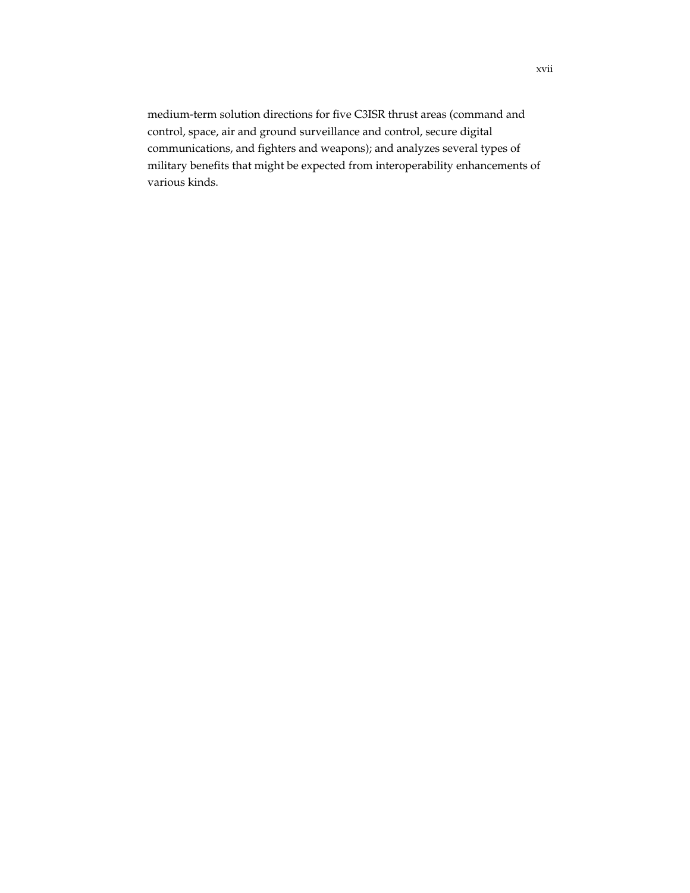medium-term solution directions for five C3ISR thrust areas (command and control, space, air and ground surveillance and control, secure digital communications, and fighters and weapons); and analyzes several types of military benefits that might be expected from interoperability enhancements of various kinds.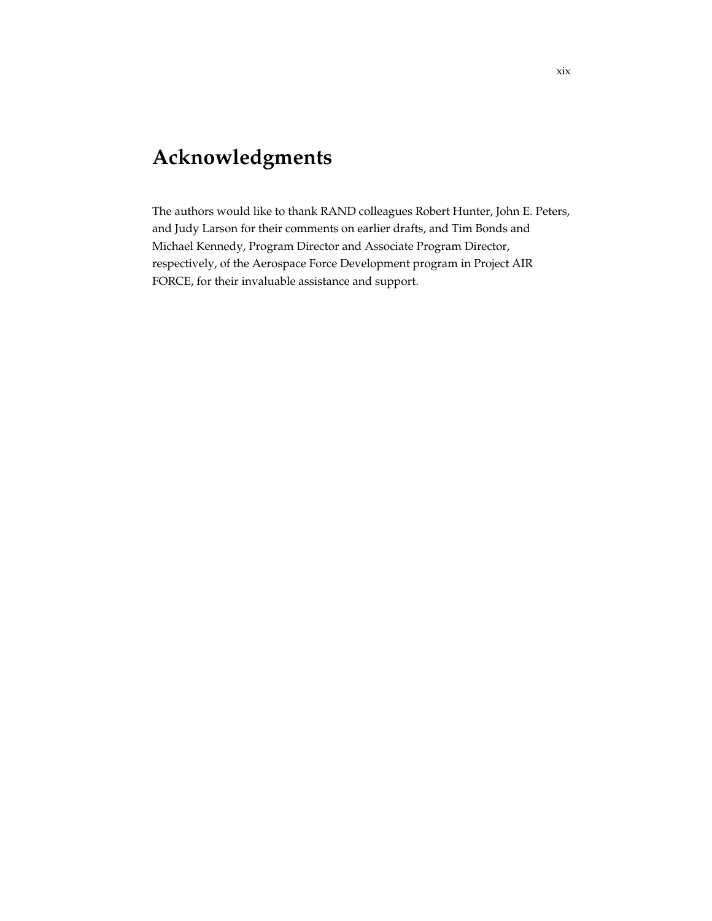# Acknowledgments

The authors would like to thank RAND colleagues Robert Hunter, John E. Peters, and Judy Larson for their comments on earlier drafts, and Tim Bonds and Michael Kennedy, Program Director and Associate Program Director, respectively, of the Aerospace Force Development program in Project AIR FORCE, for their invaluable assistance and support.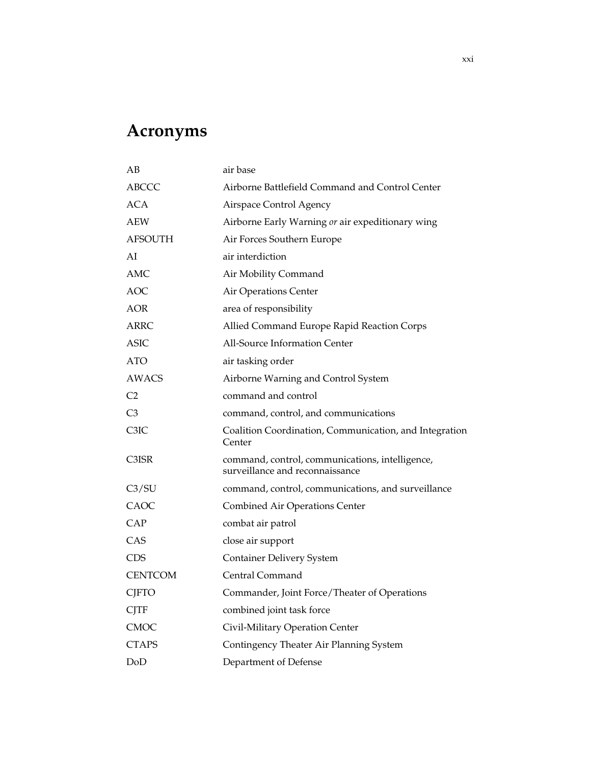# Acronyms

| | |
|---|---|
| AB | air base |
| ABCCC | Airborne Battlefield Command and Control Center |
| ACA | Airspace Control Agency |
| AEW | Airborne Early Warning *or* air expeditionary wing |
| AFSOUTH | Air Forces Southern Europe |
| AI | air interdiction |
| AMC | Air Mobility Command |
| AOC | Air Operations Center |
| AOR | area of responsibility |
| ARRC | Allied Command Europe Rapid Reaction Corps |
| ASIC | All-Source Information Center |
| ATO | air tasking order |
| AWACS | Airborne Warning and Control System |
| C2 | command and control |
| C3 | command, control, and communications |
| C3IC | Coalition Coordination, Communication, and Integration Center |
| C3ISR | command, control, communications, intelligence, surveillance and reconnaissance |
| C3/SU | command, control, communications, and surveillance |
| CAOC | Combined Air Operations Center |
| CAP | combat air patrol |
| CAS | close air support |
| CDS | Container Delivery System |
| CENTCOM | Central Command |
| CJFTO | Commander, Joint Force/Theater of Operations |
| CJTF | combined joint task force |
| CMOC | Civil-Military Operation Center |
| CTAPS | Contingency Theater Air Planning System |
| DoD | Department of Defense |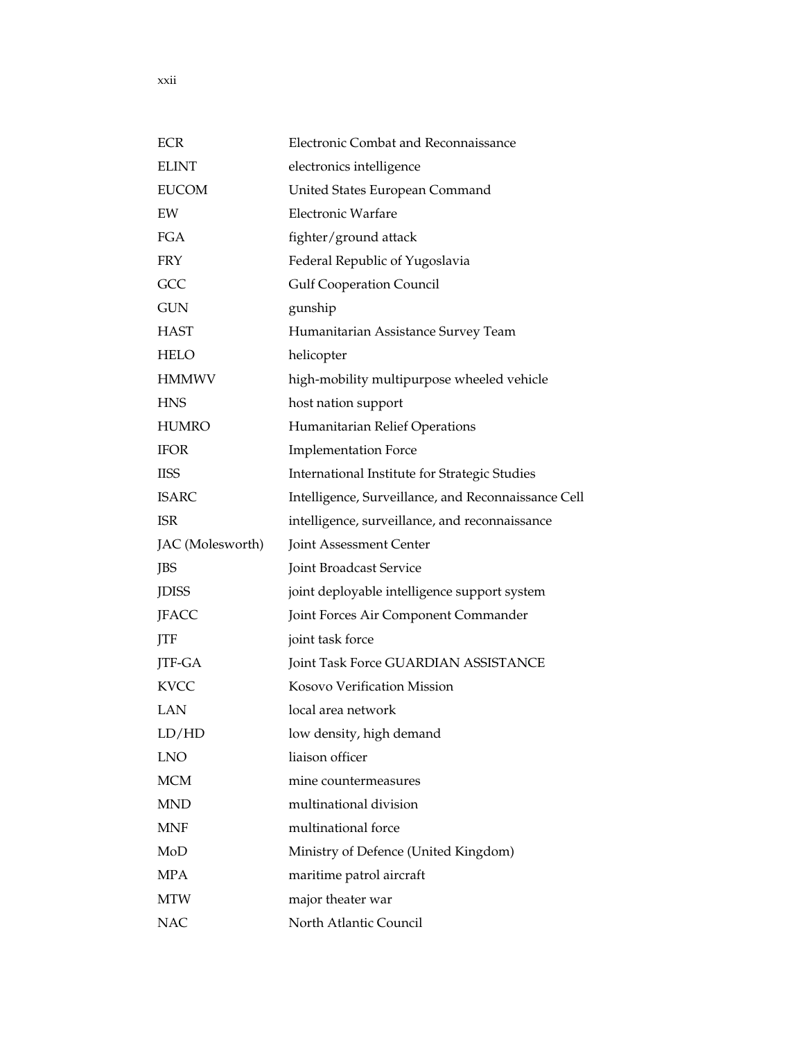| | |
|---|---|
| ECR | Electronic Combat and Reconnaissance |
| ELINT | electronics intelligence |
| EUCOM | United States European Command |
| EW | Electronic Warfare |
| FGA | fighter/ground attack |
| FRY | Federal Republic of Yugoslavia |
| GCC | Gulf Cooperation Council |
| GUN | gunship |
| HAST | Humanitarian Assistance Survey Team |
| HELO | helicopter |
| HMMWV | high-mobility multipurpose wheeled vehicle |
| HNS | host nation support |
| HUMRO | Humanitarian Relief Operations |
| IFOR | Implementation Force |
| IISS | International Institute for Strategic Studies |
| ISARC | Intelligence, Surveillance, and Reconnaissance Cell |
| ISR | intelligence, surveillance, and reconnaissance |
| JAC (Molesworth) | Joint Assessment Center |
| JBS | Joint Broadcast Service |
| JDISS | joint deployable intelligence support system |
| JFACC | Joint Forces Air Component Commander |
| JTF | joint task force |
| JTF-GA | Joint Task Force GUARDIAN ASSISTANCE |
| KVCC | Kosovo Verification Mission |
| LAN | local area network |
| LD/HD | low density, high demand |
| LNO | liaison officer |
| MCM | mine countermeasures |
| MND | multinational division |
| MNF | multinational force |
| MoD | Ministry of Defence (United Kingdom) |
| MPA | maritime patrol aircraft |
| MTW | major theater war |
| NAC | North Atlantic Council |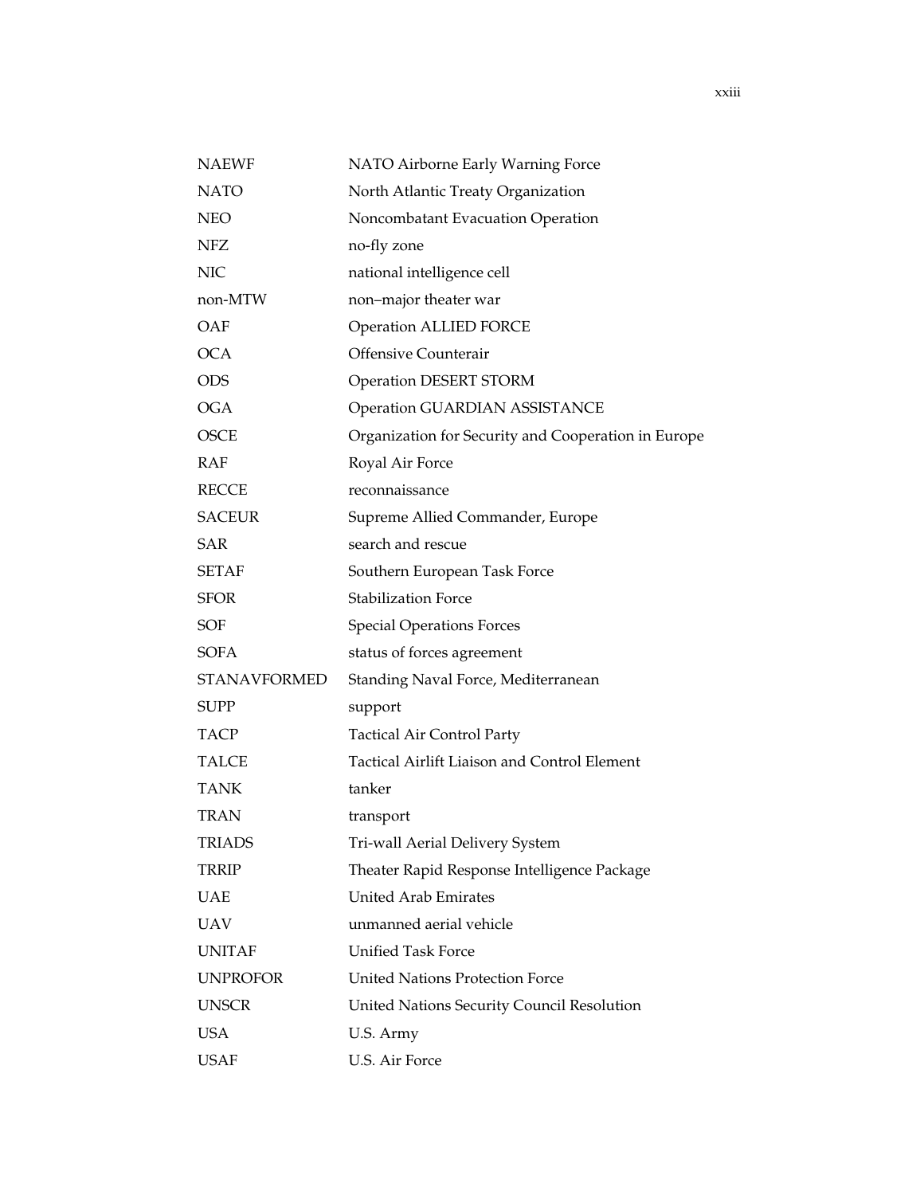| | |
|---|---|
| NAEWF | NATO Airborne Early Warning Force |
| NATO | North Atlantic Treaty Organization |
| NEO | Noncombatant Evacuation Operation |
| NFZ | no-fly zone |
| NIC | national intelligence cell |
| non-MTW | non–major theater war |
| OAF | Operation ALLIED FORCE |
| OCA | Offensive Counterair |
| ODS | Operation DESERT STORM |
| OGA | Operation GUARDIAN ASSISTANCE |
| OSCE | Organization for Security and Cooperation in Europe |
| RAF | Royal Air Force |
| RECCE | reconnaissance |
| SACEUR | Supreme Allied Commander, Europe |
| SAR | search and rescue |
| SETAF | Southern European Task Force |
| SFOR | Stabilization Force |
| SOF | Special Operations Forces |
| SOFA | status of forces agreement |
| STANAVFORMED | Standing Naval Force, Mediterranean |
| SUPP | support |
| TACP | Tactical Air Control Party |
| TALCE | Tactical Airlift Liaison and Control Element |
| TANK | tanker |
| TRAN | transport |
| TRIADS | Tri-wall Aerial Delivery System |
| TRRIP | Theater Rapid Response Intelligence Package |
| UAE | United Arab Emirates |
| UAV | unmanned aerial vehicle |
| UNITAF | Unified Task Force |
| UNPROFOR | United Nations Protection Force |
| UNSCR | United Nations Security Council Resolution |
| USA | U.S. Army |
| USAF | U.S. Air Force |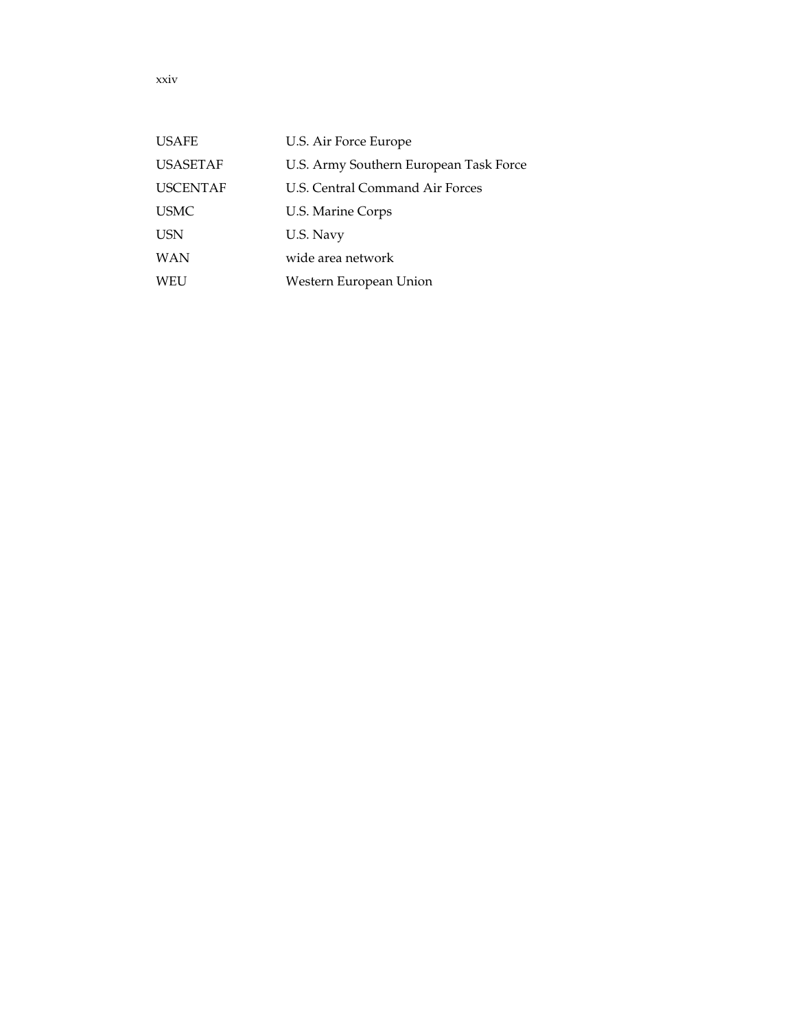| | |
|---|---|
| USAFE | U.S. Air Force Europe |
| USASETAF | U.S. Army Southern European Task Force |
| USCENTAF | U.S. Central Command Air Forces |
| USMC | U.S. Marine Corps |
| USN | U.S. Navy |
| WAN | wide area network |
| WEU | Western European Union |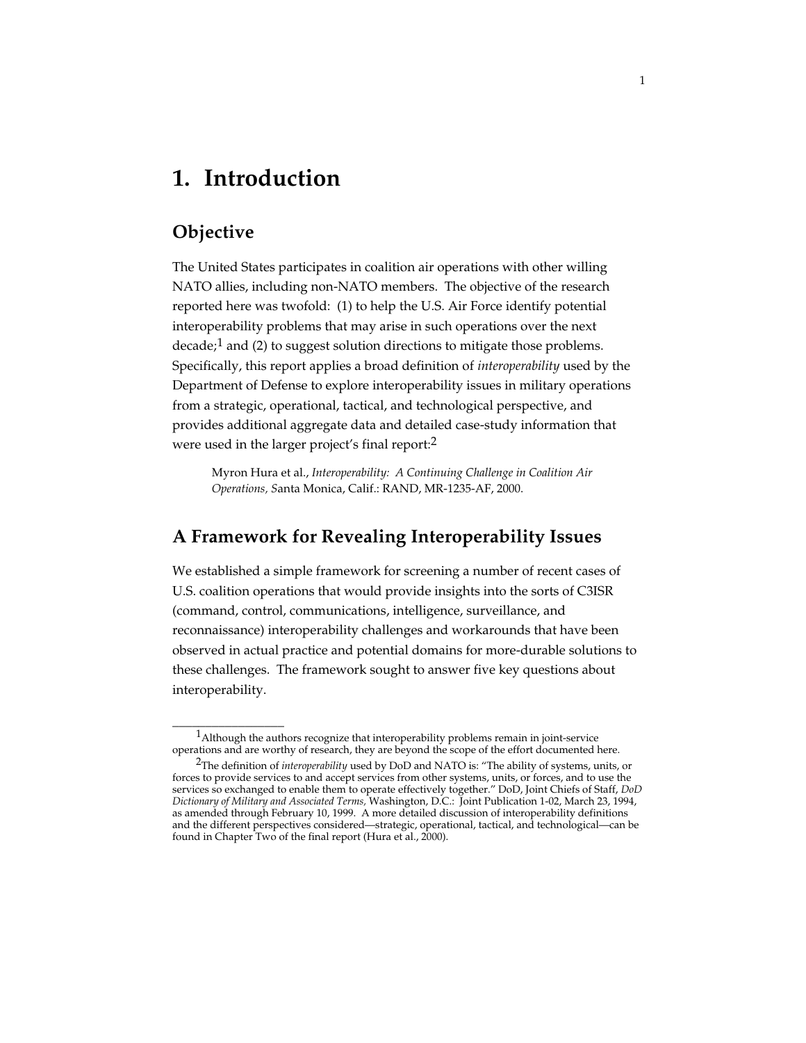# 1. Introduction

## Objective

The United States participates in coalition air operations with other willing NATO allies, including non-NATO members. The objective of the research reported here was twofold: (1) to help the U.S. Air Force identify potential interoperability problems that may arise in such operations over the next decade;[1] and (2) to suggest solution directions to mitigate those problems. Specifically, this report applies a broad definition of *interoperability* used by the Department of Defense to explore interoperability issues in military operations from a strategic, operational, tactical, and technological perspective, and provides additional aggregate data and detailed case-study information that were used in the larger project's final report:[2]

> Myron Hura et al., *Interoperability: A Continuing Challenge in Coalition Air Operations,* Santa Monica, Calif.: RAND, MR-1235-AF, 2000.

## A Framework for Revealing Interoperability Issues

We established a simple framework for screening a number of recent cases of U.S. coalition operations that would provide insights into the sorts of C3ISR (command, control, communications, intelligence, surveillance, and reconnaissance) interoperability challenges and workarounds that have been observed in actual practice and potential domains for more-durable solutions to these challenges. The framework sought to answer five key questions about interoperability.

---

[1] Although the authors recognize that interoperability problems remain in joint-service operations and are worthy of research, they are beyond the scope of the effort documented here.

[2] The definition of *interoperability* used by DoD and NATO is: "The ability of systems, units, or forces to provide services to and accept services from other systems, units, or forces, and to use the services so exchanged to enable them to operate effectively together." DoD, Joint Chiefs of Staff, *DoD Dictionary of Military and Associated Terms,* Washington, D.C.: Joint Publication 1-02, March 23, 1994, as amended through February 10, 1999. A more detailed discussion of interoperability definitions and the different perspectives considered—strategic, operational, tactical, and technological—can be found in Chapter Two of the final report (Hura et al., 2000).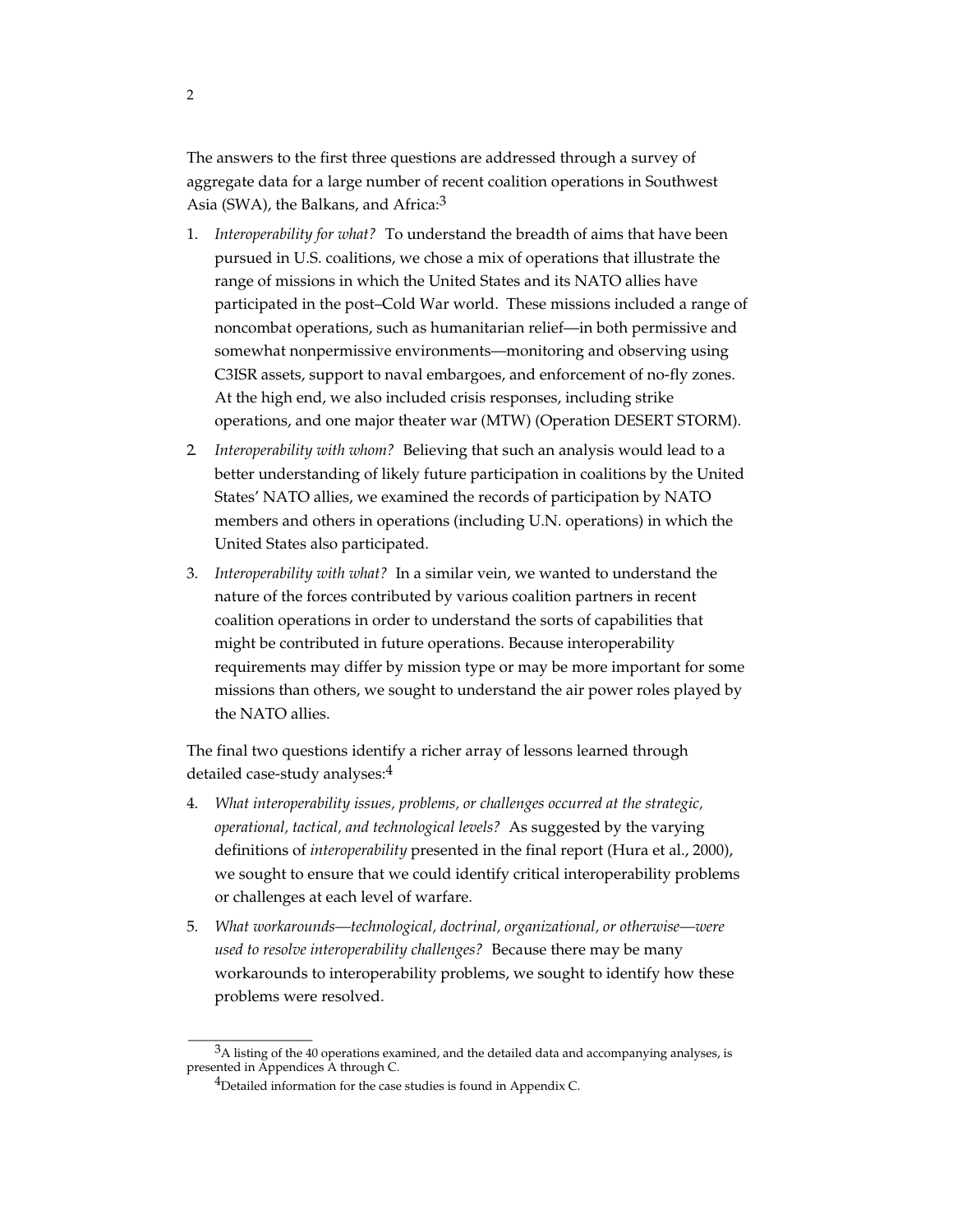The answers to the first three questions are addressed through a survey of aggregate data for a large number of recent coalition operations in Southwest Asia (SWA), the Balkans, and Africa:[3]

1. *Interoperability for what?* To understand the breadth of aims that have been pursued in U.S. coalitions, we chose a mix of operations that illustrate the range of missions in which the United States and its NATO allies have participated in the post–Cold War world. These missions included a range of noncombat operations, such as humanitarian relief—in both permissive and somewhat nonpermissive environments—monitoring and observing using C3ISR assets, support to naval embargoes, and enforcement of no-fly zones. At the high end, we also included crisis responses, including strike operations, and one major theater war (MTW) (Operation DESERT STORM).
2. *Interoperability with whom?* Believing that such an analysis would lead to a better understanding of likely future participation in coalitions by the United States' NATO allies, we examined the records of participation by NATO members and others in operations (including U.N. operations) in which the United States also participated.
3. *Interoperability with what?* In a similar vein, we wanted to understand the nature of the forces contributed by various coalition partners in recent coalition operations in order to understand the sorts of capabilities that might be contributed in future operations. Because interoperability requirements may differ by mission type or may be more important for some missions than others, we sought to understand the air power roles played by the NATO allies.

The final two questions identify a richer array of lessons learned through detailed case-study analyses:[4]

4. *What interoperability issues, problems, or challenges occurred at the strategic, operational, tactical, and technological levels?* As suggested by the varying definitions of *interoperability* presented in the final report (Hura et al., 2000), we sought to ensure that we could identify critical interoperability problems or challenges at each level of warfare.
5. *What workarounds—technological, doctrinal, organizational, or otherwise—were used to resolve interoperability challenges?* Because there may be many workarounds to interoperability problems, we sought to identify how these problems were resolved.

---

[3]A listing of the 40 operations examined, and the detailed data and accompanying analyses, is presented in Appendices A through C.

[4]Detailed information for the case studies is found in Appendix C.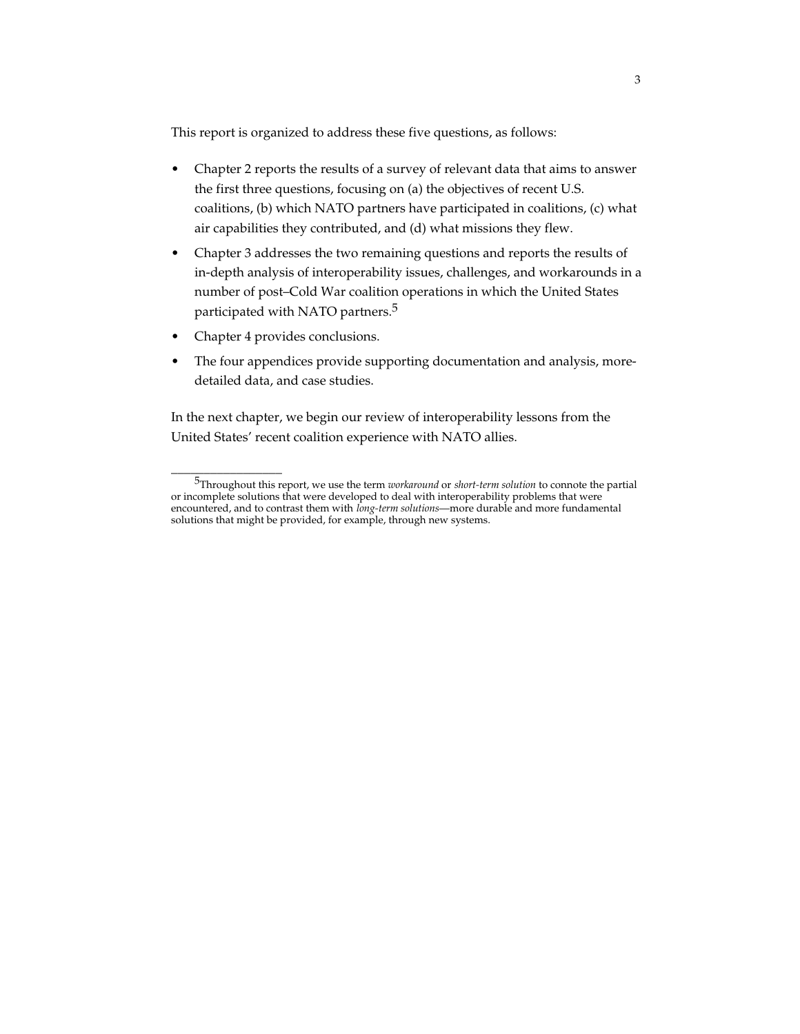This report is organized to address these five questions, as follows:

- Chapter 2 reports the results of a survey of relevant data that aims to answer the first three questions, focusing on (a) the objectives of recent U.S. coalitions, (b) which NATO partners have participated in coalitions, (c) what air capabilities they contributed, and (d) what missions they flew.
- Chapter 3 addresses the two remaining questions and reports the results of in-depth analysis of interoperability issues, challenges, and workarounds in a number of post–Cold War coalition operations in which the United States participated with NATO partners.[5]
- Chapter 4 provides conclusions.
- The four appendices provide supporting documentation and analysis, more-detailed data, and case studies.

In the next chapter, we begin our review of interoperability lessons from the United States' recent coalition experience with NATO allies.

---

[5]Throughout this report, we use the term *workaround* or *short-term solution* to connote the partial or incomplete solutions that were developed to deal with interoperability problems that were encountered, and to contrast them with *long-term solutions*—more durable and more fundamental solutions that might be provided, for example, through new systems.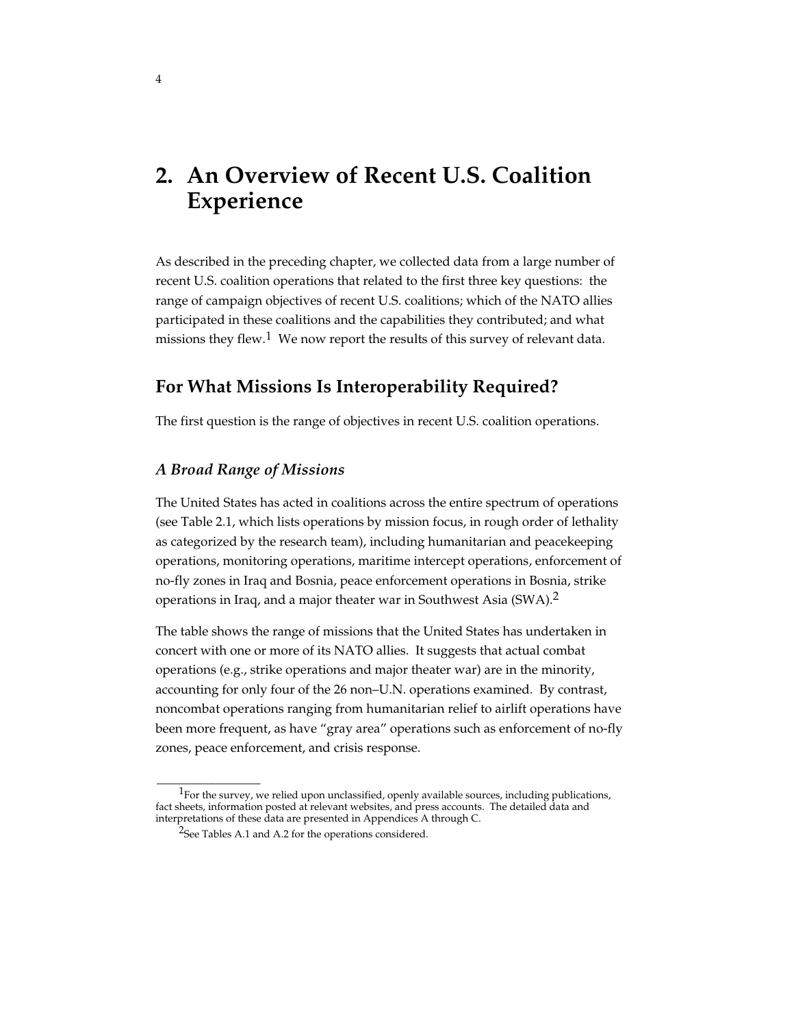# 2. An Overview of Recent U.S. Coalition Experience

As described in the preceding chapter, we collected data from a large number of recent U.S. coalition operations that related to the first three key questions: the range of campaign objectives of recent U.S. coalitions; which of the NATO allies participated in these coalitions and the capabilities they contributed; and what missions they flew.[1] We now report the results of this survey of relevant data.

## For What Missions Is Interoperability Required?

The first question is the range of objectives in recent U.S. coalition operations.

### *A Broad Range of Missions*

The United States has acted in coalitions across the entire spectrum of operations (see Table 2.1, which lists operations by mission focus, in rough order of lethality as categorized by the research team), including humanitarian and peacekeeping operations, monitoring operations, maritime intercept operations, enforcement of no-fly zones in Iraq and Bosnia, peace enforcement operations in Bosnia, strike operations in Iraq, and a major theater war in Southwest Asia (SWA).[2]

The table shows the range of missions that the United States has undertaken in concert with one or more of its NATO allies. It suggests that actual combat operations (e.g., strike operations and major theater war) are in the minority, accounting for only four of the 26 non–U.N. operations examined. By contrast, noncombat operations ranging from humanitarian relief to airlift operations have been more frequent, as have "gray area" operations such as enforcement of no-fly zones, peace enforcement, and crisis response.

---

[1] For the survey, we relied upon unclassified, openly available sources, including publications, fact sheets, information posted at relevant websites, and press accounts. The detailed data and interpretations of these data are presented in Appendices A through C.

[2] See Tables A.1 and A.2 for the operations considered.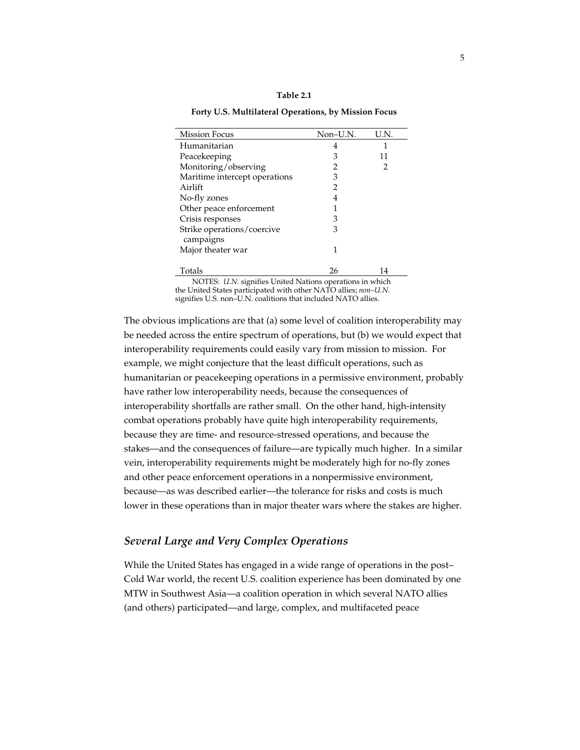**Table 2.1**

**Forty U.S. Multilateral Operations, by Mission Focus**

| Mission Focus | Non–U.N. | U.N. |
|---|---|---|
| Humanitarian | 4 | 1 |
| Peacekeeping | 3 | 11 |
| Monitoring/observing | 2 | 2 |
| Maritime intercept operations | 3 | |
| Airlift | 2 | |
| No-fly zones | 4 | |
| Other peace enforcement | 1 | |
| Crisis responses | 3 | |
| Strike operations/coercive campaigns | 3 | |
| Major theater war | 1 | |
| Totals | 26 | 14 |

NOTES: *U.N.* signifies United Nations operations in which the United States participated with other NATO allies; *non–U.N.* signifies U.S. non–U.N. coalitions that included NATO allies.

The obvious implications are that (a) some level of coalition interoperability may be needed across the entire spectrum of operations, but (b) we would expect that interoperability requirements could easily vary from mission to mission. For example, we might conjecture that the least difficult operations, such as humanitarian or peacekeeping operations in a permissive environment, probably have rather low interoperability needs, because the consequences of interoperability shortfalls are rather small. On the other hand, high-intensity combat operations probably have quite high interoperability requirements, because they are time- and resource-stressed operations, and because the stakes—and the consequences of failure—are typically much higher. In a similar vein, interoperability requirements might be moderately high for no-fly zones and other peace enforcement operations in a nonpermissive environment, because—as was described earlier—the tolerance for risks and costs is much lower in these operations than in major theater wars where the stakes are higher.

### *Several Large and Very Complex Operations*

While the United States has engaged in a wide range of operations in the post–Cold War world, the recent U.S. coalition experience has been dominated by one MTW in Southwest Asia—a coalition operation in which several NATO allies (and others) participated—and large, complex, and multifaceted peace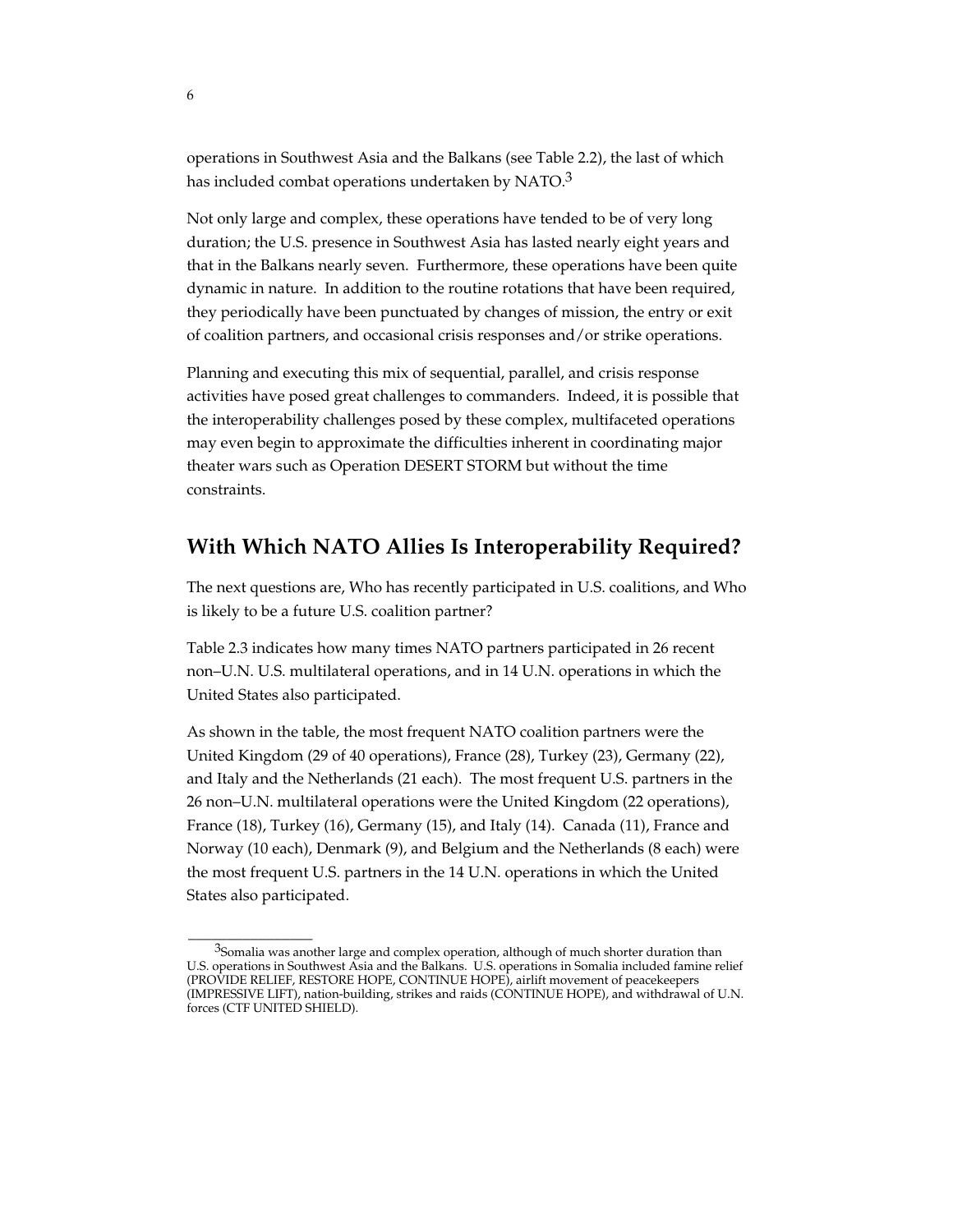operations in Southwest Asia and the Balkans (see Table 2.2), the last of which has included combat operations undertaken by NATO.[3]

Not only large and complex, these operations have tended to be of very long duration; the U.S. presence in Southwest Asia has lasted nearly eight years and that in the Balkans nearly seven. Furthermore, these operations have been quite dynamic in nature. In addition to the routine rotations that have been required, they periodically have been punctuated by changes of mission, the entry or exit of coalition partners, and occasional crisis responses and/or strike operations.

Planning and executing this mix of sequential, parallel, and crisis response activities have posed great challenges to commanders. Indeed, it is possible that the interoperability challenges posed by these complex, multifaceted operations may even begin to approximate the difficulties inherent in coordinating major theater wars such as Operation DESERT STORM but without the time constraints.

## With Which NATO Allies Is Interoperability Required?

The next questions are, Who has recently participated in U.S. coalitions, and Who is likely to be a future U.S. coalition partner?

Table 2.3 indicates how many times NATO partners participated in 26 recent non–U.N. U.S. multilateral operations, and in 14 U.N. operations in which the United States also participated.

As shown in the table, the most frequent NATO coalition partners were the United Kingdom (29 of 40 operations), France (28), Turkey (23), Germany (22), and Italy and the Netherlands (21 each). The most frequent U.S. partners in the 26 non–U.N. multilateral operations were the United Kingdom (22 operations), France (18), Turkey (16), Germany (15), and Italy (14). Canada (11), France and Norway (10 each), Denmark (9), and Belgium and the Netherlands (8 each) were the most frequent U.S. partners in the 14 U.N. operations in which the United States also participated.

---

[3] Somalia was another large and complex operation, although of much shorter duration than U.S. operations in Southwest Asia and the Balkans. U.S. operations in Somalia included famine relief (PROVIDE RELIEF, RESTORE HOPE, CONTINUE HOPE), airlift movement of peacekeepers (IMPRESSIVE LIFT), nation-building, strikes and raids (CONTINUE HOPE), and withdrawal of U.N. forces (CTF UNITED SHIELD).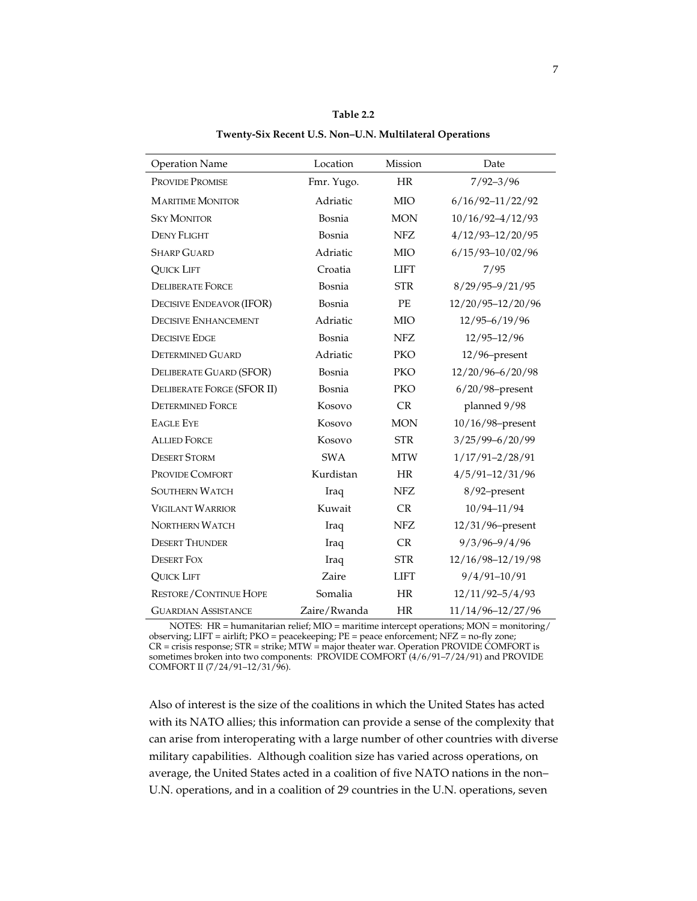**Table 2.2**

**Twenty-Six Recent U.S. Non–U.N. Multilateral Operations**

| Operation Name | Location | Mission | Date |
|---|---|---|---|
| PROVIDE PROMISE | Fmr. Yugo. | HR | 7/92–3/96 |
| MARITIME MONITOR | Adriatic | MIO | 6/16/92–11/22/92 |
| SKY MONITOR | Bosnia | MON | 10/16/92–4/12/93 |
| DENY FLIGHT | Bosnia | NFZ | 4/12/93–12/20/95 |
| SHARP GUARD | Adriatic | MIO | 6/15/93–10/02/96 |
| QUICK LIFT | Croatia | LIFT | 7/95 |
| DELIBERATE FORCE | Bosnia | STR | 8/29/95–9/21/95 |
| DECISIVE ENDEAVOR (IFOR) | Bosnia | PE | 12/20/95–12/20/96 |
| DECISIVE ENHANCEMENT | Adriatic | MIO | 12/95–6/19/96 |
| DECISIVE EDGE | Bosnia | NFZ | 12/95–12/96 |
| DETERMINED GUARD | Adriatic | PKO | 12/96–present |
| DELIBERATE GUARD (SFOR) | Bosnia | PKO | 12/20/96–6/20/98 |
| DELIBERATE FORGE (SFOR II) | Bosnia | PKO | 6/20/98–present |
| DETERMINED FORCE | Kosovo | CR | planned 9/98 |
| EAGLE EYE | Kosovo | MON | 10/16/98–present |
| ALLIED FORCE | Kosovo | STR | 3/25/99–6/20/99 |
| DESERT STORM | SWA | MTW | 1/17/91–2/28/91 |
| PROVIDE COMFORT | Kurdistan | HR | 4/5/91–12/31/96 |
| SOUTHERN WATCH | Iraq | NFZ | 8/92–present |
| VIGILANT WARRIOR | Kuwait | CR | 10/94–11/94 |
| NORTHERN WATCH | Iraq | NFZ | 12/31/96–present |
| DESERT THUNDER | Iraq | CR | 9/3/96–9/4/96 |
| DESERT FOX | Iraq | STR | 12/16/98–12/19/98 |
| QUICK LIFT | Zaire | LIFT | 9/4/91–10/91 |
| RESTORE/CONTINUE HOPE | Somalia | HR | 12/11/92–5/4/93 |
| GUARDIAN ASSISTANCE | Zaire/Rwanda | HR | 11/14/96–12/27/96 |

NOTES: HR = humanitarian relief; MIO = maritime intercept operations; MON = monitoring/observing; LIFT = airlift; PKO = peacekeeping; PE = peace enforcement; NFZ = no-fly zone; CR = crisis response; STR = strike; MTW = major theater war. Operation PROVIDE COMFORT is sometimes broken into two components: PROVIDE COMFORT (4/6/91–7/24/91) and PROVIDE COMFORT II (7/24/91–12/31/96).

Also of interest is the size of the coalitions in which the United States has acted with its NATO allies; this information can provide a sense of the complexity that can arise from interoperating with a large number of other countries with diverse military capabilities. Although coalition size has varied across operations, on average, the United States acted in a coalition of five NATO nations in the non–U.N. operations, and in a coalition of 29 countries in the U.N. operations, seven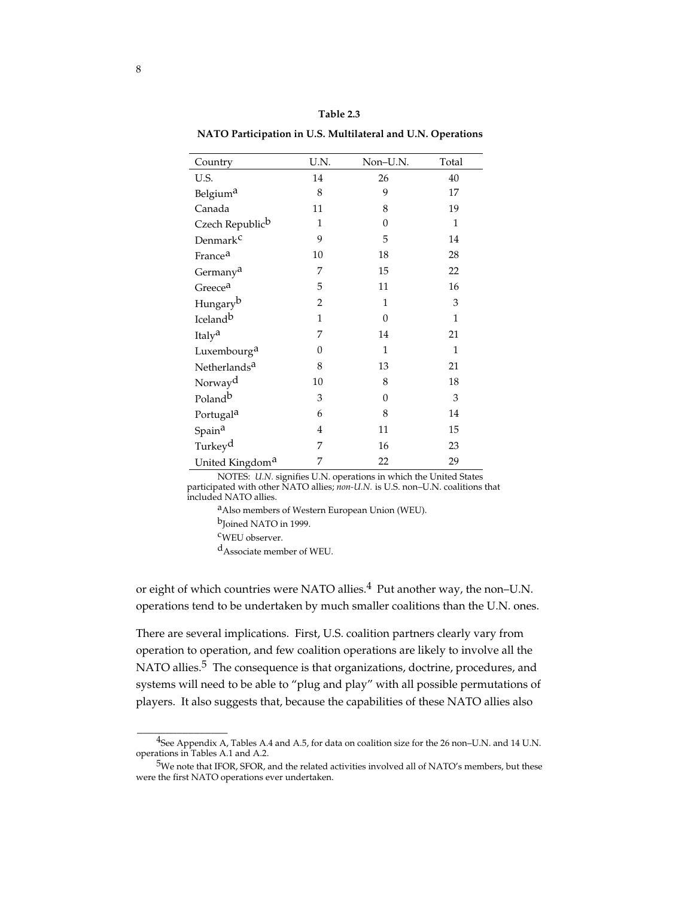**Table 2.3**

**NATO Participation in U.S. Multilateral and U.N. Operations**

| Country | U.N. | Non–U.N. | Total |
|---|---|---|---|
| U.S. | 14 | 26 | 40 |
| Belgium[a] | 8 | 9 | 17 |
| Canada | 11 | 8 | 19 |
| Czech Republic[b] | 1 | 0 | 1 |
| Denmark[c] | 9 | 5 | 14 |
| France[a] | 10 | 18 | 28 |
| Germany[a] | 7 | 15 | 22 |
| Greece[a] | 5 | 11 | 16 |
| Hungary[b] | 2 | 1 | 3 |
| Iceland[b] | 1 | 0 | 1 |
| Italy[a] | 7 | 14 | 21 |
| Luxembourg[a] | 0 | 1 | 1 |
| Netherlands[a] | 8 | 13 | 21 |
| Norway[d] | 10 | 8 | 18 |
| Poland[b] | 3 | 0 | 3 |
| Portugal[a] | 6 | 8 | 14 |
| Spain[a] | 4 | 11 | 15 |
| Turkey[d] | 7 | 16 | 23 |
| United Kingdom[a] | 7 | 22 | 29 |

NOTES: *U.N.* signifies U.N. operations in which the United States participated with other NATO allies; *non-U.N.* is U.S. non–U.N. coalitions that included NATO allies.

[a]Also members of Western European Union (WEU).

[b]Joined NATO in 1999.

[c]WEU observer.

[d]Associate member of WEU.

or eight of which countries were NATO allies.[4] Put another way, the non–U.N. operations tend to be undertaken by much smaller coalitions than the U.N. ones.

There are several implications. First, U.S. coalition partners clearly vary from operation to operation, and few coalition operations are likely to involve all the NATO allies.[5] The consequence is that organizations, doctrine, procedures, and systems will need to be able to "plug and play" with all possible permutations of players. It also suggests that, because the capabilities of these NATO allies also

---

[4]See Appendix A, Tables A.4 and A.5, for data on coalition size for the 26 non–U.N. and 14 U.N. operations in Tables A.1 and A.2.

[5]We note that IFOR, SFOR, and the related activities involved all of NATO's members, but these were the first NATO operations ever undertaken.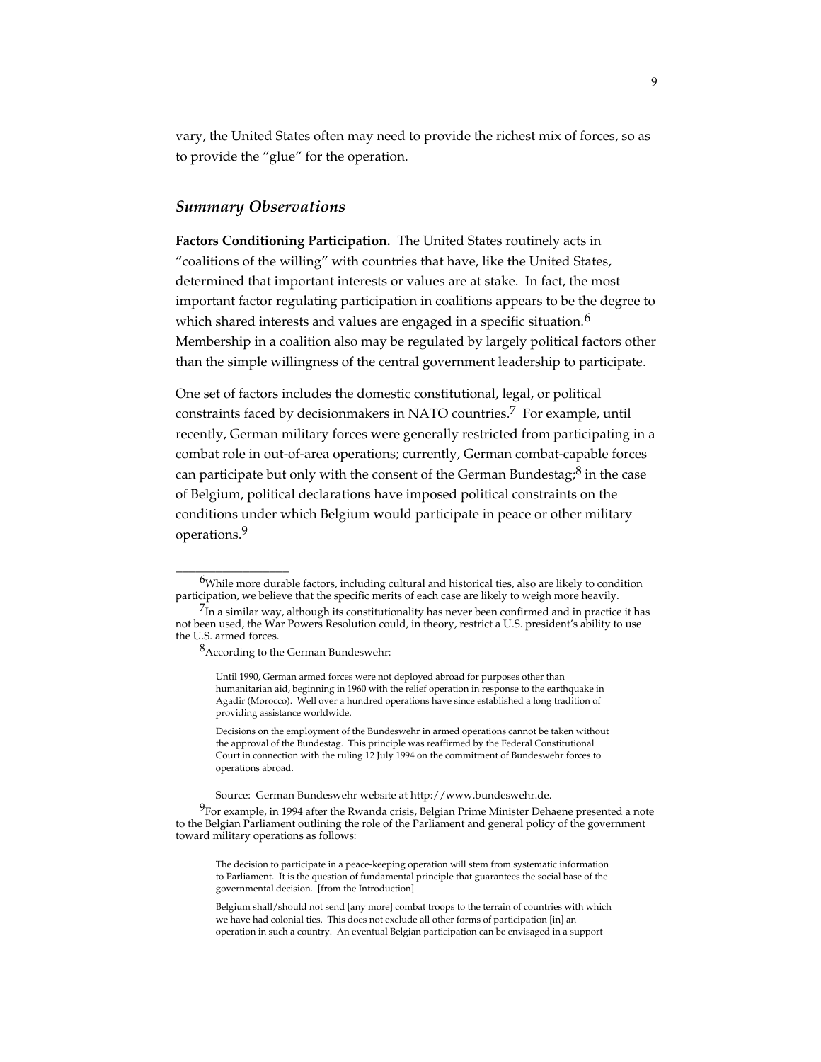vary, the United States often may need to provide the richest mix of forces, so as to provide the "glue" for the operation.

## *Summary Observations*

**Factors Conditioning Participation.** The United States routinely acts in "coalitions of the willing" with countries that have, like the United States, determined that important interests or values are at stake. In fact, the most important factor regulating participation in coalitions appears to be the degree to which shared interests and values are engaged in a specific situation.[6] Membership in a coalition also may be regulated by largely political factors other than the simple willingness of the central government leadership to participate.

One set of factors includes the domestic constitutional, legal, or political constraints faced by decisionmakers in NATO countries.[7] For example, until recently, German military forces were generally restricted from participating in a combat role in out-of-area operations; currently, German combat-capable forces can participate but only with the consent of the German Bundestag;[8] in the case of Belgium, political declarations have imposed political constraints on the conditions under which Belgium would participate in peace or other military operations.[9]

---

[6]While more durable factors, including cultural and historical ties, also are likely to condition participation, we believe that the specific merits of each case are likely to weigh more heavily.

[7]In a similar way, although its constitutionality has never been confirmed and in practice it has not been used, the War Powers Resolution could, in theory, restrict a U.S. president's ability to use the U.S. armed forces.

[8]According to the German Bundeswehr:

> Until 1990, German armed forces were not deployed abroad for purposes other than humanitarian aid, beginning in 1960 with the relief operation in response to the earthquake in Agadir (Morocco). Well over a hundred operations have since established a long tradition of providing assistance worldwide.
>
> Decisions on the employment of the Bundeswehr in armed operations cannot be taken without the approval of the Bundestag. This principle was reaffirmed by the Federal Constitutional Court in connection with the ruling 12 July 1994 on the commitment of Bundeswehr forces to operations abroad.

Source: German Bundeswehr website at http://www.bundeswehr.de.

[9]For example, in 1994 after the Rwanda crisis, Belgian Prime Minister Dehaene presented a note to the Belgian Parliament outlining the role of the Parliament and general policy of the government toward military operations as follows:

> The decision to participate in a peace-keeping operation will stem from systematic information to Parliament. It is the question of fundamental principle that guarantees the social base of the governmental decision. [from the Introduction]
>
> Belgium shall/should not send [any more] combat troops to the terrain of countries with which we have had colonial ties. This does not exclude all other forms of participation [in] an operation in such a country. An eventual Belgian participation can be envisaged in a support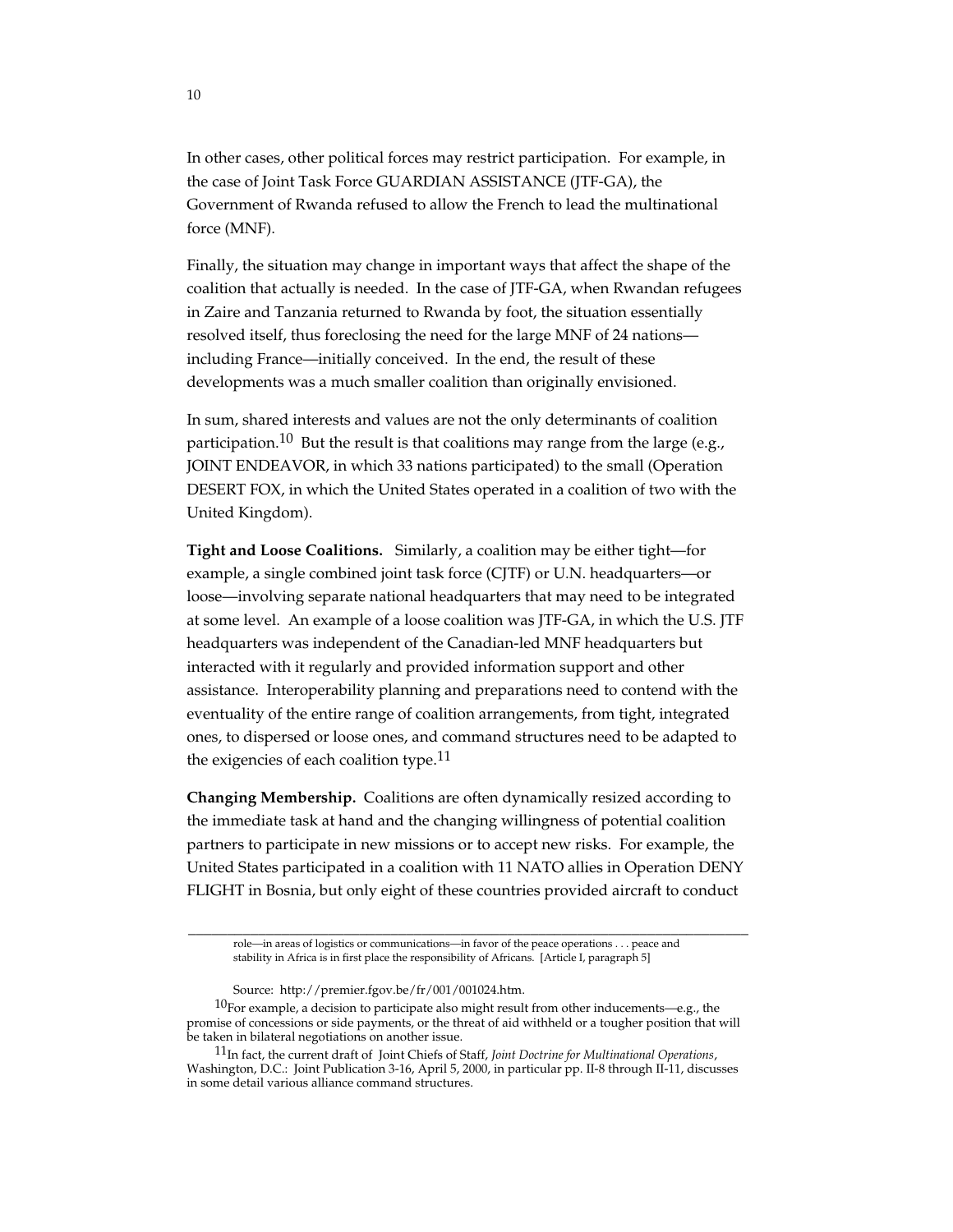In other cases, other political forces may restrict participation. For example, in the case of Joint Task Force GUARDIAN ASSISTANCE (JTF-GA), the Government of Rwanda refused to allow the French to lead the multinational force (MNF).

Finally, the situation may change in important ways that affect the shape of the coalition that actually is needed. In the case of JTF-GA, when Rwandan refugees in Zaire and Tanzania returned to Rwanda by foot, the situation essentially resolved itself, thus foreclosing the need for the large MNF of 24 nations—including France—initially conceived. In the end, the result of these developments was a much smaller coalition than originally envisioned.

In sum, shared interests and values are not the only determinants of coalition participation.[10] But the result is that coalitions may range from the large (e.g., JOINT ENDEAVOR, in which 33 nations participated) to the small (Operation DESERT FOX, in which the United States operated in a coalition of two with the United Kingdom).

**Tight and Loose Coalitions.** Similarly, a coalition may be either tight—for example, a single combined joint task force (CJTF) or U.N. headquarters—or loose—involving separate national headquarters that may need to be integrated at some level. An example of a loose coalition was JTF-GA, in which the U.S. JTF headquarters was independent of the Canadian-led MNF headquarters but interacted with it regularly and provided information support and other assistance. Interoperability planning and preparations need to contend with the eventuality of the entire range of coalition arrangements, from tight, integrated ones, to dispersed or loose ones, and command structures need to be adapted to the exigencies of each coalition type.[11]

**Changing Membership.** Coalitions are often dynamically resized according to the immediate task at hand and the changing willingness of potential coalition partners to participate in new missions or to accept new risks. For example, the United States participated in a coalition with 11 NATO allies in Operation DENY FLIGHT in Bosnia, but only eight of these countries provided aircraft to conduct

---

role—in areas of logistics or communications—in favor of the peace operations . . . peace and stability in Africa is in first place the responsibility of Africans. [Article I, paragraph 5]

Source: http://premier.fgov.be/fr/001/001024.htm.

[10] For example, a decision to participate also might result from other inducements—e.g., the promise of concessions or side payments, or the threat of aid withheld or a tougher position that will be taken in bilateral negotiations on another issue.

[11] In fact, the current draft of Joint Chiefs of Staff, *Joint Doctrine for Multinational Operations*, Washington, D.C.: Joint Publication 3-16, April 5, 2000, in particular pp. II-8 through II-11, discusses in some detail various alliance command structures.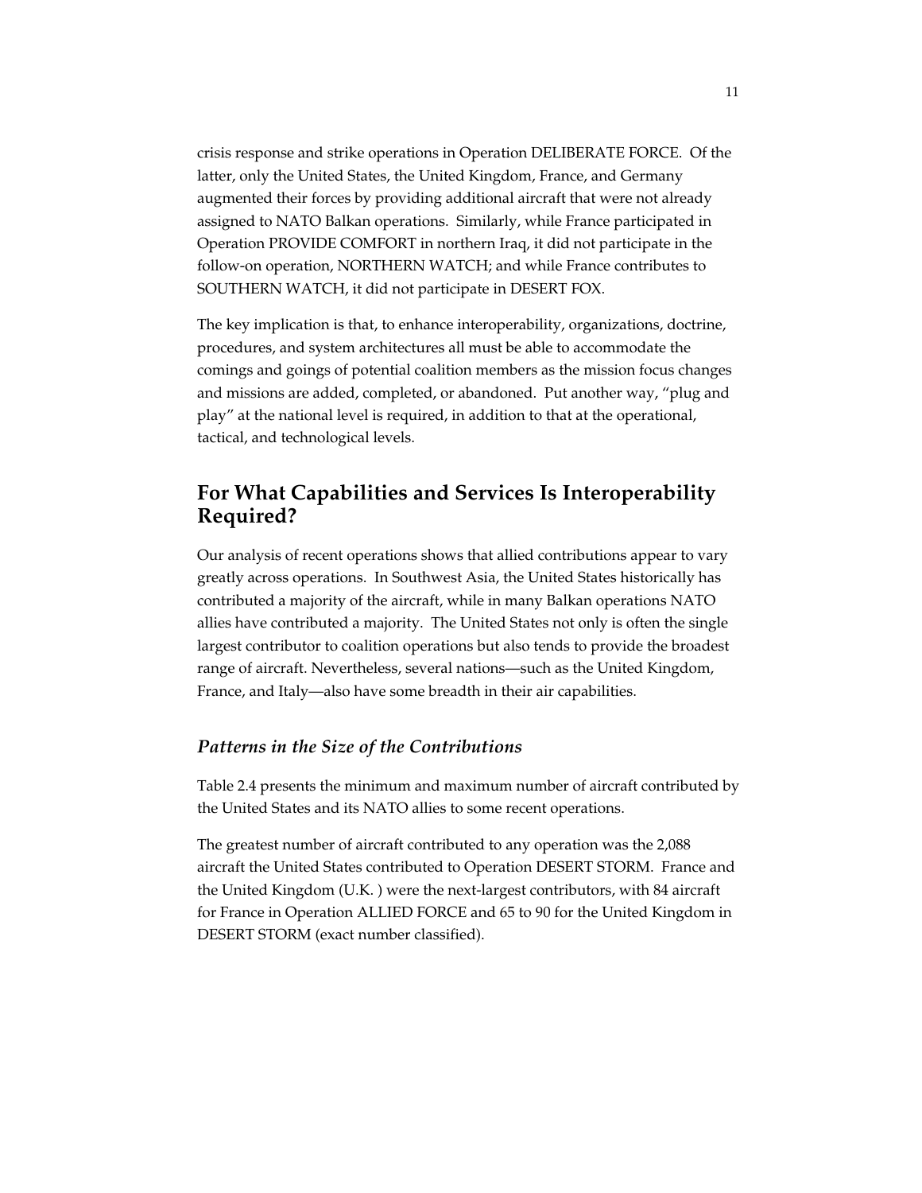crisis response and strike operations in Operation DELIBERATE FORCE. Of the latter, only the United States, the United Kingdom, France, and Germany augmented their forces by providing additional aircraft that were not already assigned to NATO Balkan operations. Similarly, while France participated in Operation PROVIDE COMFORT in northern Iraq, it did not participate in the follow-on operation, NORTHERN WATCH; and while France contributes to SOUTHERN WATCH, it did not participate in DESERT FOX.

The key implication is that, to enhance interoperability, organizations, doctrine, procedures, and system architectures all must be able to accommodate the comings and goings of potential coalition members as the mission focus changes and missions are added, completed, or abandoned. Put another way, "plug and play" at the national level is required, in addition to that at the operational, tactical, and technological levels.

## For What Capabilities and Services Is Interoperability Required?

Our analysis of recent operations shows that allied contributions appear to vary greatly across operations. In Southwest Asia, the United States historically has contributed a majority of the aircraft, while in many Balkan operations NATO allies have contributed a majority. The United States not only is often the single largest contributor to coalition operations but also tends to provide the broadest range of aircraft. Nevertheless, several nations—such as the United Kingdom, France, and Italy—also have some breadth in their air capabilities.

### *Patterns in the Size of the Contributions*

Table 2.4 presents the minimum and maximum number of aircraft contributed by the United States and its NATO allies to some recent operations.

The greatest number of aircraft contributed to any operation was the 2,088 aircraft the United States contributed to Operation DESERT STORM. France and the United Kingdom (U.K. ) were the next-largest contributors, with 84 aircraft for France in Operation ALLIED FORCE and 65 to 90 for the United Kingdom in DESERT STORM (exact number classified).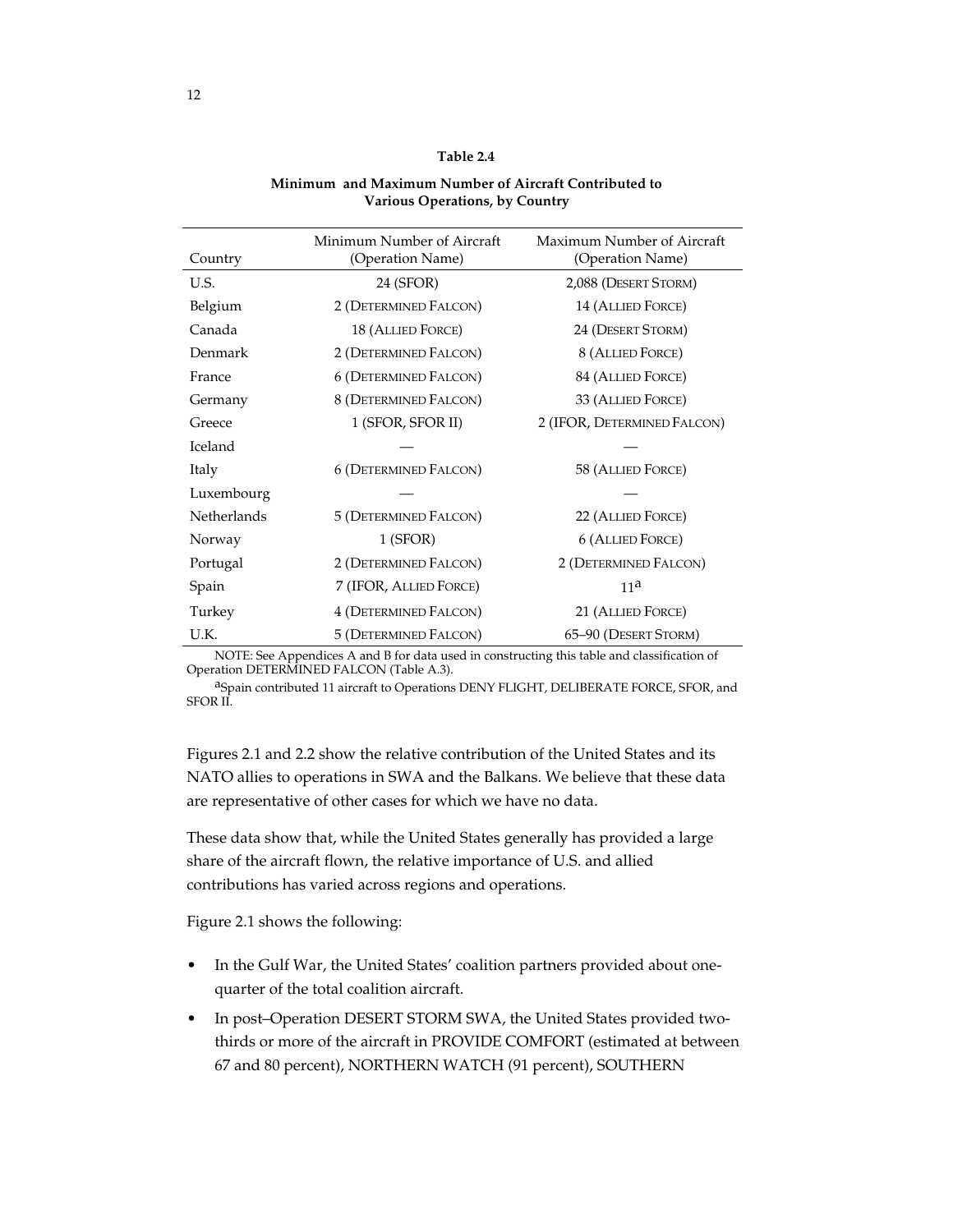**Table 2.4**

**Minimum and Maximum Number of Aircraft Contributed to Various Operations, by Country**

| Country | Minimum Number of Aircraft (Operation Name) | Maximum Number of Aircraft (Operation Name) |
|---|---|---|
| U.S. | 24 (SFOR) | 2,088 (DESERT STORM) |
| Belgium | 2 (DETERMINED FALCON) | 14 (ALLIED FORCE) |
| Canada | 18 (ALLIED FORCE) | 24 (DESERT STORM) |
| Denmark | 2 (DETERMINED FALCON) | 8 (ALLIED FORCE) |
| France | 6 (DETERMINED FALCON) | 84 (ALLIED FORCE) |
| Germany | 8 (DETERMINED FALCON) | 33 (ALLIED FORCE) |
| Greece | 1 (SFOR, SFOR II) | 2 (IFOR, DETERMINED FALCON) |
| Iceland | — | — |
| Italy | 6 (DETERMINED FALCON) | 58 (ALLIED FORCE) |
| Luxembourg | — | — |
| Netherlands | 5 (DETERMINED FALCON) | 22 (ALLIED FORCE) |
| Norway | 1 (SFOR) | 6 (ALLIED FORCE) |
| Portugal | 2 (DETERMINED FALCON) | 2 (DETERMINED FALCON) |
| Spain | 7 (IFOR, ALLIED FORCE) | 11[a] |
| Turkey | 4 (DETERMINED FALCON) | 21 (ALLIED FORCE) |
| U.K. | 5 (DETERMINED FALCON) | 65–90 (DESERT STORM) |

NOTE: See Appendices A and B for data used in constructing this table and classification of Operation DETERMINED FALCON (Table A.3).

[a]Spain contributed 11 aircraft to Operations DENY FLIGHT, DELIBERATE FORCE, SFOR, and SFOR II.

Figures 2.1 and 2.2 show the relative contribution of the United States and its NATO allies to operations in SWA and the Balkans. We believe that these data are representative of other cases for which we have no data.

These data show that, while the United States generally has provided a large share of the aircraft flown, the relative importance of U.S. and allied contributions has varied across regions and operations.

Figure 2.1 shows the following:

- In the Gulf War, the United States' coalition partners provided about one-quarter of the total coalition aircraft.
- In post–Operation DESERT STORM SWA, the United States provided two-thirds or more of the aircraft in PROVIDE COMFORT (estimated at between 67 and 80 percent), NORTHERN WATCH (91 percent), SOUTHERN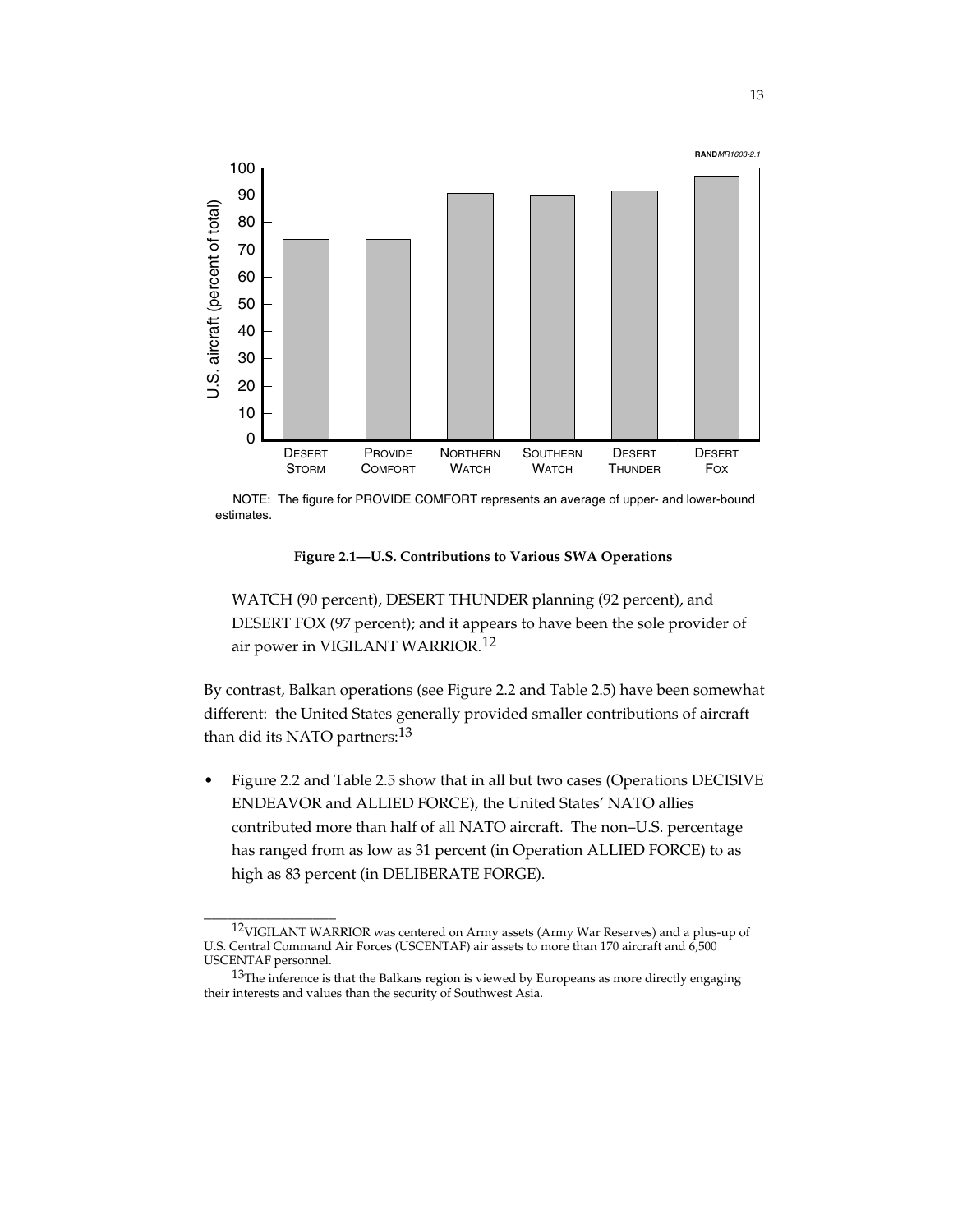RANDMR1603-2.1

NOTE: The figure for PROVIDE COMFORT represents an average of upper- and lower-bound estimates.

**Figure 2.1—U.S. Contributions to Various SWA Operations**

WATCH (90 percent), DESERT THUNDER planning (92 percent), and DESERT FOX (97 percent); and it appears to have been the sole provider of air power in VIGILANT WARRIOR.[12]

By contrast, Balkan operations (see Figure 2.2 and Table 2.5) have been somewhat different: the United States generally provided smaller contributions of aircraft than did its NATO partners:[13]

- Figure 2.2 and Table 2.5 show that in all but two cases (Operations DECISIVE ENDEAVOR and ALLIED FORCE), the United States' NATO allies contributed more than half of all NATO aircraft. The non–U.S. percentage has ranged from as low as 31 percent (in Operation ALLIED FORCE) to as high as 83 percent (in DELIBERATE FORGE).

---

[12]VIGILANT WARRIOR was centered on Army assets (Army War Reserves) and a plus-up of U.S. Central Command Air Forces (USCENTAF) air assets to more than 170 aircraft and 6,500 USCENTAF personnel.

[13]The inference is that the Balkans region is viewed by Europeans as more directly engaging their interests and values than the security of Southwest Asia.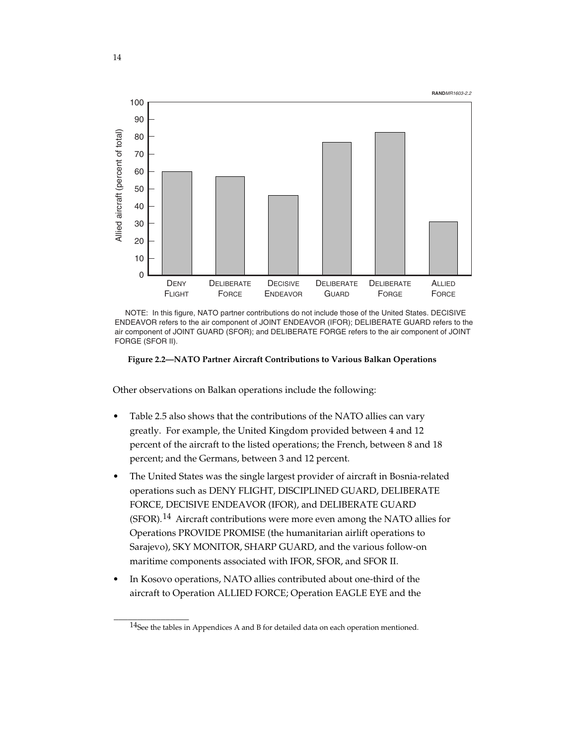RANDMR1603-2.2

NOTE: In this figure, NATO partner contributions do not include those of the United States. DECISIVE ENDEAVOR refers to the air component of JOINT ENDEAVOR (IFOR); DELIBERATE GUARD refers to the air component of JOINT GUARD (SFOR); and DELIBERATE FORGE refers to the air component of JOINT FORGE (SFOR II).

**Figure 2.2—NATO Partner Aircraft Contributions to Various Balkan Operations**

Other observations on Balkan operations include the following:

- Table 2.5 also shows that the contributions of the NATO allies can vary greatly. For example, the United Kingdom provided between 4 and 12 percent of the aircraft to the listed operations; the French, between 8 and 18 percent; and the Germans, between 3 and 12 percent.
- The United States was the single largest provider of aircraft in Bosnia-related operations such as DENY FLIGHT, DISCIPLINED GUARD, DELIBERATE FORCE, DECISIVE ENDEAVOR (IFOR), and DELIBERATE GUARD (SFOR).[14] Aircraft contributions were more even among the NATO allies for Operations PROVIDE PROMISE (the humanitarian airlift operations to Sarajevo), SKY MONITOR, SHARP GUARD, and the various follow-on maritime components associated with IFOR, SFOR, and SFOR II.
- In Kosovo operations, NATO allies contributed about one-third of the aircraft to Operation ALLIED FORCE; Operation EAGLE EYE and the

[14] See the tables in Appendices A and B for detailed data on each operation mentioned.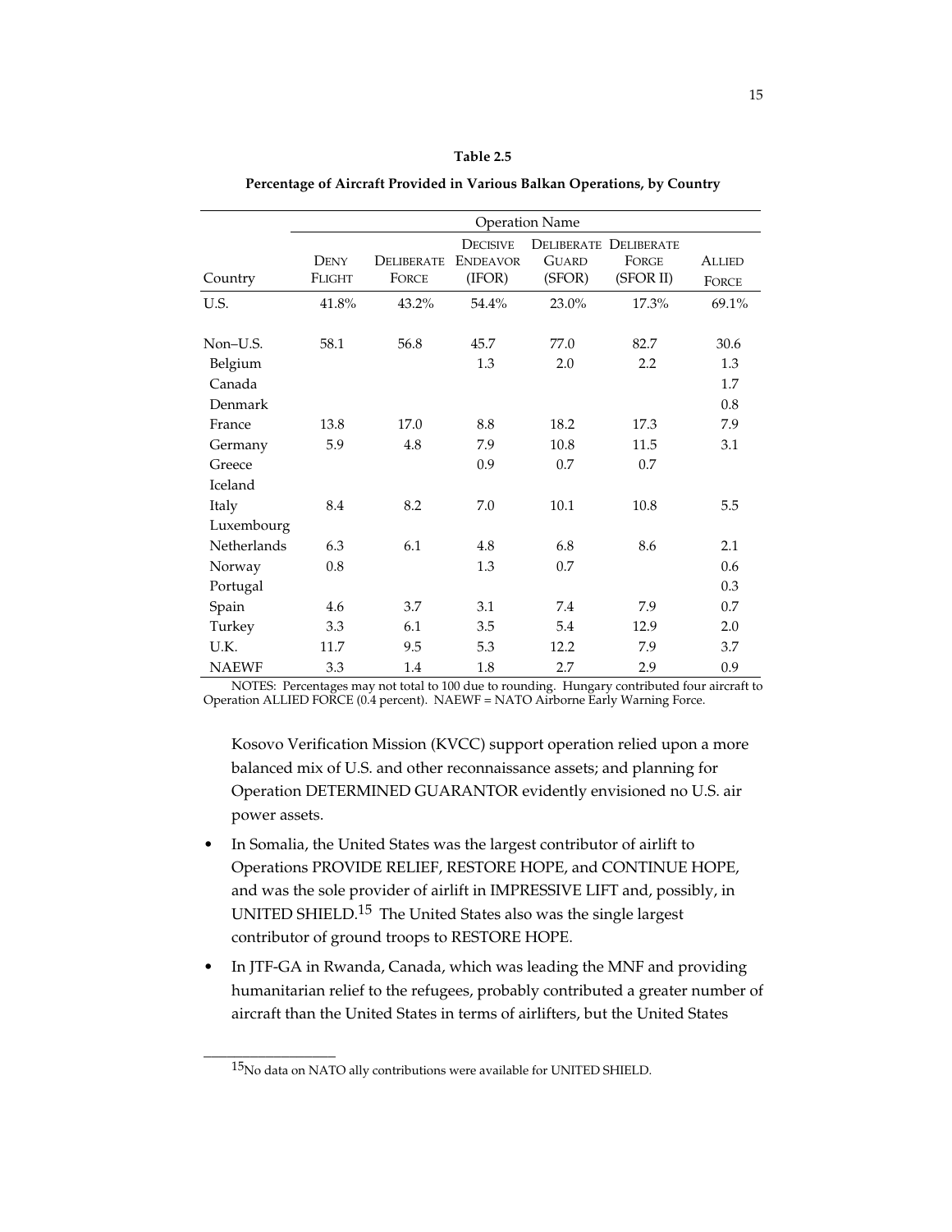**Table 2.5**

**Percentage of Aircraft Provided in Various Balkan Operations, by Country**

| | Operation Name | | | | | |
|---|---|---|---|---|---|---|
| Country | DENY FLIGHT | DELIBERATE FORCE | DECISIVE ENDEAVOR (IFOR) | DELIBERATE GUARD (SFOR) | DELIBERATE FORGE (SFOR II) | ALLIED FORCE |
| U.S. | 41.8% | 43.2% | 54.4% | 23.0% | 17.3% | 69.1% |
| Non–U.S. | 58.1 | 56.8 | 45.7 | 77.0 | 82.7 | 30.6 |
| Belgium | | | 1.3 | 2.0 | 2.2 | 1.3 |
| Canada | | | | | | 1.7 |
| Denmark | | | | | | 0.8 |
| France | 13.8 | 17.0 | 8.8 | 18.2 | 17.3 | 7.9 |
| Germany | 5.9 | 4.8 | 7.9 | 10.8 | 11.5 | 3.1 |
| Greece | | | 0.9 | 0.7 | 0.7 | |
| Iceland | | | | | | |
| Italy | 8.4 | 8.2 | 7.0 | 10.1 | 10.8 | 5.5 |
| Luxembourg | | | | | | |
| Netherlands | 6.3 | 6.1 | 4.8 | 6.8 | 8.6 | 2.1 |
| Norway | 0.8 | | 1.3 | 0.7 | | 0.6 |
| Portugal | | | | | | 0.3 |
| Spain | 4.6 | 3.7 | 3.1 | 7.4 | 7.9 | 0.7 |
| Turkey | 3.3 | 6.1 | 3.5 | 5.4 | 12.9 | 2.0 |
| U.K. | 11.7 | 9.5 | 5.3 | 12.2 | 7.9 | 3.7 |
| NAEWF | 3.3 | 1.4 | 1.8 | 2.7 | 2.9 | 0.9 |

NOTES: Percentages may not total to 100 due to rounding. Hungary contributed four aircraft to Operation ALLIED FORCE (0.4 percent). NAEWF = NATO Airborne Early Warning Force.

Kosovo Verification Mission (KVCC) support operation relied upon a more balanced mix of U.S. and other reconnaissance assets; and planning for Operation DETERMINED GUARANTOR evidently envisioned no U.S. air power assets.

- In Somalia, the United States was the largest contributor of airlift to Operations PROVIDE RELIEF, RESTORE HOPE, and CONTINUE HOPE, and was the sole provider of airlift in IMPRESSIVE LIFT and, possibly, in UNITED SHIELD.[15] The United States also was the single largest contributor of ground troops to RESTORE HOPE.
- In JTF-GA in Rwanda, Canada, which was leading the MNF and providing humanitarian relief to the refugees, probably contributed a greater number of aircraft than the United States in terms of airlifters, but the United States

[15] No data on NATO ally contributions were available for UNITED SHIELD.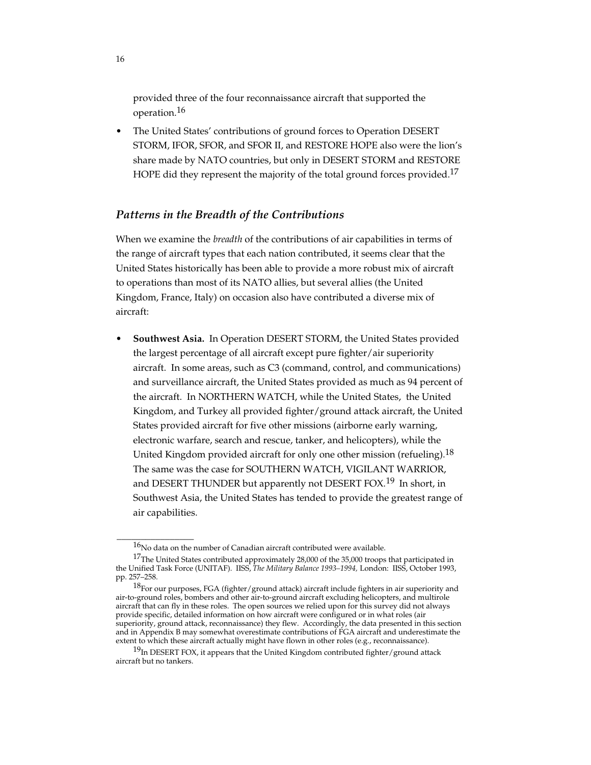provided three of the four reconnaissance aircraft that supported the operation.[16]

- The United States' contributions of ground forces to Operation DESERT STORM, IFOR, SFOR, and SFOR II, and RESTORE HOPE also were the lion's share made by NATO countries, but only in DESERT STORM and RESTORE HOPE did they represent the majority of the total ground forces provided.[17]

### *Patterns in the Breadth of the Contributions*

When we examine the *breadth* of the contributions of air capabilities in terms of the range of aircraft types that each nation contributed, it seems clear that the United States historically has been able to provide a more robust mix of aircraft to operations than most of its NATO allies, but several allies (the United Kingdom, France, Italy) on occasion also have contributed a diverse mix of aircraft:

- **Southwest Asia.** In Operation DESERT STORM, the United States provided the largest percentage of all aircraft except pure fighter/air superiority aircraft. In some areas, such as C3 (command, control, and communications) and surveillance aircraft, the United States provided as much as 94 percent of the aircraft. In NORTHERN WATCH, while the United States, the United Kingdom, and Turkey all provided fighter/ground attack aircraft, the United States provided aircraft for five other missions (airborne early warning, electronic warfare, search and rescue, tanker, and helicopters), while the United Kingdom provided aircraft for only one other mission (refueling).[18] The same was the case for SOUTHERN WATCH, VIGILANT WARRIOR, and DESERT THUNDER but apparently not DESERT FOX.[19] In short, in Southwest Asia, the United States has tended to provide the greatest range of air capabilities.

---

[16]No data on the number of Canadian aircraft contributed were available.

[17]The United States contributed approximately 28,000 of the 35,000 troops that participated in the Unified Task Force (UNITAF). IISS, *The Military Balance 1993–1994,* London: IISS, October 1993, pp. 257–258.

[18]For our purposes, FGA (fighter/ground attack) aircraft include fighters in air superiority and air-to-ground roles, bombers and other air-to-ground aircraft excluding helicopters, and multirole aircraft that can fly in these roles. The open sources we relied upon for this survey did not always provide specific, detailed information on how aircraft were configured or in what roles (air superiority, ground attack, reconnaissance) they flew. Accordingly, the data presented in this section and in Appendix B may somewhat overestimate contributions of FGA aircraft and underestimate the extent to which these aircraft actually might have flown in other roles (e.g., reconnaissance).

[19]In DESERT FOX, it appears that the United Kingdom contributed fighter/ground attack aircraft but no tankers.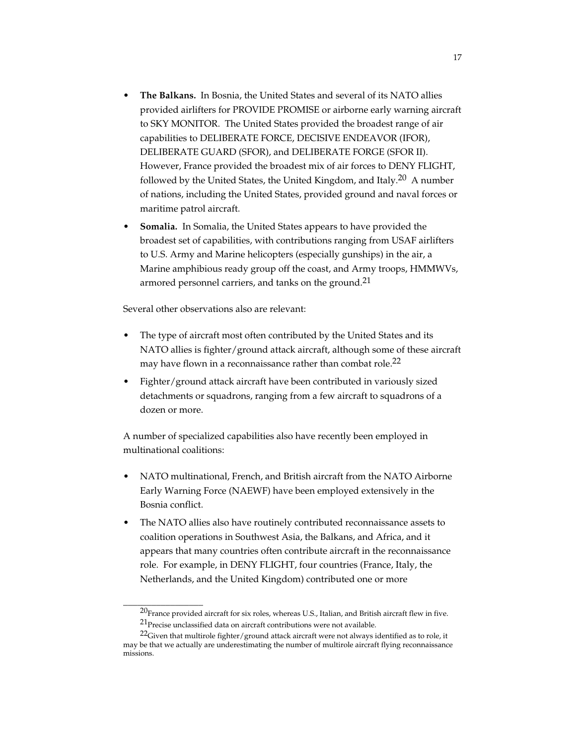- **The Balkans.** In Bosnia, the United States and several of its NATO allies provided airlifters for PROVIDE PROMISE or airborne early warning aircraft to SKY MONITOR. The United States provided the broadest range of air capabilities to DELIBERATE FORCE, DECISIVE ENDEAVOR (IFOR), DELIBERATE GUARD (SFOR), and DELIBERATE FORGE (SFOR II). However, France provided the broadest mix of air forces to DENY FLIGHT, followed by the United States, the United Kingdom, and Italy.[20] A number of nations, including the United States, provided ground and naval forces or maritime patrol aircraft.
- **Somalia.** In Somalia, the United States appears to have provided the broadest set of capabilities, with contributions ranging from USAF airlifters to U.S. Army and Marine helicopters (especially gunships) in the air, a Marine amphibious ready group off the coast, and Army troops, HMMWVs, armored personnel carriers, and tanks on the ground.[21]

Several other observations also are relevant:

- The type of aircraft most often contributed by the United States and its NATO allies is fighter/ground attack aircraft, although some of these aircraft may have flown in a reconnaissance rather than combat role.[22]
- Fighter/ground attack aircraft have been contributed in variously sized detachments or squadrons, ranging from a few aircraft to squadrons of a dozen or more.

A number of specialized capabilities also have recently been employed in multinational coalitions:

- NATO multinational, French, and British aircraft from the NATO Airborne Early Warning Force (NAEWF) have been employed extensively in the Bosnia conflict.
- The NATO allies also have routinely contributed reconnaissance assets to coalition operations in Southwest Asia, the Balkans, and Africa, and it appears that many countries often contribute aircraft in the reconnaissance role. For example, in DENY FLIGHT, four countries (France, Italy, the Netherlands, and the United Kingdom) contributed one or more

---

[20]France provided aircraft for six roles, whereas U.S., Italian, and British aircraft flew in five.

[21]Precise unclassified data on aircraft contributions were not available.

[22]Given that multirole fighter/ground attack aircraft were not always identified as to role, it may be that we actually are underestimating the number of multirole aircraft flying reconnaissance missions.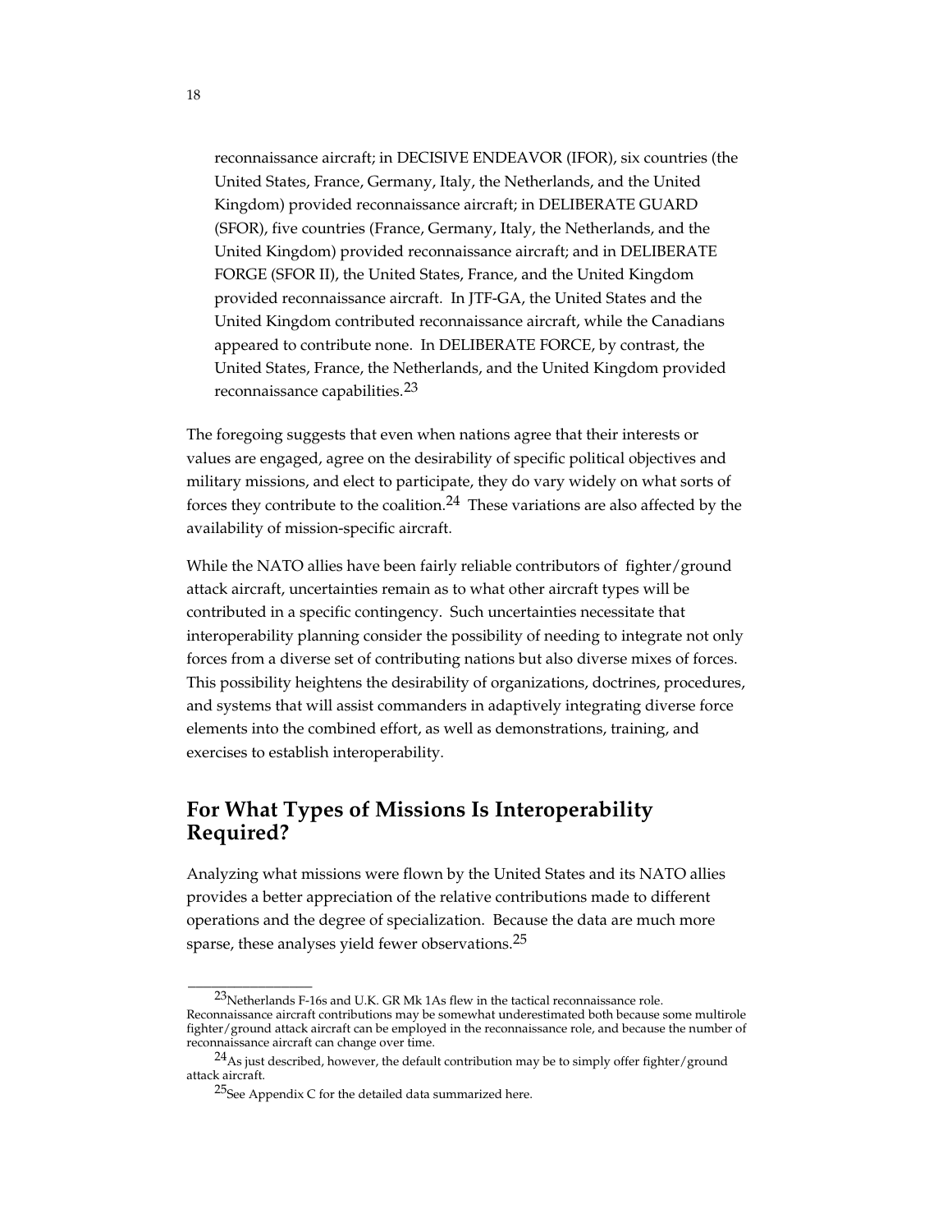reconnaissance aircraft; in DECISIVE ENDEAVOR (IFOR), six countries (the United States, France, Germany, Italy, the Netherlands, and the United Kingdom) provided reconnaissance aircraft; in DELIBERATE GUARD (SFOR), five countries (France, Germany, Italy, the Netherlands, and the United Kingdom) provided reconnaissance aircraft; and in DELIBERATE FORGE (SFOR II), the United States, France, and the United Kingdom provided reconnaissance aircraft. In JTF-GA, the United States and the United Kingdom contributed reconnaissance aircraft, while the Canadians appeared to contribute none. In DELIBERATE FORCE, by contrast, the United States, France, the Netherlands, and the United Kingdom provided reconnaissance capabilities.[23]

The foregoing suggests that even when nations agree that their interests or values are engaged, agree on the desirability of specific political objectives and military missions, and elect to participate, they do vary widely on what sorts of forces they contribute to the coalition.[24] These variations are also affected by the availability of mission-specific aircraft.

While the NATO allies have been fairly reliable contributors of fighter/ground attack aircraft, uncertainties remain as to what other aircraft types will be contributed in a specific contingency. Such uncertainties necessitate that interoperability planning consider the possibility of needing to integrate not only forces from a diverse set of contributing nations but also diverse mixes of forces. This possibility heightens the desirability of organizations, doctrines, procedures, and systems that will assist commanders in adaptively integrating diverse force elements into the combined effort, as well as demonstrations, training, and exercises to establish interoperability.

## For What Types of Missions Is Interoperability Required?

Analyzing what missions were flown by the United States and its NATO allies provides a better appreciation of the relative contributions made to different operations and the degree of specialization. Because the data are much more sparse, these analyses yield fewer observations.[25]

---

[23] Netherlands F-16s and U.K. GR Mk 1As flew in the tactical reconnaissance role. Reconnaissance aircraft contributions may be somewhat underestimated both because some multirole fighter/ground attack aircraft can be employed in the reconnaissance role, and because the number of reconnaissance aircraft can change over time.

[24] As just described, however, the default contribution may be to simply offer fighter/ground attack aircraft.

[25] See Appendix C for the detailed data summarized here.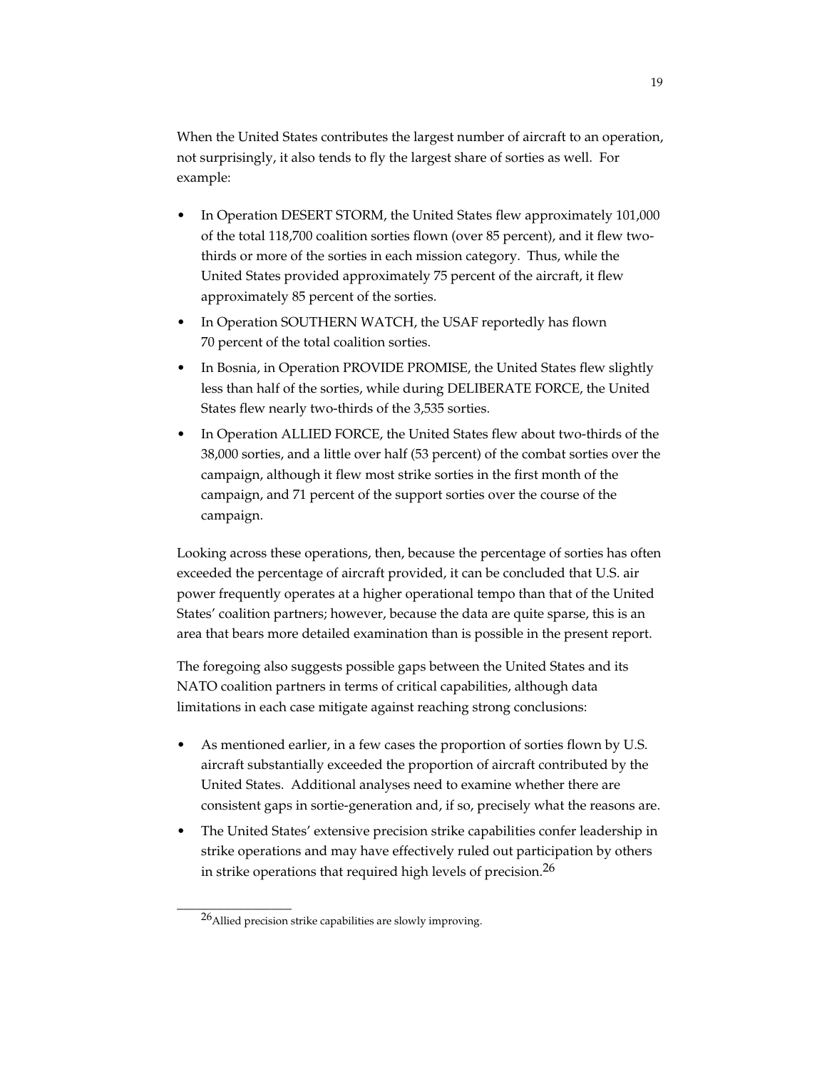When the United States contributes the largest number of aircraft to an operation, not surprisingly, it also tends to fly the largest share of sorties as well. For example:

- In Operation DESERT STORM, the United States flew approximately 101,000 of the total 118,700 coalition sorties flown (over 85 percent), and it flew two-thirds or more of the sorties in each mission category. Thus, while the United States provided approximately 75 percent of the aircraft, it flew approximately 85 percent of the sorties.
- In Operation SOUTHERN WATCH, the USAF reportedly has flown 70 percent of the total coalition sorties.
- In Bosnia, in Operation PROVIDE PROMISE, the United States flew slightly less than half of the sorties, while during DELIBERATE FORCE, the United States flew nearly two-thirds of the 3,535 sorties.
- In Operation ALLIED FORCE, the United States flew about two-thirds of the 38,000 sorties, and a little over half (53 percent) of the combat sorties over the campaign, although it flew most strike sorties in the first month of the campaign, and 71 percent of the support sorties over the course of the campaign.

Looking across these operations, then, because the percentage of sorties has often exceeded the percentage of aircraft provided, it can be concluded that U.S. air power frequently operates at a higher operational tempo than that of the United States' coalition partners; however, because the data are quite sparse, this is an area that bears more detailed examination than is possible in the present report.

The foregoing also suggests possible gaps between the United States and its NATO coalition partners in terms of critical capabilities, although data limitations in each case mitigate against reaching strong conclusions:

- As mentioned earlier, in a few cases the proportion of sorties flown by U.S. aircraft substantially exceeded the proportion of aircraft contributed by the United States. Additional analyses need to examine whether there are consistent gaps in sortie-generation and, if so, precisely what the reasons are.
- The United States' extensive precision strike capabilities confer leadership in strike operations and may have effectively ruled out participation by others in strike operations that required high levels of precision.[26]

---

[26] Allied precision strike capabilities are slowly improving.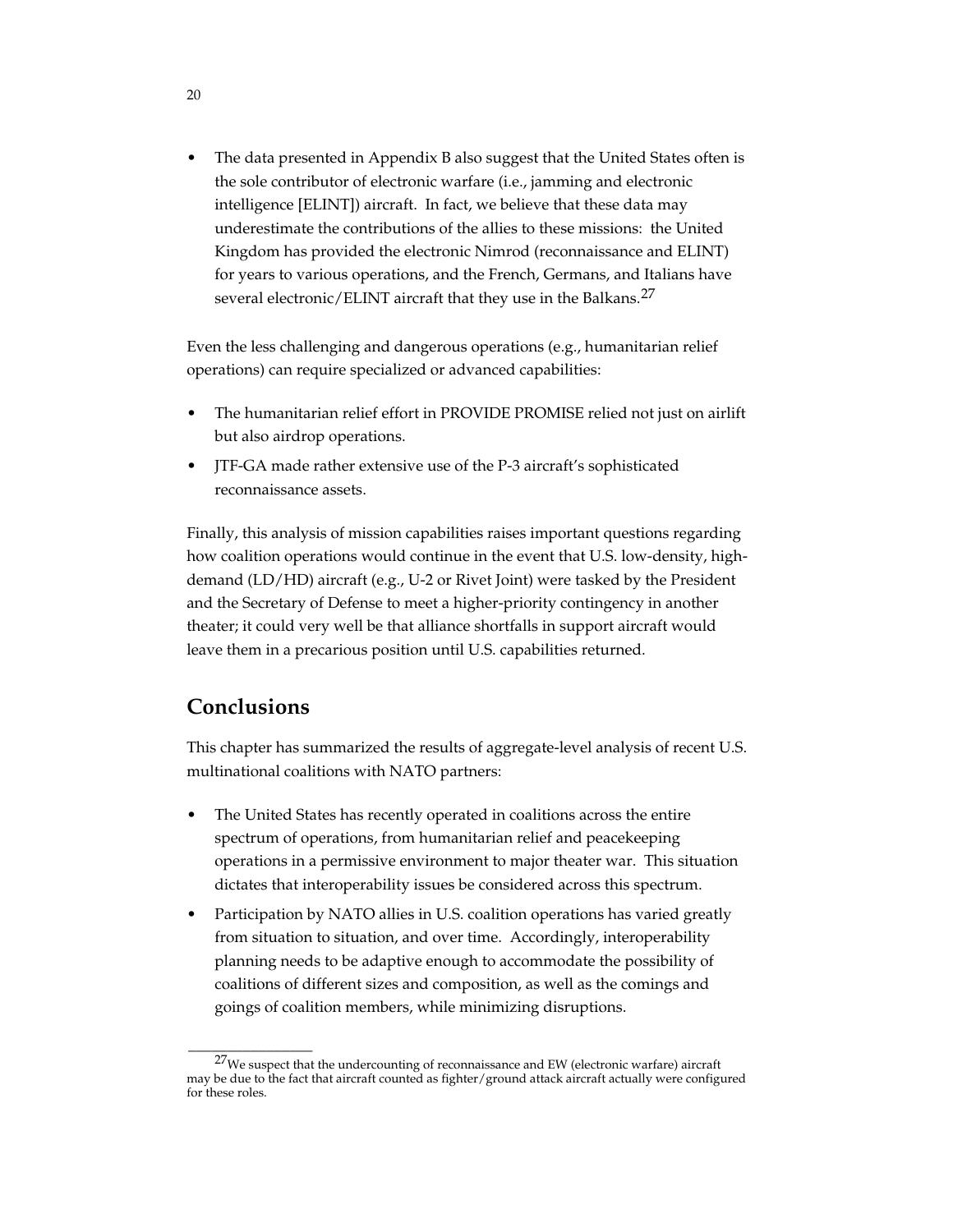- The data presented in Appendix B also suggest that the United States often is the sole contributor of electronic warfare (i.e., jamming and electronic intelligence [ELINT]) aircraft. In fact, we believe that these data may underestimate the contributions of the allies to these missions: the United Kingdom has provided the electronic Nimrod (reconnaissance and ELINT) for years to various operations, and the French, Germans, and Italians have several electronic/ELINT aircraft that they use in the Balkans.[27]

Even the less challenging and dangerous operations (e.g., humanitarian relief operations) can require specialized or advanced capabilities:

- The humanitarian relief effort in PROVIDE PROMISE relied not just on airlift but also airdrop operations.
- JTF-GA made rather extensive use of the P-3 aircraft's sophisticated reconnaissance assets.

Finally, this analysis of mission capabilities raises important questions regarding how coalition operations would continue in the event that U.S. low-density, high-demand (LD/HD) aircraft (e.g., U-2 or Rivet Joint) were tasked by the President and the Secretary of Defense to meet a higher-priority contingency in another theater; it could very well be that alliance shortfalls in support aircraft would leave them in a precarious position until U.S. capabilities returned.

## Conclusions

This chapter has summarized the results of aggregate-level analysis of recent U.S. multinational coalitions with NATO partners:

- The United States has recently operated in coalitions across the entire spectrum of operations, from humanitarian relief and peacekeeping operations in a permissive environment to major theater war. This situation dictates that interoperability issues be considered across this spectrum.
- Participation by NATO allies in U.S. coalition operations has varied greatly from situation to situation, and over time. Accordingly, interoperability planning needs to be adaptive enough to accommodate the possibility of coalitions of different sizes and composition, as well as the comings and goings of coalition members, while minimizing disruptions.

---

[27] We suspect that the undercounting of reconnaissance and EW (electronic warfare) aircraft may be due to the fact that aircraft counted as fighter/ground attack aircraft actually were configured for these roles.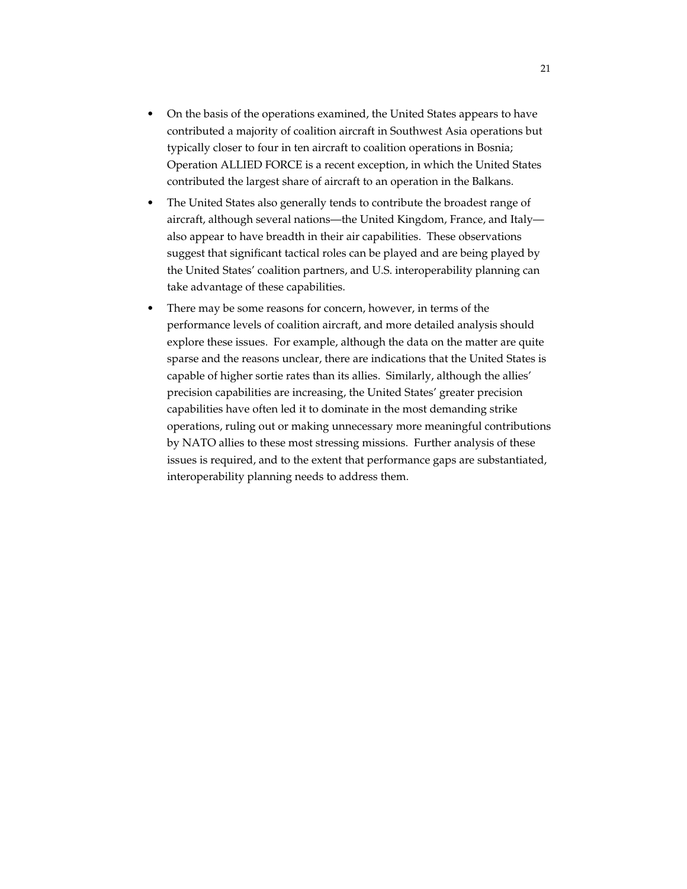- On the basis of the operations examined, the United States appears to have contributed a majority of coalition aircraft in Southwest Asia operations but typically closer to four in ten aircraft to coalition operations in Bosnia; Operation ALLIED FORCE is a recent exception, in which the United States contributed the largest share of aircraft to an operation in the Balkans.
- The United States also generally tends to contribute the broadest range of aircraft, although several nations—the United Kingdom, France, and Italy—also appear to have breadth in their air capabilities. These observations suggest that significant tactical roles can be played and are being played by the United States' coalition partners, and U.S. interoperability planning can take advantage of these capabilities.
- There may be some reasons for concern, however, in terms of the performance levels of coalition aircraft, and more detailed analysis should explore these issues. For example, although the data on the matter are quite sparse and the reasons unclear, there are indications that the United States is capable of higher sortie rates than its allies. Similarly, although the allies' precision capabilities are increasing, the United States' greater precision capabilities have often led it to dominate in the most demanding strike operations, ruling out or making unnecessary more meaningful contributions by NATO allies to these most stressing missions. Further analysis of these issues is required, and to the extent that performance gaps are substantiated, interoperability planning needs to address them.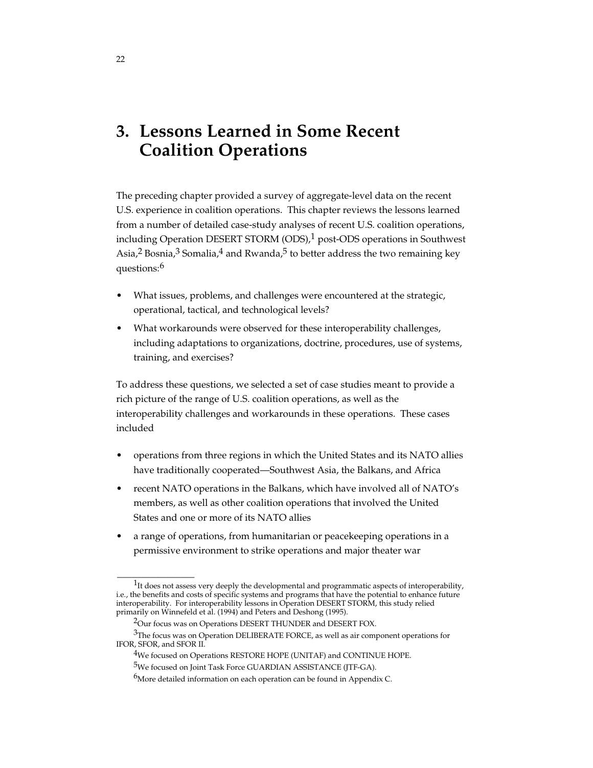# 3. Lessons Learned in Some Recent Coalition Operations

The preceding chapter provided a survey of aggregate-level data on the recent U.S. experience in coalition operations. This chapter reviews the lessons learned from a number of detailed case-study analyses of recent U.S. coalition operations, including Operation DESERT STORM (ODS),[1] post-ODS operations in Southwest Asia,[2] Bosnia,[3] Somalia,[4] and Rwanda,[5] to better address the two remaining key questions:[6]

- What issues, problems, and challenges were encountered at the strategic, operational, tactical, and technological levels?
- What workarounds were observed for these interoperability challenges, including adaptations to organizations, doctrine, procedures, use of systems, training, and exercises?

To address these questions, we selected a set of case studies meant to provide a rich picture of the range of U.S. coalition operations, as well as the interoperability challenges and workarounds in these operations. These cases included

- operations from three regions in which the United States and its NATO allies have traditionally cooperated—Southwest Asia, the Balkans, and Africa
- recent NATO operations in the Balkans, which have involved all of NATO's members, as well as other coalition operations that involved the United States and one or more of its NATO allies
- a range of operations, from humanitarian or peacekeeping operations in a permissive environment to strike operations and major theater war

---

[1] It does not assess very deeply the developmental and programmatic aspects of interoperability, i.e., the benefits and costs of specific systems and programs that have the potential to enhance future interoperability. For interoperability lessons in Operation DESERT STORM, this study relied primarily on Winnefeld et al. (1994) and Peters and Deshong (1995).

[2] Our focus was on Operations DESERT THUNDER and DESERT FOX.

[3] The focus was on Operation DELIBERATE FORCE, as well as air component operations for IFOR, SFOR, and SFOR II.

[4] We focused on Operations RESTORE HOPE (UNITAF) and CONTINUE HOPE.

[5] We focused on Joint Task Force GUARDIAN ASSISTANCE (JTF-GA).

[6] More detailed information on each operation can be found in Appendix C.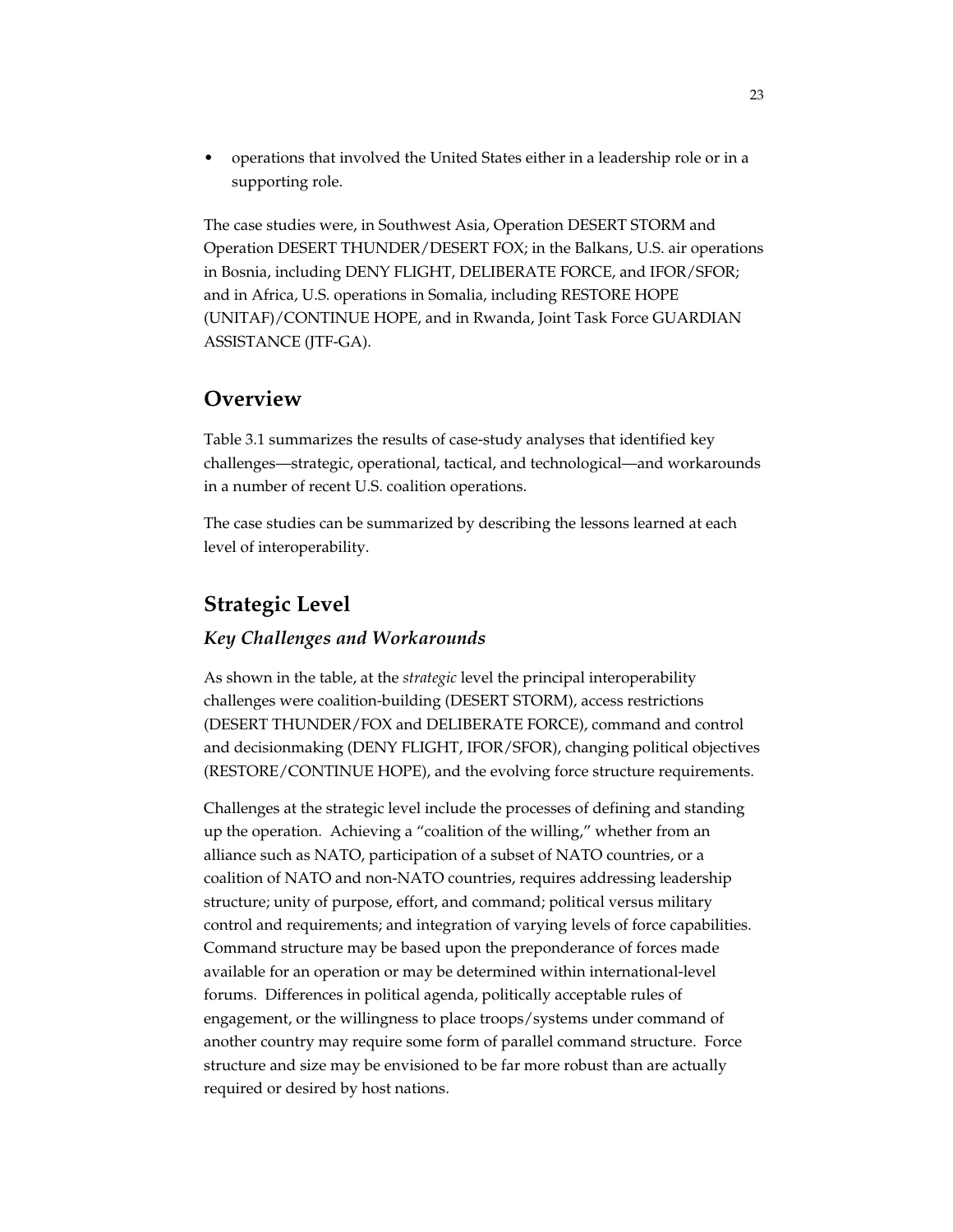- operations that involved the United States either in a leadership role or in a supporting role.

The case studies were, in Southwest Asia, Operation DESERT STORM and Operation DESERT THUNDER/DESERT FOX; in the Balkans, U.S. air operations in Bosnia, including DENY FLIGHT, DELIBERATE FORCE, and IFOR/SFOR; and in Africa, U.S. operations in Somalia, including RESTORE HOPE (UNITAF)/CONTINUE HOPE, and in Rwanda, Joint Task Force GUARDIAN ASSISTANCE (JTF-GA).

## Overview

Table 3.1 summarizes the results of case-study analyses that identified key challenges—strategic, operational, tactical, and technological—and workarounds in a number of recent U.S. coalition operations.

The case studies can be summarized by describing the lessons learned at each level of interoperability.

## Strategic Level

### *Key Challenges and Workarounds*

As shown in the table, at the *strategic* level the principal interoperability challenges were coalition-building (DESERT STORM), access restrictions (DESERT THUNDER/FOX and DELIBERATE FORCE), command and control and decisionmaking (DENY FLIGHT, IFOR/SFOR), changing political objectives (RESTORE/CONTINUE HOPE), and the evolving force structure requirements.

Challenges at the strategic level include the processes of defining and standing up the operation. Achieving a "coalition of the willing," whether from an alliance such as NATO, participation of a subset of NATO countries, or a coalition of NATO and non-NATO countries, requires addressing leadership structure; unity of purpose, effort, and command; political versus military control and requirements; and integration of varying levels of force capabilities. Command structure may be based upon the preponderance of forces made available for an operation or may be determined within international-level forums. Differences in political agenda, politically acceptable rules of engagement, or the willingness to place troops/systems under command of another country may require some form of parallel command structure. Force structure and size may be envisioned to be far more robust than are actually required or desired by host nations.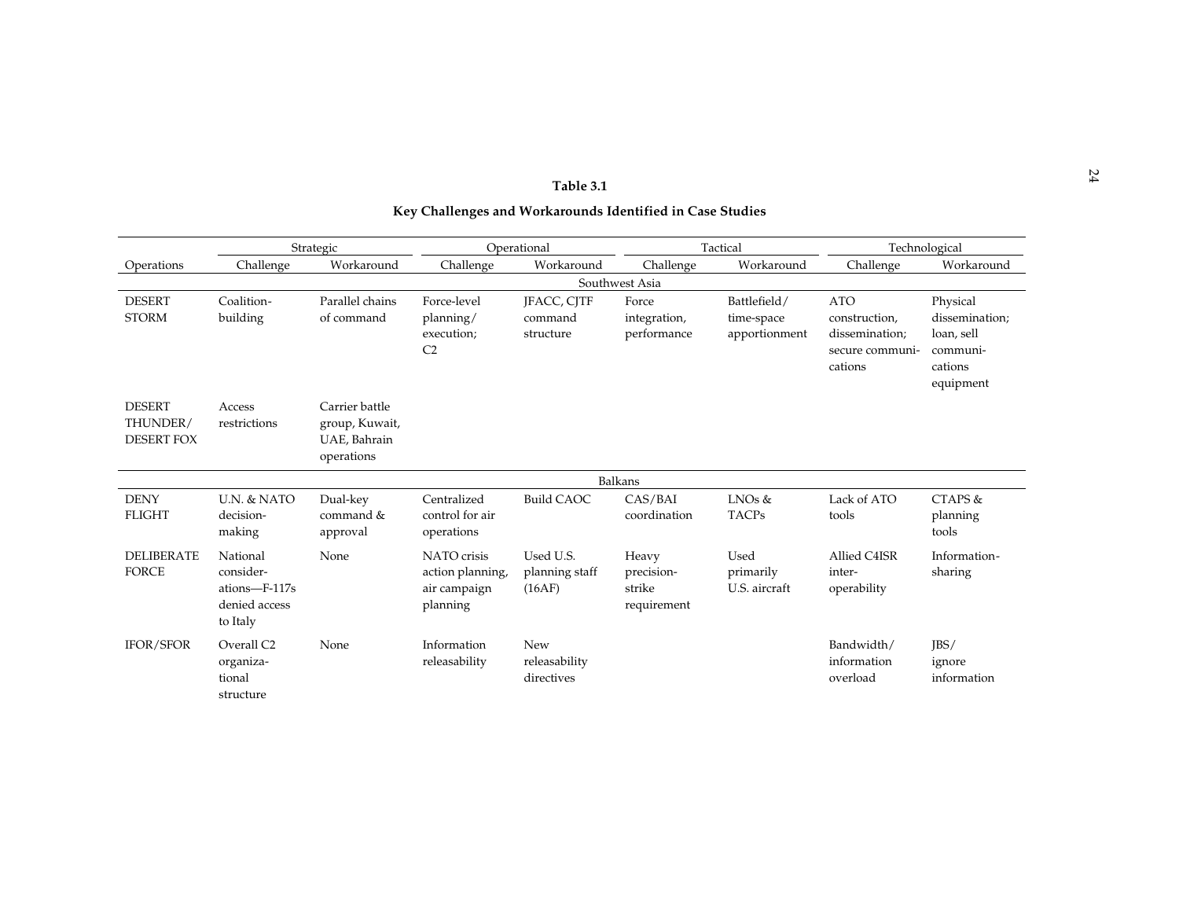**Table 3.1**

**Key Challenges and Workarounds Identified in Case Studies**

| | Strategic | | Operational | | Tactical | | Technological | |
|---|---|---|---|---|---|---|---|---|
| Operations | Challenge | Workaround | Challenge | Workaround | Challenge | Workaround | Challenge | Workaround |
| **Southwest Asia** | | | | | | | | |
| DESERT STORM | Coalition-building | Parallel chains of command | Force-level planning/ execution; C2 | JFACC, CJTF command structure | Force integration, performance | Battlefield/ time-space apportionment | ATO construction, dissemination; secure communi-cations | Physical dissemination; loan, sell communi-cations equipment |
| DESERT THUNDER/ DESERT FOX | Access restrictions | Carrier battle group, Kuwait, UAE, Bahrain operations | | | | | | |
| **Balkans** | | | | | | | | |
| DENY FLIGHT | U.N. & NATO decision-making | Dual-key command & approval | Centralized control for air operations | Build CAOC | CAS/BAI coordination | LNOs & TACPs | Lack of ATO tools | CTAPS & planning tools |
| DELIBERATE FORCE | National consider-ations—F-117s denied access to Italy | None | NATO crisis action planning, air campaign planning | Used U.S. planning staff (16AF) | Heavy precision-strike requirement | Used primarily U.S. aircraft | Allied C4ISR inter-operability | Information-sharing |
| IFOR/SFOR | Overall C2 organiza-tional structure | None | Information releasability | New releasability directives | | | Bandwidth/ information overload | JBS/ ignore information |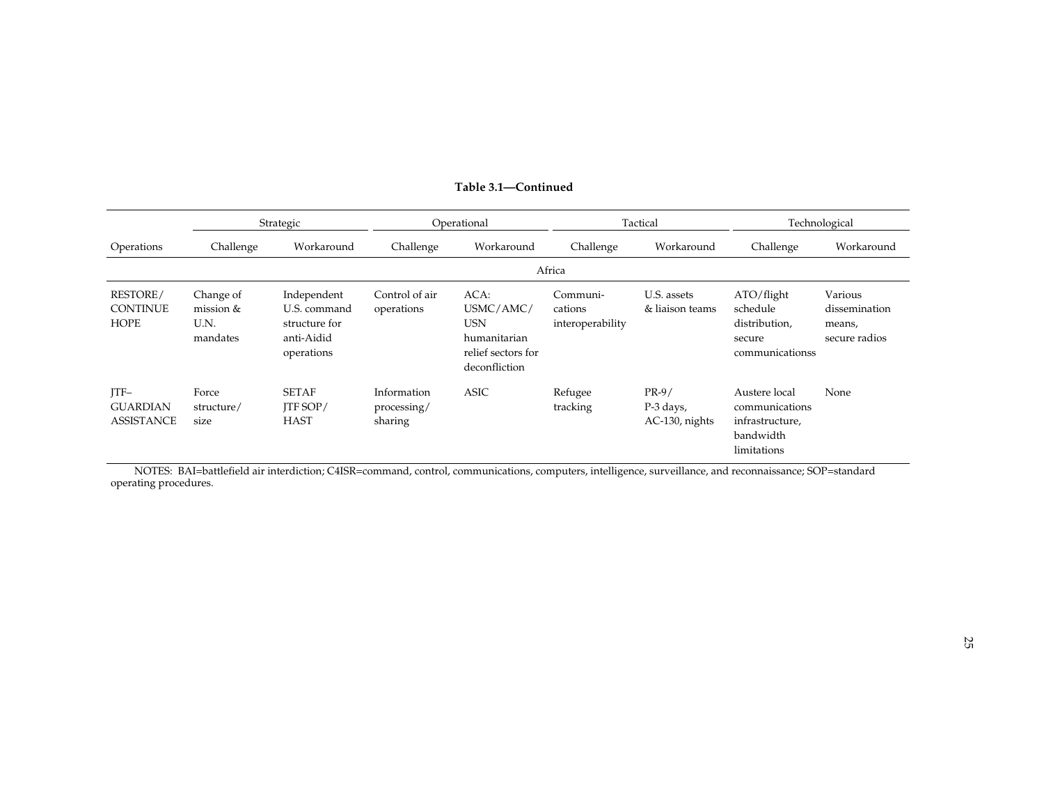**Table 3.1—Continued**

| | Strategic | | Operational | | Tactical | | Technological | |
|---|---|---|---|---|---|---|---|---|
| Operations | Challenge | Workaround | Challenge | Workaround | Challenge | Workaround | Challenge | Workaround |
| | | | | Africa | | | | |
| RESTORE/ CONTINUE HOPE | Change of mission & U.N. mandates | Independent U.S. command structure for anti-Aidid operations | Control of air operations | ACA: USMC/AMC/ USN humanitarian relief sectors for deconfliction | Communi-cations interoperability | U.S. assets & liaison teams | ATO/flight schedule distribution, secure communicationss | Various dissemination means, secure radios |
| JTF–GUARDIAN ASSISTANCE | Force structure/ size | SETAF JTF SOP/ HAST | Information processing/ sharing | ASIC | Refugee tracking | PR-9/ P-3 days, AC-130, nights | Austere local communications infrastructure, bandwidth limitations | None |

NOTES: BAI=battlefield air interdiction; C4ISR=command, control, communications, computers, intelligence, surveillance, and reconnaissance; SOP=standard operating procedures.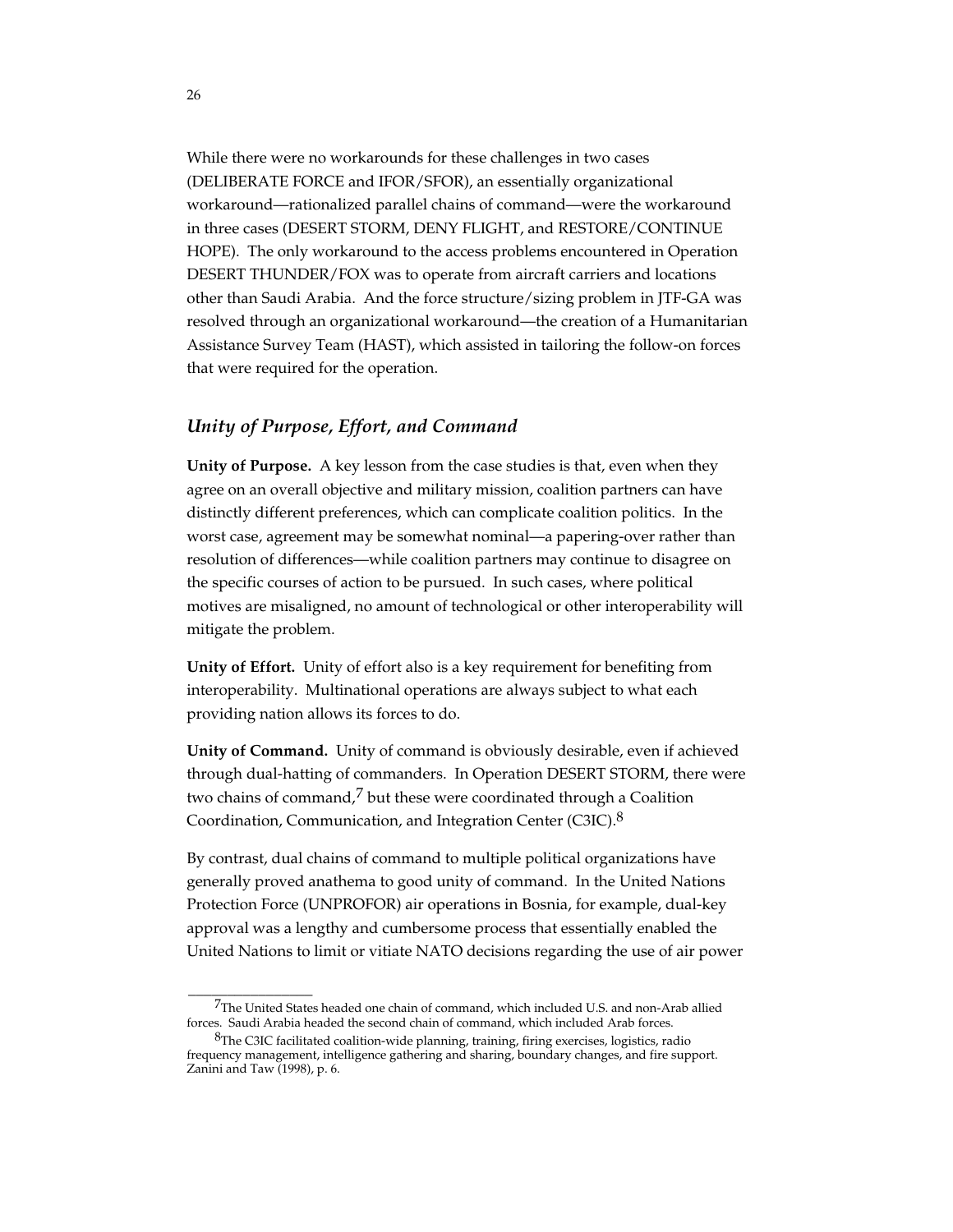While there were no workarounds for these challenges in two cases (DELIBERATE FORCE and IFOR/SFOR), an essentially organizational workaround—rationalized parallel chains of command—were the workaround in three cases (DESERT STORM, DENY FLIGHT, and RESTORE/CONTINUE HOPE). The only workaround to the access problems encountered in Operation DESERT THUNDER/FOX was to operate from aircraft carriers and locations other than Saudi Arabia. And the force structure/sizing problem in JTF-GA was resolved through an organizational workaround—the creation of a Humanitarian Assistance Survey Team (HAST), which assisted in tailoring the follow-on forces that were required for the operation.

## *Unity of Purpose, Effort, and Command*

**Unity of Purpose.** A key lesson from the case studies is that, even when they agree on an overall objective and military mission, coalition partners can have distinctly different preferences, which can complicate coalition politics. In the worst case, agreement may be somewhat nominal—a papering-over rather than resolution of differences—while coalition partners may continue to disagree on the specific courses of action to be pursued. In such cases, where political motives are misaligned, no amount of technological or other interoperability will mitigate the problem.

**Unity of Effort.** Unity of effort also is a key requirement for benefiting from interoperability. Multinational operations are always subject to what each providing nation allows its forces to do.

**Unity of Command.** Unity of command is obviously desirable, even if achieved through dual-hatting of commanders. In Operation DESERT STORM, there were two chains of command,[7] but these were coordinated through a Coalition Coordination, Communication, and Integration Center (C3IC).[8]

By contrast, dual chains of command to multiple political organizations have generally proved anathema to good unity of command. In the United Nations Protection Force (UNPROFOR) air operations in Bosnia, for example, dual-key approval was a lengthy and cumbersome process that essentially enabled the United Nations to limit or vitiate NATO decisions regarding the use of air power

---

[7]The United States headed one chain of command, which included U.S. and non-Arab allied forces. Saudi Arabia headed the second chain of command, which included Arab forces.

[8]The C3IC facilitated coalition-wide planning, training, firing exercises, logistics, radio frequency management, intelligence gathering and sharing, boundary changes, and fire support. Zanini and Taw (1998), p. 6.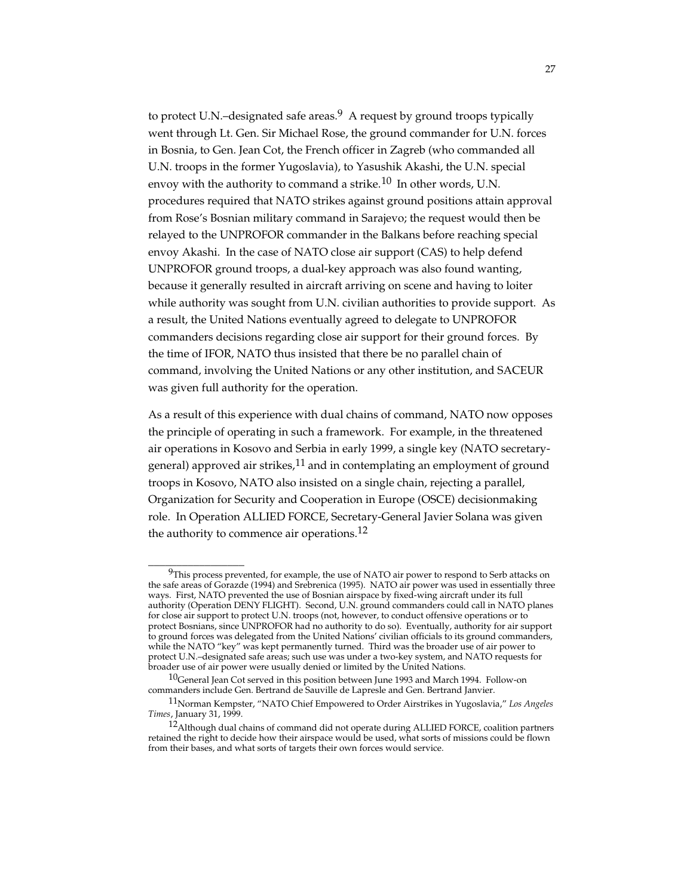to protect U.N.–designated safe areas.[9] A request by ground troops typically went through Lt. Gen. Sir Michael Rose, the ground commander for U.N. forces in Bosnia, to Gen. Jean Cot, the French officer in Zagreb (who commanded all U.N. troops in the former Yugoslavia), to Yasushik Akashi, the U.N. special envoy with the authority to command a strike.[10] In other words, U.N. procedures required that NATO strikes against ground positions attain approval from Rose's Bosnian military command in Sarajevo; the request would then be relayed to the UNPROFOR commander in the Balkans before reaching special envoy Akashi. In the case of NATO close air support (CAS) to help defend UNPROFOR ground troops, a dual-key approach was also found wanting, because it generally resulted in aircraft arriving on scene and having to loiter while authority was sought from U.N. civilian authorities to provide support. As a result, the United Nations eventually agreed to delegate to UNPROFOR commanders decisions regarding close air support for their ground forces. By the time of IFOR, NATO thus insisted that there be no parallel chain of command, involving the United Nations or any other institution, and SACEUR was given full authority for the operation.

As a result of this experience with dual chains of command, NATO now opposes the principle of operating in such a framework. For example, in the threatened air operations in Kosovo and Serbia in early 1999, a single key (NATO secretary-general) approved air strikes,[11] and in contemplating an employment of ground troops in Kosovo, NATO also insisted on a single chain, rejecting a parallel, Organization for Security and Cooperation in Europe (OSCE) decisionmaking role. In Operation ALLIED FORCE, Secretary-General Javier Solana was given the authority to commence air operations.[12]

---

[9]This process prevented, for example, the use of NATO air power to respond to Serb attacks on the safe areas of Gorazde (1994) and Srebrenica (1995). NATO air power was used in essentially three ways. First, NATO prevented the use of Bosnian airspace by fixed-wing aircraft under its full authority (Operation DENY FLIGHT). Second, U.N. ground commanders could call in NATO planes for close air support to protect U.N. troops (not, however, to conduct offensive operations or to protect Bosnians, since UNPROFOR had no authority to do so). Eventually, authority for air support to ground forces was delegated from the United Nations' civilian officials to its ground commanders, while the NATO "key" was kept permanently turned. Third was the broader use of air power to protect U.N.–designated safe areas; such use was under a two-key system, and NATO requests for broader use of air power were usually denied or limited by the United Nations.

[10]General Jean Cot served in this position between June 1993 and March 1994. Follow-on commanders include Gen. Bertrand de Sauville de Lapresle and Gen. Bertrand Janvier.

[11]Norman Kempster, "NATO Chief Empowered to Order Airstrikes in Yugoslavia," *Los Angeles Times*, January 31, 1999.

[12]Although dual chains of command did not operate during ALLIED FORCE, coalition partners retained the right to decide how their airspace would be used, what sorts of missions could be flown from their bases, and what sorts of targets their own forces would service.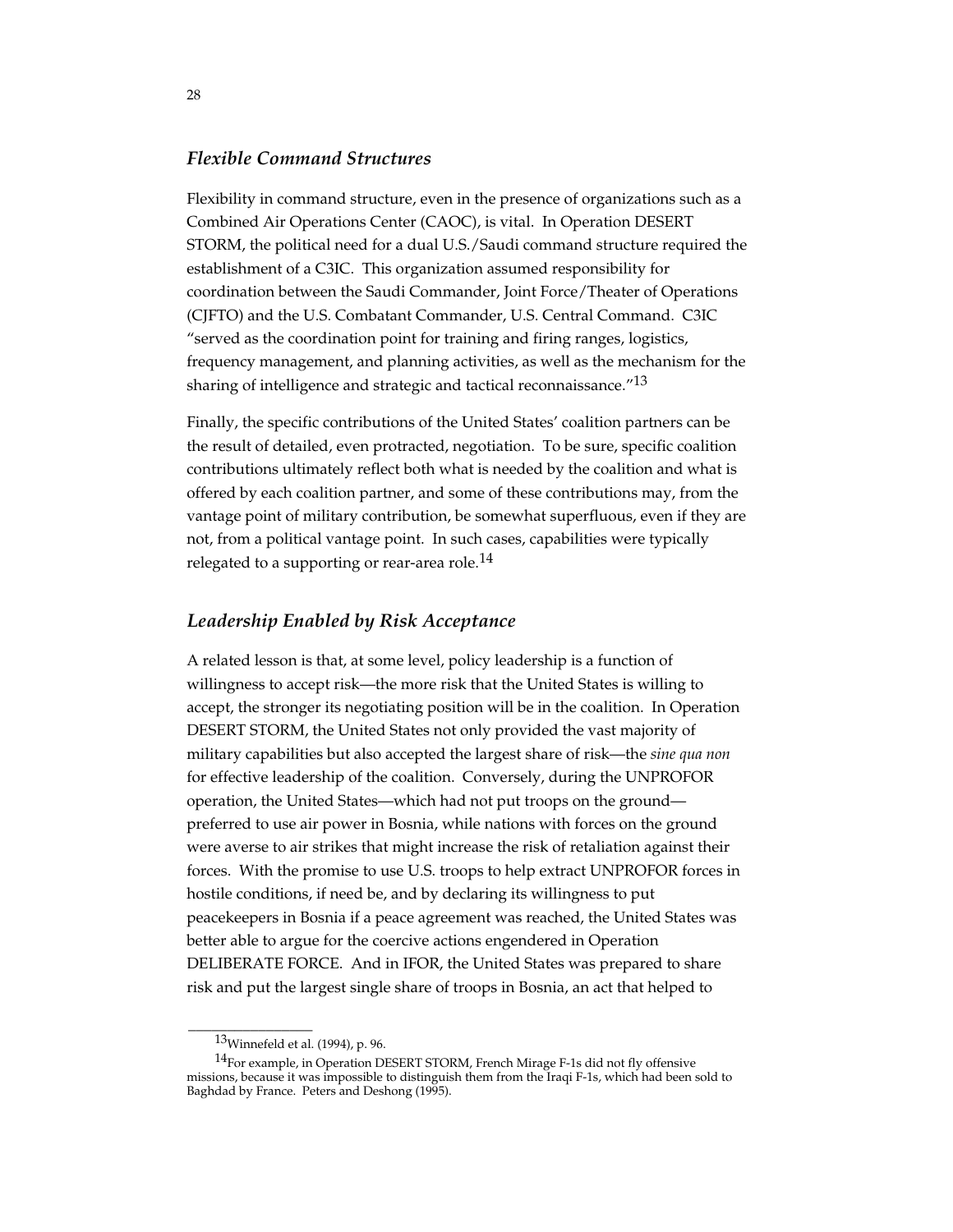### *Flexible Command Structures*

Flexibility in command structure, even in the presence of organizations such as a Combined Air Operations Center (CAOC), is vital. In Operation DESERT STORM, the political need for a dual U.S./Saudi command structure required the establishment of a C3IC. This organization assumed responsibility for coordination between the Saudi Commander, Joint Force/Theater of Operations (CJFTO) and the U.S. Combatant Commander, U.S. Central Command. C3IC "served as the coordination point for training and firing ranges, logistics, frequency management, and planning activities, as well as the mechanism for the sharing of intelligence and strategic and tactical reconnaissance."[13]

Finally, the specific contributions of the United States' coalition partners can be the result of detailed, even protracted, negotiation. To be sure, specific coalition contributions ultimately reflect both what is needed by the coalition and what is offered by each coalition partner, and some of these contributions may, from the vantage point of military contribution, be somewhat superfluous, even if they are not, from a political vantage point. In such cases, capabilities were typically relegated to a supporting or rear-area role.[14]

### *Leadership Enabled by Risk Acceptance*

A related lesson is that, at some level, policy leadership is a function of willingness to accept risk—the more risk that the United States is willing to accept, the stronger its negotiating position will be in the coalition. In Operation DESERT STORM, the United States not only provided the vast majority of military capabilities but also accepted the largest share of risk—the *sine qua non* for effective leadership of the coalition. Conversely, during the UNPROFOR operation, the United States—which had not put troops on the ground—preferred to use air power in Bosnia, while nations with forces on the ground were averse to air strikes that might increase the risk of retaliation against their forces. With the promise to use U.S. troops to help extract UNPROFOR forces in hostile conditions, if need be, and by declaring its willingness to put peacekeepers in Bosnia if a peace agreement was reached, the United States was better able to argue for the coercive actions engendered in Operation DELIBERATE FORCE. And in IFOR, the United States was prepared to share risk and put the largest single share of troops in Bosnia, an act that helped to

---

[13]Winnefeld et al. (1994), p. 96.

[14]For example, in Operation DESERT STORM, French Mirage F-1s did not fly offensive missions, because it was impossible to distinguish them from the Iraqi F-1s, which had been sold to Baghdad by France. Peters and Deshong (1995).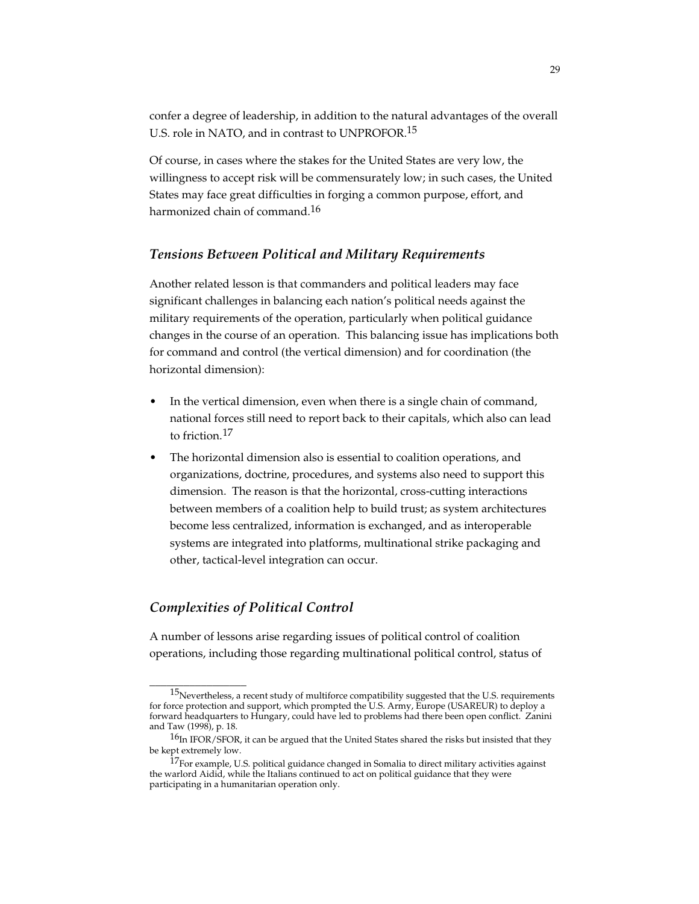confer a degree of leadership, in addition to the natural advantages of the overall U.S. role in NATO, and in contrast to UNPROFOR.[15]

Of course, in cases where the stakes for the United States are very low, the willingness to accept risk will be commensurately low; in such cases, the United States may face great difficulties in forging a common purpose, effort, and harmonized chain of command.[16]

### *Tensions Between Political and Military Requirements*

Another related lesson is that commanders and political leaders may face significant challenges in balancing each nation's political needs against the military requirements of the operation, particularly when political guidance changes in the course of an operation. This balancing issue has implications both for command and control (the vertical dimension) and for coordination (the horizontal dimension):

- In the vertical dimension, even when there is a single chain of command, national forces still need to report back to their capitals, which also can lead to friction.[17]
- The horizontal dimension also is essential to coalition operations, and organizations, doctrine, procedures, and systems also need to support this dimension. The reason is that the horizontal, cross-cutting interactions between members of a coalition help to build trust; as system architectures become less centralized, information is exchanged, and as interoperable systems are integrated into platforms, multinational strike packaging and other, tactical-level integration can occur.

### *Complexities of Political Control*

A number of lessons arise regarding issues of political control of coalition operations, including those regarding multinational political control, status of

---

[15]Nevertheless, a recent study of multiforce compatibility suggested that the U.S. requirements for force protection and support, which prompted the U.S. Army, Europe (USAREUR) to deploy a forward headquarters to Hungary, could have led to problems had there been open conflict. Zanini and Taw (1998), p. 18.

[16]In IFOR/SFOR, it can be argued that the United States shared the risks but insisted that they be kept extremely low.

[17]For example, U.S. political guidance changed in Somalia to direct military activities against the warlord Aidid, while the Italians continued to act on political guidance that they were participating in a humanitarian operation only.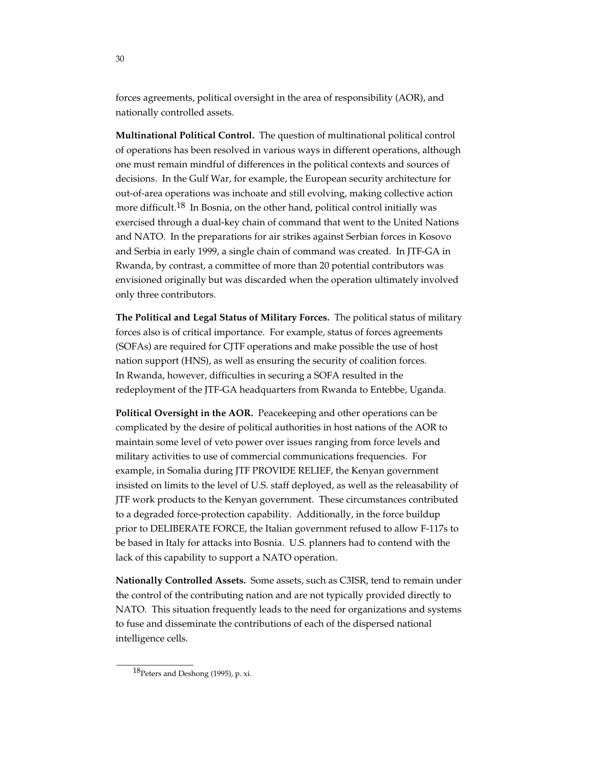forces agreements, political oversight in the area of responsibility (AOR), and nationally controlled assets.

**Multinational Political Control.** The question of multinational political control of operations has been resolved in various ways in different operations, although one must remain mindful of differences in the political contexts and sources of decisions. In the Gulf War, for example, the European security architecture for out-of-area operations was inchoate and still evolving, making collective action more difficult.[18] In Bosnia, on the other hand, political control initially was exercised through a dual-key chain of command that went to the United Nations and NATO. In the preparations for air strikes against Serbian forces in Kosovo and Serbia in early 1999, a single chain of command was created. In JTF-GA in Rwanda, by contrast, a committee of more than 20 potential contributors was envisioned originally but was discarded when the operation ultimately involved only three contributors.

**The Political and Legal Status of Military Forces.** The political status of military forces also is of critical importance. For example, status of forces agreements (SOFAs) are required for CJTF operations and make possible the use of host nation support (HNS), as well as ensuring the security of coalition forces. In Rwanda, however, difficulties in securing a SOFA resulted in the redeployment of the JTF-GA headquarters from Rwanda to Entebbe, Uganda.

**Political Oversight in the AOR.** Peacekeeping and other operations can be complicated by the desire of political authorities in host nations of the AOR to maintain some level of veto power over issues ranging from force levels and military activities to use of commercial communications frequencies. For example, in Somalia during JTF PROVIDE RELIEF, the Kenyan government insisted on limits to the level of U.S. staff deployed, as well as the releasability of JTF work products to the Kenyan government. These circumstances contributed to a degraded force-protection capability. Additionally, in the force buildup prior to DELIBERATE FORCE, the Italian government refused to allow F-117s to be based in Italy for attacks into Bosnia. U.S. planners had to contend with the lack of this capability to support a NATO operation.

**Nationally Controlled Assets.** Some assets, such as C3ISR, tend to remain under the control of the contributing nation and are not typically provided directly to NATO. This situation frequently leads to the need for organizations and systems to fuse and disseminate the contributions of each of the dispersed national intelligence cells.

---

[18] Peters and Deshong (1995), p. xi.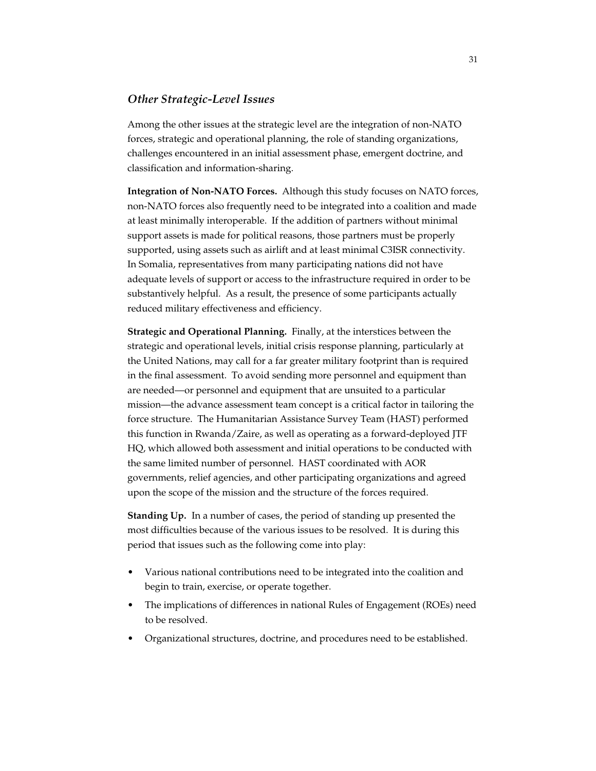### *Other Strategic-Level Issues*

Among the other issues at the strategic level are the integration of non-NATO forces, strategic and operational planning, the role of standing organizations, challenges encountered in an initial assessment phase, emergent doctrine, and classification and information-sharing.

**Integration of Non-NATO Forces.** Although this study focuses on NATO forces, non-NATO forces also frequently need to be integrated into a coalition and made at least minimally interoperable. If the addition of partners without minimal support assets is made for political reasons, those partners must be properly supported, using assets such as airlift and at least minimal C3ISR connectivity. In Somalia, representatives from many participating nations did not have adequate levels of support or access to the infrastructure required in order to be substantively helpful. As a result, the presence of some participants actually reduced military effectiveness and efficiency.

**Strategic and Operational Planning.** Finally, at the interstices between the strategic and operational levels, initial crisis response planning, particularly at the United Nations, may call for a far greater military footprint than is required in the final assessment. To avoid sending more personnel and equipment than are needed—or personnel and equipment that are unsuited to a particular mission—the advance assessment team concept is a critical factor in tailoring the force structure. The Humanitarian Assistance Survey Team (HAST) performed this function in Rwanda/Zaire, as well as operating as a forward-deployed JTF HQ, which allowed both assessment and initial operations to be conducted with the same limited number of personnel. HAST coordinated with AOR governments, relief agencies, and other participating organizations and agreed upon the scope of the mission and the structure of the forces required.

**Standing Up.** In a number of cases, the period of standing up presented the most difficulties because of the various issues to be resolved. It is during this period that issues such as the following come into play:

- Various national contributions need to be integrated into the coalition and begin to train, exercise, or operate together.
- The implications of differences in national Rules of Engagement (ROEs) need to be resolved.
- Organizational structures, doctrine, and procedures need to be established.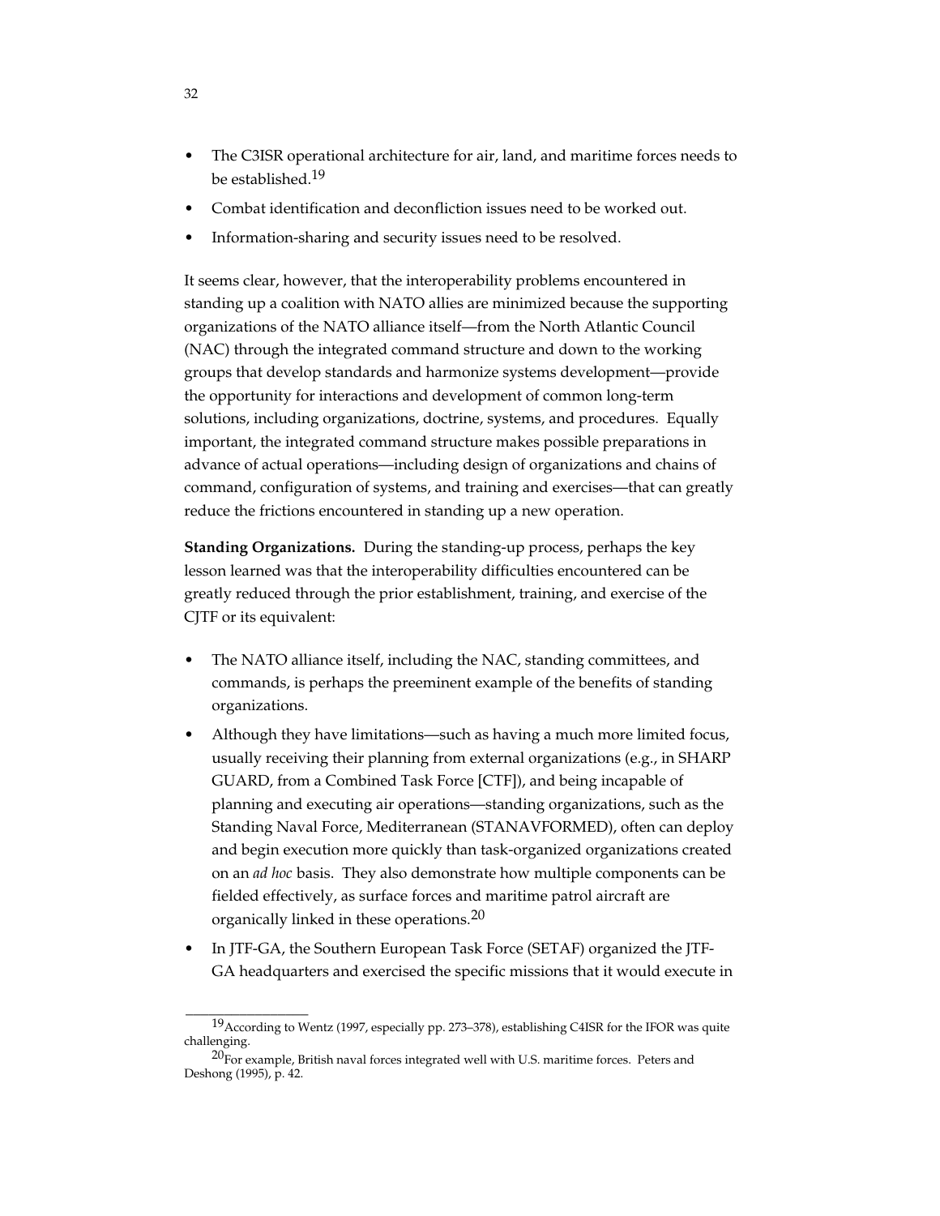- The C3ISR operational architecture for air, land, and maritime forces needs to be established.[19]
- Combat identification and deconfliction issues need to be worked out.
- Information-sharing and security issues need to be resolved.

It seems clear, however, that the interoperability problems encountered in standing up a coalition with NATO allies are minimized because the supporting organizations of the NATO alliance itself—from the North Atlantic Council (NAC) through the integrated command structure and down to the working groups that develop standards and harmonize systems development—provide the opportunity for interactions and development of common long-term solutions, including organizations, doctrine, systems, and procedures. Equally important, the integrated command structure makes possible preparations in advance of actual operations—including design of organizations and chains of command, configuration of systems, and training and exercises—that can greatly reduce the frictions encountered in standing up a new operation.

**Standing Organizations.** During the standing-up process, perhaps the key lesson learned was that the interoperability difficulties encountered can be greatly reduced through the prior establishment, training, and exercise of the CJTF or its equivalent:

- The NATO alliance itself, including the NAC, standing committees, and commands, is perhaps the preeminent example of the benefits of standing organizations.
- Although they have limitations—such as having a much more limited focus, usually receiving their planning from external organizations (e.g., in SHARP GUARD, from a Combined Task Force [CTF]), and being incapable of planning and executing air operations—standing organizations, such as the Standing Naval Force, Mediterranean (STANAVFORMED), often can deploy and begin execution more quickly than task-organized organizations created on an *ad hoc* basis. They also demonstrate how multiple components can be fielded effectively, as surface forces and maritime patrol aircraft are organically linked in these operations.[20]
- In JTF-GA, the Southern European Task Force (SETAF) organized the JTF-GA headquarters and exercised the specific missions that it would execute in

---

[19] According to Wentz (1997, especially pp. 273–378), establishing C4ISR for the IFOR was quite challenging.

[20] For example, British naval forces integrated well with U.S. maritime forces. Peters and Deshong (1995), p. 42.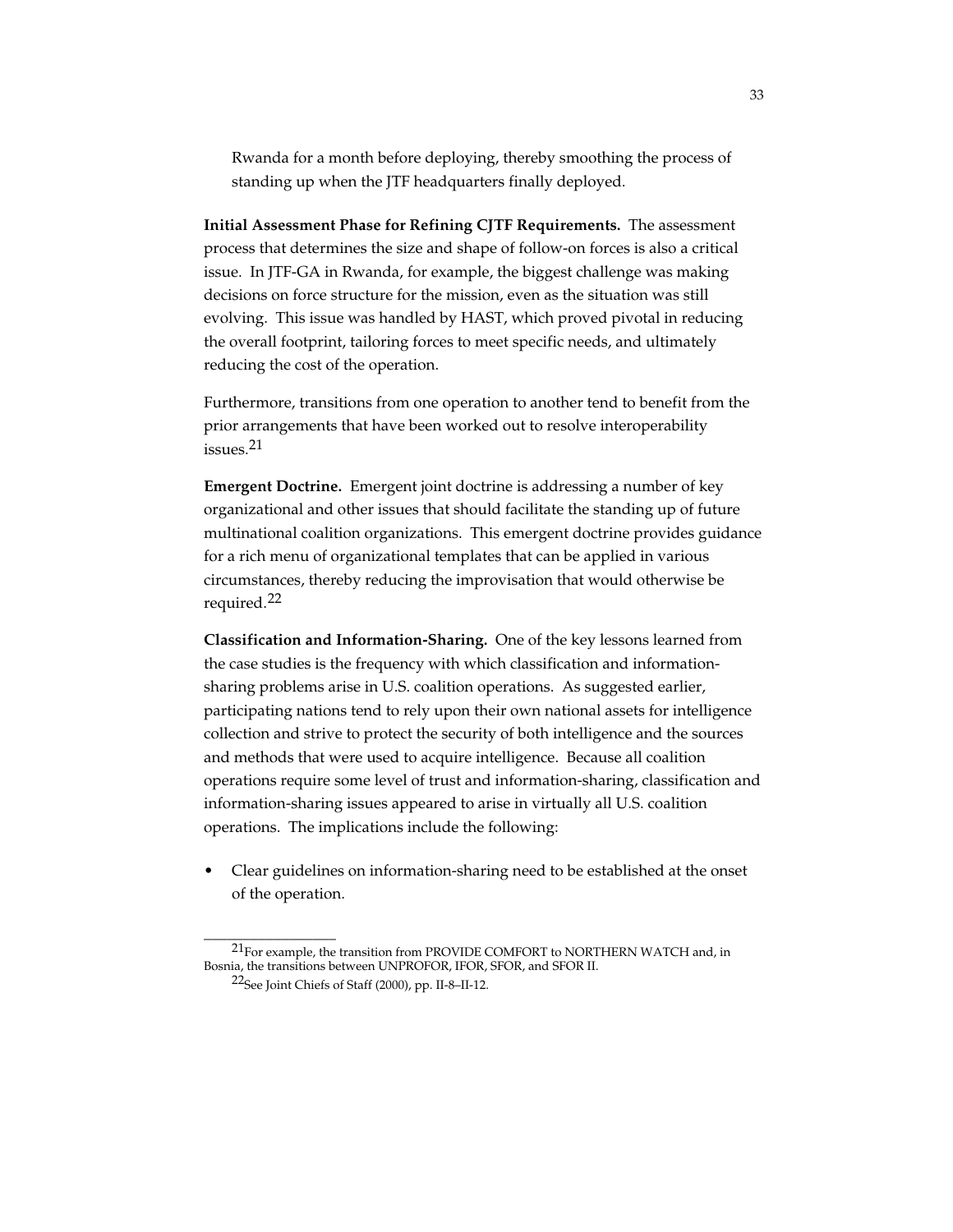Rwanda for a month before deploying, thereby smoothing the process of standing up when the JTF headquarters finally deployed.

**Initial Assessment Phase for Refining CJTF Requirements.** The assessment process that determines the size and shape of follow-on forces is also a critical issue. In JTF-GA in Rwanda, for example, the biggest challenge was making decisions on force structure for the mission, even as the situation was still evolving. This issue was handled by HAST, which proved pivotal in reducing the overall footprint, tailoring forces to meet specific needs, and ultimately reducing the cost of the operation.

Furthermore, transitions from one operation to another tend to benefit from the prior arrangements that have been worked out to resolve interoperability issues.[21]

**Emergent Doctrine.** Emergent joint doctrine is addressing a number of key organizational and other issues that should facilitate the standing up of future multinational coalition organizations. This emergent doctrine provides guidance for a rich menu of organizational templates that can be applied in various circumstances, thereby reducing the improvisation that would otherwise be required.[22]

**Classification and Information-Sharing.** One of the key lessons learned from the case studies is the frequency with which classification and information-sharing problems arise in U.S. coalition operations. As suggested earlier, participating nations tend to rely upon their own national assets for intelligence collection and strive to protect the security of both intelligence and the sources and methods that were used to acquire intelligence. Because all coalition operations require some level of trust and information-sharing, classification and information-sharing issues appeared to arise in virtually all U.S. coalition operations. The implications include the following:

- Clear guidelines on information-sharing need to be established at the onset of the operation.

---

[21]For example, the transition from PROVIDE COMFORT to NORTHERN WATCH and, in Bosnia, the transitions between UNPROFOR, IFOR, SFOR, and SFOR II.

[22]See Joint Chiefs of Staff (2000), pp. II-8–II-12.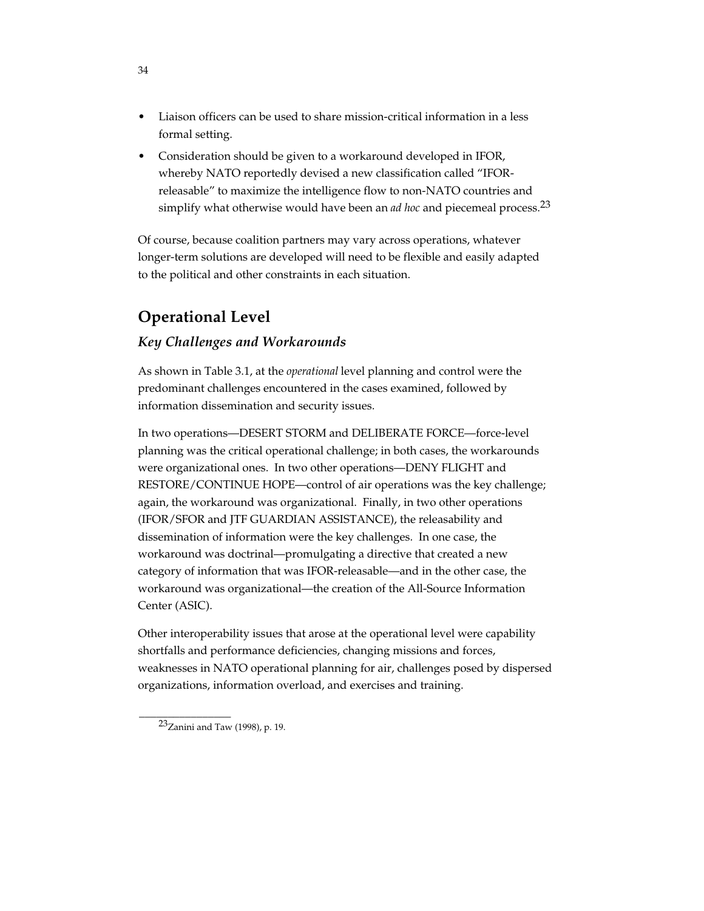- Liaison officers can be used to share mission-critical information in a less formal setting.
- Consideration should be given to a workaround developed in IFOR, whereby NATO reportedly devised a new classification called "IFOR-releasable" to maximize the intelligence flow to non-NATO countries and simplify what otherwise would have been an *ad hoc* and piecemeal process.[23]

Of course, because coalition partners may vary across operations, whatever longer-term solutions are developed will need to be flexible and easily adapted to the political and other constraints in each situation.

## Operational Level

### *Key Challenges and Workarounds*

As shown in Table 3.1, at the *operational* level planning and control were the predominant challenges encountered in the cases examined, followed by information dissemination and security issues.

In two operations—DESERT STORM and DELIBERATE FORCE—force-level planning was the critical operational challenge; in both cases, the workarounds were organizational ones. In two other operations—DENY FLIGHT and RESTORE/CONTINUE HOPE—control of air operations was the key challenge; again, the workaround was organizational. Finally, in two other operations (IFOR/SFOR and JTF GUARDIAN ASSISTANCE), the releasability and dissemination of information were the key challenges. In one case, the workaround was doctrinal—promulgating a directive that created a new category of information that was IFOR-releasable—and in the other case, the workaround was organizational—the creation of the All-Source Information Center (ASIC).

Other interoperability issues that arose at the operational level were capability shortfalls and performance deficiencies, changing missions and forces, weaknesses in NATO operational planning for air, challenges posed by dispersed organizations, information overload, and exercises and training.

---

[23] Zanini and Taw (1998), p. 19.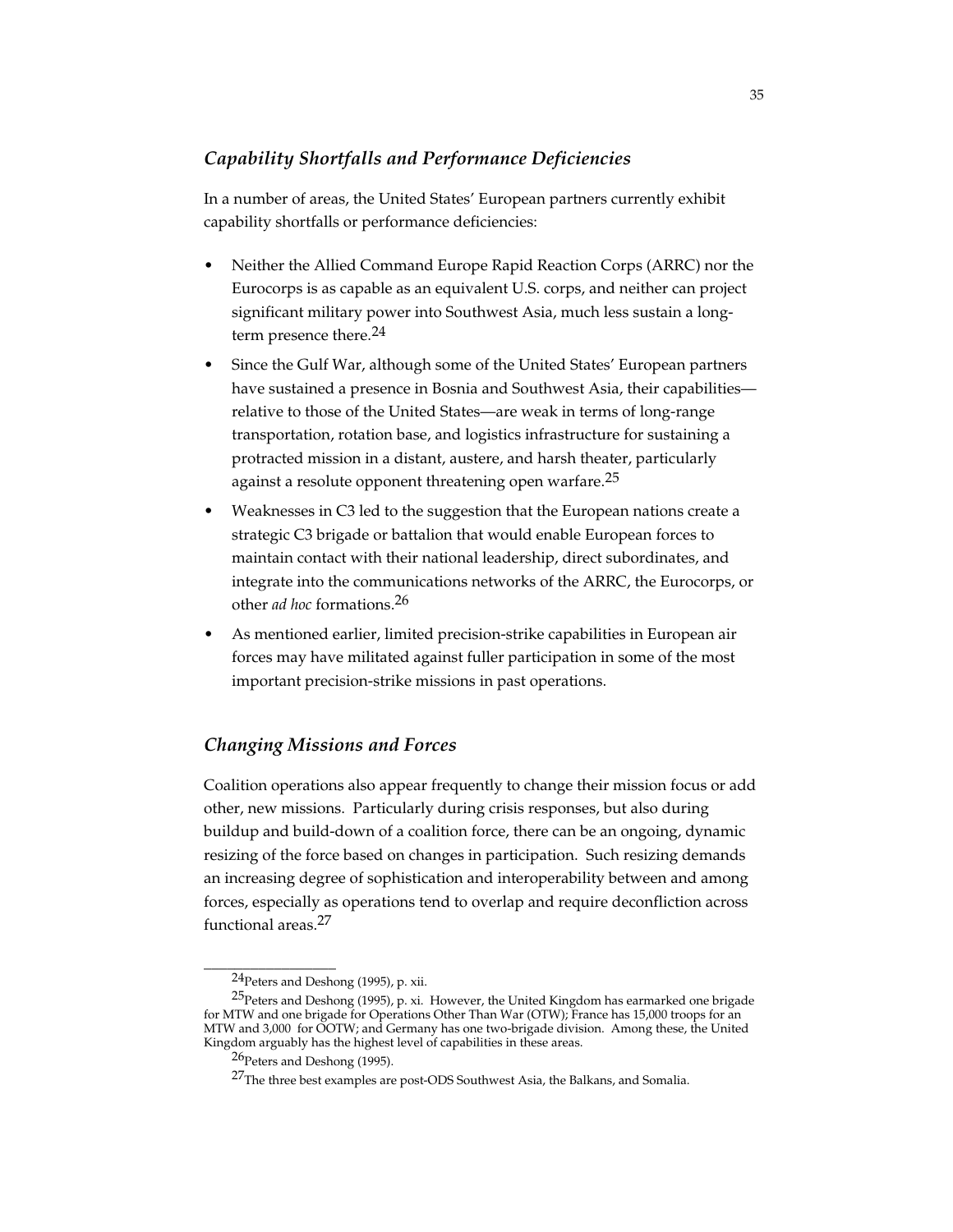### *Capability Shortfalls and Performance Deficiencies*

In a number of areas, the United States' European partners currently exhibit capability shortfalls or performance deficiencies:

- Neither the Allied Command Europe Rapid Reaction Corps (ARRC) nor the Eurocorps is as capable as an equivalent U.S. corps, and neither can project significant military power into Southwest Asia, much less sustain a long-term presence there.[24]
- Since the Gulf War, although some of the United States' European partners have sustained a presence in Bosnia and Southwest Asia, their capabilities—relative to those of the United States—are weak in terms of long-range transportation, rotation base, and logistics infrastructure for sustaining a protracted mission in a distant, austere, and harsh theater, particularly against a resolute opponent threatening open warfare.[25]
- Weaknesses in C3 led to the suggestion that the European nations create a strategic C3 brigade or battalion that would enable European forces to maintain contact with their national leadership, direct subordinates, and integrate into the communications networks of the ARRC, the Eurocorps, or other *ad hoc* formations.[26]
- As mentioned earlier, limited precision-strike capabilities in European air forces may have militated against fuller participation in some of the most important precision-strike missions in past operations.

### *Changing Missions and Forces*

Coalition operations also appear frequently to change their mission focus or add other, new missions. Particularly during crisis responses, but also during buildup and build-down of a coalition force, there can be an ongoing, dynamic resizing of the force based on changes in participation. Such resizing demands an increasing degree of sophistication and interoperability between and among forces, especially as operations tend to overlap and require deconfliction across functional areas.[27]

---

[24]Peters and Deshong (1995), p. xii.

[25]Peters and Deshong (1995), p. xi. However, the United Kingdom has earmarked one brigade for MTW and one brigade for Operations Other Than War (OTW); France has 15,000 troops for an MTW and 3,000 for OOTW; and Germany has one two-brigade division. Among these, the United Kingdom arguably has the highest level of capabilities in these areas.

[26]Peters and Deshong (1995).

[27]The three best examples are post-ODS Southwest Asia, the Balkans, and Somalia.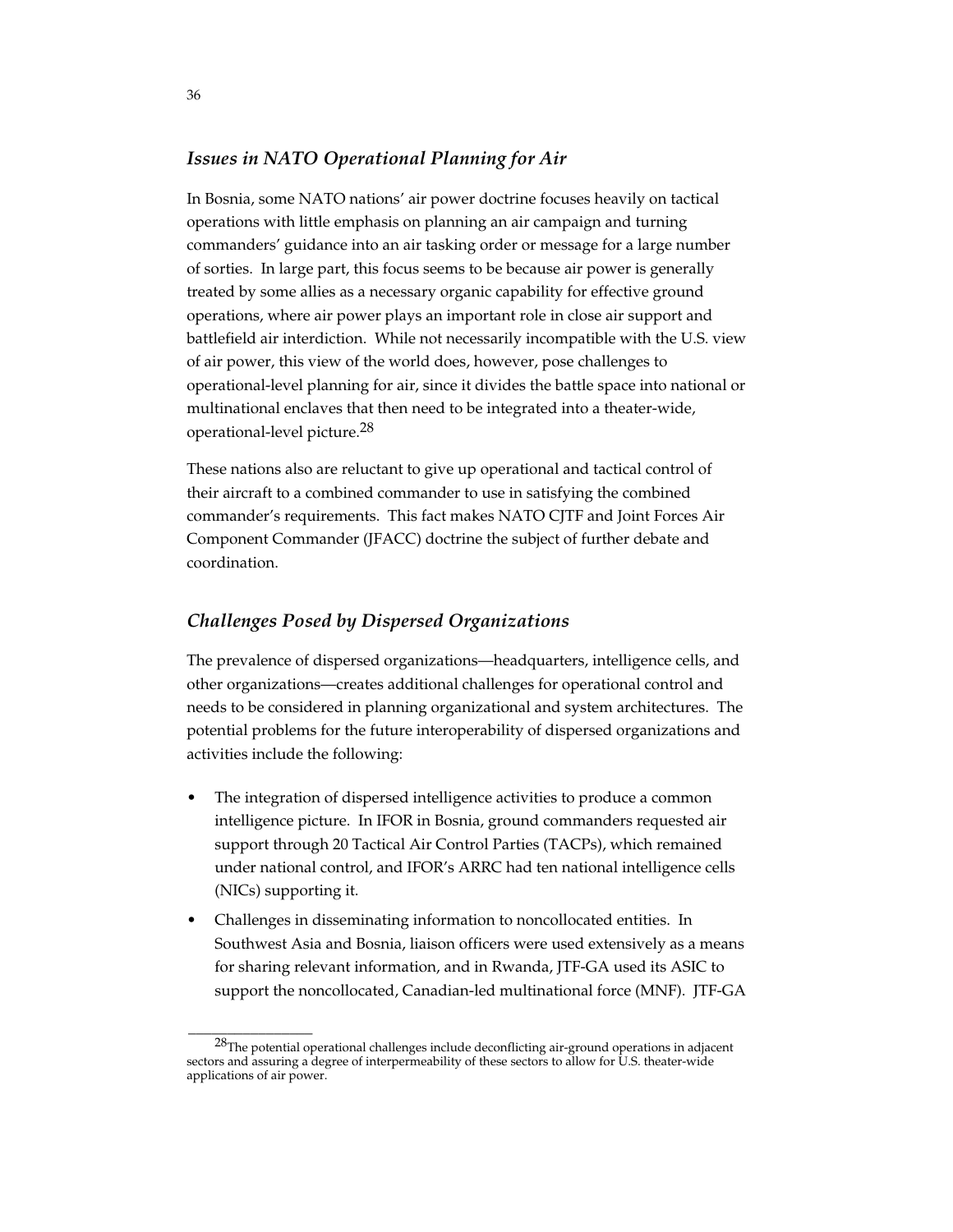### *Issues in NATO Operational Planning for Air*

In Bosnia, some NATO nations' air power doctrine focuses heavily on tactical operations with little emphasis on planning an air campaign and turning commanders' guidance into an air tasking order or message for a large number of sorties. In large part, this focus seems to be because air power is generally treated by some allies as a necessary organic capability for effective ground operations, where air power plays an important role in close air support and battlefield air interdiction. While not necessarily incompatible with the U.S. view of air power, this view of the world does, however, pose challenges to operational-level planning for air, since it divides the battle space into national or multinational enclaves that then need to be integrated into a theater-wide, operational-level picture.[28]

These nations also are reluctant to give up operational and tactical control of their aircraft to a combined commander to use in satisfying the combined commander's requirements. This fact makes NATO CJTF and Joint Forces Air Component Commander (JFACC) doctrine the subject of further debate and coordination.

### *Challenges Posed by Dispersed Organizations*

The prevalence of dispersed organizations—headquarters, intelligence cells, and other organizations—creates additional challenges for operational control and needs to be considered in planning organizational and system architectures. The potential problems for the future interoperability of dispersed organizations and activities include the following:

- The integration of dispersed intelligence activities to produce a common intelligence picture. In IFOR in Bosnia, ground commanders requested air support through 20 Tactical Air Control Parties (TACPs), which remained under national control, and IFOR's ARRC had ten national intelligence cells (NICs) supporting it.
- Challenges in disseminating information to noncollocated entities. In Southwest Asia and Bosnia, liaison officers were used extensively as a means for sharing relevant information, and in Rwanda, JTF-GA used its ASIC to support the noncollocated, Canadian-led multinational force (MNF). JTF-GA

---

[28]The potential operational challenges include deconflicting air-ground operations in adjacent sectors and assuring a degree of interpermeability of these sectors to allow for U.S. theater-wide applications of air power.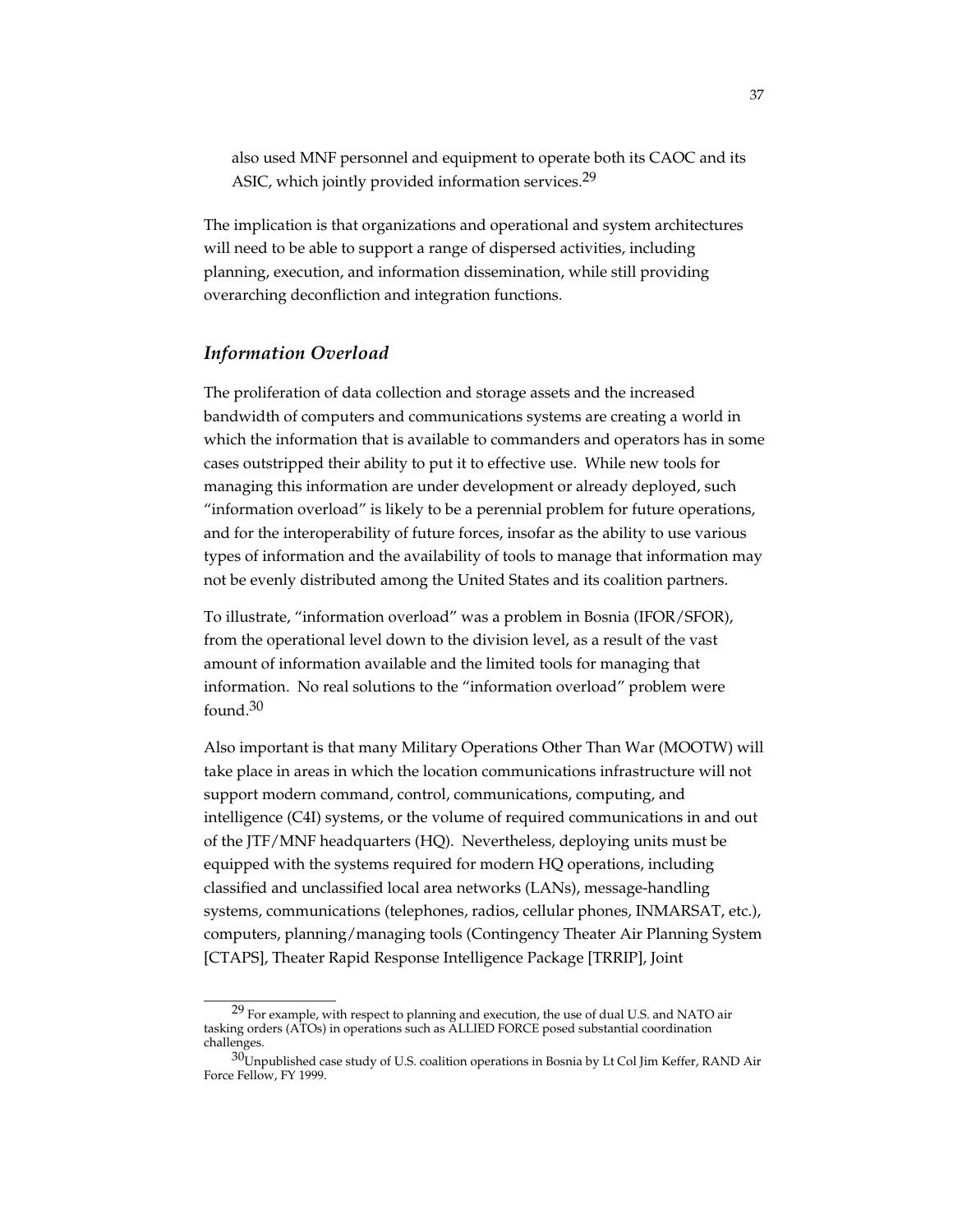also used MNF personnel and equipment to operate both its CAOC and its ASIC, which jointly provided information services.[29]

The implication is that organizations and operational and system architectures will need to be able to support a range of dispersed activities, including planning, execution, and information dissemination, while still providing overarching deconfliction and integration functions.

### *Information Overload*

The proliferation of data collection and storage assets and the increased bandwidth of computers and communications systems are creating a world in which the information that is available to commanders and operators has in some cases outstripped their ability to put it to effective use. While new tools for managing this information are under development or already deployed, such "information overload" is likely to be a perennial problem for future operations, and for the interoperability of future forces, insofar as the ability to use various types of information and the availability of tools to manage that information may not be evenly distributed among the United States and its coalition partners.

To illustrate, "information overload" was a problem in Bosnia (IFOR/SFOR), from the operational level down to the division level, as a result of the vast amount of information available and the limited tools for managing that information. No real solutions to the "information overload" problem were found.[30]

Also important is that many Military Operations Other Than War (MOOTW) will take place in areas in which the location communications infrastructure will not support modern command, control, communications, computing, and intelligence (C4I) systems, or the volume of required communications in and out of the JTF/MNF headquarters (HQ). Nevertheless, deploying units must be equipped with the systems required for modern HQ operations, including classified and unclassified local area networks (LANs), message-handling systems, communications (telephones, radios, cellular phones, INMARSAT, etc.), computers, planning/managing tools (Contingency Theater Air Planning System [CTAPS], Theater Rapid Response Intelligence Package [TRRIP], Joint

---

[29] For example, with respect to planning and execution, the use of dual U.S. and NATO air tasking orders (ATOs) in operations such as ALLIED FORCE posed substantial coordination challenges.

[30] Unpublished case study of U.S. coalition operations in Bosnia by Lt Col Jim Keffer, RAND Air Force Fellow, FY 1999.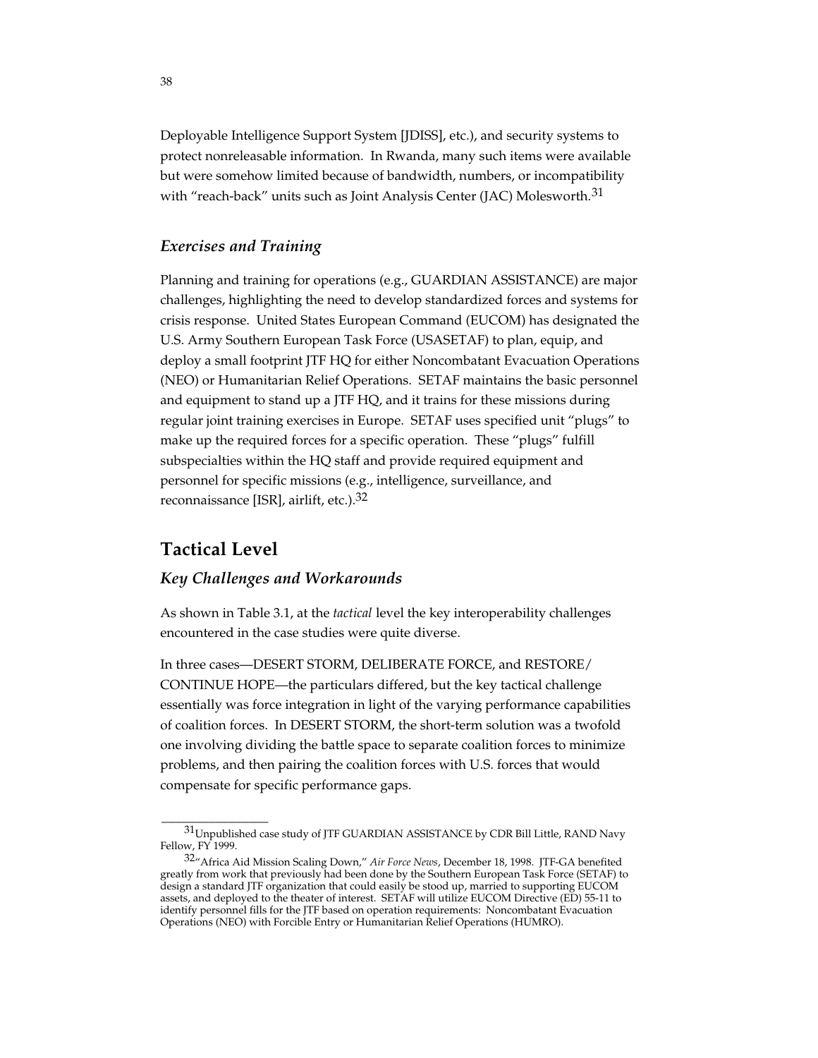Deployable Intelligence Support System [JDISS], etc.), and security systems to protect nonreleasable information. In Rwanda, many such items were available but were somehow limited because of bandwidth, numbers, or incompatibility with "reach-back" units such as Joint Analysis Center (JAC) Molesworth.[31]

### *Exercises and Training*

Planning and training for operations (e.g., GUARDIAN ASSISTANCE) are major challenges, highlighting the need to develop standardized forces and systems for crisis response. United States European Command (EUCOM) has designated the U.S. Army Southern European Task Force (USASETAF) to plan, equip, and deploy a small footprint JTF HQ for either Noncombatant Evacuation Operations (NEO) or Humanitarian Relief Operations. SETAF maintains the basic personnel and equipment to stand up a JTF HQ, and it trains for these missions during regular joint training exercises in Europe. SETAF uses specified unit "plugs" to make up the required forces for a specific operation. These "plugs" fulfill subspecialties within the HQ staff and provide required equipment and personnel for specific missions (e.g., intelligence, surveillance, and reconnaissance [ISR], airlift, etc.).[32]

## Tactical Level

### *Key Challenges and Workarounds*

As shown in Table 3.1, at the *tactical* level the key interoperability challenges encountered in the case studies were quite diverse.

In three cases—DESERT STORM, DELIBERATE FORCE, and RESTORE/ CONTINUE HOPE—the particulars differed, but the key tactical challenge essentially was force integration in light of the varying performance capabilities of coalition forces. In DESERT STORM, the short-term solution was a twofold one involving dividing the battle space to separate coalition forces to minimize problems, and then pairing the coalition forces with U.S. forces that would compensate for specific performance gaps.

---

[31] Unpublished case study of JTF GUARDIAN ASSISTANCE by CDR Bill Little, RAND Navy Fellow, FY 1999.

[32] "Africa Aid Mission Scaling Down," *Air Force News*, December 18, 1998. JTF-GA benefited greatly from work that previously had been done by the Southern European Task Force (SETAF) to design a standard JTF organization that could easily be stood up, married to supporting EUCOM assets, and deployed to the theater of interest. SETAF will utilize EUCOM Directive (ED) 55-11 to identify personnel fills for the JTF based on operation requirements: Noncombatant Evacuation Operations (NEO) with Forcible Entry or Humanitarian Relief Operations (HUMRO).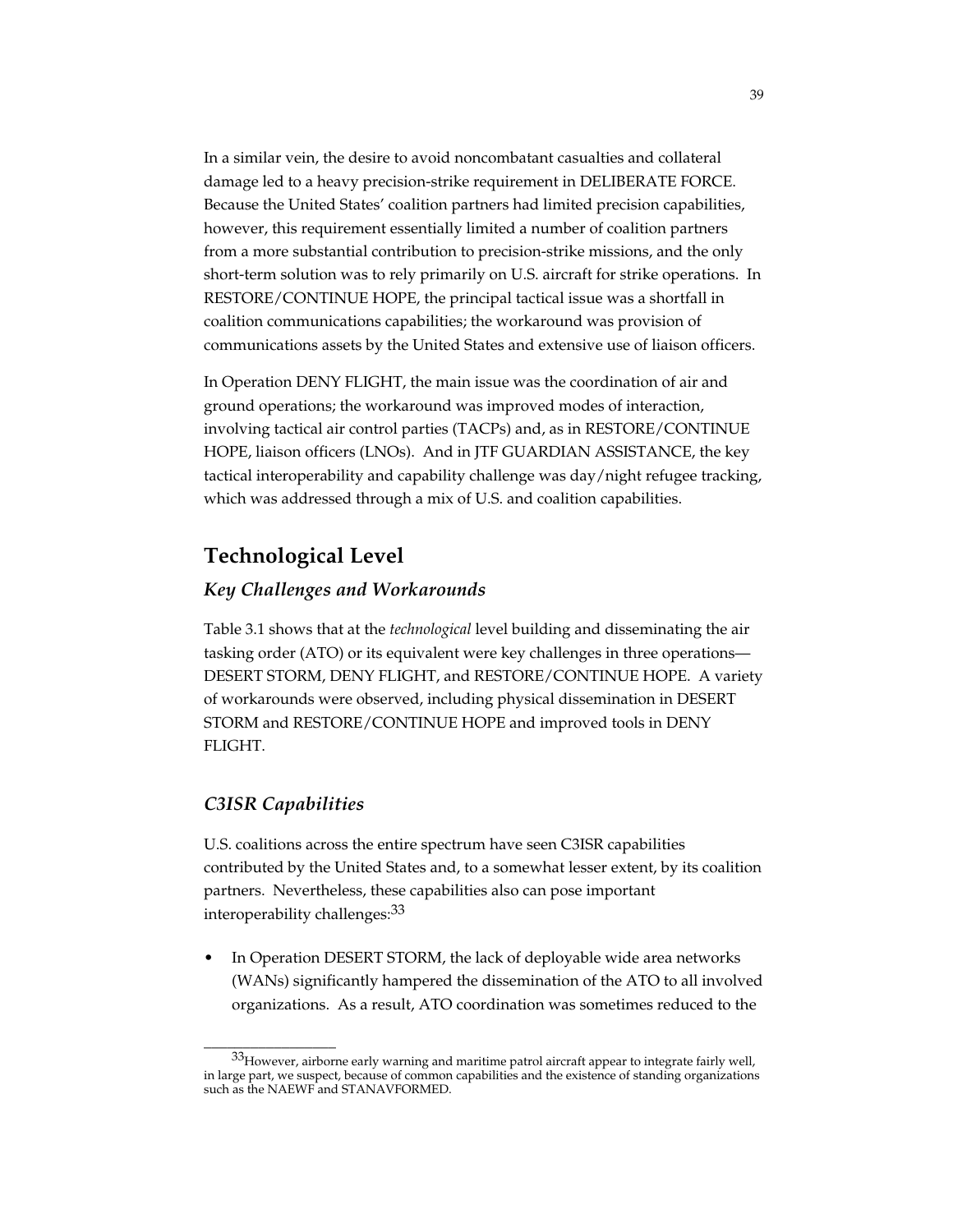In a similar vein, the desire to avoid noncombatant casualties and collateral damage led to a heavy precision-strike requirement in DELIBERATE FORCE. Because the United States' coalition partners had limited precision capabilities, however, this requirement essentially limited a number of coalition partners from a more substantial contribution to precision-strike missions, and the only short-term solution was to rely primarily on U.S. aircraft for strike operations. In RESTORE/CONTINUE HOPE, the principal tactical issue was a shortfall in coalition communications capabilities; the workaround was provision of communications assets by the United States and extensive use of liaison officers.

In Operation DENY FLIGHT, the main issue was the coordination of air and ground operations; the workaround was improved modes of interaction, involving tactical air control parties (TACPs) and, as in RESTORE/CONTINUE HOPE, liaison officers (LNOs). And in JTF GUARDIAN ASSISTANCE, the key tactical interoperability and capability challenge was day/night refugee tracking, which was addressed through a mix of U.S. and coalition capabilities.

## Technological Level

### *Key Challenges and Workarounds*

Table 3.1 shows that at the *technological* level building and disseminating the air tasking order (ATO) or its equivalent were key challenges in three operations—DESERT STORM, DENY FLIGHT, and RESTORE/CONTINUE HOPE. A variety of workarounds were observed, including physical dissemination in DESERT STORM and RESTORE/CONTINUE HOPE and improved tools in DENY FLIGHT.

### *C3ISR Capabilities*

U.S. coalitions across the entire spectrum have seen C3ISR capabilities contributed by the United States and, to a somewhat lesser extent, by its coalition partners. Nevertheless, these capabilities also can pose important interoperability challenges:[33]

- In Operation DESERT STORM, the lack of deployable wide area networks (WANs) significantly hampered the dissemination of the ATO to all involved organizations. As a result, ATO coordination was sometimes reduced to the

---

[33]However, airborne early warning and maritime patrol aircraft appear to integrate fairly well, in large part, we suspect, because of common capabilities and the existence of standing organizations such as the NAEWF and STANAVFORMED.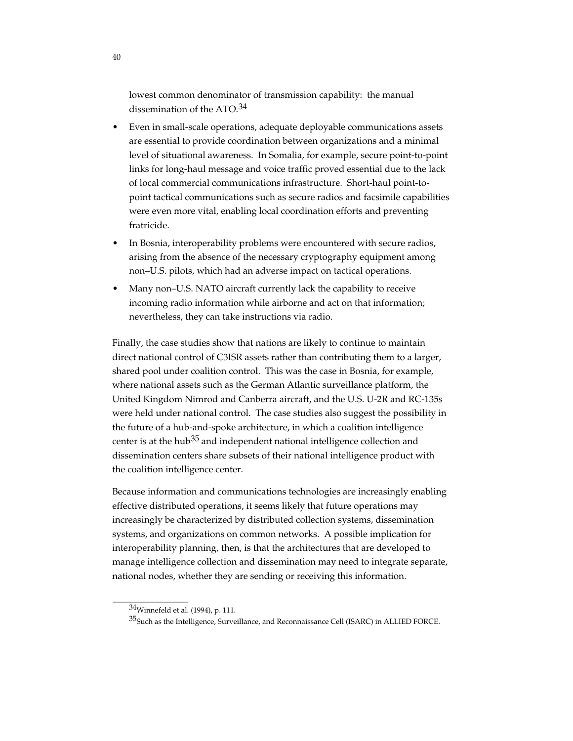lowest common denominator of transmission capability: the manual dissemination of the ATO.[34]

- Even in small-scale operations, adequate deployable communications assets are essential to provide coordination between organizations and a minimal level of situational awareness. In Somalia, for example, secure point-to-point links for long-haul message and voice traffic proved essential due to the lack of local commercial communications infrastructure. Short-haul point-to-point tactical communications such as secure radios and facsimile capabilities were even more vital, enabling local coordination efforts and preventing fratricide.
- In Bosnia, interoperability problems were encountered with secure radios, arising from the absence of the necessary cryptography equipment among non–U.S. pilots, which had an adverse impact on tactical operations.
- Many non–U.S. NATO aircraft currently lack the capability to receive incoming radio information while airborne and act on that information; nevertheless, they can take instructions via radio.

Finally, the case studies show that nations are likely to continue to maintain direct national control of C3ISR assets rather than contributing them to a larger, shared pool under coalition control. This was the case in Bosnia, for example, where national assets such as the German Atlantic surveillance platform, the United Kingdom Nimrod and Canberra aircraft, and the U.S. U-2R and RC-135s were held under national control. The case studies also suggest the possibility in the future of a hub-and-spoke architecture, in which a coalition intelligence center is at the hub[35] and independent national intelligence collection and dissemination centers share subsets of their national intelligence product with the coalition intelligence center.

Because information and communications technologies are increasingly enabling effective distributed operations, it seems likely that future operations may increasingly be characterized by distributed collection systems, dissemination systems, and organizations on common networks. A possible implication for interoperability planning, then, is that the architectures that are developed to manage intelligence collection and dissemination may need to integrate separate, national nodes, whether they are sending or receiving this information.

---

[34] Winnefeld et al. (1994), p. 111.

[35] Such as the Intelligence, Surveillance, and Reconnaissance Cell (ISARC) in ALLIED FORCE.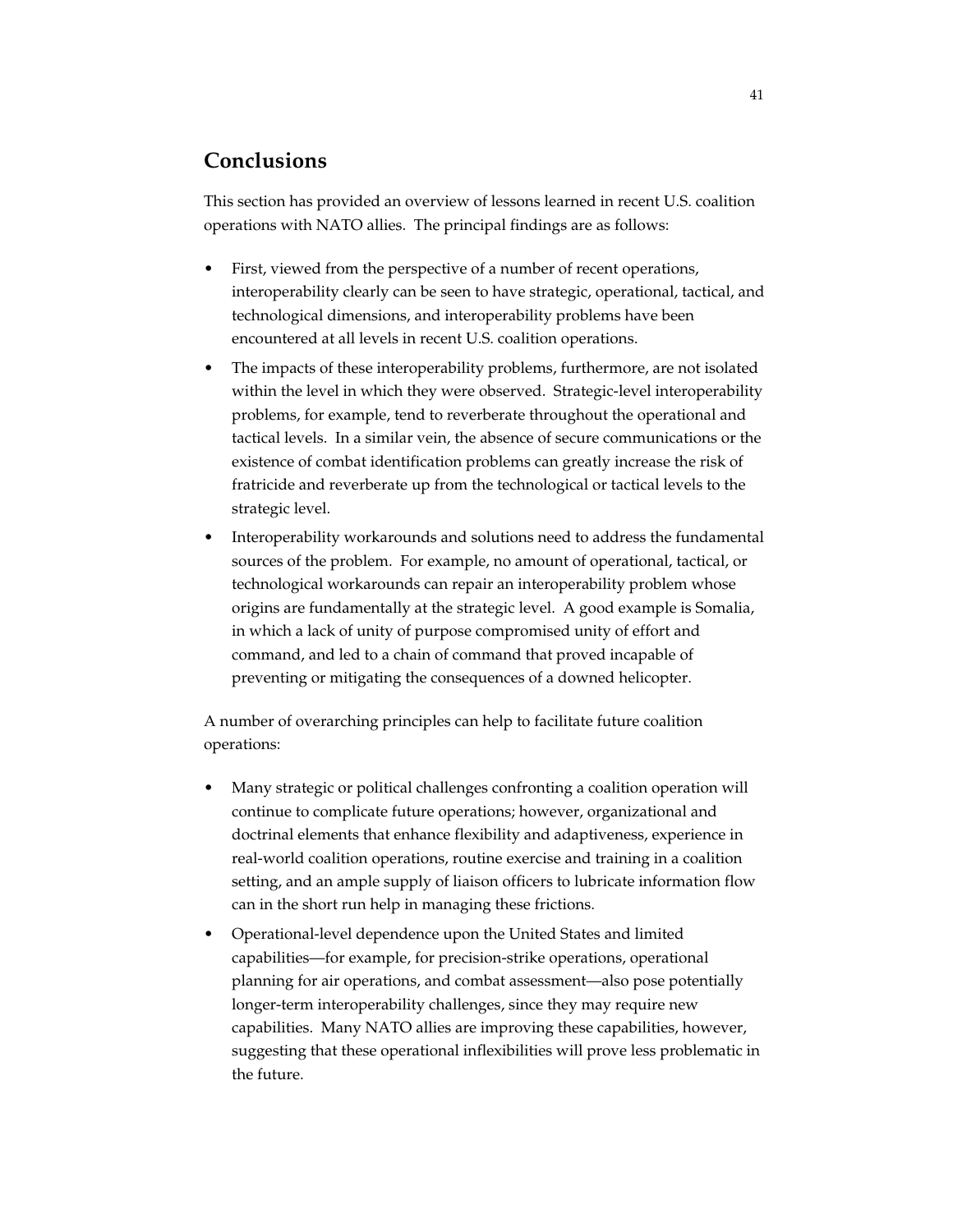## Conclusions

This section has provided an overview of lessons learned in recent U.S. coalition operations with NATO allies. The principal findings are as follows:

- First, viewed from the perspective of a number of recent operations, interoperability clearly can be seen to have strategic, operational, tactical, and technological dimensions, and interoperability problems have been encountered at all levels in recent U.S. coalition operations.
- The impacts of these interoperability problems, furthermore, are not isolated within the level in which they were observed. Strategic-level interoperability problems, for example, tend to reverberate throughout the operational and tactical levels. In a similar vein, the absence of secure communications or the existence of combat identification problems can greatly increase the risk of fratricide and reverberate up from the technological or tactical levels to the strategic level.
- Interoperability workarounds and solutions need to address the fundamental sources of the problem. For example, no amount of operational, tactical, or technological workarounds can repair an interoperability problem whose origins are fundamentally at the strategic level. A good example is Somalia, in which a lack of unity of purpose compromised unity of effort and command, and led to a chain of command that proved incapable of preventing or mitigating the consequences of a downed helicopter.

A number of overarching principles can help to facilitate future coalition operations:

- Many strategic or political challenges confronting a coalition operation will continue to complicate future operations; however, organizational and doctrinal elements that enhance flexibility and adaptiveness, experience in real-world coalition operations, routine exercise and training in a coalition setting, and an ample supply of liaison officers to lubricate information flow can in the short run help in managing these frictions.
- Operational-level dependence upon the United States and limited capabilities—for example, for precision-strike operations, operational planning for air operations, and combat assessment—also pose potentially longer-term interoperability challenges, since they may require new capabilities. Many NATO allies are improving these capabilities, however, suggesting that these operational inflexibilities will prove less problematic in the future.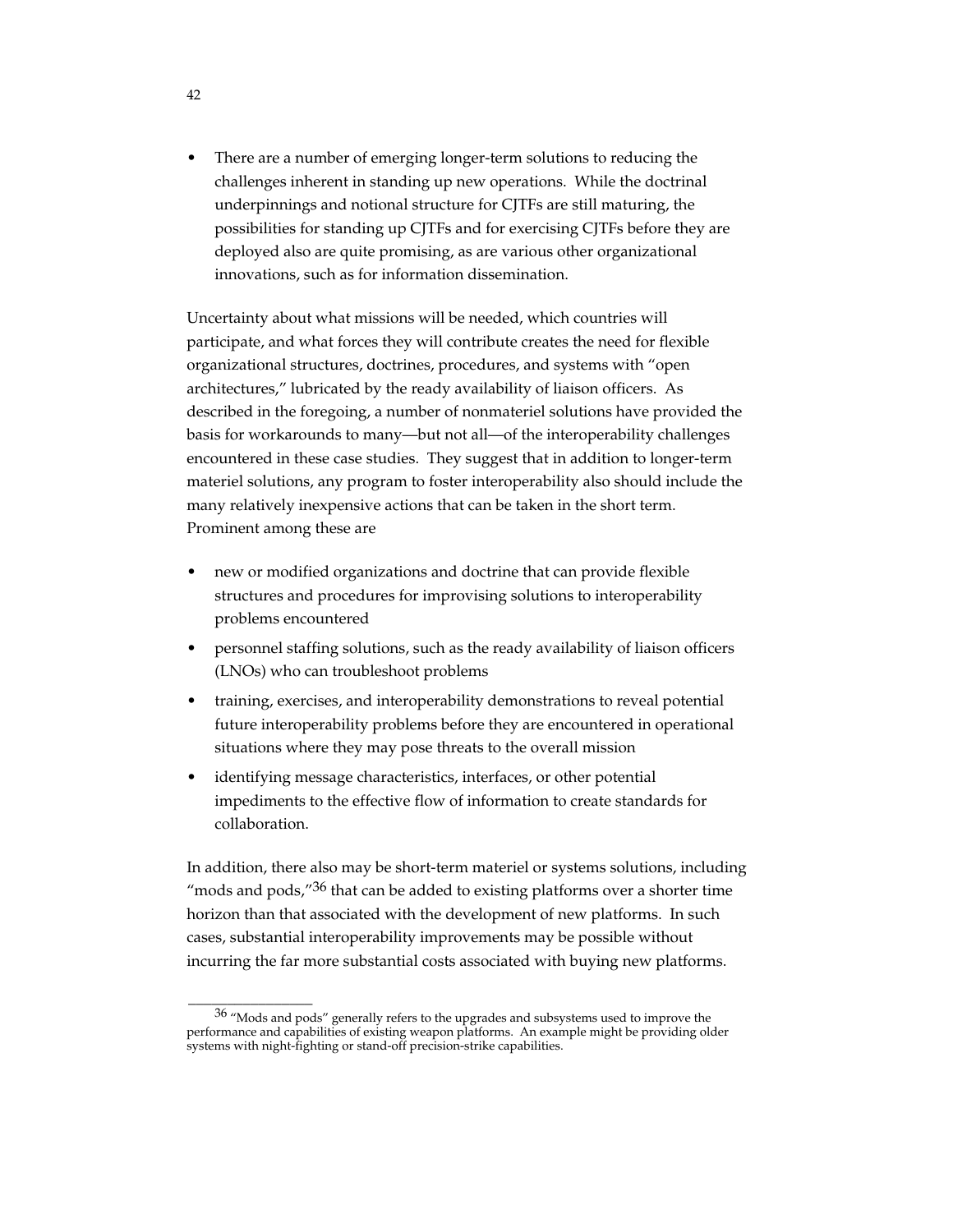- There are a number of emerging longer-term solutions to reducing the challenges inherent in standing up new operations. While the doctrinal underpinnings and notional structure for CJTFs are still maturing, the possibilities for standing up CJTFs and for exercising CJTFs before they are deployed also are quite promising, as are various other organizational innovations, such as for information dissemination.

Uncertainty about what missions will be needed, which countries will participate, and what forces they will contribute creates the need for flexible organizational structures, doctrines, procedures, and systems with "open architectures," lubricated by the ready availability of liaison officers. As described in the foregoing, a number of nonmateriel solutions have provided the basis for workarounds to many—but not all—of the interoperability challenges encountered in these case studies. They suggest that in addition to longer-term materiel solutions, any program to foster interoperability also should include the many relatively inexpensive actions that can be taken in the short term. Prominent among these are

- new or modified organizations and doctrine that can provide flexible structures and procedures for improvising solutions to interoperability problems encountered
- personnel staffing solutions, such as the ready availability of liaison officers (LNOs) who can troubleshoot problems
- training, exercises, and interoperability demonstrations to reveal potential future interoperability problems before they are encountered in operational situations where they may pose threats to the overall mission
- identifying message characteristics, interfaces, or other potential impediments to the effective flow of information to create standards for collaboration.

In addition, there also may be short-term materiel or systems solutions, including "mods and pods,"[36] that can be added to existing platforms over a shorter time horizon than that associated with the development of new platforms. In such cases, substantial interoperability improvements may be possible without incurring the far more substantial costs associated with buying new platforms.

---

[36] "Mods and pods" generally refers to the upgrades and subsystems used to improve the performance and capabilities of existing weapon platforms. An example might be providing older systems with night-fighting or stand-off precision-strike capabilities.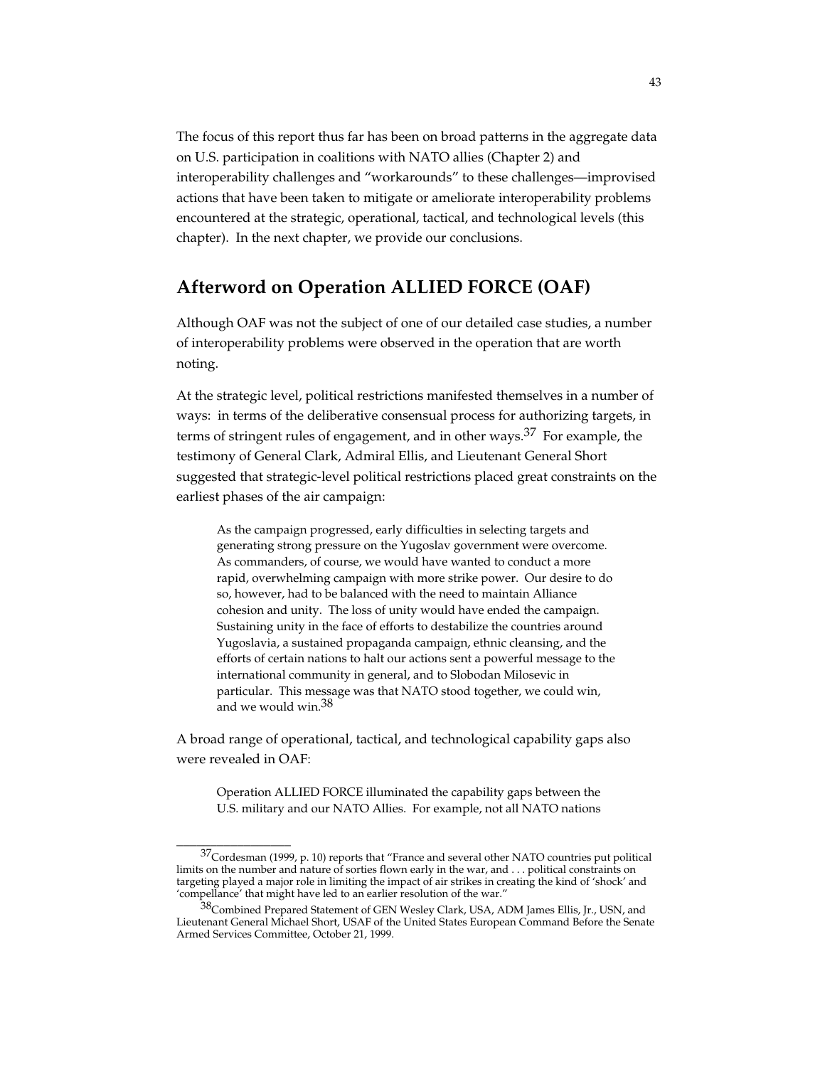The focus of this report thus far has been on broad patterns in the aggregate data on U.S. participation in coalitions with NATO allies (Chapter 2) and interoperability challenges and "workarounds" to these challenges—improvised actions that have been taken to mitigate or ameliorate interoperability problems encountered at the strategic, operational, tactical, and technological levels (this chapter). In the next chapter, we provide our conclusions.

## Afterword on Operation ALLIED FORCE (OAF)

Although OAF was not the subject of one of our detailed case studies, a number of interoperability problems were observed in the operation that are worth noting.

At the strategic level, political restrictions manifested themselves in a number of ways: in terms of the deliberative consensual process for authorizing targets, in terms of stringent rules of engagement, and in other ways.[37] For example, the testimony of General Clark, Admiral Ellis, and Lieutenant General Short suggested that strategic-level political restrictions placed great constraints on the earliest phases of the air campaign:

> As the campaign progressed, early difficulties in selecting targets and generating strong pressure on the Yugoslav government were overcome. As commanders, of course, we would have wanted to conduct a more rapid, overwhelming campaign with more strike power. Our desire to do so, however, had to be balanced with the need to maintain Alliance cohesion and unity. The loss of unity would have ended the campaign. Sustaining unity in the face of efforts to destabilize the countries around Yugoslavia, a sustained propaganda campaign, ethnic cleansing, and the efforts of certain nations to halt our actions sent a powerful message to the international community in general, and to Slobodan Milosevic in particular. This message was that NATO stood together, we could win, and we would win.[38]

A broad range of operational, tactical, and technological capability gaps also were revealed in OAF:

> Operation ALLIED FORCE illuminated the capability gaps between the U.S. military and our NATO Allies. For example, not all NATO nations

---

[37] Cordesman (1999, p. 10) reports that "France and several other NATO countries put political limits on the number and nature of sorties flown early in the war, and . . . political constraints on targeting played a major role in limiting the impact of air strikes in creating the kind of 'shock' and 'compellance' that might have led to an earlier resolution of the war."

[38] Combined Prepared Statement of GEN Wesley Clark, USA, ADM James Ellis, Jr., USN, and Lieutenant General Michael Short, USAF of the United States European Command Before the Senate Armed Services Committee, October 21, 1999.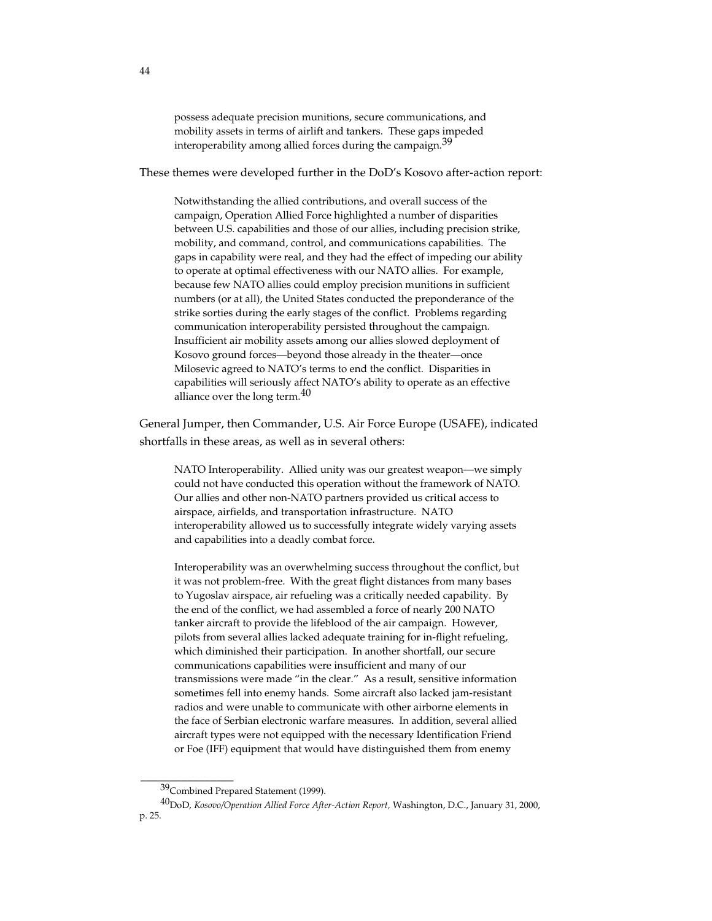> possess adequate precision munitions, secure communications, and mobility assets in terms of airlift and tankers. These gaps impeded interoperability among allied forces during the campaign.[39]

These themes were developed further in the DoD's Kosovo after-action report:

> Notwithstanding the allied contributions, and overall success of the campaign, Operation Allied Force highlighted a number of disparities between U.S. capabilities and those of our allies, including precision strike, mobility, and command, control, and communications capabilities. The gaps in capability were real, and they had the effect of impeding our ability to operate at optimal effectiveness with our NATO allies. For example, because few NATO allies could employ precision munitions in sufficient numbers (or at all), the United States conducted the preponderance of the strike sorties during the early stages of the conflict. Problems regarding communication interoperability persisted throughout the campaign. Insufficient air mobility assets among our allies slowed deployment of Kosovo ground forces—beyond those already in the theater—once Milosevic agreed to NATO's terms to end the conflict. Disparities in capabilities will seriously affect NATO's ability to operate as an effective alliance over the long term.[40]

General Jumper, then Commander, U.S. Air Force Europe (USAFE), indicated shortfalls in these areas, as well as in several others:

> NATO Interoperability. Allied unity was our greatest weapon—we simply could not have conducted this operation without the framework of NATO. Our allies and other non-NATO partners provided us critical access to airspace, airfields, and transportation infrastructure. NATO interoperability allowed us to successfully integrate widely varying assets and capabilities into a deadly combat force.
>
> Interoperability was an overwhelming success throughout the conflict, but it was not problem-free. With the great flight distances from many bases to Yugoslav airspace, air refueling was a critically needed capability. By the end of the conflict, we had assembled a force of nearly 200 NATO tanker aircraft to provide the lifeblood of the air campaign. However, pilots from several allies lacked adequate training for in-flight refueling, which diminished their participation. In another shortfall, our secure communications capabilities were insufficient and many of our transmissions were made "in the clear." As a result, sensitive information sometimes fell into enemy hands. Some aircraft also lacked jam-resistant radios and were unable to communicate with other airborne elements in the face of Serbian electronic warfare measures. In addition, several allied aircraft types were not equipped with the necessary Identification Friend or Foe (IFF) equipment that would have distinguished them from enemy

---

[39] Combined Prepared Statement (1999).

[40] DoD, *Kosovo/Operation Allied Force After-Action Report,* Washington, D.C., January 31, 2000, p. 25.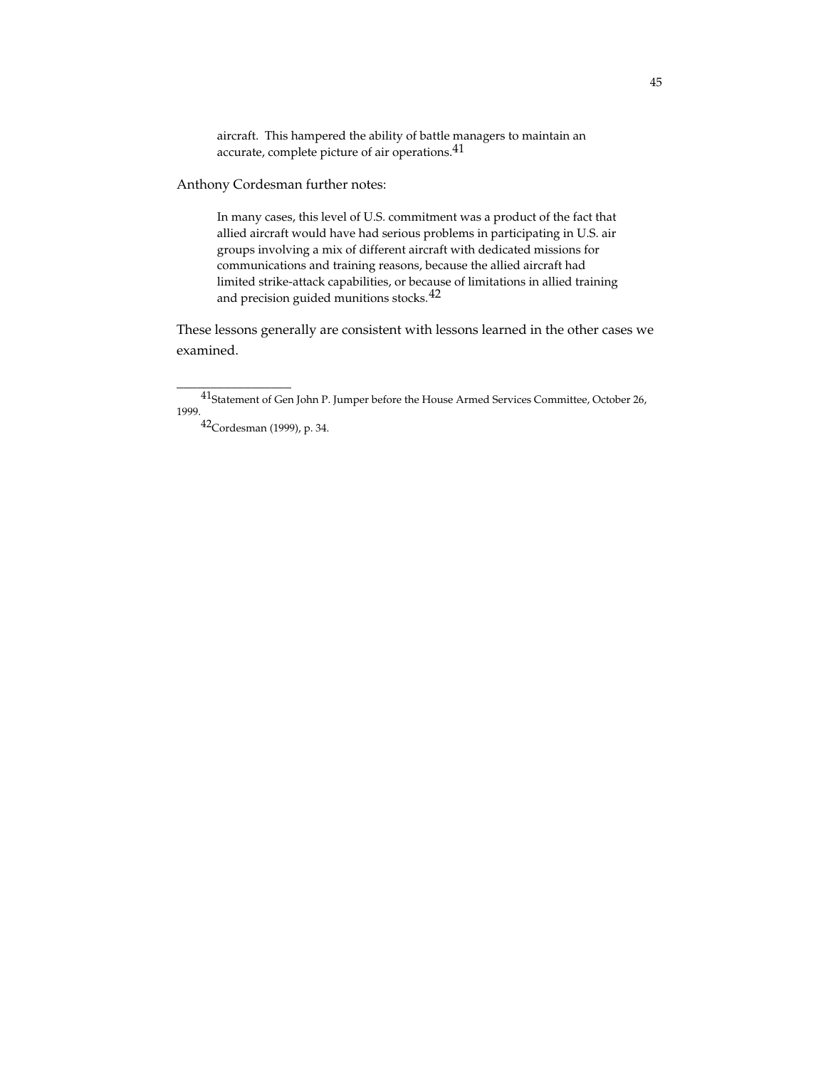> aircraft. This hampered the ability of battle managers to maintain an accurate, complete picture of air operations.[41]

Anthony Cordesman further notes:

> In many cases, this level of U.S. commitment was a product of the fact that allied aircraft would have had serious problems in participating in U.S. air groups involving a mix of different aircraft with dedicated missions for communications and training reasons, because the allied aircraft had limited strike-attack capabilities, or because of limitations in allied training and precision guided munitions stocks.[42]

These lessons generally are consistent with lessons learned in the other cases we examined.

---

[41]Statement of Gen John P. Jumper before the House Armed Services Committee, October 26, 1999.

[42]Cordesman (1999), p. 34.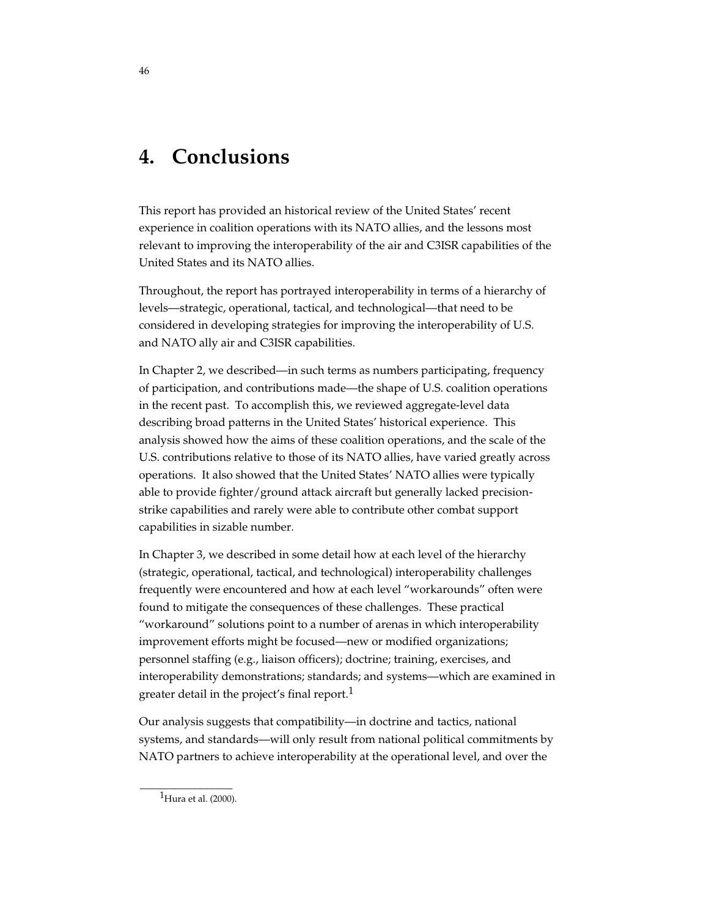# 4. Conclusions

This report has provided an historical review of the United States' recent experience in coalition operations with its NATO allies, and the lessons most relevant to improving the interoperability of the air and C3ISR capabilities of the United States and its NATO allies.

Throughout, the report has portrayed interoperability in terms of a hierarchy of levels—strategic, operational, tactical, and technological—that need to be considered in developing strategies for improving the interoperability of U.S. and NATO ally air and C3ISR capabilities.

In Chapter 2, we described—in such terms as numbers participating, frequency of participation, and contributions made—the shape of U.S. coalition operations in the recent past. To accomplish this, we reviewed aggregate-level data describing broad patterns in the United States' historical experience. This analysis showed how the aims of these coalition operations, and the scale of the U.S. contributions relative to those of its NATO allies, have varied greatly across operations. It also showed that the United States' NATO allies were typically able to provide fighter/ground attack aircraft but generally lacked precision-strike capabilities and rarely were able to contribute other combat support capabilities in sizable number.

In Chapter 3, we described in some detail how at each level of the hierarchy (strategic, operational, tactical, and technological) interoperability challenges frequently were encountered and how at each level "workarounds" often were found to mitigate the consequences of these challenges. These practical "workaround" solutions point to a number of arenas in which interoperability improvement efforts might be focused—new or modified organizations; personnel staffing (e.g., liaison officers); doctrine; training, exercises, and interoperability demonstrations; standards; and systems—which are examined in greater detail in the project's final report.[1]

Our analysis suggests that compatibility—in doctrine and tactics, national systems, and standards—will only result from national political commitments by NATO partners to achieve interoperability at the operational level, and over the

[1] Hura et al. (2000).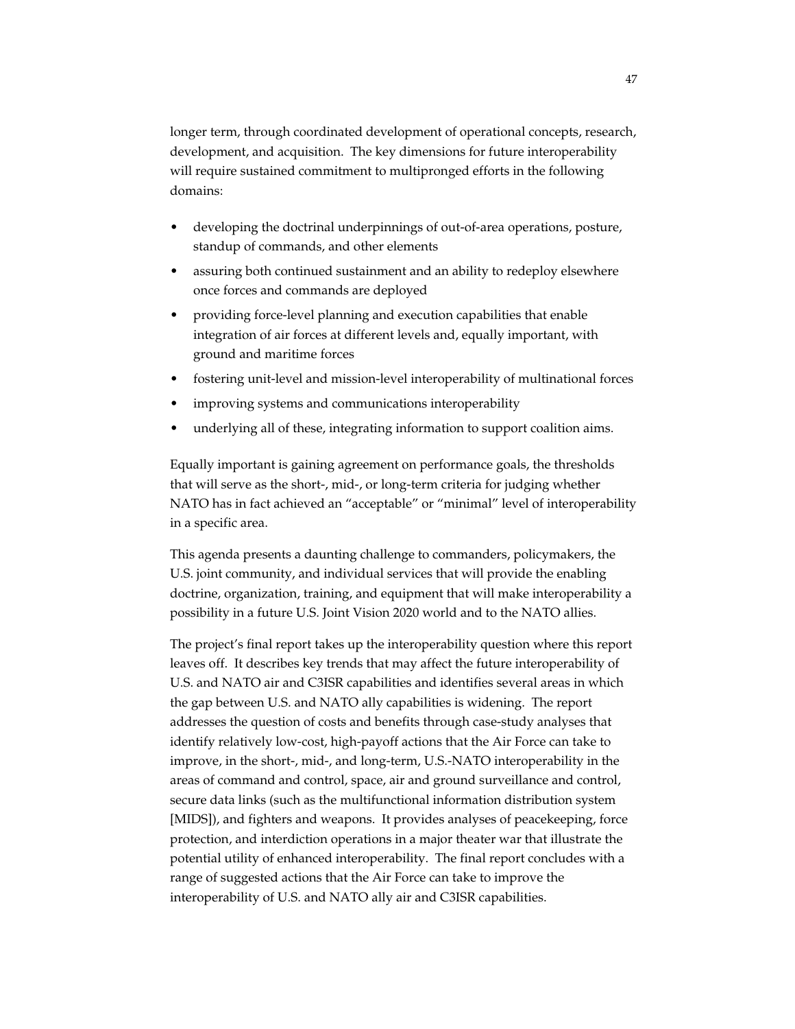longer term, through coordinated development of operational concepts, research, development, and acquisition. The key dimensions for future interoperability will require sustained commitment to multipronged efforts in the following domains:

- developing the doctrinal underpinnings of out-of-area operations, posture, standup of commands, and other elements
- assuring both continued sustainment and an ability to redeploy elsewhere once forces and commands are deployed
- providing force-level planning and execution capabilities that enable integration of air forces at different levels and, equally important, with ground and maritime forces
- fostering unit-level and mission-level interoperability of multinational forces
- improving systems and communications interoperability
- underlying all of these, integrating information to support coalition aims.

Equally important is gaining agreement on performance goals, the thresholds that will serve as the short-, mid-, or long-term criteria for judging whether NATO has in fact achieved an "acceptable" or "minimal" level of interoperability in a specific area.

This agenda presents a daunting challenge to commanders, policymakers, the U.S. joint community, and individual services that will provide the enabling doctrine, organization, training, and equipment that will make interoperability a possibility in a future U.S. Joint Vision 2020 world and to the NATO allies.

The project's final report takes up the interoperability question where this report leaves off. It describes key trends that may affect the future interoperability of U.S. and NATO air and C3ISR capabilities and identifies several areas in which the gap between U.S. and NATO ally capabilities is widening. The report addresses the question of costs and benefits through case-study analyses that identify relatively low-cost, high-payoff actions that the Air Force can take to improve, in the short-, mid-, and long-term, U.S.-NATO interoperability in the areas of command and control, space, air and ground surveillance and control, secure data links (such as the multifunctional information distribution system [MIDS]), and fighters and weapons. It provides analyses of peacekeeping, force protection, and interdiction operations in a major theater war that illustrate the potential utility of enhanced interoperability. The final report concludes with a range of suggested actions that the Air Force can take to improve the interoperability of U.S. and NATO ally air and C3ISR capabilities.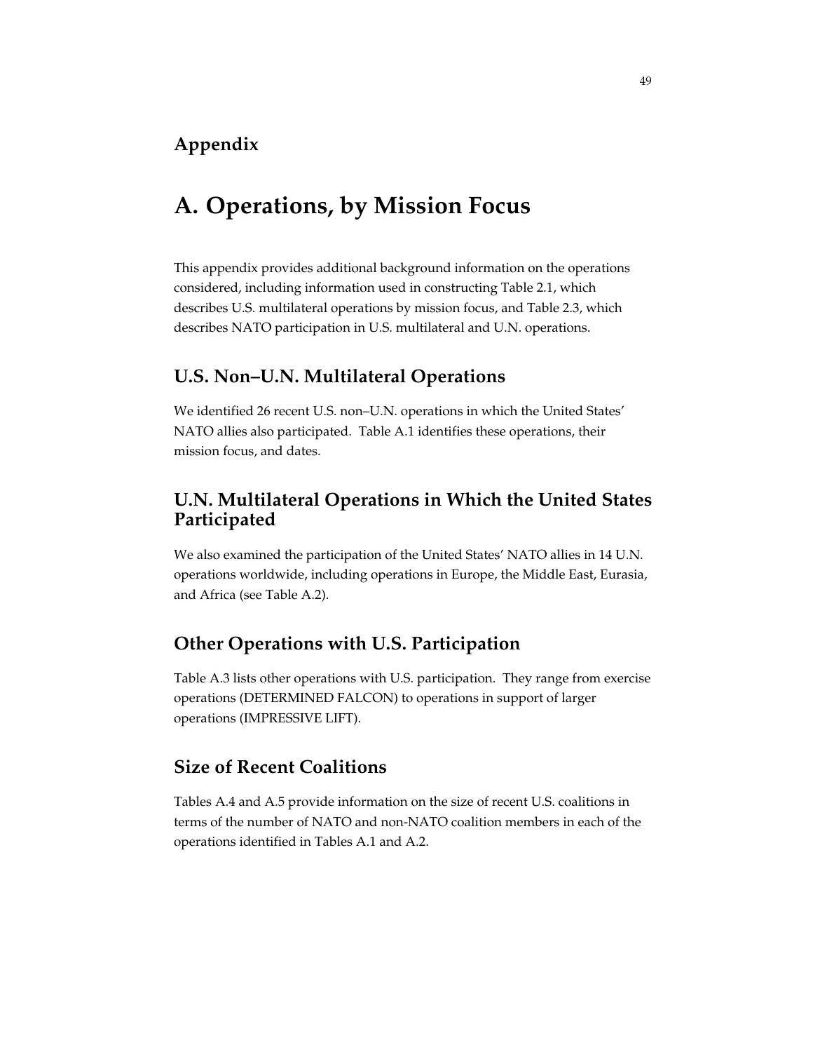## Appendix

# A. Operations, by Mission Focus

This appendix provides additional background information on the operations considered, including information used in constructing Table 2.1, which describes U.S. multilateral operations by mission focus, and Table 2.3, which describes NATO participation in U.S. multilateral and U.N. operations.

## U.S. Non–U.N. Multilateral Operations

We identified 26 recent U.S. non–U.N. operations in which the United States' NATO allies also participated. Table A.1 identifies these operations, their mission focus, and dates.

## U.N. Multilateral Operations in Which the United States Participated

We also examined the participation of the United States' NATO allies in 14 U.N. operations worldwide, including operations in Europe, the Middle East, Eurasia, and Africa (see Table A.2).

## Other Operations with U.S. Participation

Table A.3 lists other operations with U.S. participation. They range from exercise operations (DETERMINED FALCON) to operations in support of larger operations (IMPRESSIVE LIFT).

## Size of Recent Coalitions

Tables A.4 and A.5 provide information on the size of recent U.S. coalitions in terms of the number of NATO and non-NATO coalition members in each of the operations identified in Tables A.1 and A.2.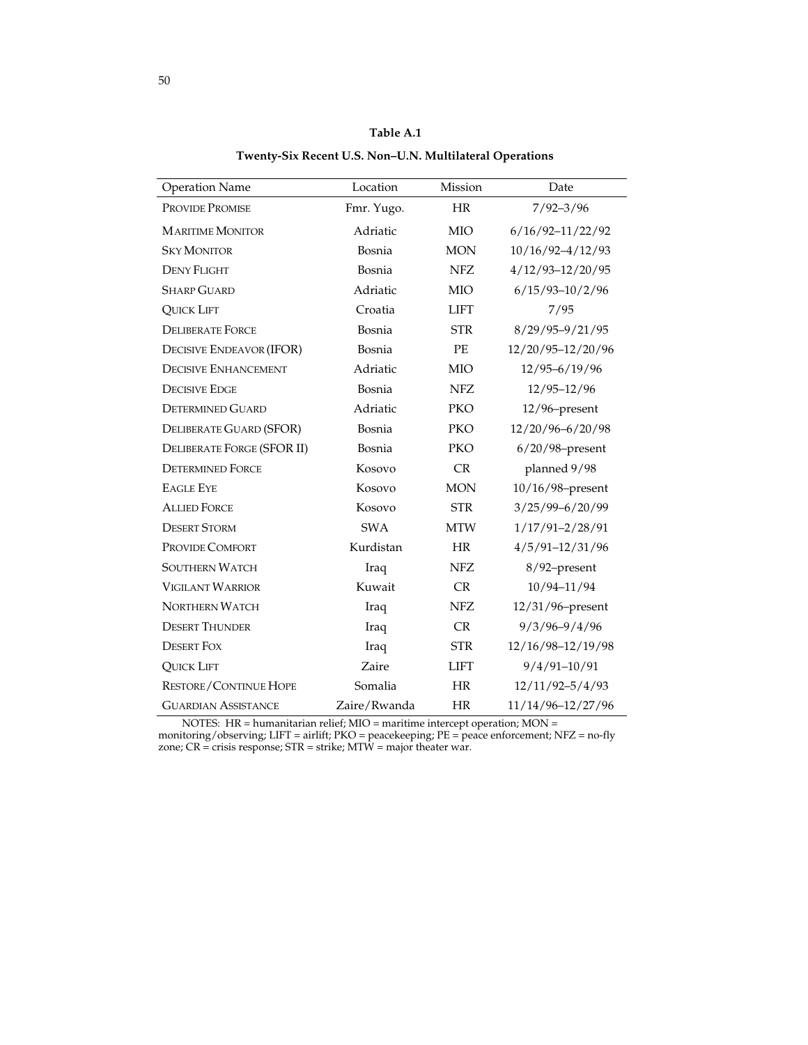**Table A.1**

**Twenty-Six Recent U.S. Non–U.N. Multilateral Operations**

| Operation Name | Location | Mission | Date |
|---|---|---|---|
| PROVIDE PROMISE | Fmr. Yugo. | HR | 7/92–3/96 |
| MARITIME MONITOR | Adriatic | MIO | 6/16/92–11/22/92 |
| SKY MONITOR | Bosnia | MON | 10/16/92–4/12/93 |
| DENY FLIGHT | Bosnia | NFZ | 4/12/93–12/20/95 |
| SHARP GUARD | Adriatic | MIO | 6/15/93–10/2/96 |
| QUICK LIFT | Croatia | LIFT | 7/95 |
| DELIBERATE FORCE | Bosnia | STR | 8/29/95–9/21/95 |
| DECISIVE ENDEAVOR (IFOR) | Bosnia | PE | 12/20/95–12/20/96 |
| DECISIVE ENHANCEMENT | Adriatic | MIO | 12/95–6/19/96 |
| DECISIVE EDGE | Bosnia | NFZ | 12/95–12/96 |
| DETERMINED GUARD | Adriatic | PKO | 12/96–present |
| DELIBERATE GUARD (SFOR) | Bosnia | PKO | 12/20/96–6/20/98 |
| DELIBERATE FORGE (SFOR II) | Bosnia | PKO | 6/20/98–present |
| DETERMINED FORCE | Kosovo | CR | planned 9/98 |
| EAGLE EYE | Kosovo | MON | 10/16/98–present |
| ALLIED FORCE | Kosovo | STR | 3/25/99–6/20/99 |
| DESERT STORM | SWA | MTW | 1/17/91–2/28/91 |
| PROVIDE COMFORT | Kurdistan | HR | 4/5/91–12/31/96 |
| SOUTHERN WATCH | Iraq | NFZ | 8/92–present |
| VIGILANT WARRIOR | Kuwait | CR | 10/94–11/94 |
| NORTHERN WATCH | Iraq | NFZ | 12/31/96–present |
| DESERT THUNDER | Iraq | CR | 9/3/96–9/4/96 |
| DESERT FOX | Iraq | STR | 12/16/98–12/19/98 |
| QUICK LIFT | Zaire | LIFT | 9/4/91–10/91 |
| RESTORE/CONTINUE HOPE | Somalia | HR | 12/11/92–5/4/93 |
| GUARDIAN ASSISTANCE | Zaire/Rwanda | HR | 11/14/96–12/27/96 |

NOTES: HR = humanitarian relief; MIO = maritime intercept operation; MON = monitoring/observing; LIFT = airlift; PKO = peacekeeping; PE = peace enforcement; NFZ = no-fly zone; CR = crisis response; STR = strike; MTW = major theater war.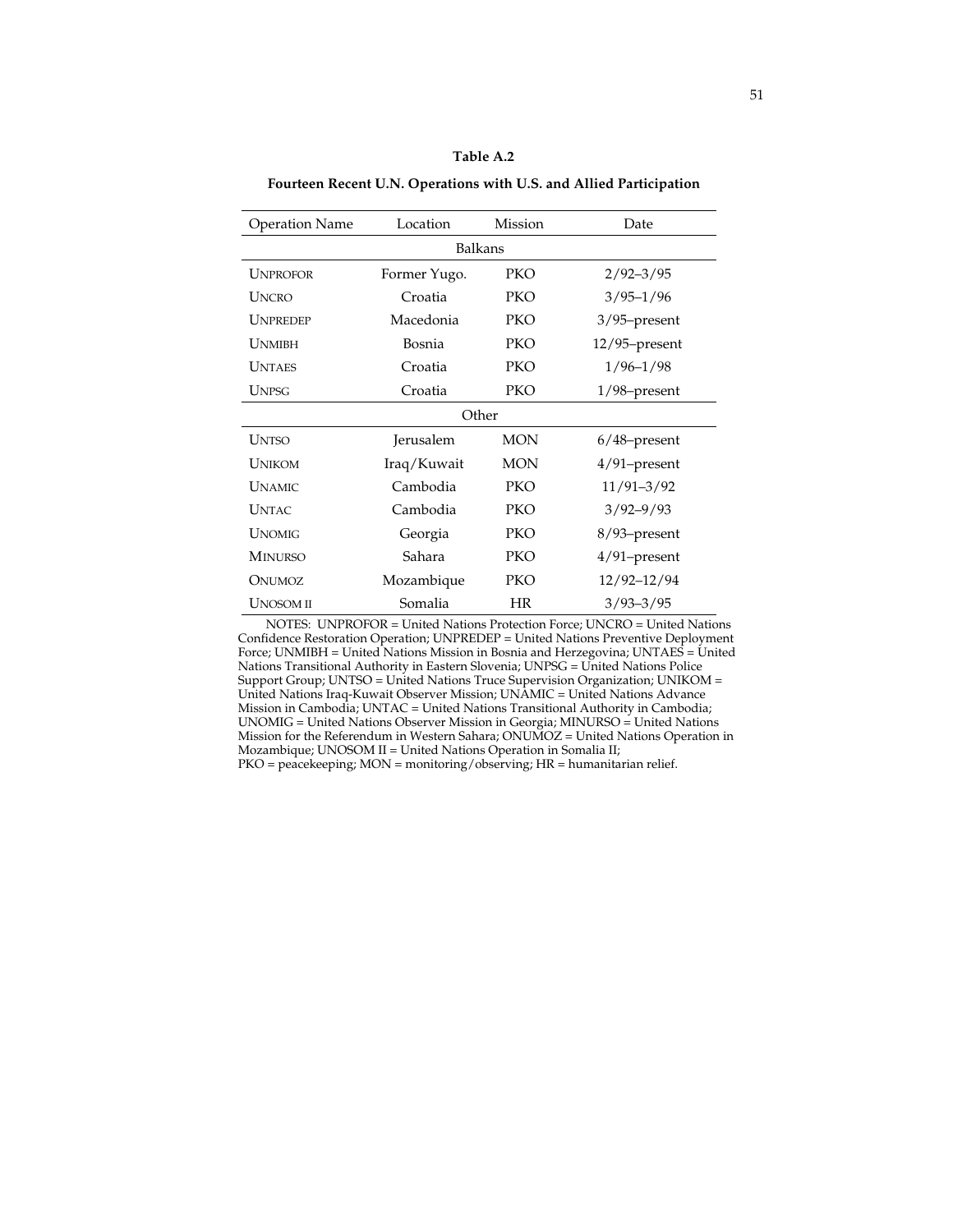**Table A.2**

**Fourteen Recent U.N. Operations with U.S. and Allied Participation**

| Operation Name | Location | Mission | Date |
|---|---|---|---|
| | | Balkans | |
| UNPROFOR | Former Yugo. | PKO | 2/92–3/95 |
| UNCRO | Croatia | PKO | 3/95–1/96 |
| UNPREDEP | Macedonia | PKO | 3/95–present |
| UNMIBH | Bosnia | PKO | 12/95–present |
| UNTAES | Croatia | PKO | 1/96–1/98 |
| UNPSG | Croatia | PKO | 1/98–present |
| | | Other | |
| UNTSO | Jerusalem | MON | 6/48–present |
| UNIKOM | Iraq/Kuwait | MON | 4/91–present |
| UNAMIC | Cambodia | PKO | 11/91–3/92 |
| UNTAC | Cambodia | PKO | 3/92–9/93 |
| UNOMIG | Georgia | PKO | 8/93–present |
| MINURSO | Sahara | PKO | 4/91–present |
| ONUMOZ | Mozambique | PKO | 12/92–12/94 |
| UNOSOM II | Somalia | HR | 3/93–3/95 |

NOTES: UNPROFOR = United Nations Protection Force; UNCRO = United Nations Confidence Restoration Operation; UNPREDEP = United Nations Preventive Deployment Force; UNMIBH = United Nations Mission in Bosnia and Herzegovina; UNTAES = United Nations Transitional Authority in Eastern Slovenia; UNPSG = United Nations Police Support Group; UNTSO = United Nations Truce Supervision Organization; UNIKOM = United Nations Iraq-Kuwait Observer Mission; UNAMIC = United Nations Advance Mission in Cambodia; UNTAC = United Nations Transitional Authority in Cambodia; UNOMIG = United Nations Observer Mission in Georgia; MINURSO = United Nations Mission for the Referendum in Western Sahara; ONUMOZ = United Nations Operation in Mozambique; UNOSOM II = United Nations Operation in Somalia II; PKO = peacekeeping; MON = monitoring/observing; HR = humanitarian relief.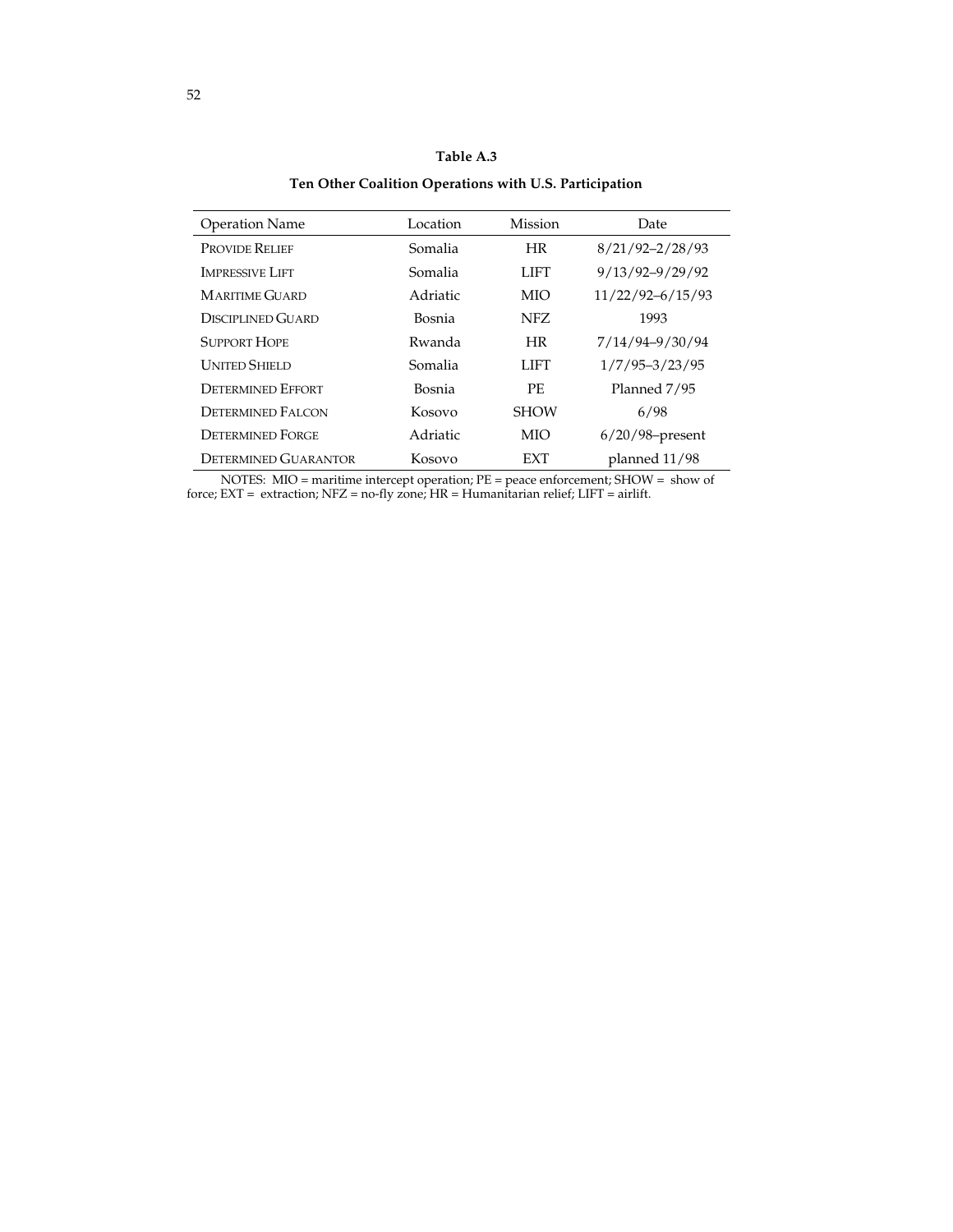**Table A.3**

**Ten Other Coalition Operations with U.S. Participation**

| Operation Name | Location | Mission | Date |
|---|---|---|---|
| PROVIDE RELIEF | Somalia | HR | 8/21/92–2/28/93 |
| IMPRESSIVE LIFT | Somalia | LIFT | 9/13/92–9/29/92 |
| MARITIME GUARD | Adriatic | MIO | 11/22/92–6/15/93 |
| DISCIPLINED GUARD | Bosnia | NFZ | 1993 |
| SUPPORT HOPE | Rwanda | HR | 7/14/94–9/30/94 |
| UNITED SHIELD | Somalia | LIFT | 1/7/95–3/23/95 |
| DETERMINED EFFORT | Bosnia | PE | Planned 7/95 |
| DETERMINED FALCON | Kosovo | SHOW | 6/98 |
| DETERMINED FORGE | Adriatic | MIO | 6/20/98–present |
| DETERMINED GUARANTOR | Kosovo | EXT | planned 11/98 |

NOTES: MIO = maritime intercept operation; PE = peace enforcement; SHOW = show of force; EXT = extraction; NFZ = no-fly zone; HR = Humanitarian relief; LIFT = airlift.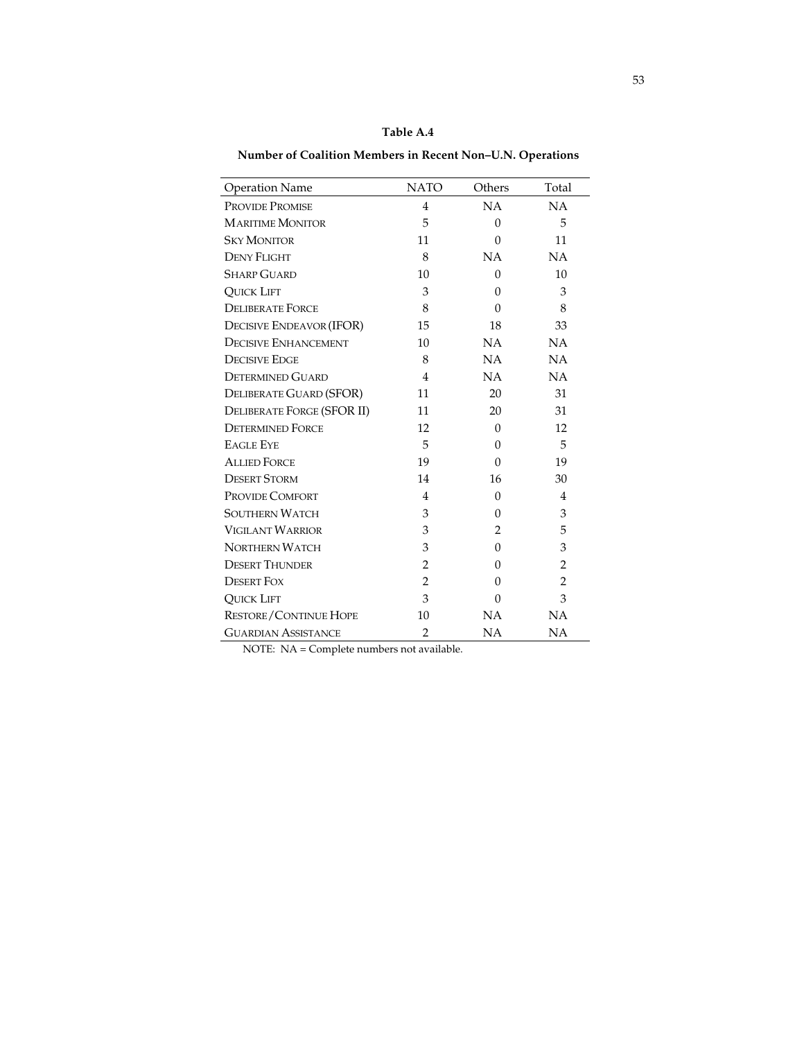**Table A.4**

**Number of Coalition Members in Recent Non–U.N. Operations**

| Operation Name | NATO | Others | Total |
|---|---|---|---|
| Provide Promise | 4 | NA | NA |
| Maritime Monitor | 5 | 0 | 5 |
| Sky Monitor | 11 | 0 | 11 |
| Deny Flight | 8 | NA | NA |
| Sharp Guard | 10 | 0 | 10 |
| Quick Lift | 3 | 0 | 3 |
| Deliberate Force | 8 | 0 | 8 |
| Decisive Endeavor (IFOR) | 15 | 18 | 33 |
| Decisive Enhancement | 10 | NA | NA |
| Decisive Edge | 8 | NA | NA |
| Determined Guard | 4 | NA | NA |
| Deliberate Guard (SFOR) | 11 | 20 | 31 |
| Deliberate Forge (SFOR II) | 11 | 20 | 31 |
| Determined Force | 12 | 0 | 12 |
| Eagle Eye | 5 | 0 | 5 |
| Allied Force | 19 | 0 | 19 |
| Desert Storm | 14 | 16 | 30 |
| Provide Comfort | 4 | 0 | 4 |
| Southern Watch | 3 | 0 | 3 |
| Vigilant Warrior | 3 | 2 | 5 |
| Northern Watch | 3 | 0 | 3 |
| Desert Thunder | 2 | 0 | 2 |
| Desert Fox | 2 | 0 | 2 |
| Quick Lift | 3 | 0 | 3 |
| Restore/Continue Hope | 10 | NA | NA |
| Guardian Assistance | 2 | NA | NA |

NOTE: NA = Complete numbers not available.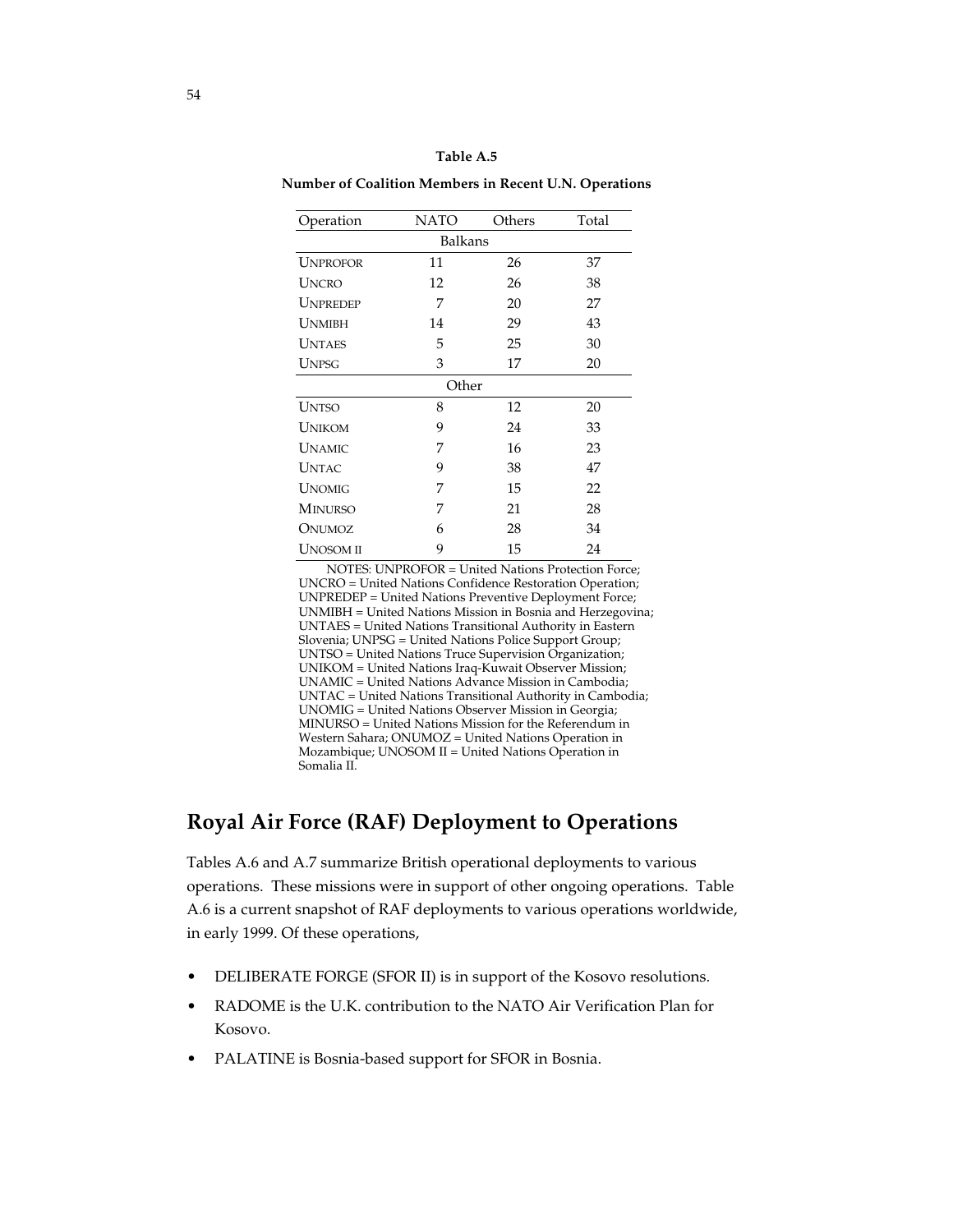**Table A.5**

**Number of Coalition Members in Recent U.N. Operations**

| Operation | NATO | Others | Total |
|---|---|---|---|
| Balkans | | | |
| UNPROFOR | 11 | 26 | 37 |
| UNCRO | 12 | 26 | 38 |
| UNPREDEP | 7 | 20 | 27 |
| UNMIBH | 14 | 29 | 43 |
| UNTAES | 5 | 25 | 30 |
| UNPSG | 3 | 17 | 20 |
| Other | | | |
| UNTSO | 8 | 12 | 20 |
| UNIKOM | 9 | 24 | 33 |
| UNAMIC | 7 | 16 | 23 |
| UNTAC | 9 | 38 | 47 |
| UNOMIG | 7 | 15 | 22 |
| MINURSO | 7 | 21 | 28 |
| ONUMOZ | 6 | 28 | 34 |
| UNOSOM II | 9 | 15 | 24 |

NOTES: UNPROFOR = United Nations Protection Force; UNCRO = United Nations Confidence Restoration Operation; UNPREDEP = United Nations Preventive Deployment Force; UNMIBH = United Nations Mission in Bosnia and Herzegovina; UNTAES = United Nations Transitional Authority in Eastern Slovenia; UNPSG = United Nations Police Support Group; UNTSO = United Nations Truce Supervision Organization; UNIKOM = United Nations Iraq-Kuwait Observer Mission; UNAMIC = United Nations Advance Mission in Cambodia; UNTAC = United Nations Transitional Authority in Cambodia; UNOMIG = United Nations Observer Mission in Georgia; MINURSO = United Nations Mission for the Referendum in Western Sahara; ONUMOZ = United Nations Operation in Mozambique; UNOSOM II = United Nations Operation in Somalia II.

## Royal Air Force (RAF) Deployment to Operations

Tables A.6 and A.7 summarize British operational deployments to various operations. These missions were in support of other ongoing operations. Table A.6 is a current snapshot of RAF deployments to various operations worldwide, in early 1999. Of these operations,

- DELIBERATE FORGE (SFOR II) is in support of the Kosovo resolutions.
- RADOME is the U.K. contribution to the NATO Air Verification Plan for Kosovo.
- PALATINE is Bosnia-based support for SFOR in Bosnia.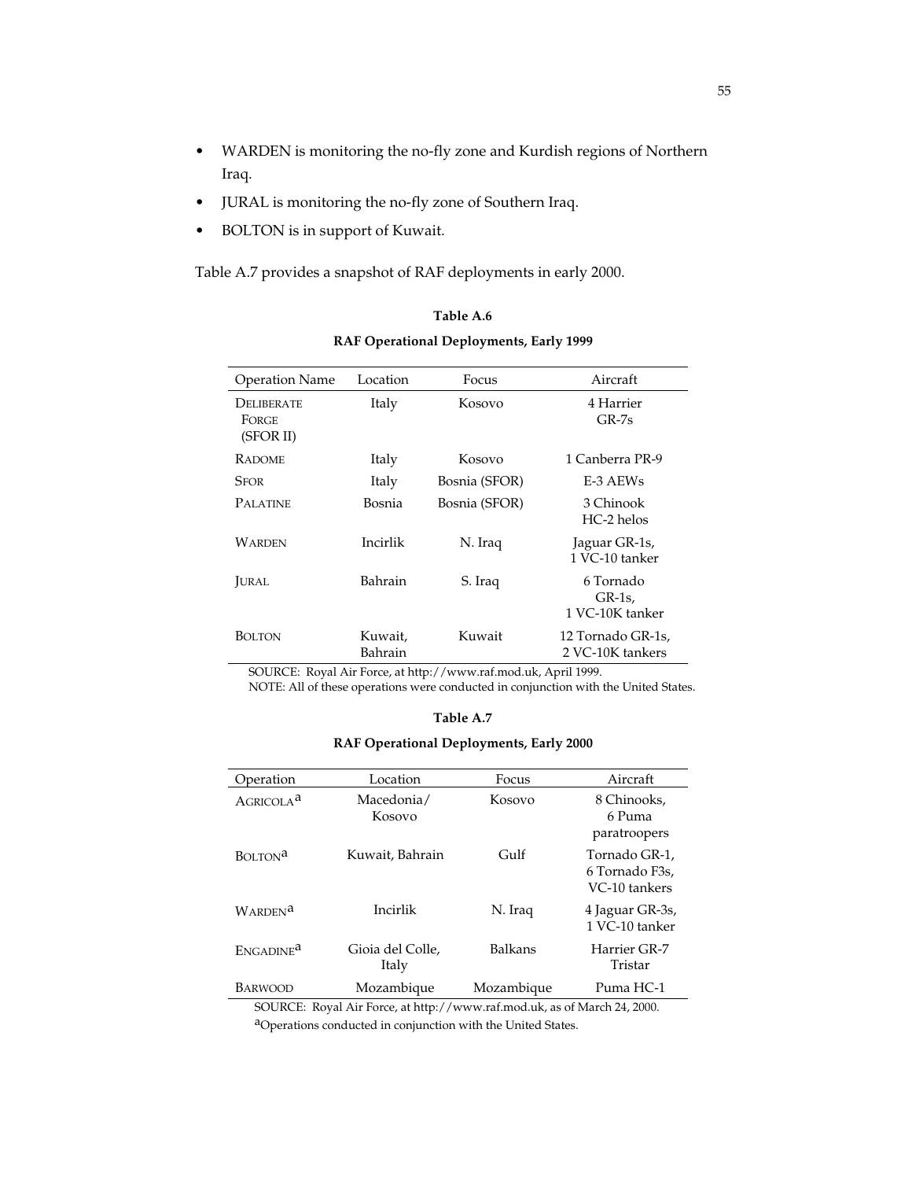- WARDEN is monitoring the no-fly zone and Kurdish regions of Northern Iraq.
- JURAL is monitoring the no-fly zone of Southern Iraq.
- BOLTON is in support of Kuwait.

Table A.7 provides a snapshot of RAF deployments in early 2000.

**Table A.6**

**RAF Operational Deployments, Early 1999**

| Operation Name | Location | Focus | Aircraft |
|---|---|---|---|
| DELIBERATE FORGE (SFOR II) | Italy | Kosovo | 4 Harrier GR-7s |
| RADOME | Italy | Kosovo | 1 Canberra PR-9 |
| SFOR | Italy | Bosnia (SFOR) | E-3 AEWs |
| PALATINE | Bosnia | Bosnia (SFOR) | 3 Chinook HC-2 helos |
| WARDEN | Incirlik | N. Iraq | Jaguar GR-1s, 1 VC-10 tanker |
| JURAL | Bahrain | S. Iraq | 6 Tornado GR-1s, 1 VC-10K tanker |
| BOLTON | Kuwait, Bahrain | Kuwait | 12 Tornado GR-1s, 2 VC-10K tankers |

SOURCE: Royal Air Force, at http://www.raf.mod.uk, April 1999.
NOTE: All of these operations were conducted in conjunction with the United States.

**Table A.7**

**RAF Operational Deployments, Early 2000**

| Operation | Location | Focus | Aircraft |
|---|---|---|---|
| AGRICOLA[a] | Macedonia/ Kosovo | Kosovo | 8 Chinooks, 6 Puma paratroopers |
| BOLTON[a] | Kuwait, Bahrain | Gulf | Tornado GR-1, 6 Tornado F3s, VC-10 tankers |
| WARDEN[a] | Incirlik | N. Iraq | 4 Jaguar GR-3s, 1 VC-10 tanker |
| ENGADINE[a] | Gioia del Colle, Italy | Balkans | Harrier GR-7 Tristar |
| BARWOOD | Mozambique | Mozambique | Puma HC-1 |

SOURCE: Royal Air Force, at http://www.raf.mod.uk, as of March 24, 2000.
[a]Operations conducted in conjunction with the United States.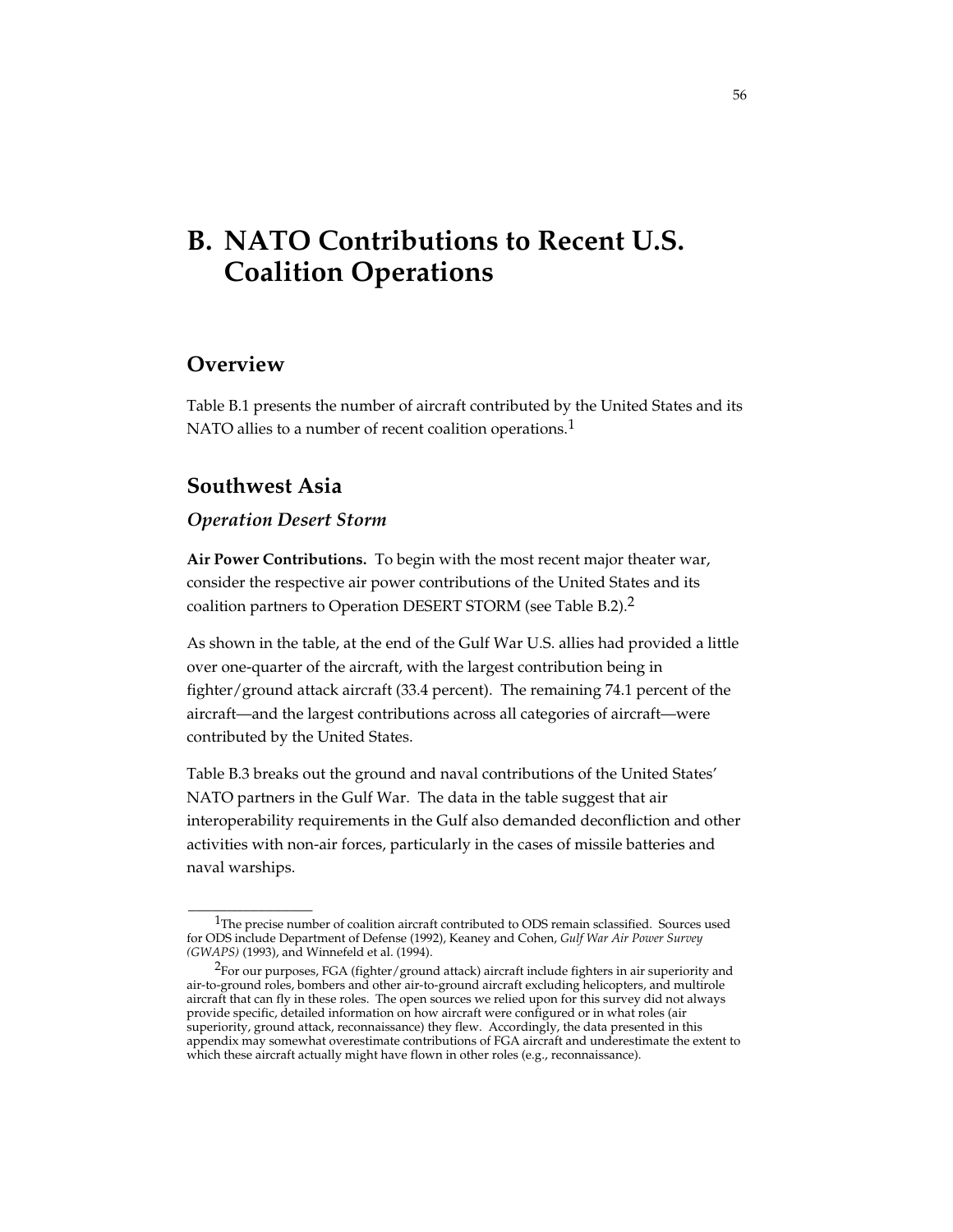# B. NATO Contributions to Recent U.S. Coalition Operations

## Overview

Table B.1 presents the number of aircraft contributed by the United States and its NATO allies to a number of recent coalition operations.[1]

## Southwest Asia

### *Operation Desert Storm*

**Air Power Contributions.** To begin with the most recent major theater war, consider the respective air power contributions of the United States and its coalition partners to Operation DESERT STORM (see Table B.2).[2]

As shown in the table, at the end of the Gulf War U.S. allies had provided a little over one-quarter of the aircraft, with the largest contribution being in fighter/ground attack aircraft (33.4 percent). The remaining 74.1 percent of the aircraft—and the largest contributions across all categories of aircraft—were contributed by the United States.

Table B.3 breaks out the ground and naval contributions of the United States' NATO partners in the Gulf War. The data in the table suggest that air interoperability requirements in the Gulf also demanded deconfliction and other activities with non-air forces, particularly in the cases of missile batteries and naval warships.

---

[1]The precise number of coalition aircraft contributed to ODS remain sclassified. Sources used for ODS include Department of Defense (1992), Keaney and Cohen, *Gulf War Air Power Survey (GWAPS)* (1993), and Winnefeld et al. (1994).

[2]For our purposes, FGA (fighter/ground attack) aircraft include fighters in air superiority and air-to-ground roles, bombers and other air-to-ground aircraft excluding helicopters, and multirole aircraft that can fly in these roles. The open sources we relied upon for this survey did not always provide specific, detailed information on how aircraft were configured or in what roles (air superiority, ground attack, reconnaissance) they flew. Accordingly, the data presented in this appendix may somewhat overestimate contributions of FGA aircraft and underestimate the extent to which these aircraft actually might have flown in other roles (e.g., reconnaissance).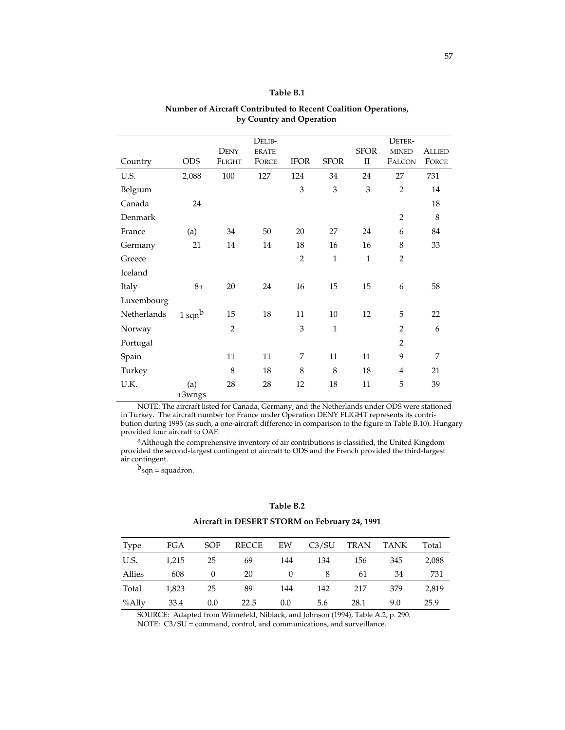**Table B.1**

**Number of Aircraft Contributed to Recent Coalition Operations, by Country and Operation**

| Country | ODS | DENY FLIGHT | DELIBERATE FORCE | IFOR | SFOR | SFOR II | DETERMINED FALCON | ALLIED FORCE |
|---|---|---|---|---|---|---|---|---|
| U.S. | 2,088 | 100 | 127 | 124 | 34 | 24 | 27 | 731 |
| Belgium | | | | 3 | 3 | 3 | 2 | 14 |
| Canada | 24 | | | | | | | 18 |
| Denmark | | | | | | | 2 | 8 |
| France | (a) | 34 | 50 | 20 | 27 | 24 | 6 | 84 |
| Germany | 21 | 14 | 14 | 18 | 16 | 16 | 8 | 33 |
| Greece | | | | 2 | 1 | 1 | 2 | |
| Iceland | | | | | | | | |
| Italy | 8+ | 20 | 24 | 16 | 15 | 15 | 6 | 58 |
| Luxembourg | | | | | | | | |
| Netherlands | 1 sqn[b] | 15 | 18 | 11 | 10 | 12 | 5 | 22 |
| Norway | | 2 | | 3 | 1 | | 2 | 6 |
| Portugal | | | | | | | 2 | |
| Spain | | 11 | 11 | 7 | 11 | 11 | 9 | 7 |
| Turkey | | 8 | 18 | 8 | 8 | 18 | 4 | 21 |
| U.K. | (a) +3wngs | 28 | 28 | 12 | 18 | 11 | 5 | 39 |

NOTE: The aircraft listed for Canada, Germany, and the Netherlands under ODS were stationed in Turkey. The aircraft number for France under Operation DENY FLIGHT represents its contribution during 1995 (as such, a one-aircraft difference in comparison to the figure in Table B.10). Hungary provided four aircraft to OAF.

[a]Although the comprehensive inventory of air contributions is classified, the United Kingdom provided the second-largest contingent of aircraft to ODS and the French provided the third-largest air contingent.

[b]sqn = squadron.

**Table B.2**

**Aircraft in DESERT STORM on February 24, 1991**

| Type | FGA | SOF | RECCE | EW | C3/SU | TRAN | TANK | Total |
|---|---|---|---|---|---|---|---|---|
| U.S. | 1,215 | 25 | 69 | 144 | 134 | 156 | 345 | 2,088 |
| Allies | 608 | 0 | 20 | 0 | 8 | 61 | 34 | 731 |
| Total | 1,823 | 25 | 89 | 144 | 142 | 217 | 379 | 2,819 |
| %Ally | 33.4 | 0.0 | 22.5 | 0.0 | 5.6 | 28.1 | 9.0 | 25.9 |

SOURCE: Adapted from Winnefeld, Niblack, and Johnson (1994), Table A.2, p. 290.

NOTE: C3/SU = command, control, and communications, and surveillance.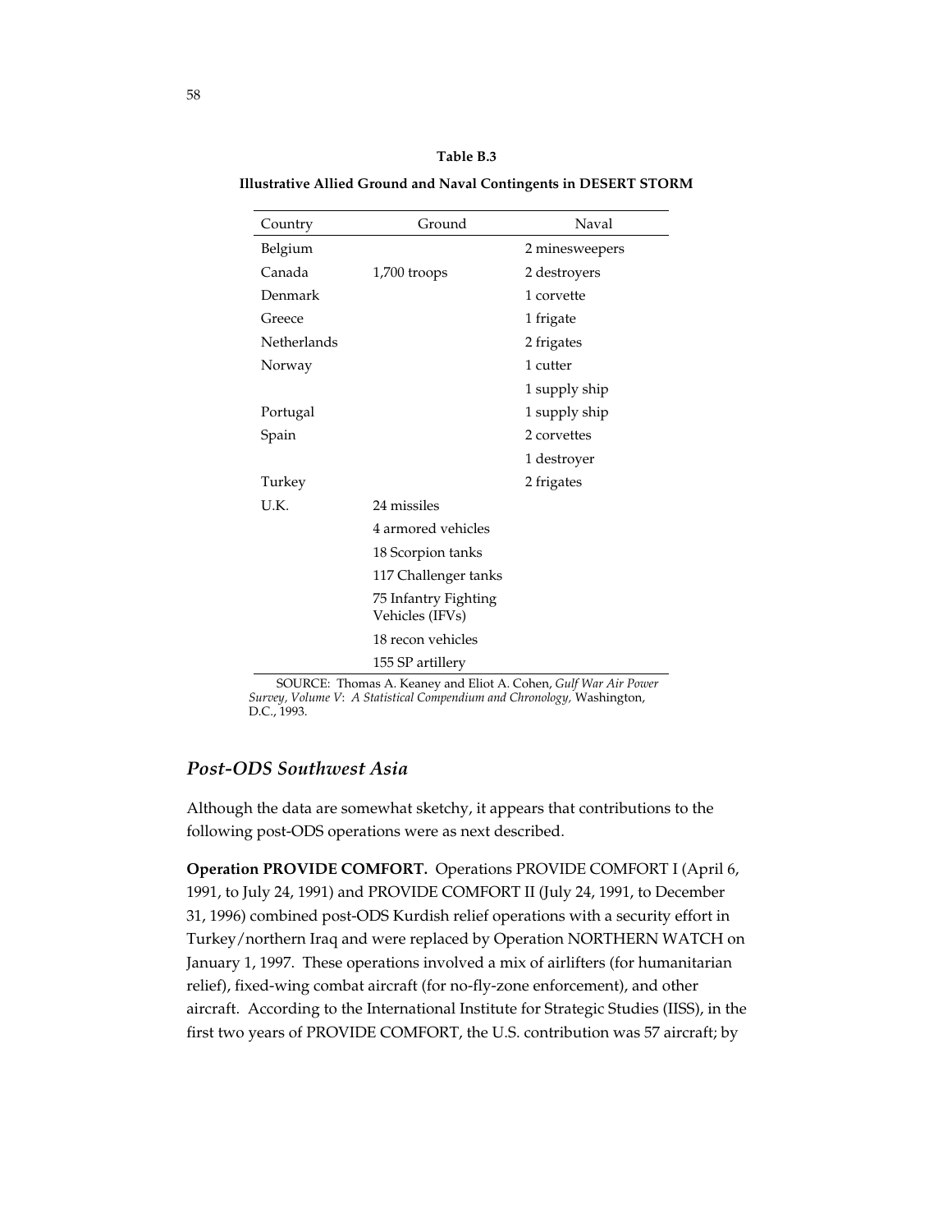**Table B.3**

**Illustrative Allied Ground and Naval Contingents in DESERT STORM**

| Country | Ground | Naval |
|---|---|---|
| Belgium | | 2 minesweepers |
| Canada | 1,700 troops | 2 destroyers |
| Denmark | | 1 corvette |
| Greece | | 1 frigate |
| Netherlands | | 2 frigates |
| Norway | | 1 cutter |
| | | 1 supply ship |
| Portugal | | 1 supply ship |
| Spain | | 2 corvettes |
| | | 1 destroyer |
| Turkey | | 2 frigates |
| U.K. | 24 missiles | |
| | 4 armored vehicles | |
| | 18 Scorpion tanks | |
| | 117 Challenger tanks | |
| | 75 Infantry Fighting Vehicles (IFVs) | |
| | 18 recon vehicles | |
| | 155 SP artillery | |

SOURCE: Thomas A. Keaney and Eliot A. Cohen, *Gulf War Air Power Survey, Volume V*: *A Statistical Compendium and Chronology,* Washington, D.C., 1993.

## *Post-ODS Southwest Asia*

Although the data are somewhat sketchy, it appears that contributions to the following post-ODS operations were as next described.

**Operation PROVIDE COMFORT.** Operations PROVIDE COMFORT I (April 6, 1991, to July 24, 1991) and PROVIDE COMFORT II (July 24, 1991, to December 31, 1996) combined post-ODS Kurdish relief operations with a security effort in Turkey/northern Iraq and were replaced by Operation NORTHERN WATCH on January 1, 1997. These operations involved a mix of airlifters (for humanitarian relief), fixed-wing combat aircraft (for no-fly-zone enforcement), and other aircraft. According to the International Institute for Strategic Studies (IISS), in the first two years of PROVIDE COMFORT, the U.S. contribution was 57 aircraft; by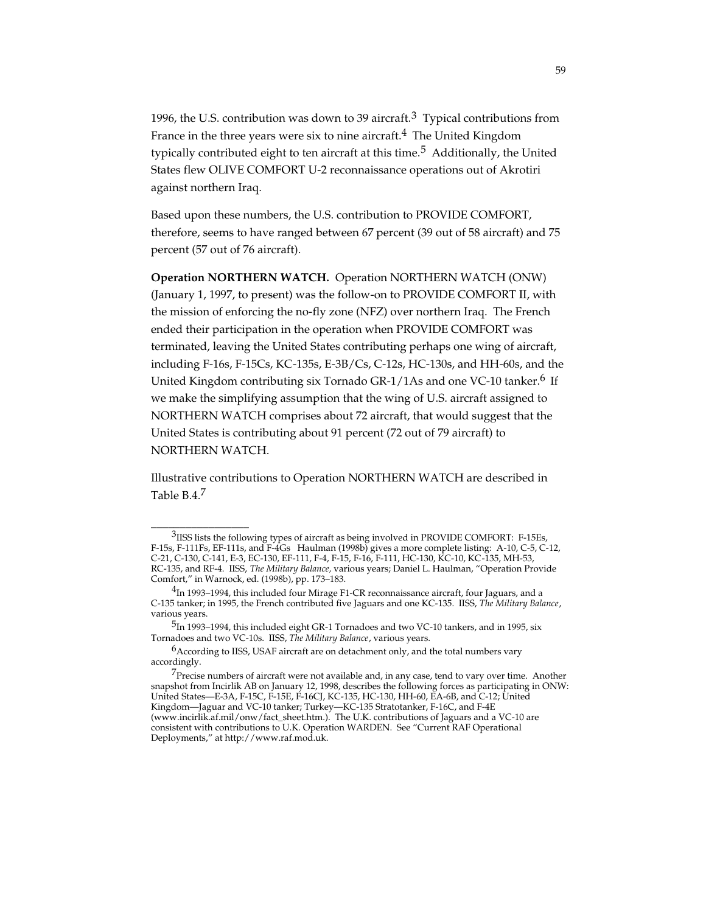1996, the U.S. contribution was down to 39 aircraft.[3] Typical contributions from France in the three years were six to nine aircraft.[4] The United Kingdom typically contributed eight to ten aircraft at this time.[5] Additionally, the United States flew OLIVE COMFORT U-2 reconnaissance operations out of Akrotiri against northern Iraq.

Based upon these numbers, the U.S. contribution to PROVIDE COMFORT, therefore, seems to have ranged between 67 percent (39 out of 58 aircraft) and 75 percent (57 out of 76 aircraft).

**Operation NORTHERN WATCH.** Operation NORTHERN WATCH (ONW) (January 1, 1997, to present) was the follow-on to PROVIDE COMFORT II, with the mission of enforcing the no-fly zone (NFZ) over northern Iraq. The French ended their participation in the operation when PROVIDE COMFORT was terminated, leaving the United States contributing perhaps one wing of aircraft, including F-16s, F-15Cs, KC-135s, E-3B/Cs, C-12s, HC-130s, and HH-60s, and the United Kingdom contributing six Tornado GR-1/1As and one VC-10 tanker.[6] If we make the simplifying assumption that the wing of U.S. aircraft assigned to NORTHERN WATCH comprises about 72 aircraft, that would suggest that the United States is contributing about 91 percent (72 out of 79 aircraft) to NORTHERN WATCH.

Illustrative contributions to Operation NORTHERN WATCH are described in Table B.4.[7]

---

[3] IISS lists the following types of aircraft as being involved in PROVIDE COMFORT: F-15Es, F-15s, F-111Fs, EF-111s, and F-4Gs Haulman (1998b) gives a more complete listing: A-10, C-5, C-12, C-21, C-130, C-141, E-3, EC-130, EF-111, F-4, F-15, F-16, F-111, HC-130, KC-10, KC-135, MH-53, RC-135, and RF-4. IISS, *The Military Balance*, various years; Daniel L. Haulman, "Operation Provide Comfort," in Warnock, ed. (1998b), pp. 173–183.

[4] In 1993–1994, this included four Mirage F1-CR reconnaissance aircraft, four Jaguars, and a C-135 tanker; in 1995, the French contributed five Jaguars and one KC-135. IISS, *The Military Balance*, various years.

[5] In 1993–1994, this included eight GR-1 Tornadoes and two VC-10 tankers, and in 1995, six Tornadoes and two VC-10s. IISS, *The Military Balance*, various years.

[6] According to IISS, USAF aircraft are on detachment only, and the total numbers vary accordingly.

[7] Precise numbers of aircraft were not available and, in any case, tend to vary over time. Another snapshot from Incirlik AB on January 12, 1998, describes the following forces as participating in ONW: United States—E-3A, F-15C, F-15E, F-16CJ, KC-135, HC-130, HH-60, EA-6B, and C-12; United Kingdom—Jaguar and VC-10 tanker; Turkey—KC-135 Stratotanker, F-16C, and F-4E (www.incirlik.af.mil/onw/fact_sheet.htm.). The U.K. contributions of Jaguars and a VC-10 are consistent with contributions to U.K. Operation WARDEN. See "Current RAF Operational Deployments," at http://www.raf.mod.uk.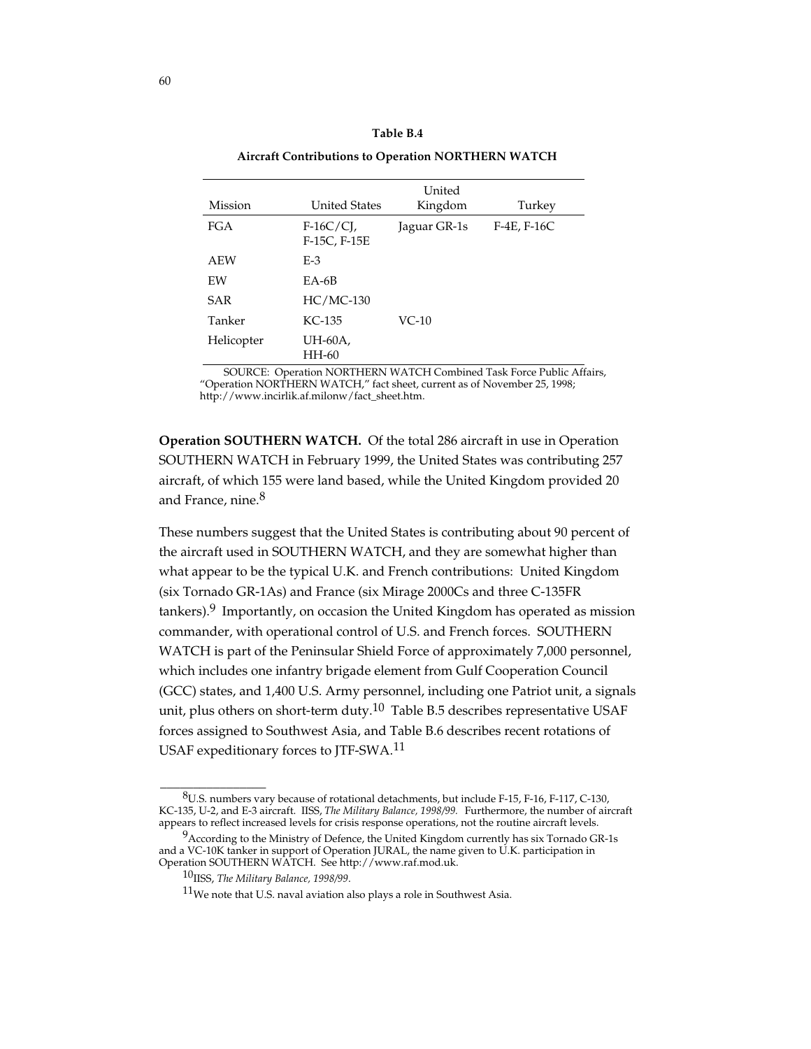**Table B.4**

**Aircraft Contributions to Operation NORTHERN WATCH**

| Mission | United States | United Kingdom | Turkey |
|---|---|---|---|
| FGA | F-16C/CJ, F-15C, F-15E | Jaguar GR-1s | F-4E, F-16C |
| AEW | E-3 | | |
| EW | EA-6B | | |
| SAR | HC/MC-130 | | |
| Tanker | KC-135 | VC-10 | |
| Helicopter | UH-60A, HH-60 | | |

SOURCE: Operation NORTHERN WATCH Combined Task Force Public Affairs, "Operation NORTHERN WATCH," fact sheet, current as of November 25, 1998; http://www.incirlik.af.milonw/fact_sheet.htm.

**Operation SOUTHERN WATCH.** Of the total 286 aircraft in use in Operation SOUTHERN WATCH in February 1999, the United States was contributing 257 aircraft, of which 155 were land based, while the United Kingdom provided 20 and France, nine.[8]

These numbers suggest that the United States is contributing about 90 percent of the aircraft used in SOUTHERN WATCH, and they are somewhat higher than what appear to be the typical U.K. and French contributions: United Kingdom (six Tornado GR-1As) and France (six Mirage 2000Cs and three C-135FR tankers).[9] Importantly, on occasion the United Kingdom has operated as mission commander, with operational control of U.S. and French forces. SOUTHERN WATCH is part of the Peninsular Shield Force of approximately 7,000 personnel, which includes one infantry brigade element from Gulf Cooperation Council (GCC) states, and 1,400 U.S. Army personnel, including one Patriot unit, a signals unit, plus others on short-term duty.[10] Table B.5 describes representative USAF forces assigned to Southwest Asia, and Table B.6 describes recent rotations of USAF expeditionary forces to JTF-SWA.[11]

---

[8] U.S. numbers vary because of rotational detachments, but include F-15, F-16, F-117, C-130, KC-135, U-2, and E-3 aircraft. IISS, *The Military Balance, 1998/99.* Furthermore, the number of aircraft appears to reflect increased levels for crisis response operations, not the routine aircraft levels.

[9] According to the Ministry of Defence, the United Kingdom currently has six Tornado GR-1s and a VC-10K tanker in support of Operation JURAL, the name given to U.K. participation in Operation SOUTHERN WATCH. See http://www.raf.mod.uk.

[10] IISS, *The Military Balance, 1998/99*.

[11] We note that U.S. naval aviation also plays a role in Southwest Asia.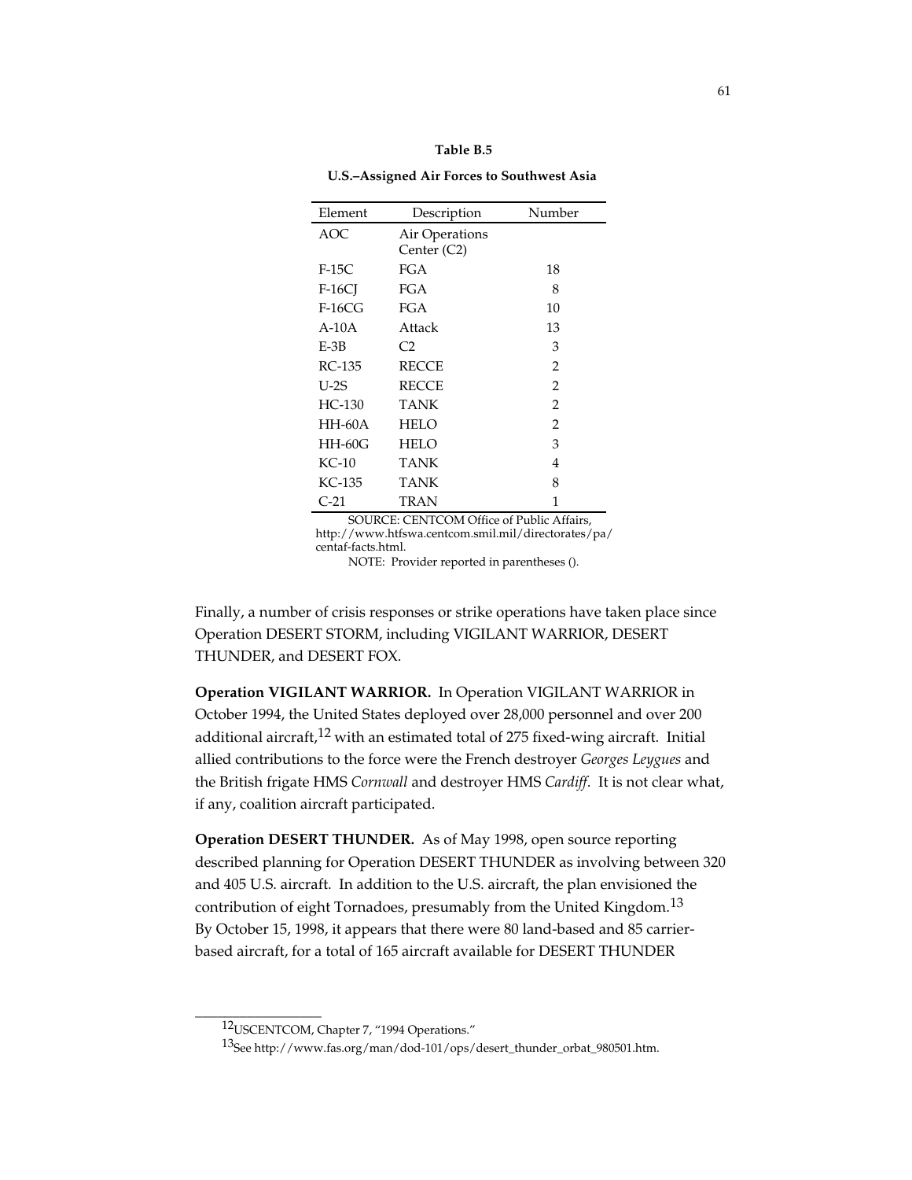**Table B.5**

**U.S.–Assigned Air Forces to Southwest Asia**

| Element | Description | Number |
|---|---|---|
| AOC | Air Operations Center (C2) | |
| F-15C | FGA | 18 |
| F-16CJ | FGA | 8 |
| F-16CG | FGA | 10 |
| A-10A | Attack | 13 |
| E-3B | C2 | 3 |
| RC-135 | RECCE | 2 |
| U-2S | RECCE | 2 |
| HC-130 | TANK | 2 |
| HH-60A | HELO | 2 |
| HH-60G | HELO | 3 |
| KC-10 | TANK | 4 |
| KC-135 | TANK | 8 |
| C-21 | TRAN | 1 |

SOURCE: CENTCOM Office of Public Affairs, http://www.htfswa.centcom.smil.mil/directorates/pa/centaf-facts.html.

NOTE: Provider reported in parentheses ().

Finally, a number of crisis responses or strike operations have taken place since Operation DESERT STORM, including VIGILANT WARRIOR, DESERT THUNDER, and DESERT FOX.

**Operation VIGILANT WARRIOR.** In Operation VIGILANT WARRIOR in October 1994, the United States deployed over 28,000 personnel and over 200 additional aircraft,[12] with an estimated total of 275 fixed-wing aircraft. Initial allied contributions to the force were the French destroyer *Georges Leygues* and the British frigate HMS *Cornwall* and destroyer HMS *Cardiff*. It is not clear what, if any, coalition aircraft participated.

**Operation DESERT THUNDER.** As of May 1998, open source reporting described planning for Operation DESERT THUNDER as involving between 320 and 405 U.S. aircraft. In addition to the U.S. aircraft, the plan envisioned the contribution of eight Tornadoes, presumably from the United Kingdom.[13] By October 15, 1998, it appears that there were 80 land-based and 85 carrier-based aircraft, for a total of 165 aircraft available for DESERT THUNDER

---

[12] USCENTCOM, Chapter 7, "1994 Operations."

[13] See http://www.fas.org/man/dod-101/ops/desert_thunder_orbat_980501.htm.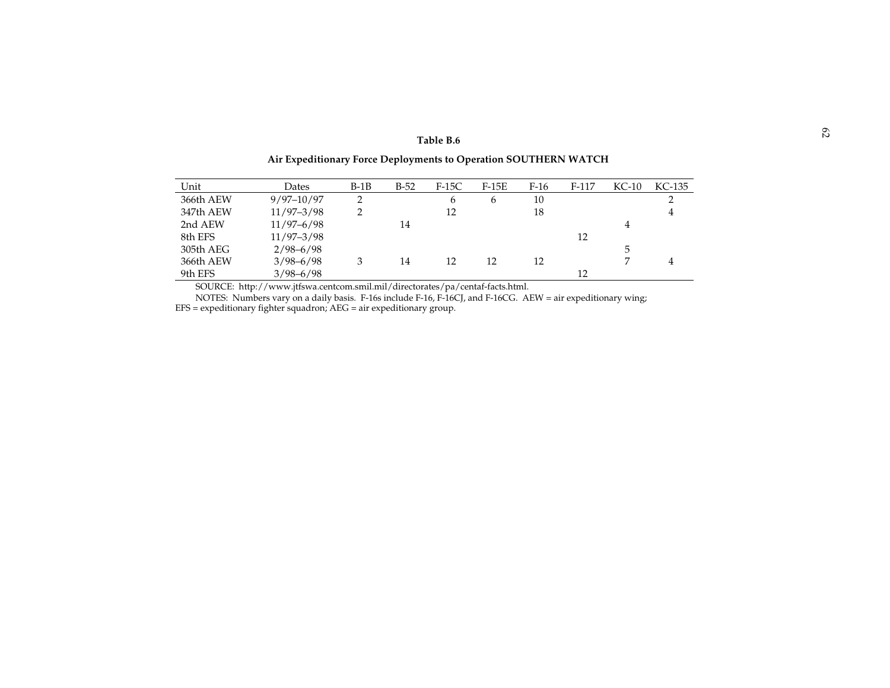**Table B.6**

**Air Expeditionary Force Deployments to Operation SOUTHERN WATCH**

| Unit | Dates | B-1B | B-52 | F-15C | F-15E | F-16 | F-117 | KC-10 | KC-135 |
|---|---|---|---|---|---|---|---|---|---|
| 366th AEW | 9/97–10/97 | 2 | | 6 | 6 | 10 | | | 2 |
| 347th AEW | 11/97–3/98 | 2 | | 12 | | 18 | | | 4 |
| 2nd AEW | 11/97–6/98 | | 14 | | | | | 4 | |
| 8th EFS | 11/97–3/98 | | | | | | 12 | | |
| 305th AEG | 2/98–6/98 | | | | | | | 5 | |
| 366th AEW | 3/98–6/98 | 3 | 14 | 12 | 12 | 12 | | 7 | 4 |
| 9th EFS | 3/98–6/98 | | | | | | 12 | | |

SOURCE: http://www.jtfswa.centcom.smil.mil/directorates/pa/centaf-facts.html.

NOTES: Numbers vary on a daily basis. F-16s include F-16, F-16CJ, and F-16CG. AEW = air expeditionary wing; EFS = expeditionary fighter squadron; AEG = air expeditionary group.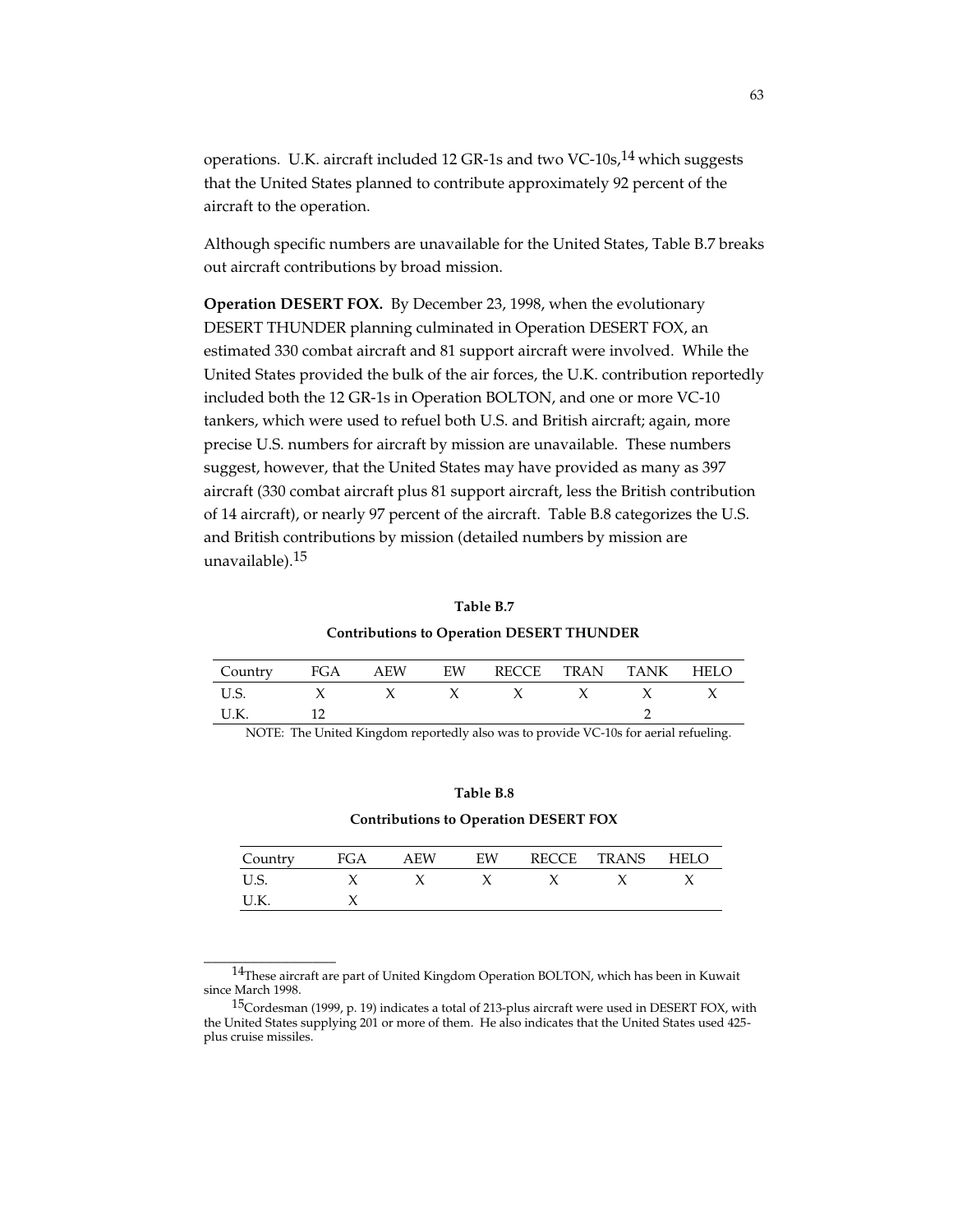operations. U.K. aircraft included 12 GR-1s and two VC-10s,[14] which suggests that the United States planned to contribute approximately 92 percent of the aircraft to the operation.

Although specific numbers are unavailable for the United States, Table B.7 breaks out aircraft contributions by broad mission.

**Operation DESERT FOX.** By December 23, 1998, when the evolutionary DESERT THUNDER planning culminated in Operation DESERT FOX, an estimated 330 combat aircraft and 81 support aircraft were involved. While the United States provided the bulk of the air forces, the U.K. contribution reportedly included both the 12 GR-1s in Operation BOLTON, and one or more VC-10 tankers, which were used to refuel both U.S. and British aircraft; again, more precise U.S. numbers for aircraft by mission are unavailable. These numbers suggest, however, that the United States may have provided as many as 397 aircraft (330 combat aircraft plus 81 support aircraft, less the British contribution of 14 aircraft), or nearly 97 percent of the aircraft. Table B.8 categorizes the U.S. and British contributions by mission (detailed numbers by mission are unavailable).[15]

**Table B.7**

**Contributions to Operation DESERT THUNDER**

| Country | FGA | AEW | EW | RECCE | TRAN | TANK | HELO |
|---|---|---|---|---|---|---|---|
| U.S. | X | X | X | X | X | X | X |
| U.K. | 12 | | | | | 2 | |

NOTE: The United Kingdom reportedly also was to provide VC-10s for aerial refueling.

**Table B.8**

**Contributions to Operation DESERT FOX**

| Country | FGA | AEW | EW | RECCE | TRANS | HELO |
|---|---|---|---|---|---|---|
| U.S. | X | X | X | X | X | X |
| U.K. | X | | | | | |

---

[14] These aircraft are part of United Kingdom Operation BOLTON, which has been in Kuwait since March 1998.

[15] Cordesman (1999, p. 19) indicates a total of 213-plus aircraft were used in DESERT FOX, with the United States supplying 201 or more of them. He also indicates that the United States used 425-plus cruise missiles.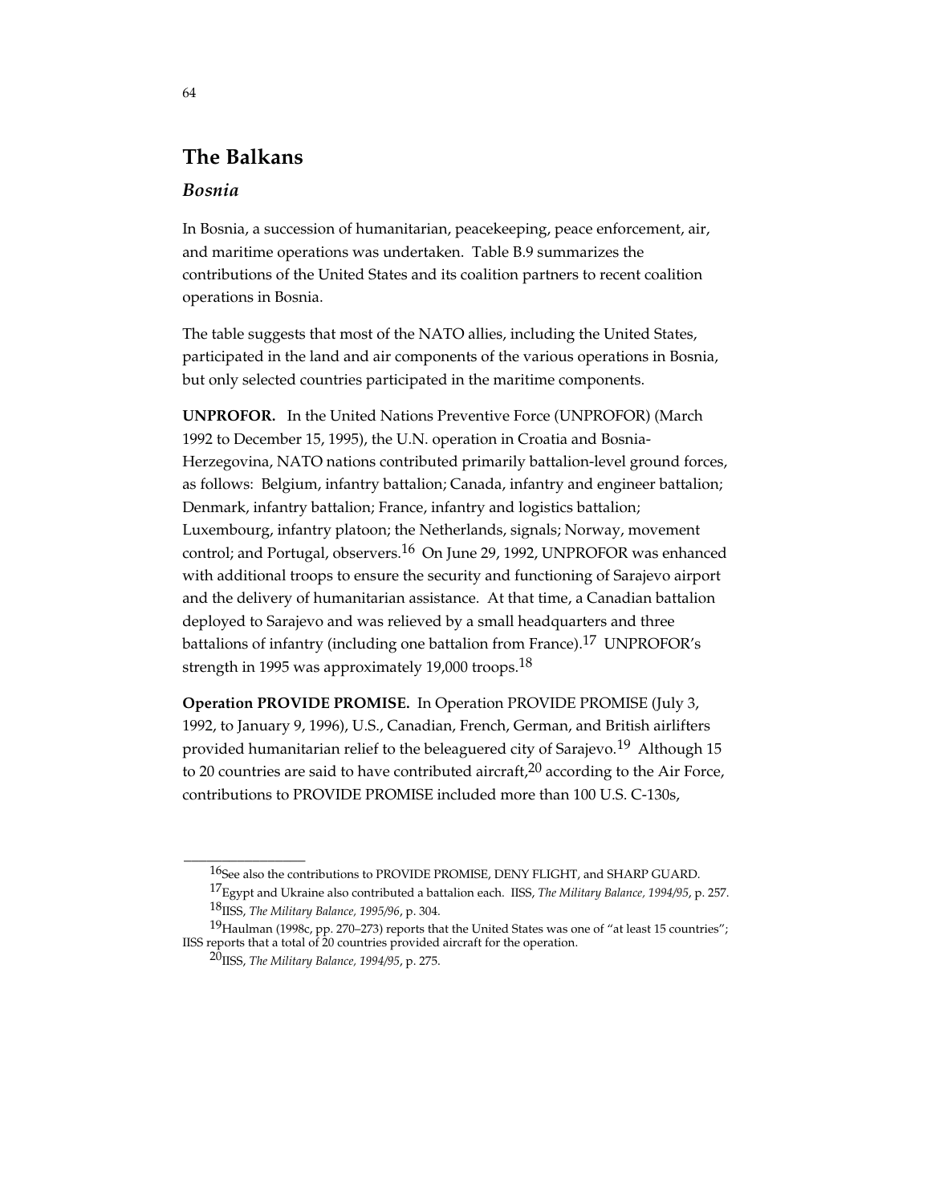## The Balkans

### *Bosnia*

In Bosnia, a succession of humanitarian, peacekeeping, peace enforcement, air, and maritime operations was undertaken. Table B.9 summarizes the contributions of the United States and its coalition partners to recent coalition operations in Bosnia.

The table suggests that most of the NATO allies, including the United States, participated in the land and air components of the various operations in Bosnia, but only selected countries participated in the maritime components.

**UNPROFOR.** In the United Nations Preventive Force (UNPROFOR) (March 1992 to December 15, 1995), the U.N. operation in Croatia and Bosnia-Herzegovina, NATO nations contributed primarily battalion-level ground forces, as follows: Belgium, infantry battalion; Canada, infantry and engineer battalion; Denmark, infantry battalion; France, infantry and logistics battalion; Luxembourg, infantry platoon; the Netherlands, signals; Norway, movement control; and Portugal, observers.[16] On June 29, 1992, UNPROFOR was enhanced with additional troops to ensure the security and functioning of Sarajevo airport and the delivery of humanitarian assistance. At that time, a Canadian battalion deployed to Sarajevo and was relieved by a small headquarters and three battalions of infantry (including one battalion from France).[17] UNPROFOR's strength in 1995 was approximately 19,000 troops.[18]

**Operation PROVIDE PROMISE.** In Operation PROVIDE PROMISE (July 3, 1992, to January 9, 1996), U.S., Canadian, French, German, and British airlifters provided humanitarian relief to the beleaguered city of Sarajevo.[19] Although 15 to 20 countries are said to have contributed aircraft,[20] according to the Air Force, contributions to PROVIDE PROMISE included more than 100 U.S. C-130s,

---

[16]See also the contributions to PROVIDE PROMISE, DENY FLIGHT, and SHARP GUARD.

[17]Egypt and Ukraine also contributed a battalion each. IISS, *The Military Balance, 1994/95*, p. 257.

[18]IISS, *The Military Balance, 1995/96*, p. 304.

[19]Haulman (1998c, pp. 270–273) reports that the United States was one of "at least 15 countries"; IISS reports that a total of 20 countries provided aircraft for the operation.

[20]IISS, *The Military Balance, 1994/95*, p. 275.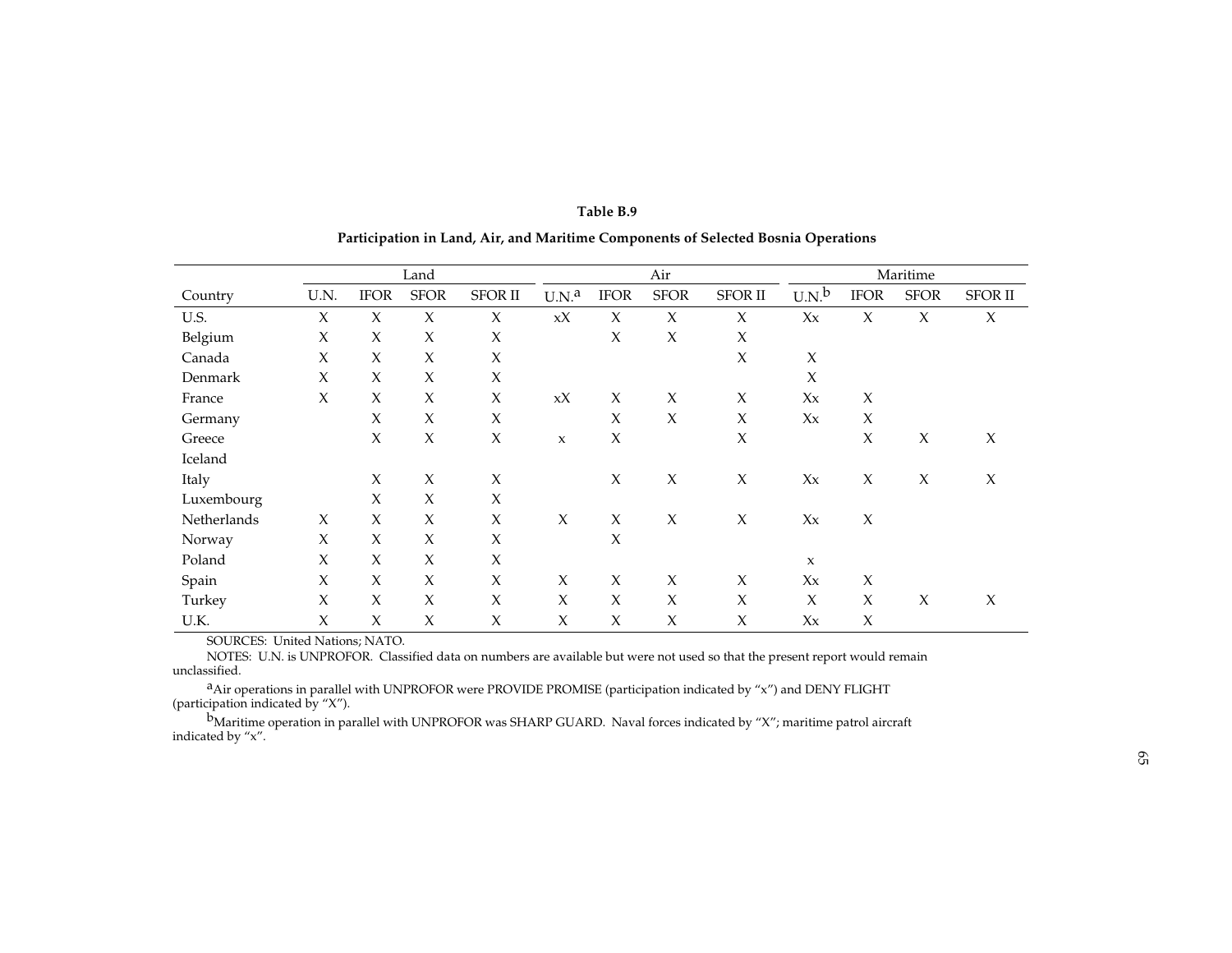**Table B.9**

**Participation in Land, Air, and Maritime Components of Selected Bosnia Operations**

| Country | Land | | | | Air | | | | Maritime | | | |
|---|---|---|---|---|---|---|---|---|---|---|---|---|
| | U.N. | IFOR | SFOR | SFOR II | U.N.[a] | IFOR | SFOR | SFOR II | U.N.[b] | IFOR | SFOR | SFOR II |
| U.S. | X | X | X | X | xX | X | X | X | Xx | X | X | X |
| Belgium | X | X | X | X | | X | X | X | | | | |
| Canada | X | X | X | X | | | | X | X | | | |
| Denmark | X | X | X | X | | | | | X | | | |
| France | X | X | X | X | xX | X | X | X | Xx | X | | |
| Germany | | X | X | X | | X | X | X | Xx | X | | |
| Greece | | X | X | X | x | X | | X | | X | X | X |
| Iceland | | | | | | | | | | | | |
| Italy | | X | X | X | | X | X | X | Xx | X | X | X |
| Luxembourg | | X | X | X | | | | | | | | |
| Netherlands | X | X | X | X | X | X | X | X | Xx | X | | |
| Norway | X | X | X | X | | X | | | | | | |
| Poland | X | X | X | X | | | | | x | | | |
| Spain | X | X | X | X | X | X | X | X | Xx | X | | |
| Turkey | X | X | X | X | X | X | X | X | X | X | X | X |
| U.K. | X | X | X | X | X | X | X | X | Xx | X | | |

SOURCES: United Nations; NATO.

NOTES: U.N. is UNPROFOR. Classified data on numbers are available but were not used so that the present report would remain unclassified.

[a]Air operations in parallel with UNPROFOR were PROVIDE PROMISE (participation indicated by "x") and DENY FLIGHT (participation indicated by "X").

[b]Maritime operation in parallel with UNPROFOR was SHARP GUARD. Naval forces indicated by "X"; maritime patrol aircraft indicated by "x".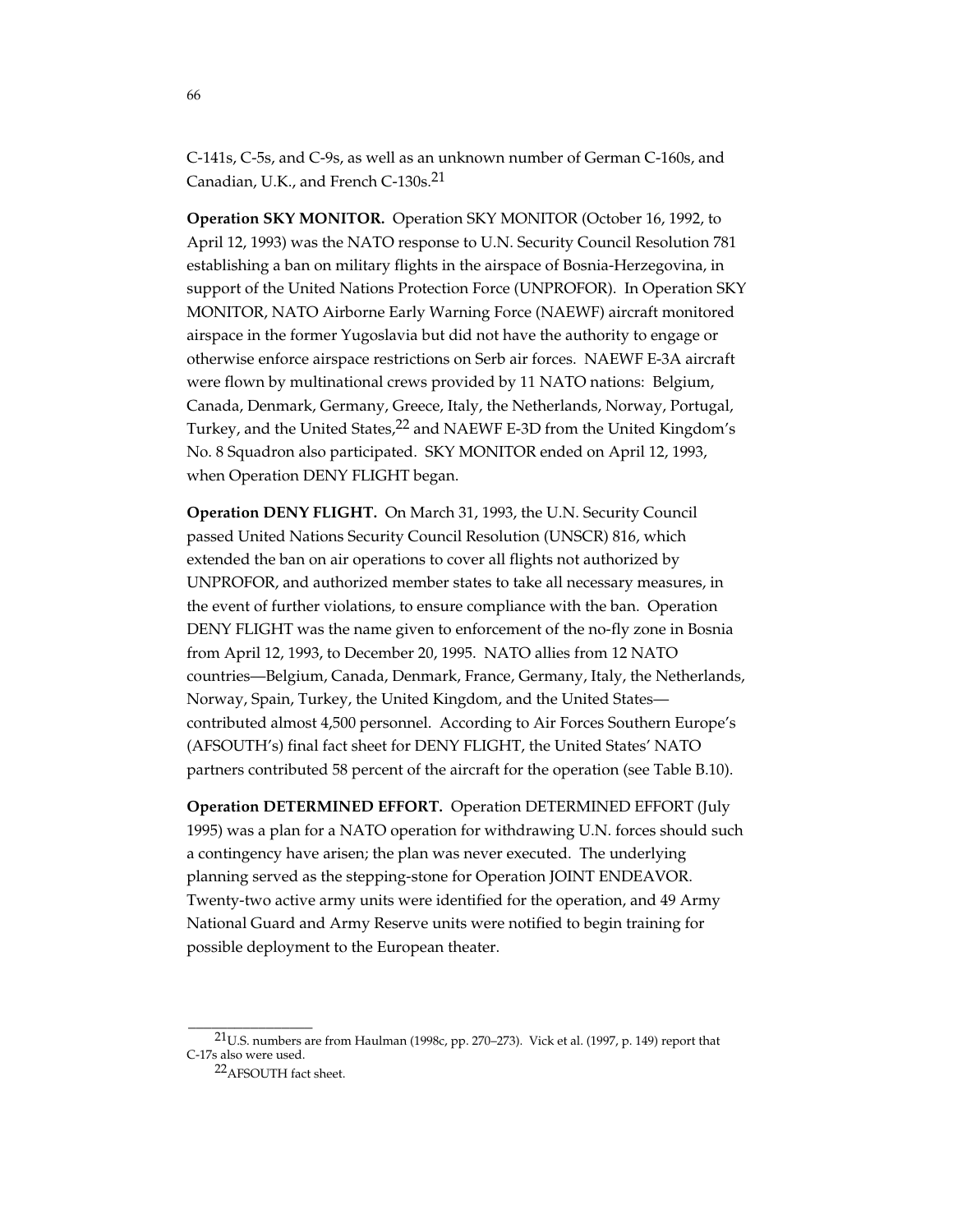C-141s, C-5s, and C-9s, as well as an unknown number of German C-160s, and Canadian, U.K., and French C-130s.[21]

**Operation SKY MONITOR.** Operation SKY MONITOR (October 16, 1992, to April 12, 1993) was the NATO response to U.N. Security Council Resolution 781 establishing a ban on military flights in the airspace of Bosnia-Herzegovina, in support of the United Nations Protection Force (UNPROFOR). In Operation SKY MONITOR, NATO Airborne Early Warning Force (NAEWF) aircraft monitored airspace in the former Yugoslavia but did not have the authority to engage or otherwise enforce airspace restrictions on Serb air forces. NAEWF E-3A aircraft were flown by multinational crews provided by 11 NATO nations: Belgium, Canada, Denmark, Germany, Greece, Italy, the Netherlands, Norway, Portugal, Turkey, and the United States,[22] and NAEWF E-3D from the United Kingdom's No. 8 Squadron also participated. SKY MONITOR ended on April 12, 1993, when Operation DENY FLIGHT began.

**Operation DENY FLIGHT.** On March 31, 1993, the U.N. Security Council passed United Nations Security Council Resolution (UNSCR) 816, which extended the ban on air operations to cover all flights not authorized by UNPROFOR, and authorized member states to take all necessary measures, in the event of further violations, to ensure compliance with the ban. Operation DENY FLIGHT was the name given to enforcement of the no-fly zone in Bosnia from April 12, 1993, to December 20, 1995. NATO allies from 12 NATO countries—Belgium, Canada, Denmark, France, Germany, Italy, the Netherlands, Norway, Spain, Turkey, the United Kingdom, and the United States—contributed almost 4,500 personnel. According to Air Forces Southern Europe's (AFSOUTH's) final fact sheet for DENY FLIGHT, the United States' NATO partners contributed 58 percent of the aircraft for the operation (see Table B.10).

**Operation DETERMINED EFFORT.** Operation DETERMINED EFFORT (July 1995) was a plan for a NATO operation for withdrawing U.N. forces should such a contingency have arisen; the plan was never executed. The underlying planning served as the stepping-stone for Operation JOINT ENDEAVOR. Twenty-two active army units were identified for the operation, and 49 Army National Guard and Army Reserve units were notified to begin training for possible deployment to the European theater.

---

[21] U.S. numbers are from Haulman (1998c, pp. 270–273). Vick et al. (1997, p. 149) report that C-17s also were used.

[22] AFSOUTH fact sheet.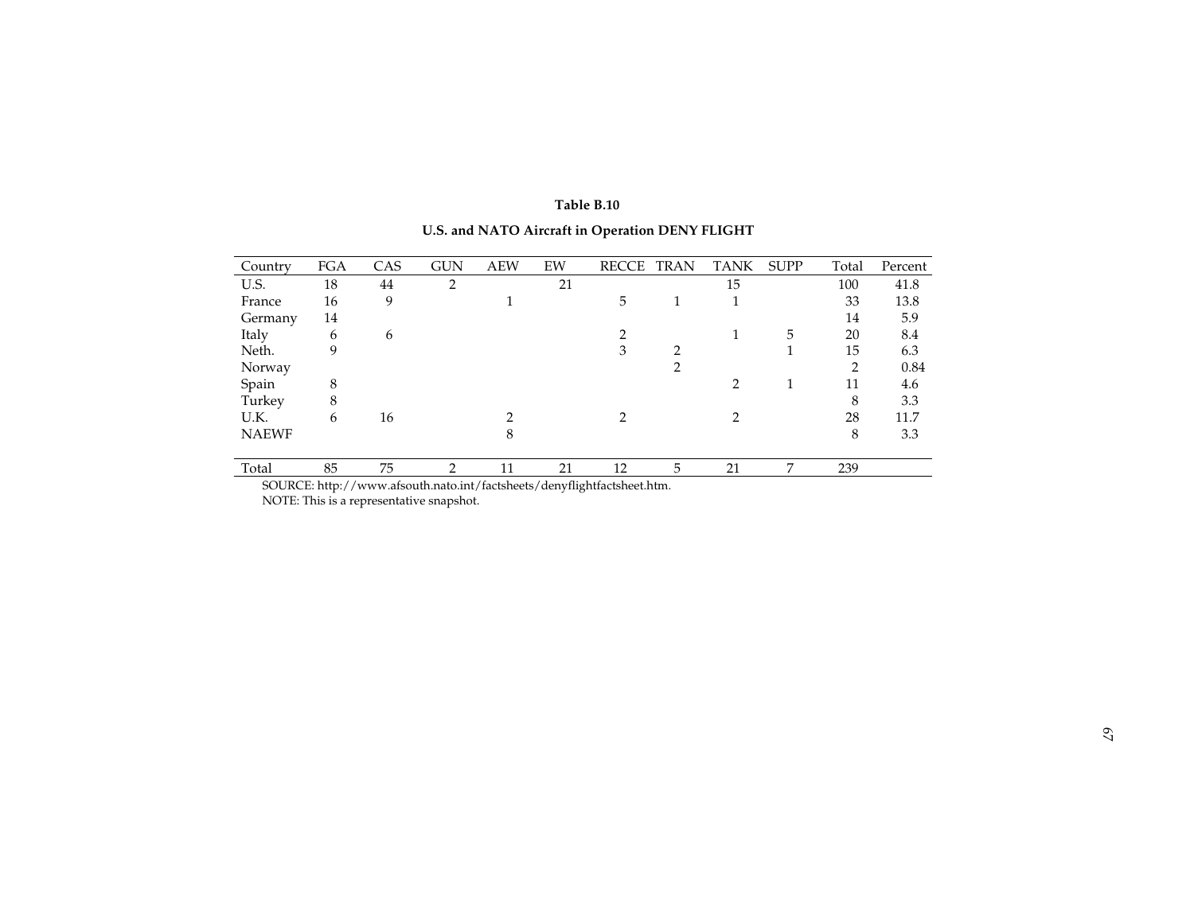**Table B.10**

**U.S. and NATO Aircraft in Operation DENY FLIGHT**

| Country | FGA | CAS | GUN | AEW | EW | RECCE | TRAN | TANK | SUPP | Total | Percent |
|---|---|---|---|---|---|---|---|---|---|---|---|
| U.S. | 18 | 44 | 2 | | 21 | | | 15 | | 100 | 41.8 |
| France | 16 | 9 | | 1 | | 5 | 1 | 1 | | 33 | 13.8 |
| Germany | 14 | | | | | | | | | 14 | 5.9 |
| Italy | 6 | 6 | | | | 2 | | 1 | 5 | 20 | 8.4 |
| Neth. | 9 | | | | | 3 | 2 | | 1 | 15 | 6.3 |
| Norway | | | | | | | 2 | | | 2 | 0.84 |
| Spain | 8 | | | | | | | 2 | 1 | 11 | 4.6 |
| Turkey | 8 | | | | | | | | | 8 | 3.3 |
| U.K. | 6 | 16 | | 2 | | 2 | | 2 | | 28 | 11.7 |
| NAEWF | | | | 8 | | | | | | 8 | 3.3 |
| Total | 85 | 75 | 2 | 11 | 21 | 12 | 5 | 21 | 7 | 239 | |

SOURCE: http://www.afsouth.nato.int/factsheets/denyflightfactsheet.htm.

NOTE: This is a representative snapshot.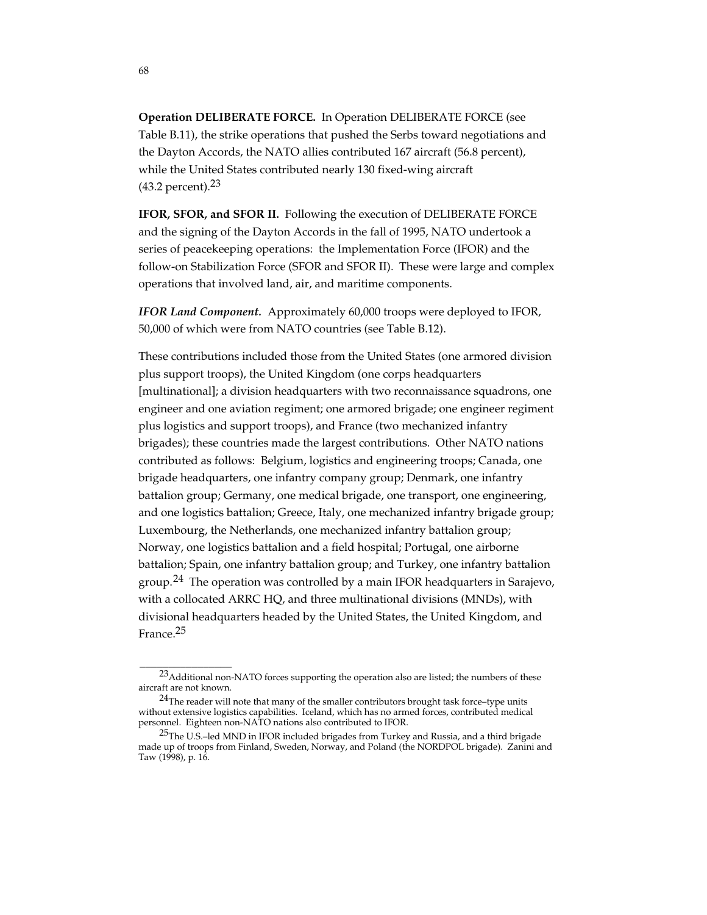**Operation DELIBERATE FORCE.** In Operation DELIBERATE FORCE (see Table B.11), the strike operations that pushed the Serbs toward negotiations and the Dayton Accords, the NATO allies contributed 167 aircraft (56.8 percent), while the United States contributed nearly 130 fixed-wing aircraft (43.2 percent).[23]

**IFOR, SFOR, and SFOR II.** Following the execution of DELIBERATE FORCE and the signing of the Dayton Accords in the fall of 1995, NATO undertook a series of peacekeeping operations: the Implementation Force (IFOR) and the follow-on Stabilization Force (SFOR and SFOR II). These were large and complex operations that involved land, air, and maritime components.

***IFOR Land Component.*** Approximately 60,000 troops were deployed to IFOR, 50,000 of which were from NATO countries (see Table B.12).

These contributions included those from the United States (one armored division plus support troops), the United Kingdom (one corps headquarters [multinational]; a division headquarters with two reconnaissance squadrons, one engineer and one aviation regiment; one armored brigade; one engineer regiment plus logistics and support troops), and France (two mechanized infantry brigades); these countries made the largest contributions. Other NATO nations contributed as follows: Belgium, logistics and engineering troops; Canada, one brigade headquarters, one infantry company group; Denmark, one infantry battalion group; Germany, one medical brigade, one transport, one engineering, and one logistics battalion; Greece, Italy, one mechanized infantry brigade group; Luxembourg, the Netherlands, one mechanized infantry battalion group; Norway, one logistics battalion and a field hospital; Portugal, one airborne battalion; Spain, one infantry battalion group; and Turkey, one infantry battalion group.[24] The operation was controlled by a main IFOR headquarters in Sarajevo, with a collocated ARRC HQ, and three multinational divisions (MNDs), with divisional headquarters headed by the United States, the United Kingdom, and France.[25]

---

[23] Additional non-NATO forces supporting the operation also are listed; the numbers of these aircraft are not known.

[24] The reader will note that many of the smaller contributors brought task force–type units without extensive logistics capabilities. Iceland, which has no armed forces, contributed medical personnel. Eighteen non-NATO nations also contributed to IFOR.

[25] The U.S.–led MND in IFOR included brigades from Turkey and Russia, and a third brigade made up of troops from Finland, Sweden, Norway, and Poland (the NORDPOL brigade). Zanini and Taw (1998), p. 16.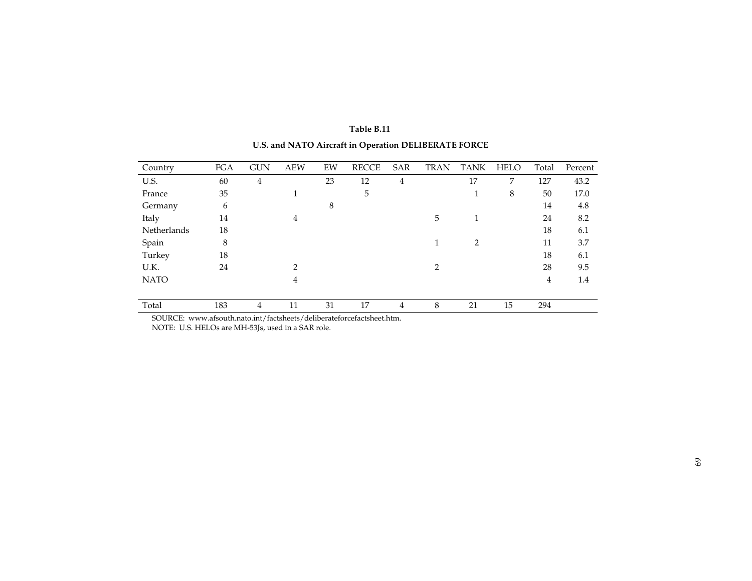**Table B.11**

**U.S. and NATO Aircraft in Operation DELIBERATE FORCE**

| Country | FGA | GUN | AEW | EW | RECCE | SAR | TRAN | TANK | HELO | Total | Percent |
|---|---|---|---|---|---|---|---|---|---|---|---|
| U.S. | 60 | 4 | | 23 | 12 | 4 | | 17 | 7 | 127 | 43.2 |
| France | 35 | | 1 | | 5 | | | 1 | 8 | 50 | 17.0 |
| Germany | 6 | | | 8 | | | | | | 14 | 4.8 |
| Italy | 14 | | 4 | | | | 5 | 1 | | 24 | 8.2 |
| Netherlands | 18 | | | | | | | | | 18 | 6.1 |
| Spain | 8 | | | | | | 1 | 2 | | 11 | 3.7 |
| Turkey | 18 | | | | | | | | | 18 | 6.1 |
| U.K. | 24 | | 2 | | | | 2 | | | 28 | 9.5 |
| NATO | | | 4 | | | | | | | 4 | 1.4 |
| Total | 183 | 4 | 11 | 31 | 17 | 4 | 8 | 21 | 15 | 294 | |

SOURCE: www.afsouth.nato.int/factsheets/deliberateforcefactsheet.htm.

NOTE: U.S. HELOs are MH-53Js, used in a SAR role.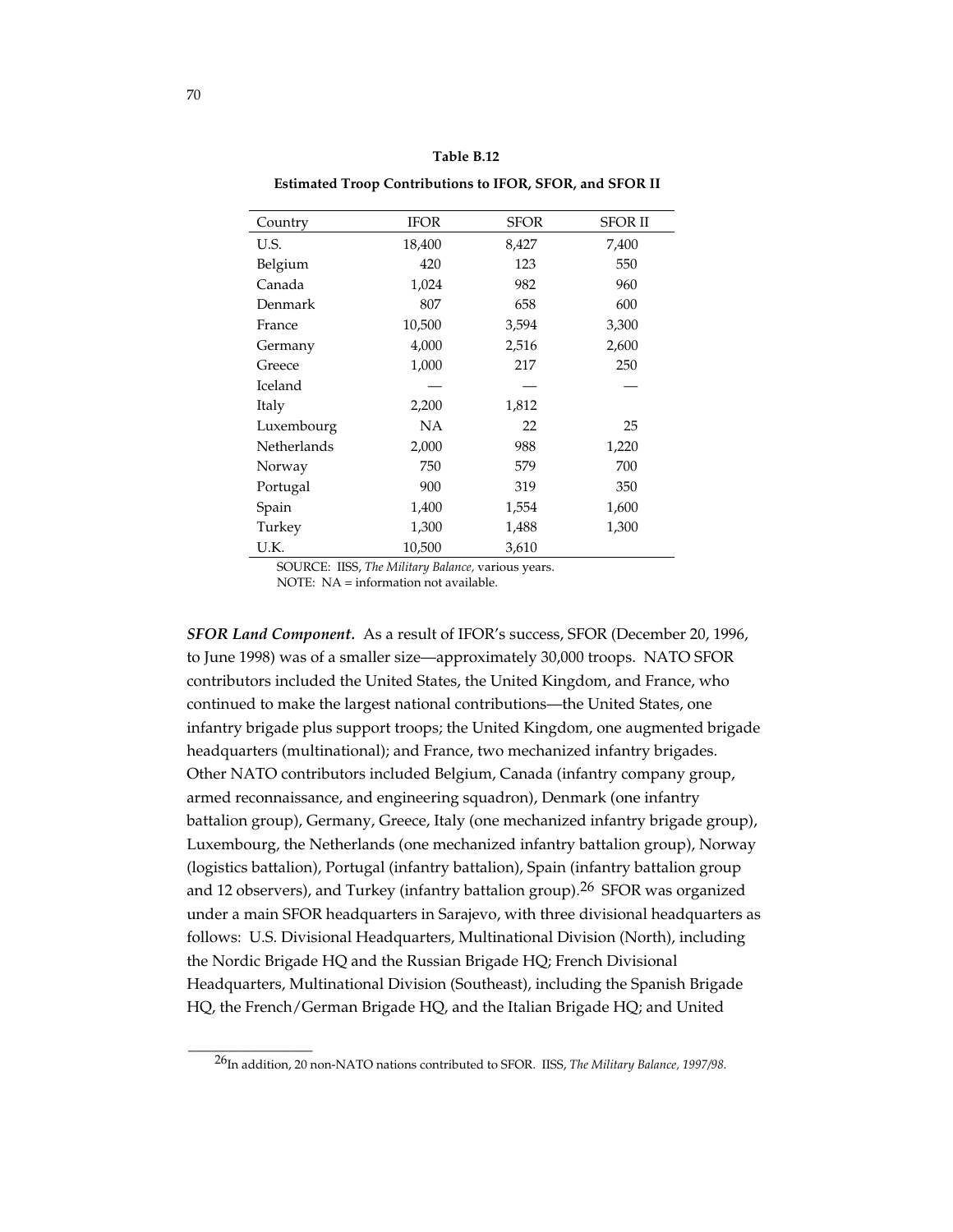**Table B.12**

**Estimated Troop Contributions to IFOR, SFOR, and SFOR II**

| Country | IFOR | SFOR | SFOR II |
|---|---|---|---|
| U.S. | 18,400 | 8,427 | 7,400 |
| Belgium | 420 | 123 | 550 |
| Canada | 1,024 | 982 | 960 |
| Denmark | 807 | 658 | 600 |
| France | 10,500 | 3,594 | 3,300 |
| Germany | 4,000 | 2,516 | 2,600 |
| Greece | 1,000 | 217 | 250 |
| Iceland | — | — | — |
| Italy | 2,200 | 1,812 | |
| Luxembourg | NA | 22 | 25 |
| Netherlands | 2,000 | 988 | 1,220 |
| Norway | 750 | 579 | 700 |
| Portugal | 900 | 319 | 350 |
| Spain | 1,400 | 1,554 | 1,600 |
| Turkey | 1,300 | 1,488 | 1,300 |
| U.K. | 10,500 | 3,610 | |

SOURCE: IISS, *The Military Balance*, various years.
NOTE: NA = information not available.

***SFOR Land Component.*** As a result of IFOR's success, SFOR (December 20, 1996, to June 1998) was of a smaller size—approximately 30,000 troops. NATO SFOR contributors included the United States, the United Kingdom, and France, who continued to make the largest national contributions—the United States, one infantry brigade plus support troops; the United Kingdom, one augmented brigade headquarters (multinational); and France, two mechanized infantry brigades. Other NATO contributors included Belgium, Canada (infantry company group, armed reconnaissance, and engineering squadron), Denmark (one infantry battalion group), Germany, Greece, Italy (one mechanized infantry brigade group), Luxembourg, the Netherlands (one mechanized infantry battalion group), Norway (logistics battalion), Portugal (infantry battalion), Spain (infantry battalion group and 12 observers), and Turkey (infantry battalion group).[26] SFOR was organized under a main SFOR headquarters in Sarajevo, with three divisional headquarters as follows: U.S. Divisional Headquarters, Multinational Division (North), including the Nordic Brigade HQ and the Russian Brigade HQ; French Divisional Headquarters, Multinational Division (Southeast), including the Spanish Brigade HQ, the French/German Brigade HQ, and the Italian Brigade HQ; and United

[26] In addition, 20 non-NATO nations contributed to SFOR. IISS, *The Military Balance, 1997/98*.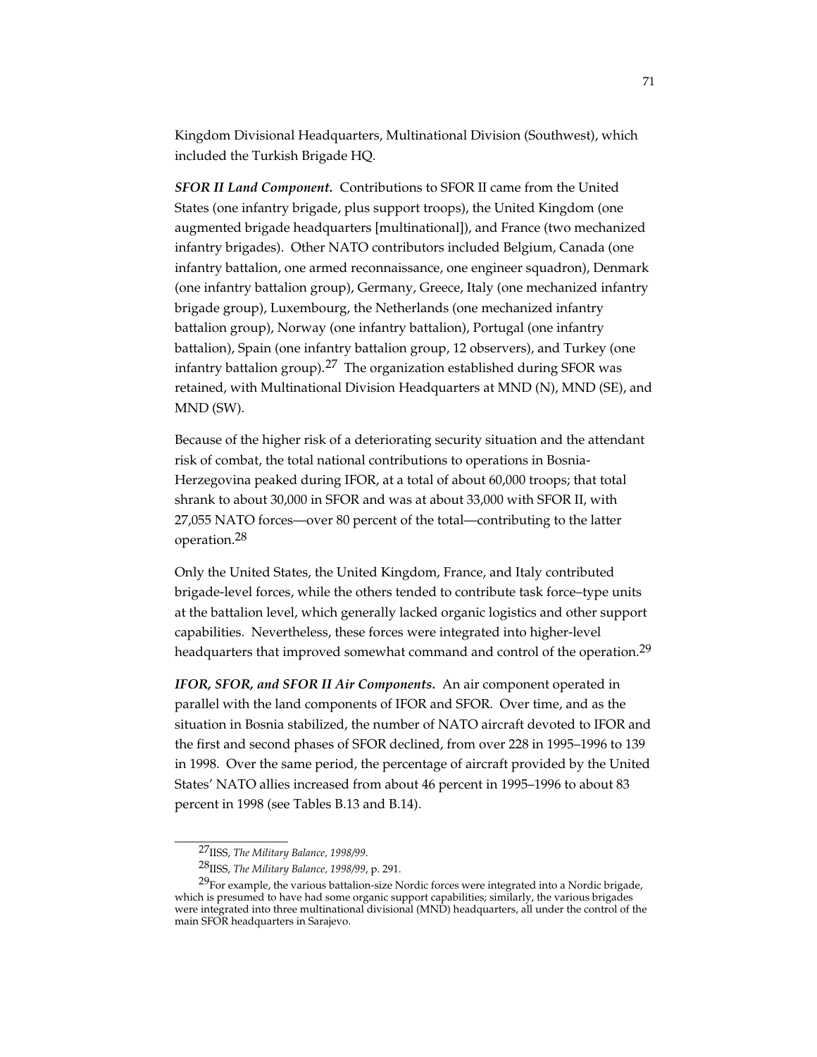Kingdom Divisional Headquarters, Multinational Division (Southwest), which included the Turkish Brigade HQ.

***SFOR II Land Component.*** Contributions to SFOR II came from the United States (one infantry brigade, plus support troops), the United Kingdom (one augmented brigade headquarters [multinational]), and France (two mechanized infantry brigades). Other NATO contributors included Belgium, Canada (one infantry battalion, one armed reconnaissance, one engineer squadron), Denmark (one infantry battalion group), Germany, Greece, Italy (one mechanized infantry brigade group), Luxembourg, the Netherlands (one mechanized infantry battalion group), Norway (one infantry battalion), Portugal (one infantry battalion), Spain (one infantry battalion group, 12 observers), and Turkey (one infantry battalion group).[27] The organization established during SFOR was retained, with Multinational Division Headquarters at MND (N), MND (SE), and MND (SW).

Because of the higher risk of a deteriorating security situation and the attendant risk of combat, the total national contributions to operations in Bosnia-Herzegovina peaked during IFOR, at a total of about 60,000 troops; that total shrank to about 30,000 in SFOR and was at about 33,000 with SFOR II, with 27,055 NATO forces—over 80 percent of the total—contributing to the latter operation.[28]

Only the United States, the United Kingdom, France, and Italy contributed brigade-level forces, while the others tended to contribute task force–type units at the battalion level, which generally lacked organic logistics and other support capabilities. Nevertheless, these forces were integrated into higher-level headquarters that improved somewhat command and control of the operation.[29]

***IFOR, SFOR, and SFOR II Air Components.*** An air component operated in parallel with the land components of IFOR and SFOR. Over time, and as the situation in Bosnia stabilized, the number of NATO aircraft devoted to IFOR and the first and second phases of SFOR declined, from over 228 in 1995–1996 to 139 in 1998. Over the same period, the percentage of aircraft provided by the United States' NATO allies increased from about 46 percent in 1995–1996 to about 83 percent in 1998 (see Tables B.13 and B.14).

---

[27] IISS, *The Military Balance, 1998/99*.

[28] IISS, *The Military Balance, 1998/99*, p. 291.

[29] For example, the various battalion-size Nordic forces were integrated into a Nordic brigade, which is presumed to have had some organic support capabilities; similarly, the various brigades were integrated into three multinational divisional (MND) headquarters, all under the control of the main SFOR headquarters in Sarajevo.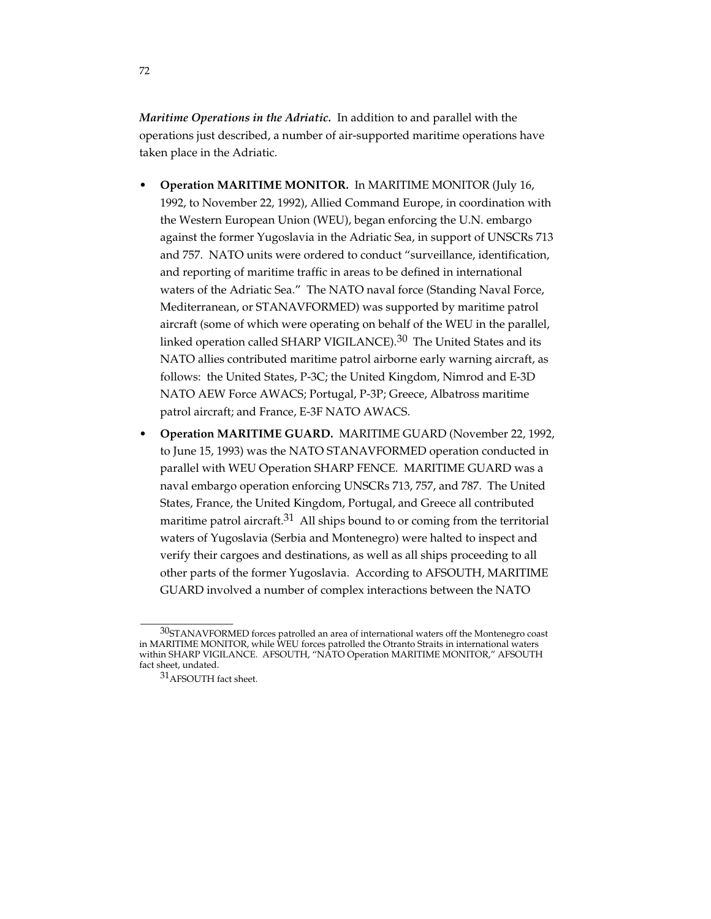***Maritime Operations in the Adriatic.*** In addition to and parallel with the operations just described, a number of air-supported maritime operations have taken place in the Adriatic.

- **Operation MARITIME MONITOR.** In MARITIME MONITOR (July 16, 1992, to November 22, 1992), Allied Command Europe, in coordination with the Western European Union (WEU), began enforcing the U.N. embargo against the former Yugoslavia in the Adriatic Sea, in support of UNSCRs 713 and 757. NATO units were ordered to conduct "surveillance, identification, and reporting of maritime traffic in areas to be defined in international waters of the Adriatic Sea." The NATO naval force (Standing Naval Force, Mediterranean, or STANAVFORMED) was supported by maritime patrol aircraft (some of which were operating on behalf of the WEU in the parallel, linked operation called SHARP VIGILANCE).[30] The United States and its NATO allies contributed maritime patrol airborne early warning aircraft, as follows: the United States, P-3C; the United Kingdom, Nimrod and E-3D NATO AEW Force AWACS; Portugal, P-3P; Greece, Albatross maritime patrol aircraft; and France, E-3F NATO AWACS.
- **Operation MARITIME GUARD.** MARITIME GUARD (November 22, 1992, to June 15, 1993) was the NATO STANAVFORMED operation conducted in parallel with WEU Operation SHARP FENCE. MARITIME GUARD was a naval embargo operation enforcing UNSCRs 713, 757, and 787. The United States, France, the United Kingdom, Portugal, and Greece all contributed maritime patrol aircraft.[31] All ships bound to or coming from the territorial waters of Yugoslavia (Serbia and Montenegro) were halted to inspect and verify their cargoes and destinations, as well as all ships proceeding to all other parts of the former Yugoslavia. According to AFSOUTH, MARITIME GUARD involved a number of complex interactions between the NATO

---

[30] STANAVFORMED forces patrolled an area of international waters off the Montenegro coast in MARITIME MONITOR, while WEU forces patrolled the Otranto Straits in international waters within SHARP VIGILANCE. AFSOUTH, "NATO Operation MARITIME MONITOR," AFSOUTH fact sheet, undated.

[31] AFSOUTH fact sheet.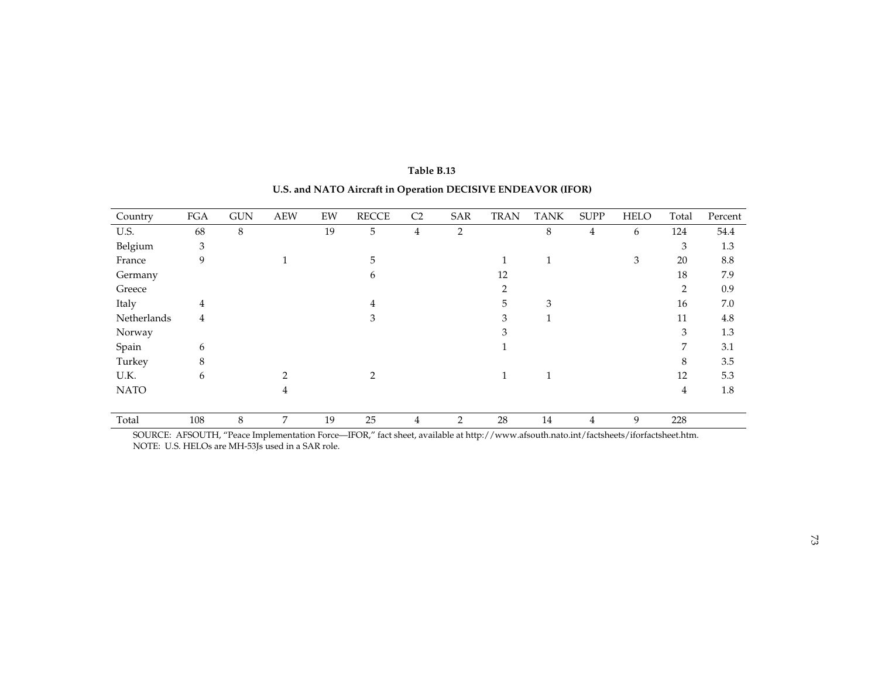**Table B.13**

**U.S. and NATO Aircraft in Operation DECISIVE ENDEAVOR (IFOR)**

| Country | FGA | GUN | AEW | EW | RECCE | C2 | SAR | TRAN | TANK | SUPP | HELO | Total | Percent |
|---|---|---|---|---|---|---|---|---|---|---|---|---|---|
| U.S. | 68 | 8 | | 19 | 5 | 4 | 2 | | 8 | 4 | 6 | 124 | 54.4 |
| Belgium | 3 | | | | | | | | | | | 3 | 1.3 |
| France | 9 | | 1 | | 5 | | | 1 | 1 | | 3 | 20 | 8.8 |
| Germany | | | | | 6 | | | 12 | | | | 18 | 7.9 |
| Greece | | | | | | | | 2 | | | | 2 | 0.9 |
| Italy | 4 | | | | 4 | | | 5 | 3 | | | 16 | 7.0 |
| Netherlands | 4 | | | | 3 | | | 3 | 1 | | | 11 | 4.8 |
| Norway | | | | | | | | 3 | | | | 3 | 1.3 |
| Spain | 6 | | | | | | | 1 | | | | 7 | 3.1 |
| Turkey | 8 | | | | | | | | | | | 8 | 3.5 |
| U.K. | 6 | | 2 | | 2 | | | 1 | 1 | | | 12 | 5.3 |
| NATO | | | 4 | | | | | | | | | 4 | 1.8 |
| Total | 108 | 8 | 7 | 19 | 25 | 4 | 2 | 28 | 14 | 4 | 9 | 228 | |

SOURCE: AFSOUTH, "Peace Implementation Force—IFOR," fact sheet, available at http://www.afsouth.nato.int/factsheets/iforfactsheet.htm.
NOTE: U.S. HELOs are MH-53Js used in a SAR role.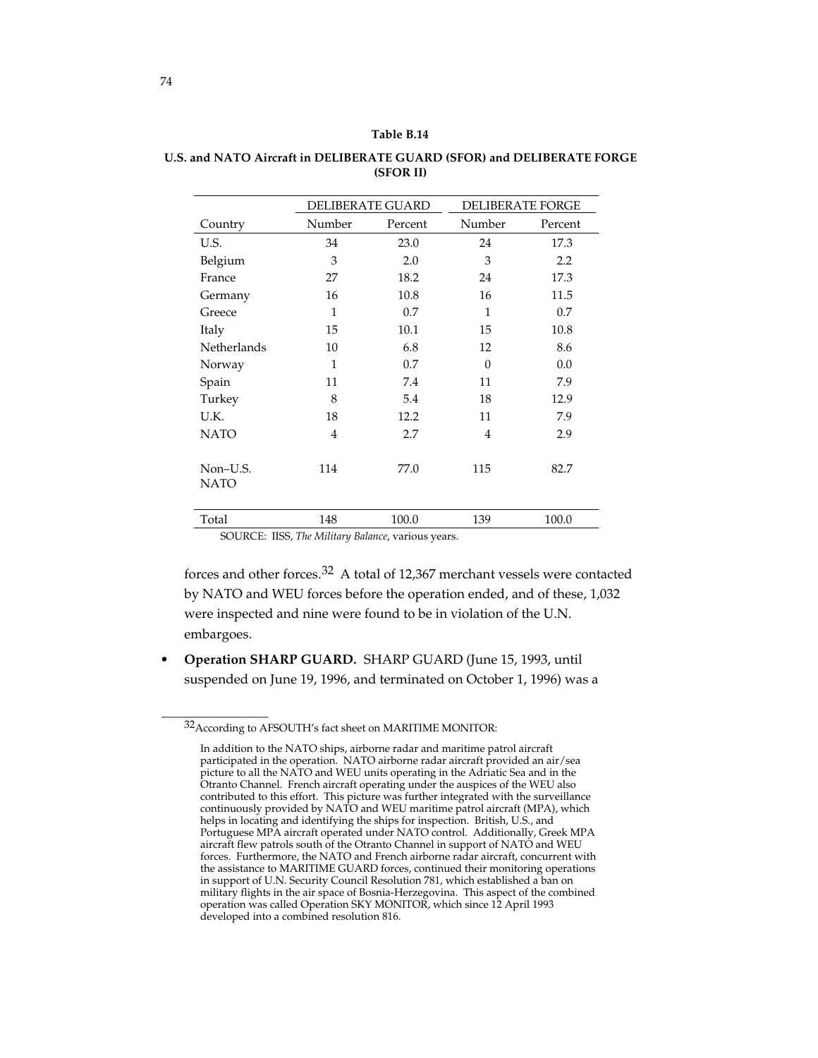**Table B.14**

**U.S. and NATO Aircraft in DELIBERATE GUARD (SFOR) and DELIBERATE FORGE (SFOR II)**

| | DELIBERATE GUARD | | DELIBERATE FORGE | |
|---|---|---|---|---|
| Country | Number | Percent | Number | Percent |
| U.S. | 34 | 23.0 | 24 | 17.3 |
| Belgium | 3 | 2.0 | 3 | 2.2 |
| France | 27 | 18.2 | 24 | 17.3 |
| Germany | 16 | 10.8 | 16 | 11.5 |
| Greece | 1 | 0.7 | 1 | 0.7 |
| Italy | 15 | 10.1 | 15 | 10.8 |
| Netherlands | 10 | 6.8 | 12 | 8.6 |
| Norway | 1 | 0.7 | 0 | 0.0 |
| Spain | 11 | 7.4 | 11 | 7.9 |
| Turkey | 8 | 5.4 | 18 | 12.9 |
| U.K. | 18 | 12.2 | 11 | 7.9 |
| NATO | 4 | 2.7 | 4 | 2.9 |
| Non–U.S. NATO | 114 | 77.0 | 115 | 82.7 |
| Total | 148 | 100.0 | 139 | 100.0 |

SOURCE: IISS, *The Military Balance*, various years.

forces and other forces.[32] A total of 12,367 merchant vessels were contacted by NATO and WEU forces before the operation ended, and of these, 1,032 were inspected and nine were found to be in violation of the U.N. embargoes.

- **Operation SHARP GUARD.** SHARP GUARD (June 15, 1993, until suspended on June 19, 1996, and terminated on October 1, 1996) was a

---

[32]According to AFSOUTH's fact sheet on MARITIME MONITOR:

> In addition to the NATO ships, airborne radar and maritime patrol aircraft participated in the operation. NATO airborne radar aircraft provided an air/sea picture to all the NATO and WEU units operating in the Adriatic Sea and in the Otranto Channel. French aircraft operating under the auspices of the WEU also contributed to this effort. This picture was further integrated with the surveillance continuously provided by NATO and WEU maritime patrol aircraft (MPA), which helps in locating and identifying the ships for inspection. British, U.S., and Portuguese MPA aircraft operated under NATO control. Additionally, Greek MPA aircraft flew patrols south of the Otranto Channel in support of NATO and WEU forces. Furthermore, the NATO and French airborne radar aircraft, concurrent with the assistance to MARITIME GUARD forces, continued their monitoring operations in support of U.N. Security Council Resolution 781, which established a ban on military flights in the air space of Bosnia-Herzegovina. This aspect of the combined operation was called Operation SKY MONITOR, which since 12 April 1993 developed into a combined resolution 816.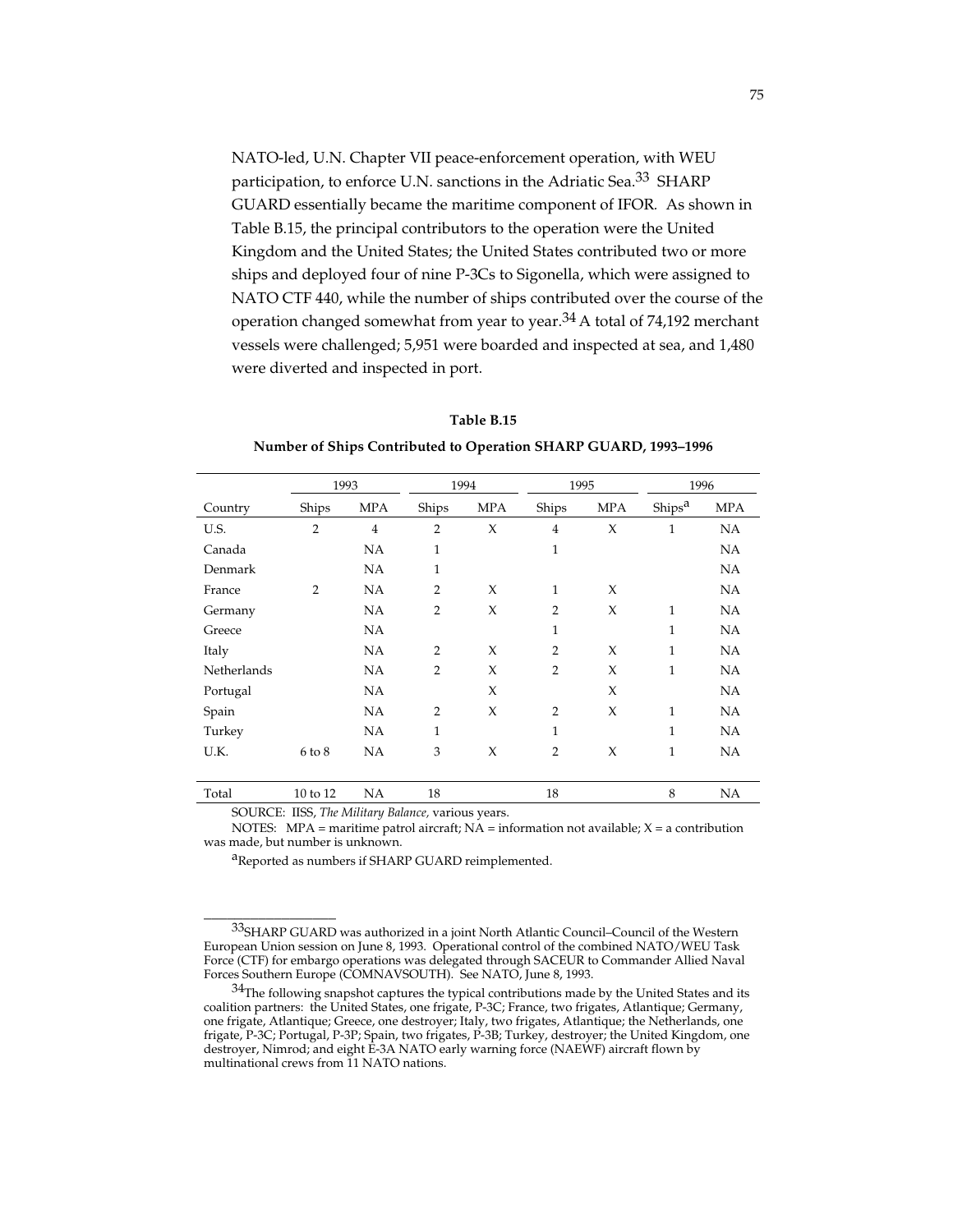NATO-led, U.N. Chapter VII peace-enforcement operation, with WEU participation, to enforce U.N. sanctions in the Adriatic Sea.[33] SHARP GUARD essentially became the maritime component of IFOR. As shown in Table B.15, the principal contributors to the operation were the United Kingdom and the United States; the United States contributed two or more ships and deployed four of nine P-3Cs to Sigonella, which were assigned to NATO CTF 440, while the number of ships contributed over the course of the operation changed somewhat from year to year.[34] A total of 74,192 merchant vessels were challenged; 5,951 were boarded and inspected at sea, and 1,480 were diverted and inspected in port.

**Table B.15**

**Number of Ships Contributed to Operation SHARP GUARD, 1993–1996**

| | 1993 | | 1994 | | 1995 | | 1996 | |
|---|---|---|---|---|---|---|---|---|
| Country | Ships | MPA | Ships | MPA | Ships | MPA | Ships[a] | MPA |
| U.S. | 2 | 4 | 2 | X | 4 | X | 1 | NA |
| Canada | | NA | 1 | | 1 | | | NA |
| Denmark | | NA | 1 | | | | | NA |
| France | 2 | NA | 2 | X | 1 | X | | NA |
| Germany | | NA | 2 | X | 2 | X | 1 | NA |
| Greece | | NA | | | 1 | | 1 | NA |
| Italy | | NA | 2 | X | 2 | X | 1 | NA |
| Netherlands | | NA | 2 | X | 2 | X | 1 | NA |
| Portugal | | NA | | X | | X | | NA |
| Spain | | NA | 2 | X | 2 | X | 1 | NA |
| Turkey | | NA | 1 | | 1 | | 1 | NA |
| U.K. | 6 to 8 | NA | 3 | X | 2 | X | 1 | NA |
| Total | 10 to 12 | NA | 18 | | 18 | | 8 | NA |

SOURCE: IISS, *The Military Balance*, various years.

NOTES: MPA = maritime patrol aircraft; NA = information not available; X = a contribution was made, but number is unknown.

[a]Reported as numbers if SHARP GUARD reimplemented.

---

[33]SHARP GUARD was authorized in a joint North Atlantic Council–Council of the Western European Union session on June 8, 1993. Operational control of the combined NATO/WEU Task Force (CTF) for embargo operations was delegated through SACEUR to Commander Allied Naval Forces Southern Europe (COMNAVSOUTH). See NATO, June 8, 1993.

[34]The following snapshot captures the typical contributions made by the United States and its coalition partners: the United States, one frigate, P-3C; France, two frigates, Atlantique; Germany, one frigate, Atlantique; Greece, one destroyer; Italy, two frigates, Atlantique; the Netherlands, one frigate, P-3C; Portugal, P-3P; Spain, two frigates, P-3B; Turkey, destroyer; the United Kingdom, one destroyer, Nimrod; and eight E-3A NATO early warning force (NAEWF) aircraft flown by multinational crews from 11 NATO nations.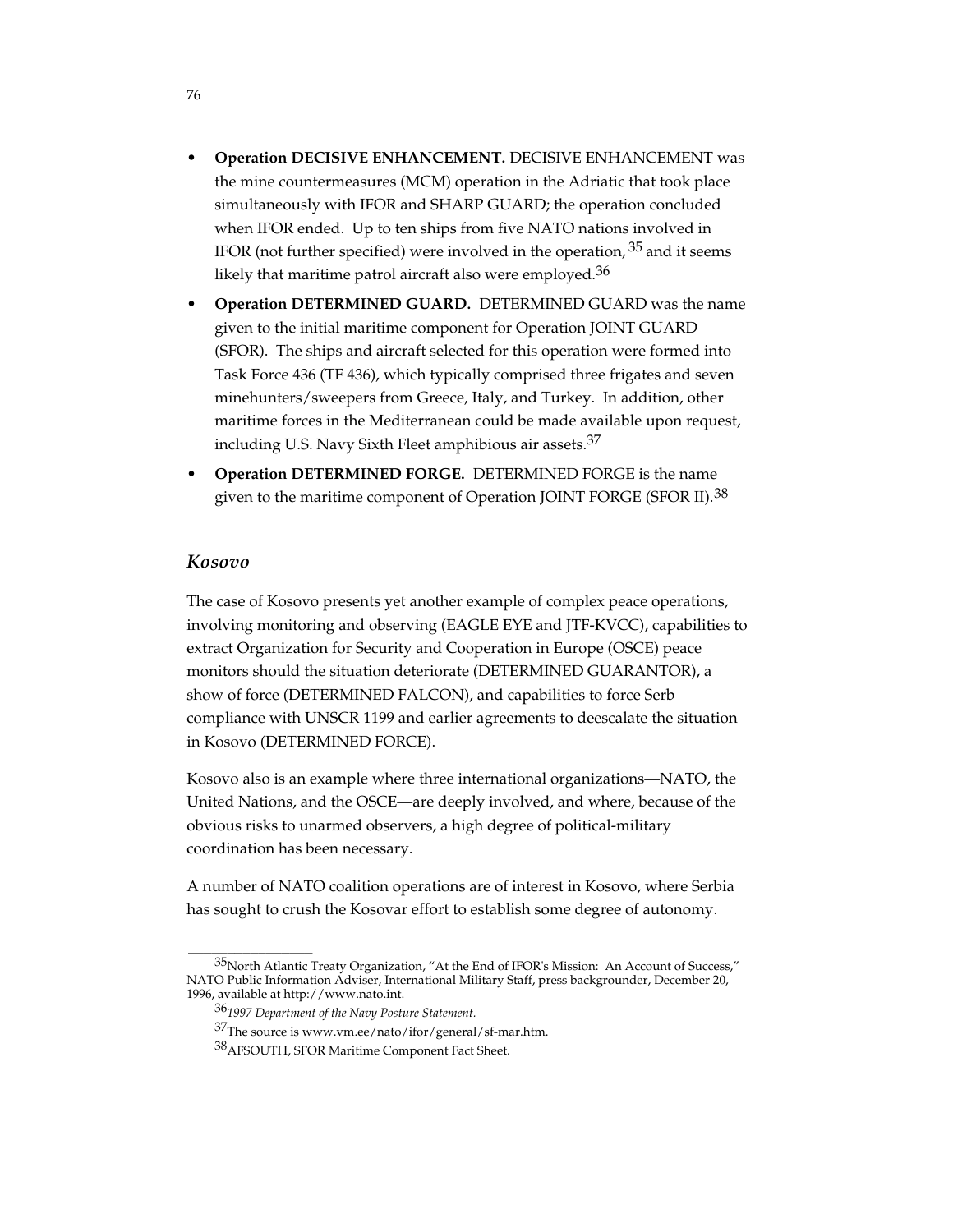- **Operation DECISIVE ENHANCEMENT.** DECISIVE ENHANCEMENT was the mine countermeasures (MCM) operation in the Adriatic that took place simultaneously with IFOR and SHARP GUARD; the operation concluded when IFOR ended. Up to ten ships from five NATO nations involved in IFOR (not further specified) were involved in the operation,[35] and it seems likely that maritime patrol aircraft also were employed.[36]
- **Operation DETERMINED GUARD.** DETERMINED GUARD was the name given to the initial maritime component for Operation JOINT GUARD (SFOR). The ships and aircraft selected for this operation were formed into Task Force 436 (TF 436), which typically comprised three frigates and seven minehunters/sweepers from Greece, Italy, and Turkey. In addition, other maritime forces in the Mediterranean could be made available upon request, including U.S. Navy Sixth Fleet amphibious air assets.[37]
- **Operation DETERMINED FORGE.** DETERMINED FORGE is the name given to the maritime component of Operation JOINT FORGE (SFOR II).[38]

## *Kosovo*

The case of Kosovo presents yet another example of complex peace operations, involving monitoring and observing (EAGLE EYE and JTF-KVCC), capabilities to extract Organization for Security and Cooperation in Europe (OSCE) peace monitors should the situation deteriorate (DETERMINED GUARANTOR), a show of force (DETERMINED FALCON), and capabilities to force Serb compliance with UNSCR 1199 and earlier agreements to deescalate the situation in Kosovo (DETERMINED FORCE).

Kosovo also is an example where three international organizations—NATO, the United Nations, and the OSCE—are deeply involved, and where, because of the obvious risks to unarmed observers, a high degree of political-military coordination has been necessary.

A number of NATO coalition operations are of interest in Kosovo, where Serbia has sought to crush the Kosovar effort to establish some degree of autonomy.

---

[35] North Atlantic Treaty Organization, "At the End of IFOR's Mission: An Account of Success," NATO Public Information Adviser, International Military Staff, press backgrounder, December 20, 1996, available at http://www.nato.int.

[36] *1997 Department of the Navy Posture Statement.*

[37] The source is www.vm.ee/nato/ifor/general/sf-mar.htm.

[38] AFSOUTH, SFOR Maritime Component Fact Sheet.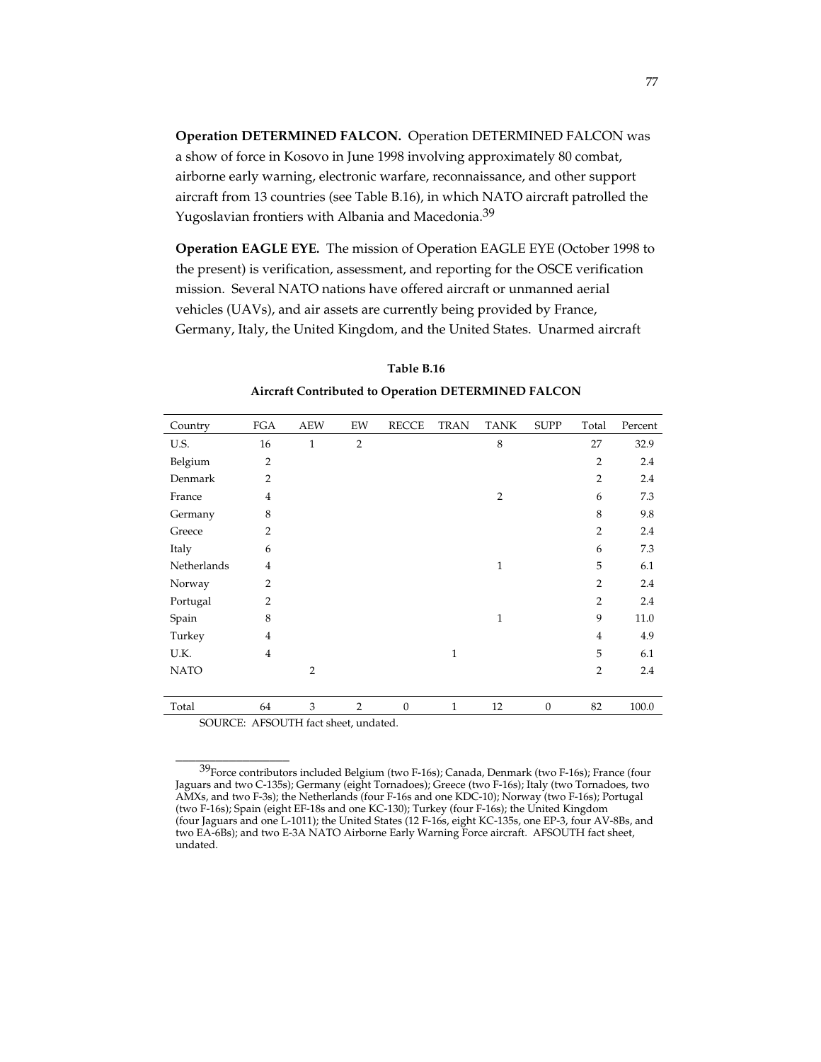**Operation DETERMINED FALCON.** Operation DETERMINED FALCON was a show of force in Kosovo in June 1998 involving approximately 80 combat, airborne early warning, electronic warfare, reconnaissance, and other support aircraft from 13 countries (see Table B.16), in which NATO aircraft patrolled the Yugoslavian frontiers with Albania and Macedonia.[39]

**Operation EAGLE EYE.** The mission of Operation EAGLE EYE (October 1998 to the present) is verification, assessment, and reporting for the OSCE verification mission. Several NATO nations have offered aircraft or unmanned aerial vehicles (UAVs), and air assets are currently being provided by France, Germany, Italy, the United Kingdom, and the United States. Unarmed aircraft

**Table B.16**

**Aircraft Contributed to Operation DETERMINED FALCON**

| Country | FGA | AEW | EW | RECCE | TRAN | TANK | SUPP | Total | Percent |
|---|---|---|---|---|---|---|---|---|---|
| U.S. | 16 | 1 | 2 | | | 8 | | 27 | 32.9 |
| Belgium | 2 | | | | | | | 2 | 2.4 |
| Denmark | 2 | | | | | | | 2 | 2.4 |
| France | 4 | | | | | 2 | | 6 | 7.3 |
| Germany | 8 | | | | | | | 8 | 9.8 |
| Greece | 2 | | | | | | | 2 | 2.4 |
| Italy | 6 | | | | | | | 6 | 7.3 |
| Netherlands | 4 | | | | | 1 | | 5 | 6.1 |
| Norway | 2 | | | | | | | 2 | 2.4 |
| Portugal | 2 | | | | | | | 2 | 2.4 |
| Spain | 8 | | | | | 1 | | 9 | 11.0 |
| Turkey | 4 | | | | | | | 4 | 4.9 |
| U.K. | 4 | | | | 1 | | | 5 | 6.1 |
| NATO | | 2 | | | | | | 2 | 2.4 |
| Total | 64 | 3 | 2 | 0 | 1 | 12 | 0 | 82 | 100.0 |

SOURCE: AFSOUTH fact sheet, undated.

---

[39]Force contributors included Belgium (two F-16s); Canada, Denmark (two F-16s); France (four Jaguars and two C-135s); Germany (eight Tornadoes); Greece (two F-16s); Italy (two Tornadoes, two AMXs, and two F-3s); the Netherlands (four F-16s and one KDC-10); Norway (two F-16s); Portugal (two F-16s); Spain (eight EF-18s and one KC-130); Turkey (four F-16s); the United Kingdom (four Jaguars and one L-1011); the United States (12 F-16s, eight KC-135s, one EP-3, four AV-8Bs, and two EA-6Bs); and two E-3A NATO Airborne Early Warning Force aircraft. AFSOUTH fact sheet, undated.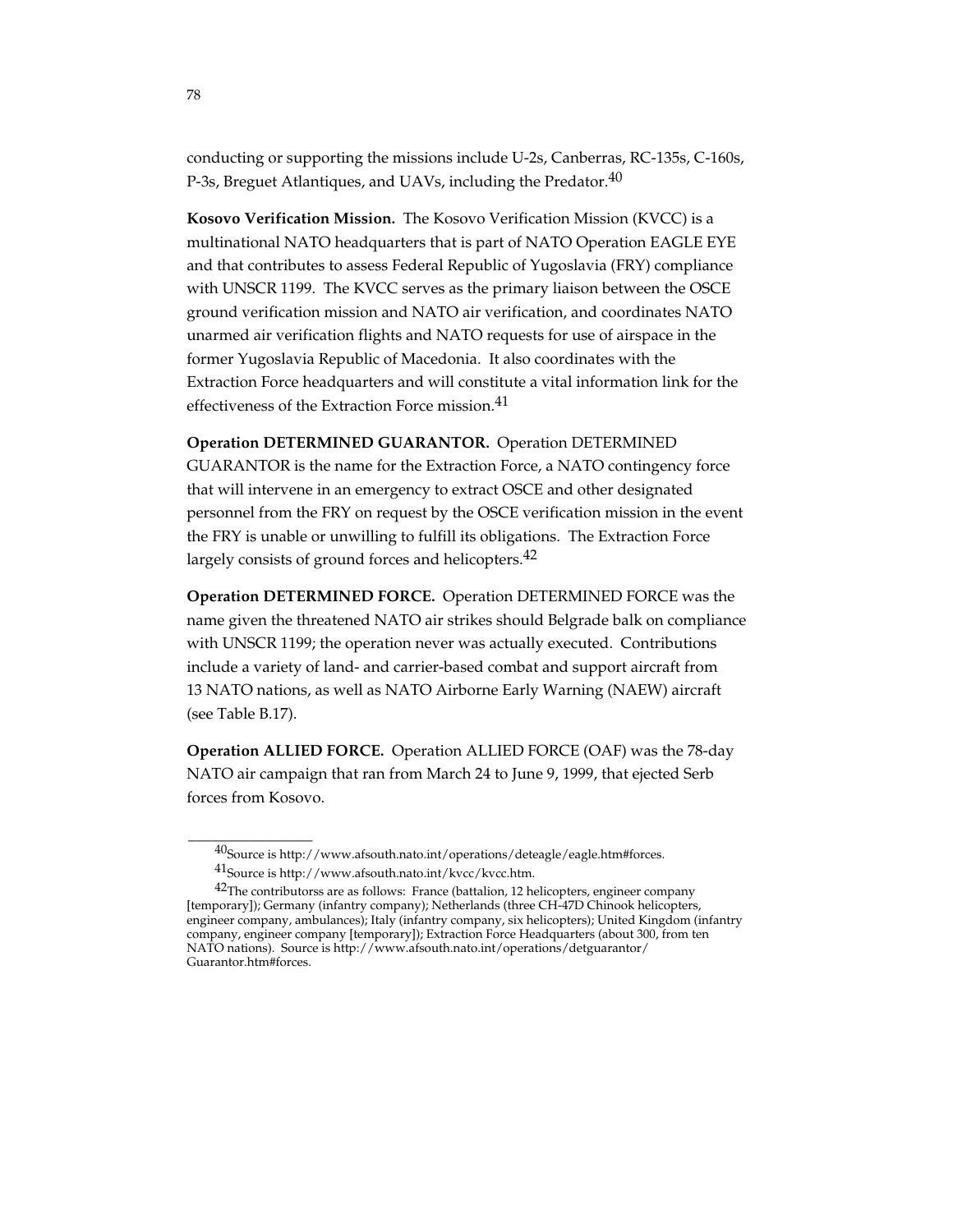conducting or supporting the missions include U-2s, Canberras, RC-135s, C-160s, P-3s, Breguet Atlantiques, and UAVs, including the Predator.[40]

**Kosovo Verification Mission.** The Kosovo Verification Mission (KVCC) is a multinational NATO headquarters that is part of NATO Operation EAGLE EYE and that contributes to assess Federal Republic of Yugoslavia (FRY) compliance with UNSCR 1199. The KVCC serves as the primary liaison between the OSCE ground verification mission and NATO air verification, and coordinates NATO unarmed air verification flights and NATO requests for use of airspace in the former Yugoslavia Republic of Macedonia. It also coordinates with the Extraction Force headquarters and will constitute a vital information link for the effectiveness of the Extraction Force mission.[41]

**Operation DETERMINED GUARANTOR.** Operation DETERMINED GUARANTOR is the name for the Extraction Force, a NATO contingency force that will intervene in an emergency to extract OSCE and other designated personnel from the FRY on request by the OSCE verification mission in the event the FRY is unable or unwilling to fulfill its obligations. The Extraction Force largely consists of ground forces and helicopters.[42]

**Operation DETERMINED FORCE.** Operation DETERMINED FORCE was the name given the threatened NATO air strikes should Belgrade balk on compliance with UNSCR 1199; the operation never was actually executed. Contributions include a variety of land- and carrier-based combat and support aircraft from 13 NATO nations, as well as NATO Airborne Early Warning (NAEW) aircraft (see Table B.17).

**Operation ALLIED FORCE.** Operation ALLIED FORCE (OAF) was the 78-day NATO air campaign that ran from March 24 to June 9, 1999, that ejected Serb forces from Kosovo.

---

[40] Source is http://www.afsouth.nato.int/operations/deteagle/eagle.htm#forces.

[41] Source is http://www.afsouth.nato.int/kvcc/kvcc.htm.

[42] The contributorss are as follows: France (battalion, 12 helicopters, engineer company [temporary]); Germany (infantry company); Netherlands (three CH-47D Chinook helicopters, engineer company, ambulances); Italy (infantry company, six helicopters); United Kingdom (infantry company, engineer company [temporary]); Extraction Force Headquarters (about 300, from ten NATO nations). Source is http://www.afsouth.nato.int/operations/detguarantor/Guarantor.htm#forces.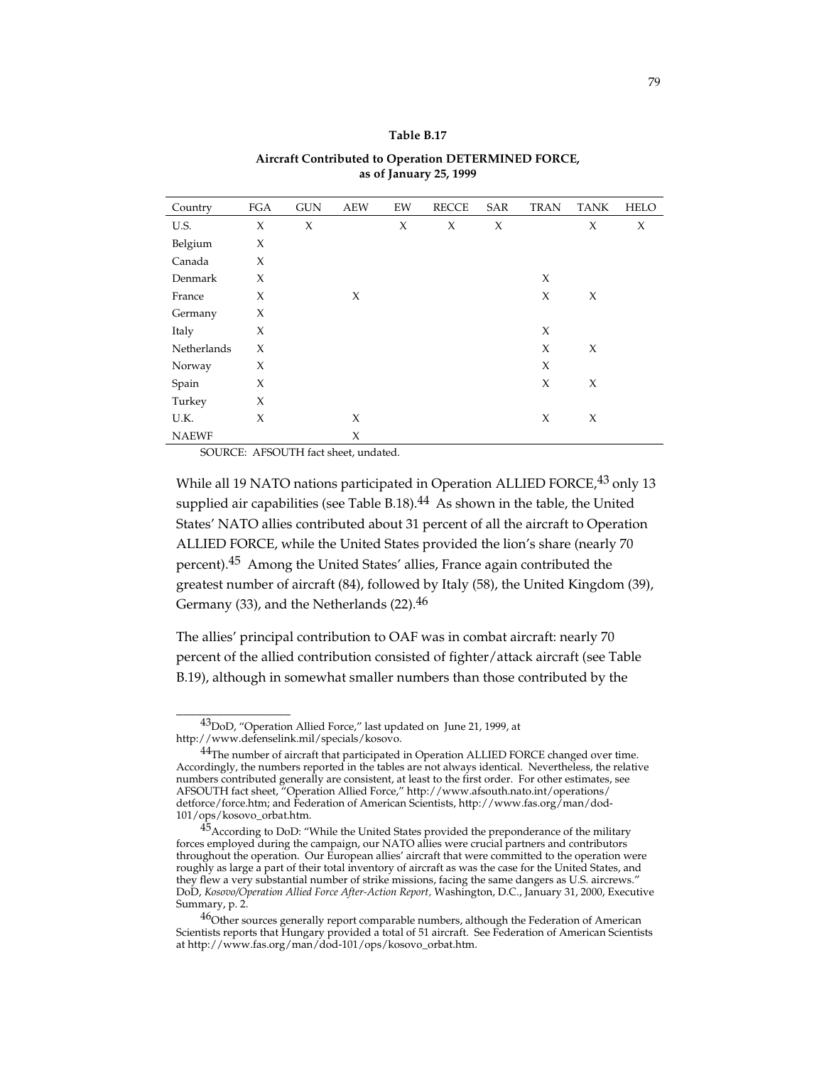**Table B.17**

**Aircraft Contributed to Operation DETERMINED FORCE, as of January 25, 1999**

| Country | FGA | GUN | AEW | EW | RECCE | SAR | TRAN | TANK | HELO |
|---|---|---|---|---|---|---|---|---|---|
| U.S. | X | X | | X | X | X | | X | X |
| Belgium | X | | | | | | | | |
| Canada | X | | | | | | | | |
| Denmark | X | | | | | | X | | |
| France | X | | X | | | | X | X | |
| Germany | X | | | | | | | | |
| Italy | X | | | | | | X | | |
| Netherlands | X | | | | | | X | X | |
| Norway | X | | | | | | X | | |
| Spain | X | | | | | | X | X | |
| Turkey | X | | | | | | | | |
| U.K. | X | | X | | | | X | X | |
| NAEWF | | | X | | | | | | |

SOURCE: AFSOUTH fact sheet, undated.

While all 19 NATO nations participated in Operation ALLIED FORCE,[43] only 13 supplied air capabilities (see Table B.18).[44] As shown in the table, the United States' NATO allies contributed about 31 percent of all the aircraft to Operation ALLIED FORCE, while the United States provided the lion's share (nearly 70 percent).[45] Among the United States' allies, France again contributed the greatest number of aircraft (84), followed by Italy (58), the United Kingdom (39), Germany (33), and the Netherlands (22).[46]

The allies' principal contribution to OAF was in combat aircraft: nearly 70 percent of the allied contribution consisted of fighter/attack aircraft (see Table B.19), although in somewhat smaller numbers than those contributed by the

---

[43] DoD, "Operation Allied Force," last updated on June 21, 1999, at http://www.defenselink.mil/specials/kosovo.

[44] The number of aircraft that participated in Operation ALLIED FORCE changed over time. Accordingly, the numbers reported in the tables are not always identical. Nevertheless, the relative numbers contributed generally are consistent, at least to the first order. For other estimates, see AFSOUTH fact sheet, "Operation Allied Force," http://www.afsouth.nato.int/operations/detforce/force.htm; and Federation of American Scientists, http://www.fas.org/man/dod-101/ops/kosovo_orbat.htm.

[45] According to DoD: "While the United States provided the preponderance of the military forces employed during the campaign, our NATO allies were crucial partners and contributors throughout the operation. Our European allies' aircraft that were committed to the operation were roughly as large a part of their total inventory of aircraft as was the case for the United States, and they flew a very substantial number of strike missions, facing the same dangers as U.S. aircrews." DoD, *Kosovo/Operation Allied Force After-Action Report,* Washington, D.C., January 31, 2000, Executive Summary, p. 2.

[46] Other sources generally report comparable numbers, although the Federation of American Scientists reports that Hungary provided a total of 51 aircraft. See Federation of American Scientists at http://www.fas.org/man/dod-101/ops/kosovo_orbat.htm.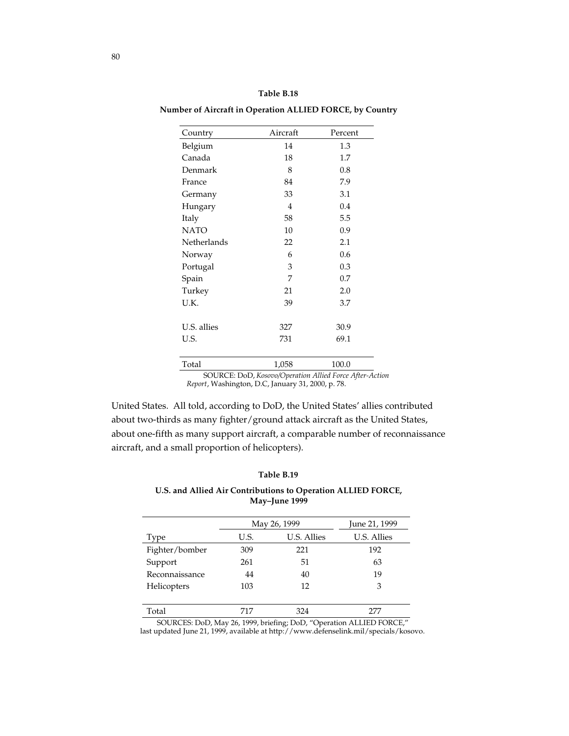**Table B.18**

**Number of Aircraft in Operation ALLIED FORCE, by Country**

| Country | Aircraft | Percent |
|---|---|---|
| Belgium | 14 | 1.3 |
| Canada | 18 | 1.7 |
| Denmark | 8 | 0.8 |
| France | 84 | 7.9 |
| Germany | 33 | 3.1 |
| Hungary | 4 | 0.4 |
| Italy | 58 | 5.5 |
| NATO | 10 | 0.9 |
| Netherlands | 22 | 2.1 |
| Norway | 6 | 0.6 |
| Portugal | 3 | 0.3 |
| Spain | 7 | 0.7 |
| Turkey | 21 | 2.0 |
| U.K. | 39 | 3.7 |
| U.S. allies | 327 | 30.9 |
| U.S. | 731 | 69.1 |
| Total | 1,058 | 100.0 |

SOURCE: DoD, *Kosovo/Operation Allied Force After-Action Report*, Washington, D.C, January 31, 2000, p. 78.

United States. All told, according to DoD, the United States' allies contributed about two-thirds as many fighter/ground attack aircraft as the United States, about one-fifth as many support aircraft, a comparable number of reconnaissance aircraft, and a small proportion of helicopters).

**Table B.19**

**U.S. and Allied Air Contributions to Operation ALLIED FORCE, May–June 1999**

| | May 26, 1999 | | June 21, 1999 |
|---|---|---|---|
| Type | U.S. | U.S. Allies | U.S. Allies |
| Fighter/bomber | 309 | 221 | 192 |
| Support | 261 | 51 | 63 |
| Reconnaissance | 44 | 40 | 19 |
| Helicopters | 103 | 12 | 3 |
| Total | 717 | 324 | 277 |

SOURCES: DoD, May 26, 1999, briefing; DoD, "Operation ALLIED FORCE," last updated June 21, 1999, available at http://www.defenselink.mil/specials/kosovo.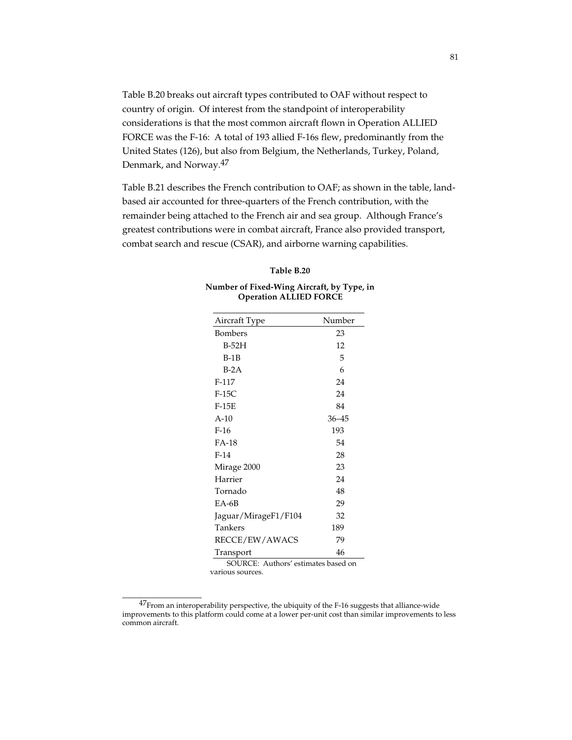Table B.20 breaks out aircraft types contributed to OAF without respect to country of origin. Of interest from the standpoint of interoperability considerations is that the most common aircraft flown in Operation ALLIED FORCE was the F-16: A total of 193 allied F-16s flew, predominantly from the United States (126), but also from Belgium, the Netherlands, Turkey, Poland, Denmark, and Norway.[47]

Table B.21 describes the French contribution to OAF; as shown in the table, land-based air accounted for three-quarters of the French contribution, with the remainder being attached to the French air and sea group. Although France's greatest contributions were in combat aircraft, France also provided transport, combat search and rescue (CSAR), and airborne warning capabilities.

**Table B.20**

**Number of Fixed-Wing Aircraft, by Type, in Operation ALLIED FORCE**

| Aircraft Type | Number |
|---|---|
| Bombers | 23 |
| B-52H | 12 |
| B-1B | 5 |
| B-2A | 6 |
| F-117 | 24 |
| F-15C | 24 |
| F-15E | 84 |
| A-10 | 36–45 |
| F-16 | 193 |
| FA-18 | 54 |
| F-14 | 28 |
| Mirage 2000 | 23 |
| Harrier | 24 |
| Tornado | 48 |
| EA-6B | 29 |
| Jaguar/MirageF1/F104 | 32 |
| Tankers | 189 |
| RECCE/EW/AWACS | 79 |
| Transport | 46 |

SOURCE: Authors' estimates based on various sources.

---

[47]From an interoperability perspective, the ubiquity of the F-16 suggests that alliance-wide improvements to this platform could come at a lower per-unit cost than similar improvements to less common aircraft.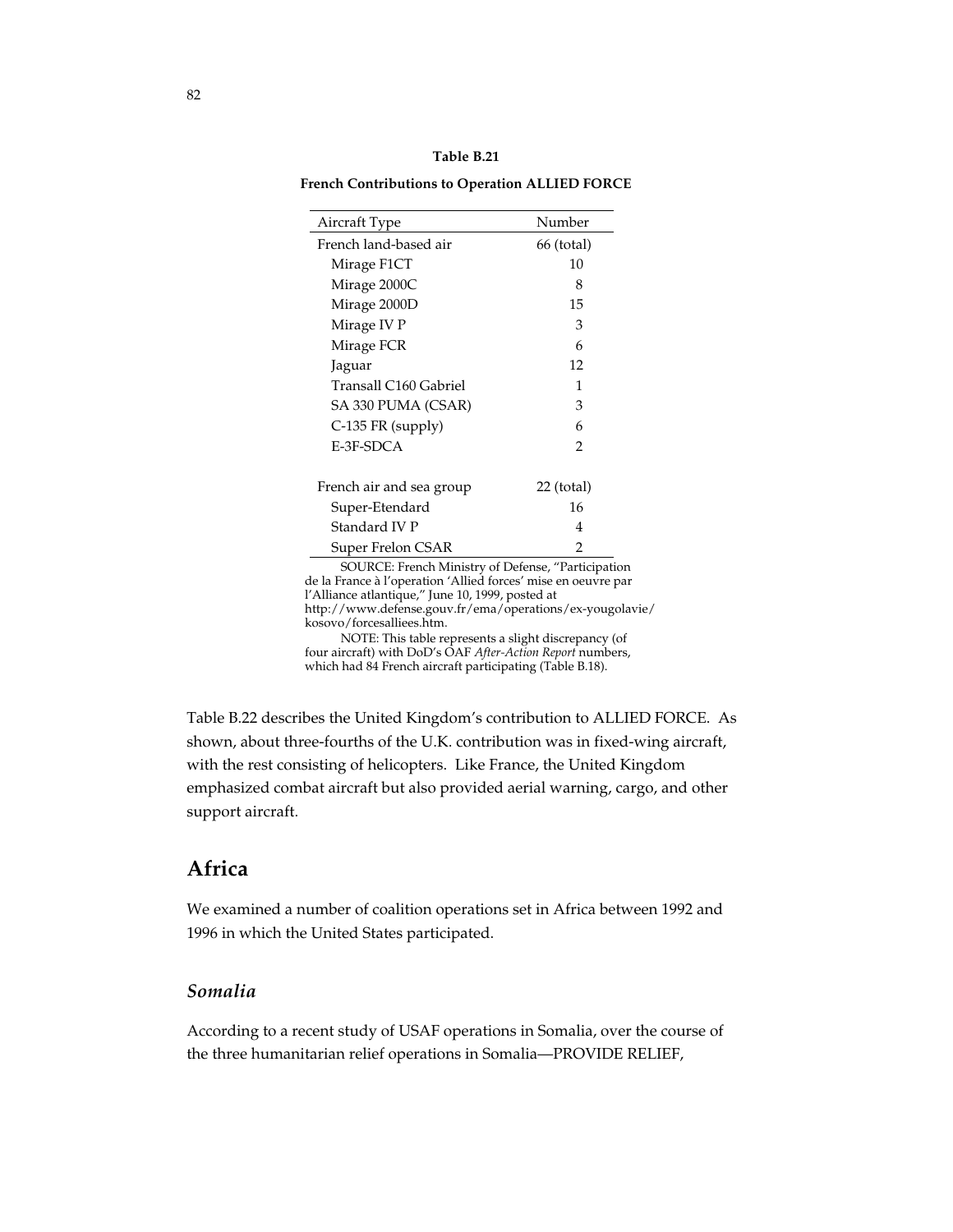**Table B.21**

**French Contributions to Operation ALLIED FORCE**

| Aircraft Type | Number |
|---|---|
| French land-based air | 66 (total) |
| Mirage F1CT | 10 |
| Mirage 2000C | 8 |
| Mirage 2000D | 15 |
| Mirage IV P | 3 |
| Mirage FCR | 6 |
| Jaguar | 12 |
| Transall C160 Gabriel | 1 |
| SA 330 PUMA (CSAR) | 3 |
| C-135 FR (supply) | 6 |
| E-3F-SDCA | 2 |
| | |
| French air and sea group | 22 (total) |
| Super-Etendard | 16 |
| Standard IV P | 4 |
| Super Frelon CSAR | 2 |

SOURCE: French Ministry of Defense, "Participation de la France à l'operation 'Allied forces' mise en oeuvre par l'Alliance atlantique," June 10, 1999, posted at http://www.defense.gouv.fr/ema/operations/ex-yougolavie/kosovo/forcesalliees.htm.

NOTE: This table represents a slight discrepancy (of four aircraft) with DoD's OAF *After-Action Report* numbers, which had 84 French aircraft participating (Table B.18).

Table B.22 describes the United Kingdom's contribution to ALLIED FORCE. As shown, about three-fourths of the U.K. contribution was in fixed-wing aircraft, with the rest consisting of helicopters. Like France, the United Kingdom emphasized combat aircraft but also provided aerial warning, cargo, and other support aircraft.

## Africa

We examined a number of coalition operations set in Africa between 1992 and 1996 in which the United States participated.

### *Somalia*

According to a recent study of USAF operations in Somalia, over the course of the three humanitarian relief operations in Somalia—PROVIDE RELIEF,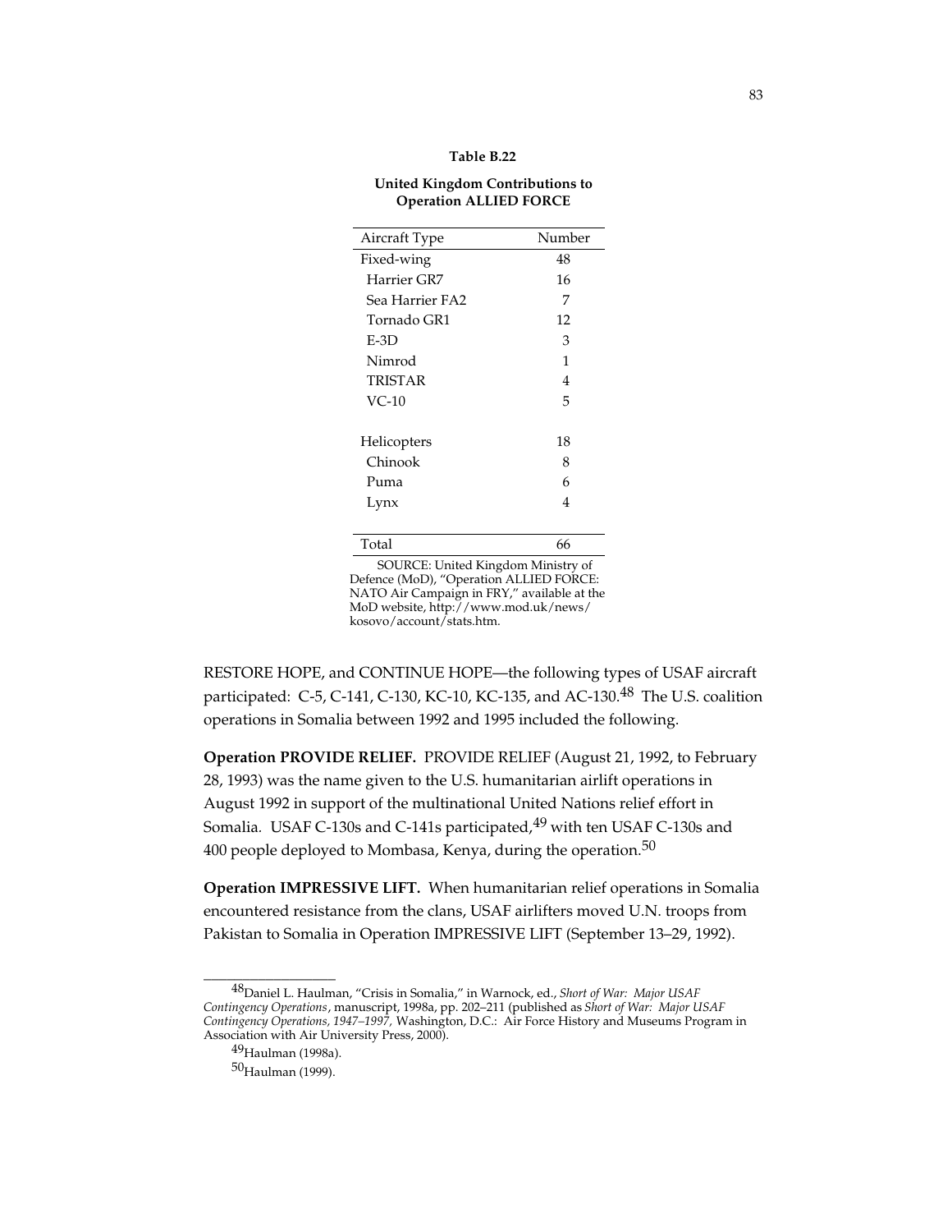**Table B.22**

**United Kingdom Contributions to Operation ALLIED FORCE**

| Aircraft Type | Number |
|---|---|
| Fixed-wing | 48 |
| Harrier GR7 | 16 |
| Sea Harrier FA2 | 7 |
| Tornado GR1 | 12 |
| E-3D | 3 |
| Nimrod | 1 |
| TRISTAR | 4 |
| VC-10 | 5 |
| | |
| Helicopters | 18 |
| Chinook | 8 |
| Puma | 6 |
| Lynx | 4 |
| | |
| Total | 66 |

SOURCE: United Kingdom Ministry of Defence (MoD), "Operation ALLIED FORCE: NATO Air Campaign in FRY," available at the MoD website, http://www.mod.uk/news/kosovo/account/stats.htm.

RESTORE HOPE, and CONTINUE HOPE—the following types of USAF aircraft participated: C-5, C-141, C-130, KC-10, KC-135, and AC-130.[48] The U.S. coalition operations in Somalia between 1992 and 1995 included the following.

**Operation PROVIDE RELIEF.** PROVIDE RELIEF (August 21, 1992, to February 28, 1993) was the name given to the U.S. humanitarian airlift operations in August 1992 in support of the multinational United Nations relief effort in Somalia. USAF C-130s and C-141s participated,[49] with ten USAF C-130s and 400 people deployed to Mombasa, Kenya, during the operation.[50]

**Operation IMPRESSIVE LIFT.** When humanitarian relief operations in Somalia encountered resistance from the clans, USAF airlifters moved U.N. troops from Pakistan to Somalia in Operation IMPRESSIVE LIFT (September 13–29, 1992).

---

[48]Daniel L. Haulman, "Crisis in Somalia," in Warnock, ed., *Short of War: Major USAF Contingency Operations*, manuscript, 1998a, pp. 202–211 (published as *Short of War: Major USAF Contingency Operations, 1947–1997,* Washington, D.C.: Air Force History and Museums Program in Association with Air University Press, 2000).

[49]Haulman (1998a).

[50]Haulman (1999).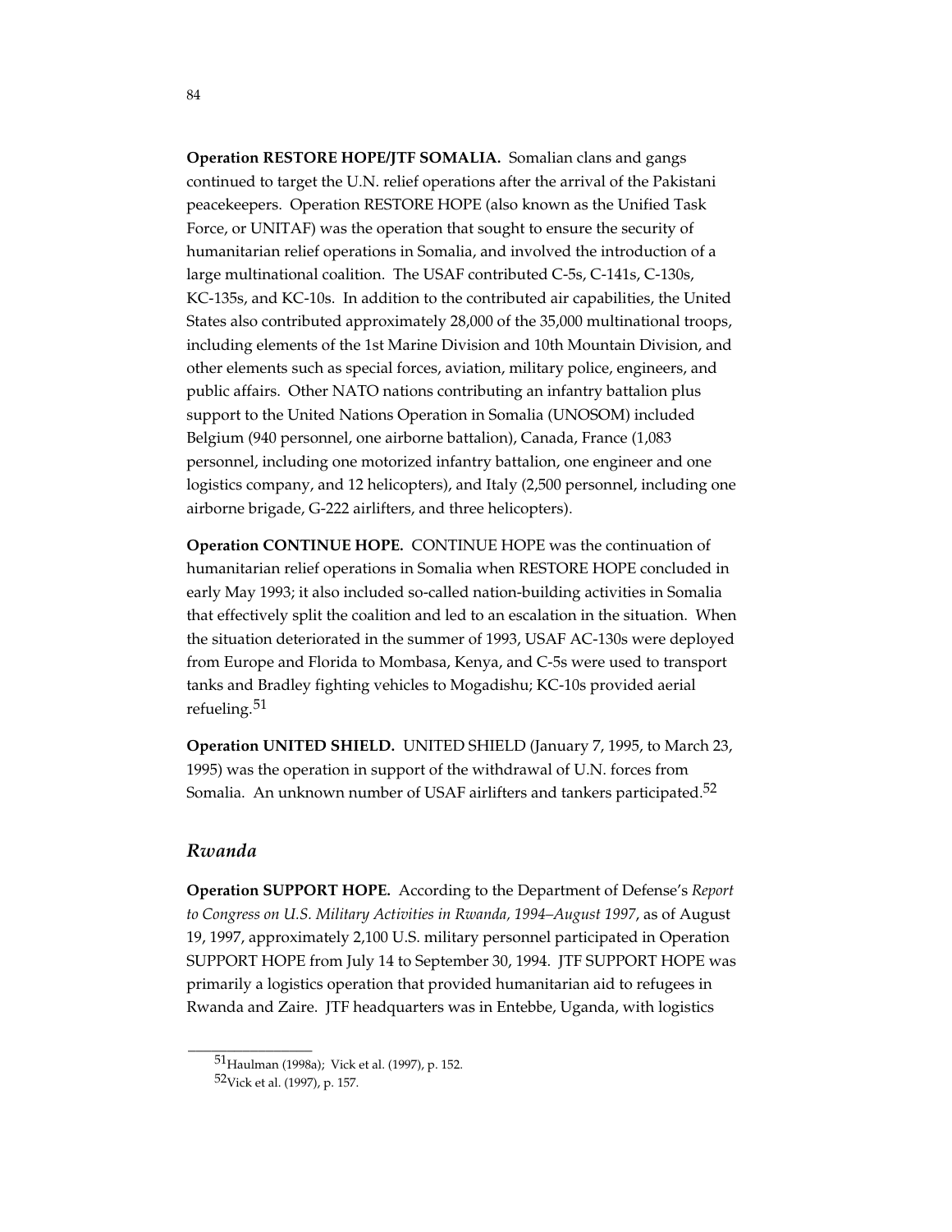**Operation RESTORE HOPE/JTF SOMALIA.** Somalian clans and gangs continued to target the U.N. relief operations after the arrival of the Pakistani peacekeepers. Operation RESTORE HOPE (also known as the Unified Task Force, or UNITAF) was the operation that sought to ensure the security of humanitarian relief operations in Somalia, and involved the introduction of a large multinational coalition. The USAF contributed C-5s, C-141s, C-130s, KC-135s, and KC-10s. In addition to the contributed air capabilities, the United States also contributed approximately 28,000 of the 35,000 multinational troops, including elements of the 1st Marine Division and 10th Mountain Division, and other elements such as special forces, aviation, military police, engineers, and public affairs. Other NATO nations contributing an infantry battalion plus support to the United Nations Operation in Somalia (UNOSOM) included Belgium (940 personnel, one airborne battalion), Canada, France (1,083 personnel, including one motorized infantry battalion, one engineer and one logistics company, and 12 helicopters), and Italy (2,500 personnel, including one airborne brigade, G-222 airlifters, and three helicopters).

**Operation CONTINUE HOPE.** CONTINUE HOPE was the continuation of humanitarian relief operations in Somalia when RESTORE HOPE concluded in early May 1993; it also included so-called nation-building activities in Somalia that effectively split the coalition and led to an escalation in the situation. When the situation deteriorated in the summer of 1993, USAF AC-130s were deployed from Europe and Florida to Mombasa, Kenya, and C-5s were used to transport tanks and Bradley fighting vehicles to Mogadishu; KC-10s provided aerial refueling.[51]

**Operation UNITED SHIELD.** UNITED SHIELD (January 7, 1995, to March 23, 1995) was the operation in support of the withdrawal of U.N. forces from Somalia. An unknown number of USAF airlifters and tankers participated.[52]

## *Rwanda*

**Operation SUPPORT HOPE.** According to the Department of Defense's *Report to Congress on U.S. Military Activities in Rwanda, 1994–August 1997*, as of August 19, 1997, approximately 2,100 U.S. military personnel participated in Operation SUPPORT HOPE from July 14 to September 30, 1994. JTF SUPPORT HOPE was primarily a logistics operation that provided humanitarian aid to refugees in Rwanda and Zaire. JTF headquarters was in Entebbe, Uganda, with logistics

---

[51] Haulman (1998a); Vick et al. (1997), p. 152.

[52] Vick et al. (1997), p. 157.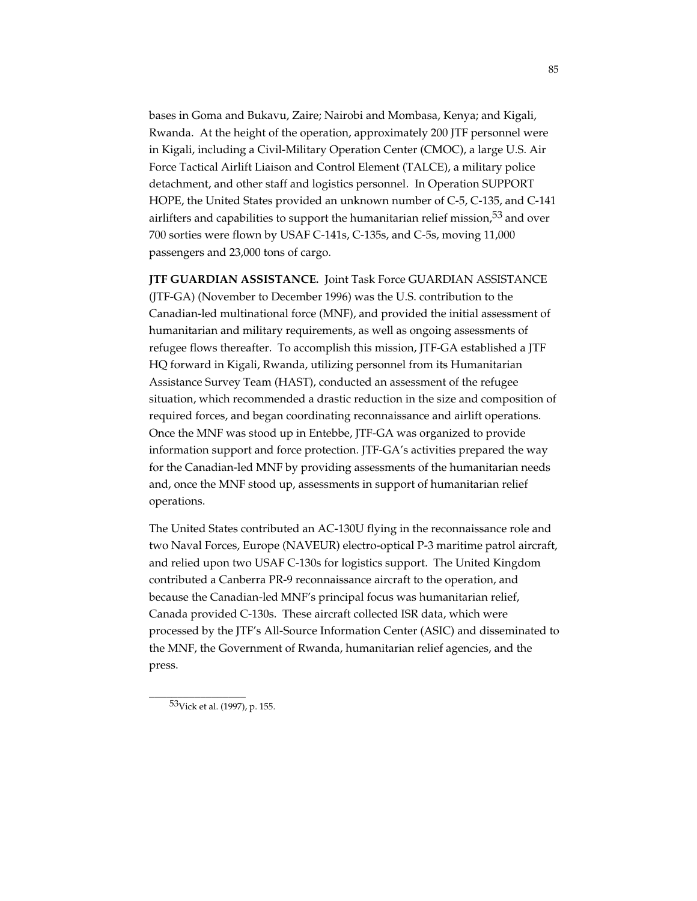bases in Goma and Bukavu, Zaire; Nairobi and Mombasa, Kenya; and Kigali, Rwanda. At the height of the operation, approximately 200 JTF personnel were in Kigali, including a Civil-Military Operation Center (CMOC), a large U.S. Air Force Tactical Airlift Liaison and Control Element (TALCE), a military police detachment, and other staff and logistics personnel. In Operation SUPPORT HOPE, the United States provided an unknown number of C-5, C-135, and C-141 airlifters and capabilities to support the humanitarian relief mission,[53] and over 700 sorties were flown by USAF C-141s, C-135s, and C-5s, moving 11,000 passengers and 23,000 tons of cargo.

**JTF GUARDIAN ASSISTANCE.** Joint Task Force GUARDIAN ASSISTANCE (JTF-GA) (November to December 1996) was the U.S. contribution to the Canadian-led multinational force (MNF), and provided the initial assessment of humanitarian and military requirements, as well as ongoing assessments of refugee flows thereafter. To accomplish this mission, JTF-GA established a JTF HQ forward in Kigali, Rwanda, utilizing personnel from its Humanitarian Assistance Survey Team (HAST), conducted an assessment of the refugee situation, which recommended a drastic reduction in the size and composition of required forces, and began coordinating reconnaissance and airlift operations. Once the MNF was stood up in Entebbe, JTF-GA was organized to provide information support and force protection. JTF-GA's activities prepared the way for the Canadian-led MNF by providing assessments of the humanitarian needs and, once the MNF stood up, assessments in support of humanitarian relief operations.

The United States contributed an AC-130U flying in the reconnaissance role and two Naval Forces, Europe (NAVEUR) electro-optical P-3 maritime patrol aircraft, and relied upon two USAF C-130s for logistics support. The United Kingdom contributed a Canberra PR-9 reconnaissance aircraft to the operation, and because the Canadian-led MNF's principal focus was humanitarian relief, Canada provided C-130s. These aircraft collected ISR data, which were processed by the JTF's All-Source Information Center (ASIC) and disseminated to the MNF, the Government of Rwanda, humanitarian relief agencies, and the press.

---

[53] Vick et al. (1997), p. 155.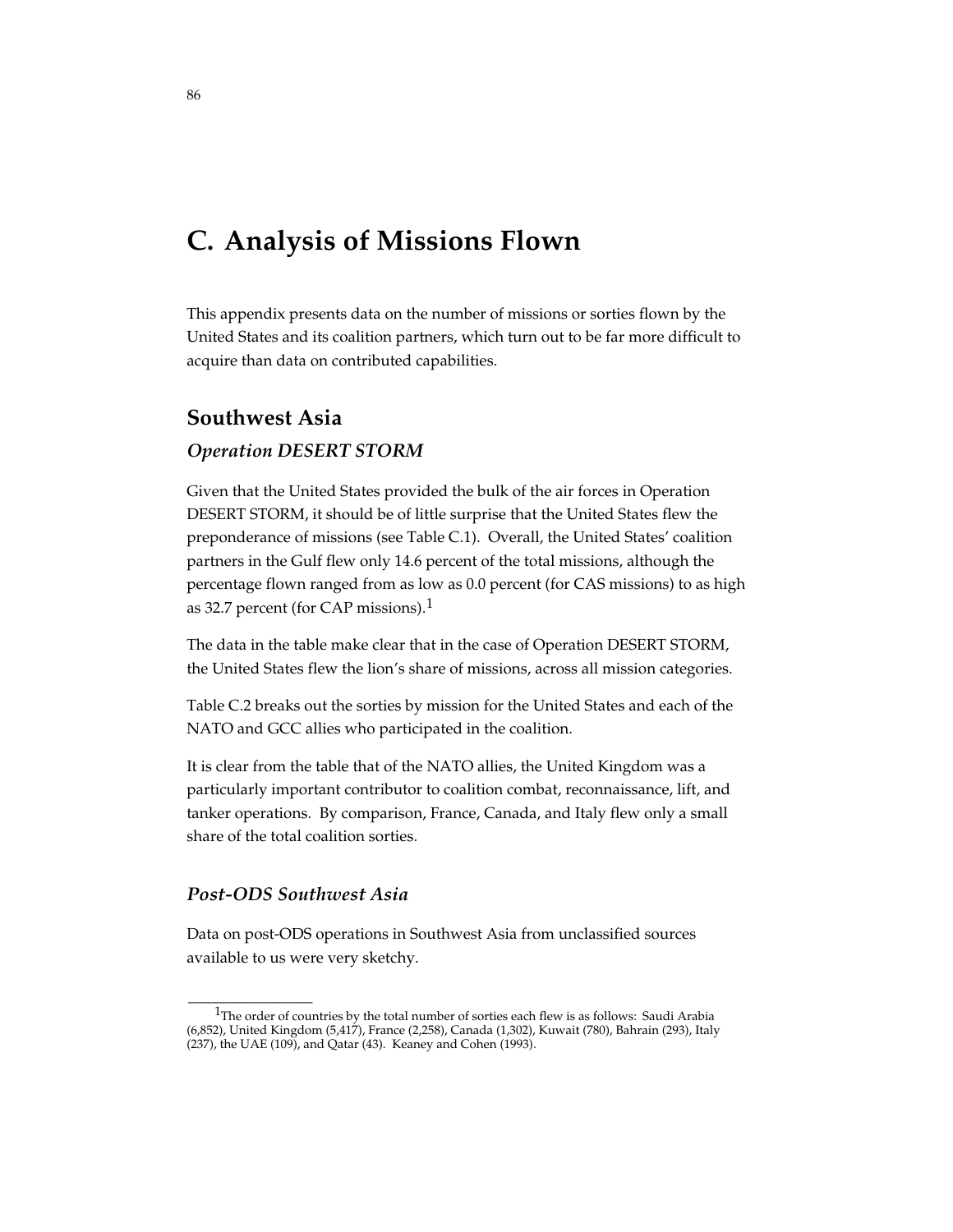# C. Analysis of Missions Flown

This appendix presents data on the number of missions or sorties flown by the United States and its coalition partners, which turn out to be far more difficult to acquire than data on contributed capabilities.

## Southwest Asia

### *Operation DESERT STORM*

Given that the United States provided the bulk of the air forces in Operation DESERT STORM, it should be of little surprise that the United States flew the preponderance of missions (see Table C.1). Overall, the United States' coalition partners in the Gulf flew only 14.6 percent of the total missions, although the percentage flown ranged from as low as 0.0 percent (for CAS missions) to as high as 32.7 percent (for CAP missions).[1]

The data in the table make clear that in the case of Operation DESERT STORM, the United States flew the lion's share of missions, across all mission categories.

Table C.2 breaks out the sorties by mission for the United States and each of the NATO and GCC allies who participated in the coalition.

It is clear from the table that of the NATO allies, the United Kingdom was a particularly important contributor to coalition combat, reconnaissance, lift, and tanker operations. By comparison, France, Canada, and Italy flew only a small share of the total coalition sorties.

### *Post-ODS Southwest Asia*

Data on post-ODS operations in Southwest Asia from unclassified sources available to us were very sketchy.

---

[1]The order of countries by the total number of sorties each flew is as follows: Saudi Arabia (6,852), United Kingdom (5,417), France (2,258), Canada (1,302), Kuwait (780), Bahrain (293), Italy (237), the UAE (109), and Qatar (43). Keaney and Cohen (1993).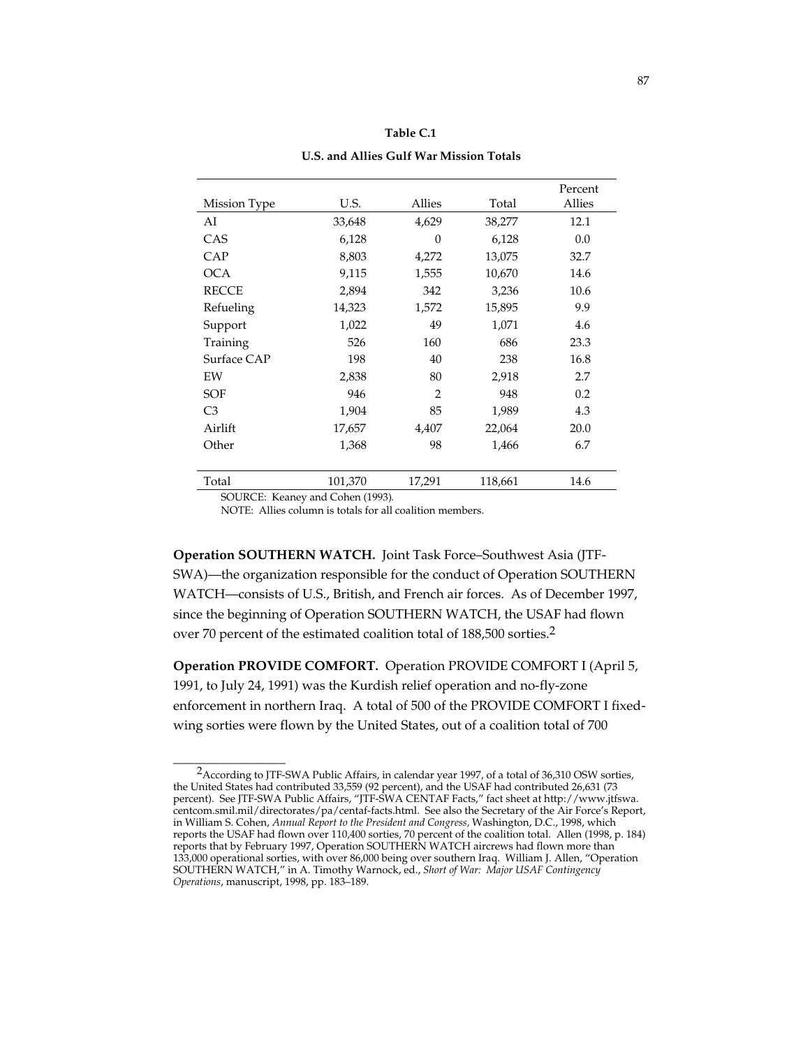**Table C.1**

**U.S. and Allies Gulf War Mission Totals**

| Mission Type | U.S. | Allies | Total | Percent Allies |
|---|---|---|---|---|
| AI | 33,648 | 4,629 | 38,277 | 12.1 |
| CAS | 6,128 | 0 | 6,128 | 0.0 |
| CAP | 8,803 | 4,272 | 13,075 | 32.7 |
| OCA | 9,115 | 1,555 | 10,670 | 14.6 |
| RECCE | 2,894 | 342 | 3,236 | 10.6 |
| Refueling | 14,323 | 1,572 | 15,895 | 9.9 |
| Support | 1,022 | 49 | 1,071 | 4.6 |
| Training | 526 | 160 | 686 | 23.3 |
| Surface CAP | 198 | 40 | 238 | 16.8 |
| EW | 2,838 | 80 | 2,918 | 2.7 |
| SOF | 946 | 2 | 948 | 0.2 |
| C3 | 1,904 | 85 | 1,989 | 4.3 |
| Airlift | 17,657 | 4,407 | 22,064 | 20.0 |
| Other | 1,368 | 98 | 1,466 | 6.7 |
| Total | 101,370 | 17,291 | 118,661 | 14.6 |

SOURCE: Keaney and Cohen (1993).

NOTE: Allies column is totals for all coalition members.

**Operation SOUTHERN WATCH.** Joint Task Force–Southwest Asia (JTF-SWA)—the organization responsible for the conduct of Operation SOUTHERN WATCH—consists of U.S., British, and French air forces. As of December 1997, since the beginning of Operation SOUTHERN WATCH, the USAF had flown over 70 percent of the estimated coalition total of 188,500 sorties.[2]

**Operation PROVIDE COMFORT.** Operation PROVIDE COMFORT I (April 5, 1991, to July 24, 1991) was the Kurdish relief operation and no-fly-zone enforcement in northern Iraq. A total of 500 of the PROVIDE COMFORT I fixed-wing sorties were flown by the United States, out of a coalition total of 700

---

[2]According to JTF-SWA Public Affairs, in calendar year 1997, of a total of 36,310 OSW sorties, the United States had contributed 33,559 (92 percent), and the USAF had contributed 26,631 (73 percent). See JTF-SWA Public Affairs, "JTF-SWA CENTAF Facts," fact sheet at http://www.jtfswa.centcom.smil.mil/directorates/pa/centaf-facts.html. See also the Secretary of the Air Force's Report, in William S. Cohen, *Annual Report to the President and Congress*, Washington, D.C., 1998, which reports the USAF had flown over 110,400 sorties, 70 percent of the coalition total. Allen (1998, p. 184) reports that by February 1997, Operation SOUTHERN WATCH aircrews had flown more than 133,000 operational sorties, with over 86,000 being over southern Iraq. William J. Allen, "Operation SOUTHERN WATCH," in A. Timothy Warnock, ed., *Short of War: Major USAF Contingency Operations*, manuscript, 1998, pp. 183–189.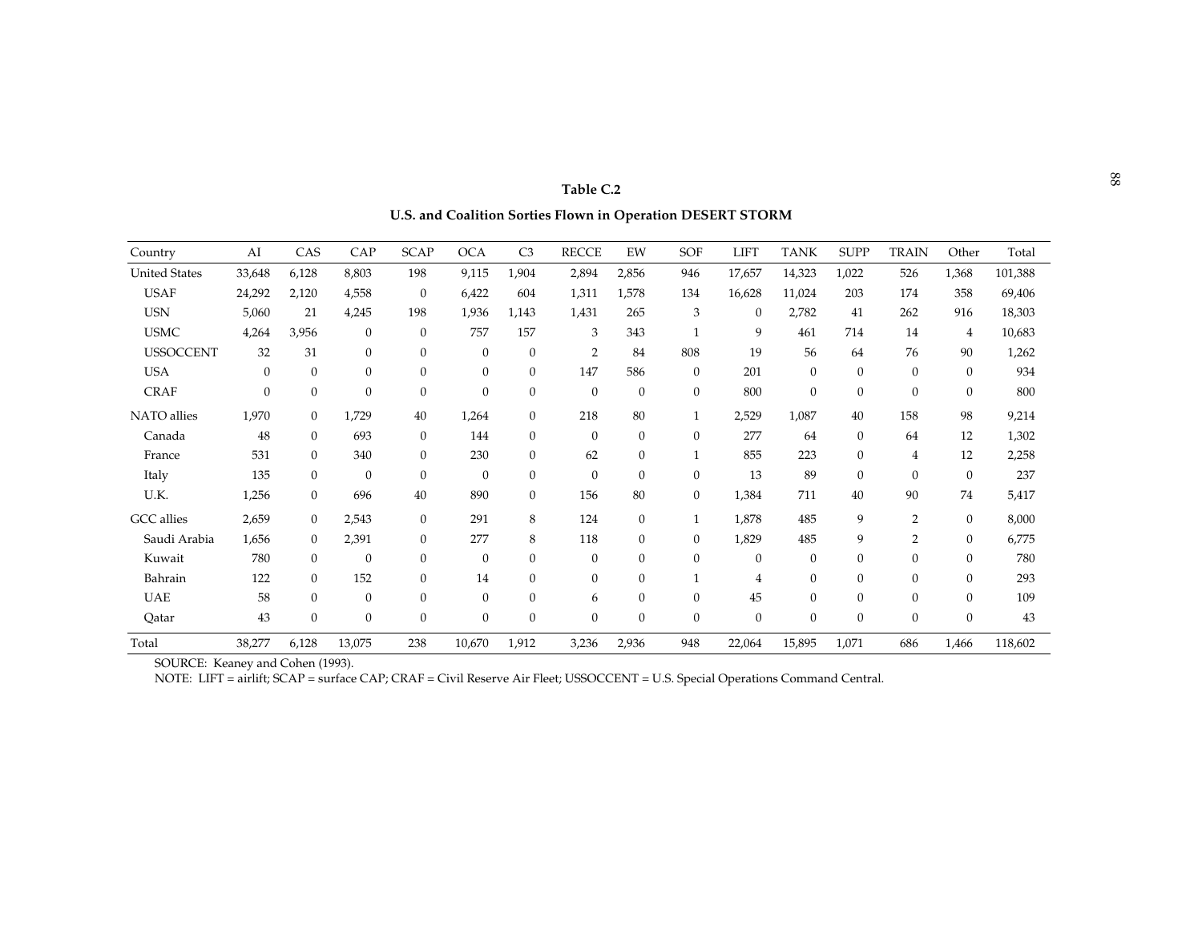**Table C.2**

**U.S. and Coalition Sorties Flown in Operation DESERT STORM**

| Country | AI | CAS | CAP | SCAP | OCA | C3 | RECCE | EW | SOF | LIFT | TANK | SUPP | TRAIN | Other | Total |
|---|---|---|---|---|---|---|---|---|---|---|---|---|---|---|---|
| United States | 33,648 | 6,128 | 8,803 | 198 | 9,115 | 1,904 | 2,894 | 2,856 | 946 | 17,657 | 14,323 | 1,022 | 526 | 1,368 | 101,388 |
| USAF | 24,292 | 2,120 | 4,558 | 0 | 6,422 | 604 | 1,311 | 1,578 | 134 | 16,628 | 11,024 | 203 | 174 | 358 | 69,406 |
| USN | 5,060 | 21 | 4,245 | 198 | 1,936 | 1,143 | 1,431 | 265 | 3 | 0 | 2,782 | 41 | 262 | 916 | 18,303 |
| USMC | 4,264 | 3,956 | 0 | 0 | 757 | 157 | 3 | 343 | 1 | 9 | 461 | 714 | 14 | 4 | 10,683 |
| USSOCCENT | 32 | 31 | 0 | 0 | 0 | 0 | 2 | 84 | 808 | 19 | 56 | 64 | 76 | 90 | 1,262 |
| USA | 0 | 0 | 0 | 0 | 0 | 0 | 147 | 586 | 0 | 201 | 0 | 0 | 0 | 0 | 934 |
| CRAF | 0 | 0 | 0 | 0 | 0 | 0 | 0 | 0 | 0 | 800 | 0 | 0 | 0 | 0 | 800 |
| NATO allies | 1,970 | 0 | 1,729 | 40 | 1,264 | 0 | 218 | 80 | 1 | 2,529 | 1,087 | 40 | 158 | 98 | 9,214 |
| Canada | 48 | 0 | 693 | 0 | 144 | 0 | 0 | 0 | 0 | 277 | 64 | 0 | 64 | 12 | 1,302 |
| France | 531 | 0 | 340 | 0 | 230 | 0 | 62 | 0 | 1 | 855 | 223 | 0 | 4 | 12 | 2,258 |
| Italy | 135 | 0 | 0 | 0 | 0 | 0 | 0 | 0 | 0 | 13 | 89 | 0 | 0 | 0 | 237 |
| U.K. | 1,256 | 0 | 696 | 40 | 890 | 0 | 156 | 80 | 0 | 1,384 | 711 | 40 | 90 | 74 | 5,417 |
| GCC allies | 2,659 | 0 | 2,543 | 0 | 291 | 8 | 124 | 0 | 1 | 1,878 | 485 | 9 | 2 | 0 | 8,000 |
| Saudi Arabia | 1,656 | 0 | 2,391 | 0 | 277 | 8 | 118 | 0 | 0 | 1,829 | 485 | 9 | 2 | 0 | 6,775 |
| Kuwait | 780 | 0 | 0 | 0 | 0 | 0 | 0 | 0 | 0 | 0 | 0 | 0 | 0 | 0 | 780 |
| Bahrain | 122 | 0 | 152 | 0 | 14 | 0 | 0 | 0 | 1 | 4 | 0 | 0 | 0 | 0 | 293 |
| UAE | 58 | 0 | 0 | 0 | 0 | 0 | 6 | 0 | 0 | 45 | 0 | 0 | 0 | 0 | 109 |
| Qatar | 43 | 0 | 0 | 0 | 0 | 0 | 0 | 0 | 0 | 0 | 0 | 0 | 0 | 0 | 43 |
| Total | 38,277 | 6,128 | 13,075 | 238 | 10,670 | 1,912 | 3,236 | 2,936 | 948 | 22,064 | 15,895 | 1,071 | 686 | 1,466 | 118,602 |

SOURCE: Keaney and Cohen (1993).

NOTE: LIFT = airlift; SCAP = surface CAP; CRAF = Civil Reserve Air Fleet; USSOCCENT = U.S. Special Operations Command Central.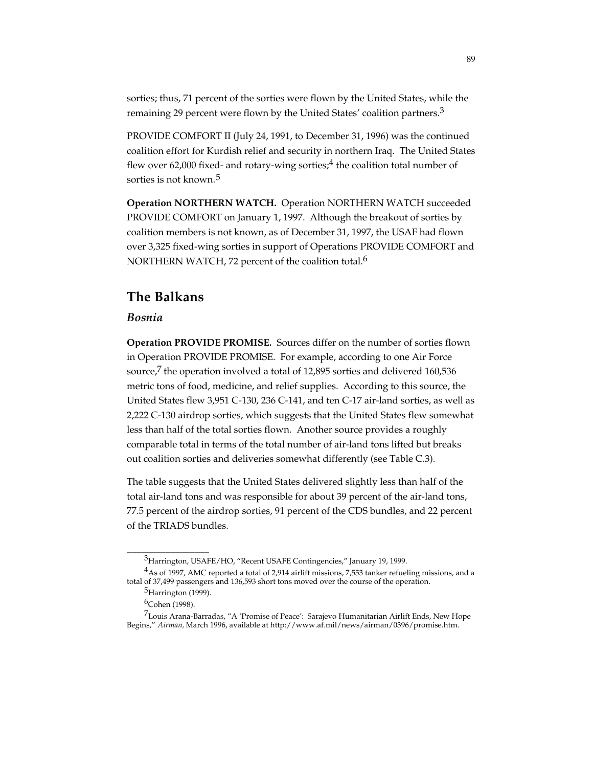sorties; thus, 71 percent of the sorties were flown by the United States, while the remaining 29 percent were flown by the United States' coalition partners.[3]

PROVIDE COMFORT II (July 24, 1991, to December 31, 1996) was the continued coalition effort for Kurdish relief and security in northern Iraq. The United States flew over 62,000 fixed- and rotary-wing sorties;[4] the coalition total number of sorties is not known.[5]

**Operation NORTHERN WATCH.** Operation NORTHERN WATCH succeeded PROVIDE COMFORT on January 1, 1997. Although the breakout of sorties by coalition members is not known, as of December 31, 1997, the USAF had flown over 3,325 fixed-wing sorties in support of Operations PROVIDE COMFORT and NORTHERN WATCH, 72 percent of the coalition total.[6]

## The Balkans

### *Bosnia*

**Operation PROVIDE PROMISE.** Sources differ on the number of sorties flown in Operation PROVIDE PROMISE. For example, according to one Air Force source,[7] the operation involved a total of 12,895 sorties and delivered 160,536 metric tons of food, medicine, and relief supplies. According to this source, the United States flew 3,951 C-130, 236 C-141, and ten C-17 air-land sorties, as well as 2,222 C-130 airdrop sorties, which suggests that the United States flew somewhat less than half of the total sorties flown. Another source provides a roughly comparable total in terms of the total number of air-land tons lifted but breaks out coalition sorties and deliveries somewhat differently (see Table C.3).

The table suggests that the United States delivered slightly less than half of the total air-land tons and was responsible for about 39 percent of the air-land tons, 77.5 percent of the airdrop sorties, 91 percent of the CDS bundles, and 22 percent of the TRIADS bundles.

---

[3] Harrington, USAFE/HO, "Recent USAFE Contingencies," January 19, 1999.

[4] As of 1997, AMC reported a total of 2,914 airlift missions, 7,553 tanker refueling missions, and a total of 37,499 passengers and 136,593 short tons moved over the course of the operation.

[5] Harrington (1999).

[6] Cohen (1998).

[7] Louis Arana-Barradas, "A 'Promise of Peace': Sarajevo Humanitarian Airlift Ends, New Hope Begins," *Airman,* March 1996, available at http://www.af.mil/news/airman/0396/promise.htm.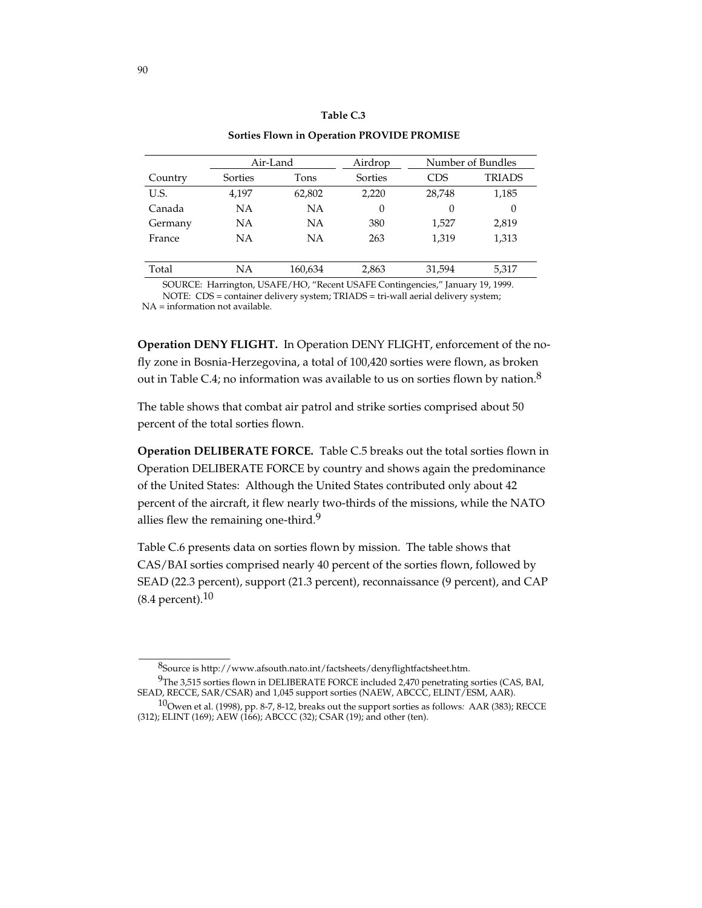**Table C.3**

**Sorties Flown in Operation PROVIDE PROMISE**

| | Air-Land | | Airdrop | Number of Bundles | |
|---|---|---|---|---|---|
| Country | Sorties | Tons | Sorties | CDS | TRIADS |
| U.S. | 4,197 | 62,802 | 2,220 | 28,748 | 1,185 |
| Canada | NA | NA | 0 | 0 | 0 |
| Germany | NA | NA | 380 | 1,527 | 2,819 |
| France | NA | NA | 263 | 1,319 | 1,313 |
| Total | NA | 160,634 | 2,863 | 31,594 | 5,317 |

SOURCE: Harrington, USAFE/HO, "Recent USAFE Contingencies," January 19, 1999.
NOTE: CDS = container delivery system; TRIADS = tri-wall aerial delivery system; NA = information not available.

**Operation DENY FLIGHT.** In Operation DENY FLIGHT, enforcement of the no-fly zone in Bosnia-Herzegovina, a total of 100,420 sorties were flown, as broken out in Table C.4; no information was available to us on sorties flown by nation.[8]

The table shows that combat air patrol and strike sorties comprised about 50 percent of the total sorties flown.

**Operation DELIBERATE FORCE.** Table C.5 breaks out the total sorties flown in Operation DELIBERATE FORCE by country and shows again the predominance of the United States: Although the United States contributed only about 42 percent of the aircraft, it flew nearly two-thirds of the missions, while the NATO allies flew the remaining one-third.[9]

Table C.6 presents data on sorties flown by mission. The table shows that CAS/BAI sorties comprised nearly 40 percent of the sorties flown, followed by SEAD (22.3 percent), support (21.3 percent), reconnaissance (9 percent), and CAP (8.4 percent).[10]

---

[8]Source is http://www.afsouth.nato.int/factsheets/denyflightfactsheet.htm.

[9]The 3,515 sorties flown in DELIBERATE FORCE included 2,470 penetrating sorties (CAS, BAI, SEAD, RECCE, SAR/CSAR) and 1,045 support sorties (NAEW, ABCCC, ELINT/ESM, AAR).

[10]Owen et al. (1998), pp. 8-7, 8-12, breaks out the support sorties as follows: AAR (383); RECCE (312); ELINT (169); AEW (166); ABCCC (32); CSAR (19); and other (ten).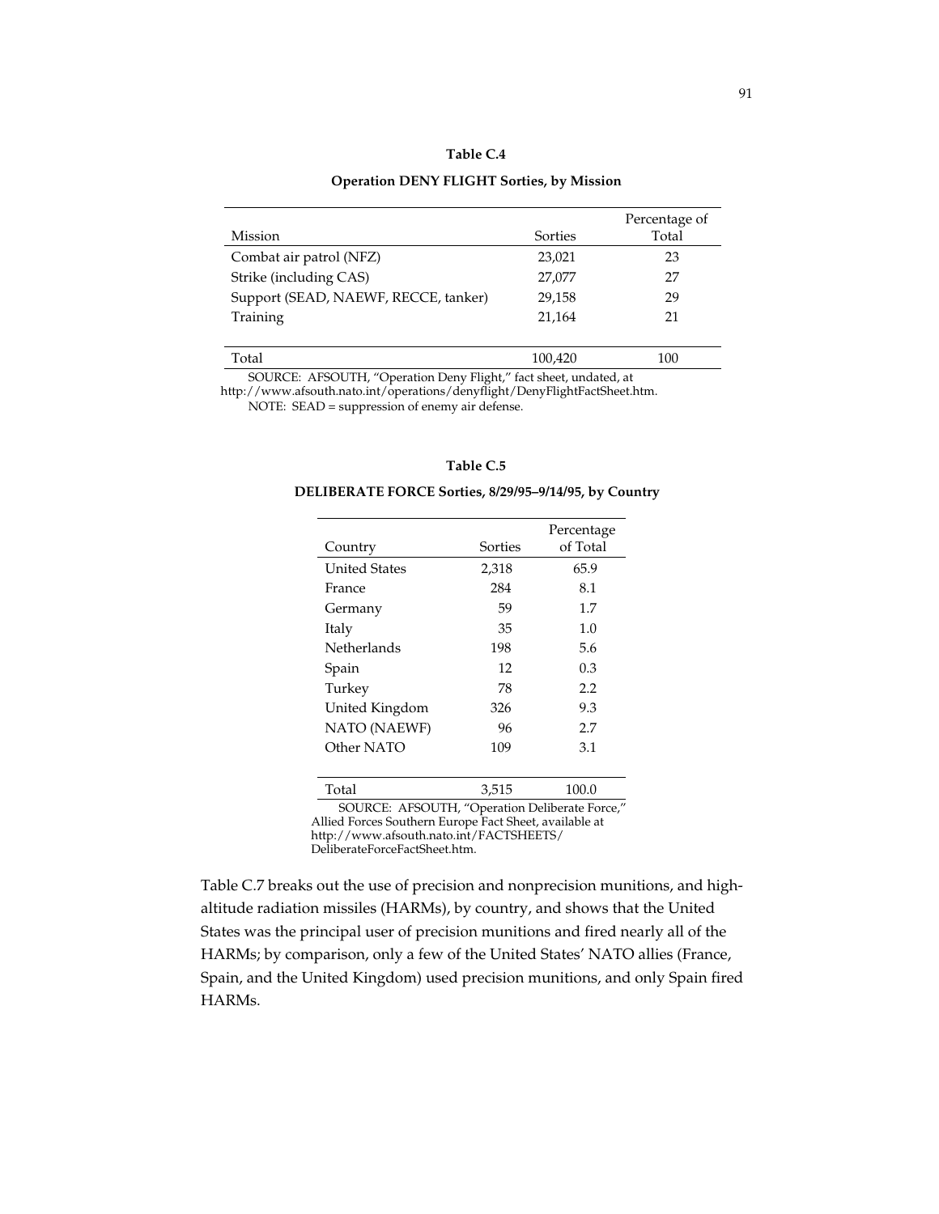**Table C.4**

**Operation DENY FLIGHT Sorties, by Mission**

| Mission | Sorties | Percentage of Total |
|---|---|---|
| Combat air patrol (NFZ) | 23,021 | 23 |
| Strike (including CAS) | 27,077 | 27 |
| Support (SEAD, NAEWF, RECCE, tanker) | 29,158 | 29 |
| Training | 21,164 | 21 |
| Total | 100,420 | 100 |

SOURCE: AFSOUTH, "Operation Deny Flight," fact sheet, undated, at http://www.afsouth.nato.int/operations/denyflight/DenyFlightFactSheet.htm.

NOTE: SEAD = suppression of enemy air defense.

**Table C.5**

**DELIBERATE FORCE Sorties, 8/29/95–9/14/95, by Country**

| Country | Sorties | Percentage of Total |
|---|---|---|
| United States | 2,318 | 65.9 |
| France | 284 | 8.1 |
| Germany | 59 | 1.7 |
| Italy | 35 | 1.0 |
| Netherlands | 198 | 5.6 |
| Spain | 12 | 0.3 |
| Turkey | 78 | 2.2 |
| United Kingdom | 326 | 9.3 |
| NATO (NAEWF) | 96 | 2.7 |
| Other NATO | 109 | 3.1 |
| Total | 3,515 | 100.0 |

SOURCE: AFSOUTH, "Operation Deliberate Force," Allied Forces Southern Europe Fact Sheet, available at http://www.afsouth.nato.int/FACTSHEETS/DeliberateForceFactSheet.htm.

Table C.7 breaks out the use of precision and nonprecision munitions, and high-altitude radiation missiles (HARMs), by country, and shows that the United States was the principal user of precision munitions and fired nearly all of the HARMs; by comparison, only a few of the United States' NATO allies (France, Spain, and the United Kingdom) used precision munitions, and only Spain fired HARMs.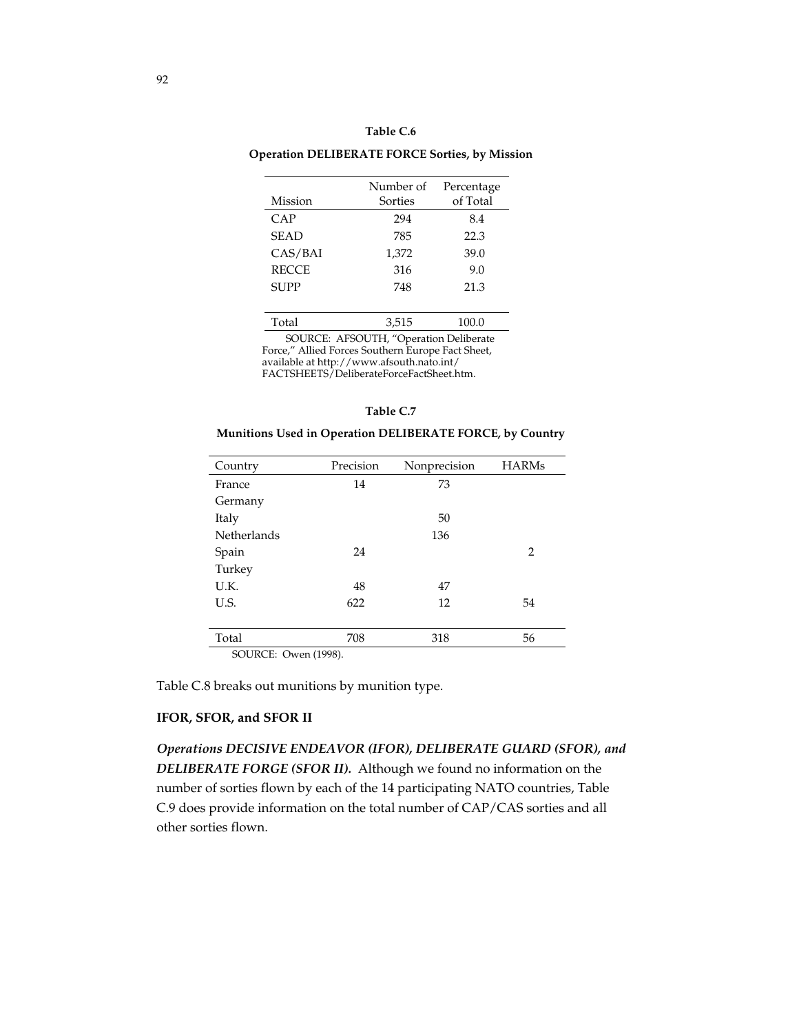**Table C.6**

**Operation DELIBERATE FORCE Sorties, by Mission**

| Mission | Number of Sorties | Percentage of Total |
|---|---|---|
| CAP | 294 | 8.4 |
| SEAD | 785 | 22.3 |
| CAS/BAI | 1,372 | 39.0 |
| RECCE | 316 | 9.0 |
| SUPP | 748 | 21.3 |
| Total | 3,515 | 100.0 |

SOURCE: AFSOUTH, "Operation Deliberate Force," Allied Forces Southern Europe Fact Sheet, available at http://www.afsouth.nato.int/FACTSHEETS/DeliberateForceFactSheet.htm.

**Table C.7**

**Munitions Used in Operation DELIBERATE FORCE, by Country**

| Country | Precision | Nonprecision | HARMs |
|---|---|---|---|
| France | 14 | 73 | |
| Germany | | | |
| Italy | | 50 | |
| Netherlands | | 136 | |
| Spain | 24 | | 2 |
| Turkey | | | |
| U.K. | 48 | 47 | |
| U.S. | 622 | 12 | 54 |
| Total | 708 | 318 | 56 |

SOURCE: Owen (1998).

Table C.8 breaks out munitions by munition type.

**IFOR, SFOR, and SFOR II**

***Operations DECISIVE ENDEAVOR (IFOR), DELIBERATE GUARD (SFOR), and DELIBERATE FORGE (SFOR II).*** Although we found no information on the number of sorties flown by each of the 14 participating NATO countries, Table C.9 does provide information on the total number of CAP/CAS sorties and all other sorties flown.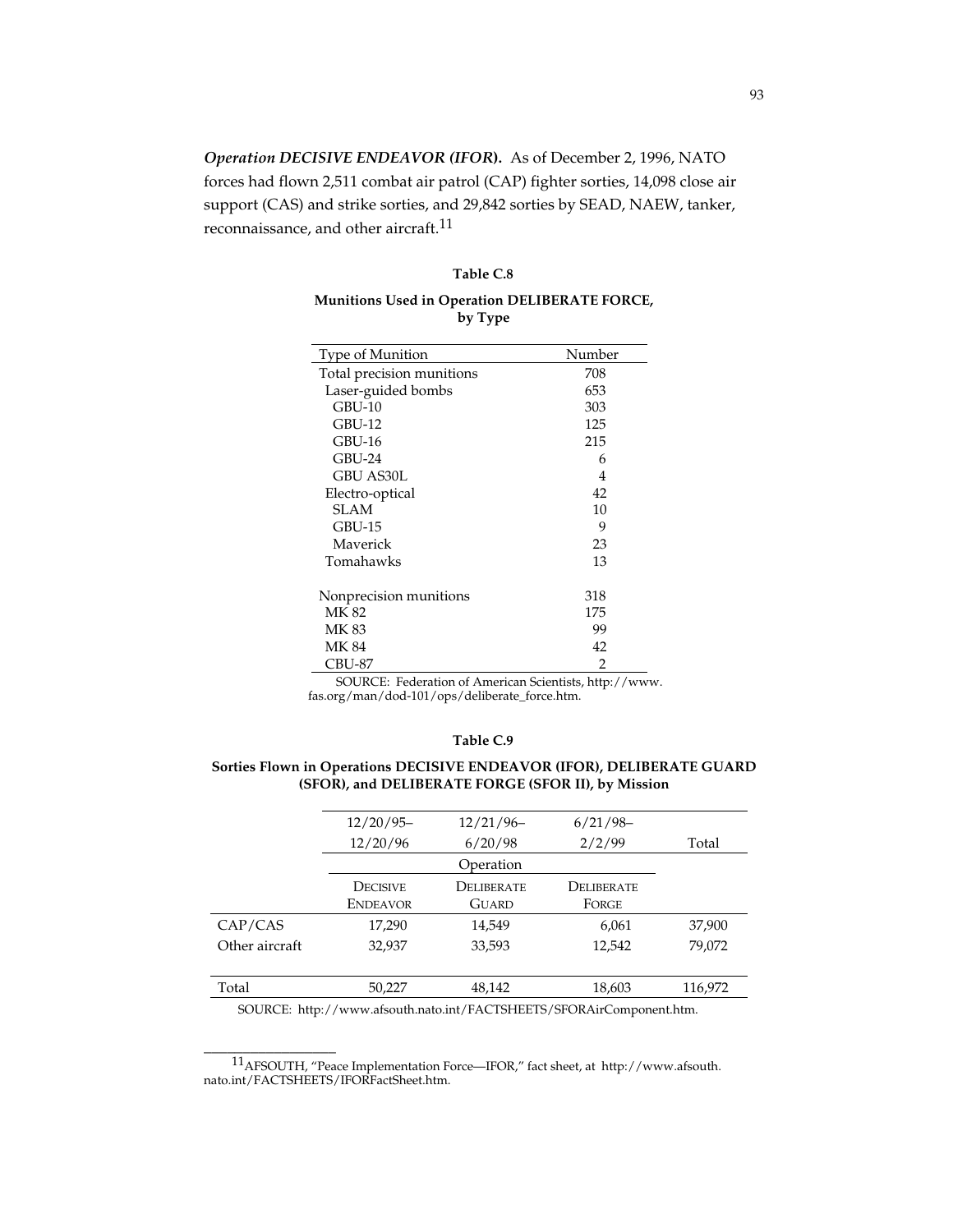***Operation DECISIVE ENDEAVOR (IFOR).*** As of December 2, 1996, NATO forces had flown 2,511 combat air patrol (CAP) fighter sorties, 14,098 close air support (CAS) and strike sorties, and 29,842 sorties by SEAD, NAEW, tanker, reconnaissance, and other aircraft.[11]

**Table C.8**

**Munitions Used in Operation DELIBERATE FORCE, by Type**

| Type of Munition | Number |
|---|---|
| Total precision munitions | 708 |
| Laser-guided bombs | 653 |
| GBU-10 | 303 |
| GBU-12 | 125 |
| GBU-16 | 215 |
| GBU-24 | 6 |
| GBU AS30L | 4 |
| Electro-optical | 42 |
| SLAM | 10 |
| GBU-15 | 9 |
| Maverick | 23 |
| Tomahawks | 13 |
| | |
| Nonprecision munitions | 318 |
| MK 82 | 175 |
| MK 83 | 99 |
| MK 84 | 42 |
| CBU-87 | 2 |

SOURCE: Federation of American Scientists, http://www.fas.org/man/dod-101/ops/deliberate_force.htm.

**Table C.9**

**Sorties Flown in Operations DECISIVE ENDEAVOR (IFOR), DELIBERATE GUARD (SFOR), and DELIBERATE FORGE (SFOR II), by Mission**

| | 12/20/95–12/20/96 | 12/21/96–6/20/98 | 6/21/98–2/2/99 | Total |
|---|---|---|---|---|
| | Operation | | | |
| | DECISIVE ENDEAVOR | DELIBERATE GUARD | DELIBERATE FORGE | |
| CAP/CAS | 17,290 | 14,549 | 6,061 | 37,900 |
| Other aircraft | 32,937 | 33,593 | 12,542 | 79,072 |
| Total | 50,227 | 48,142 | 18,603 | 116,972 |

SOURCE: http://www.afsouth.nato.int/FACTSHEETS/SFORAirComponent.htm.

[11]AFSOUTH, "Peace Implementation Force—IFOR," fact sheet, at http://www.afsouth.nato.int/FACTSHEETS/IFORFactSheet.htm.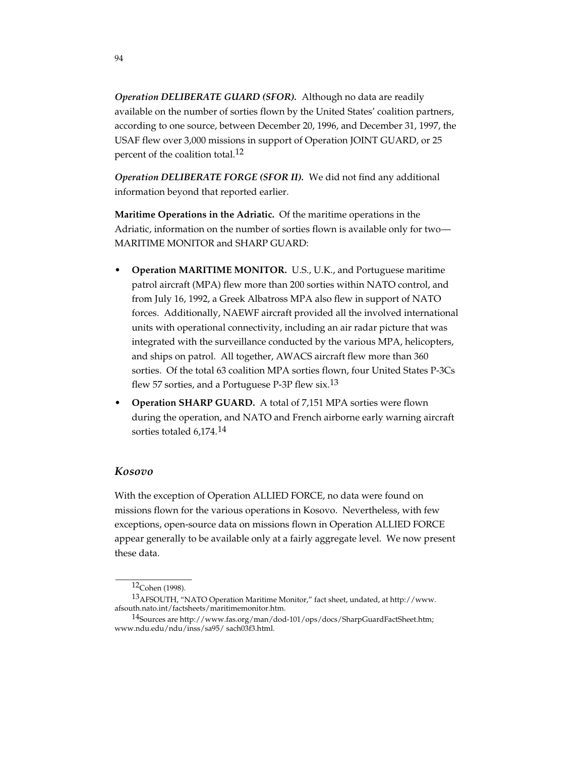***Operation DELIBERATE GUARD (SFOR).*** Although no data are readily available on the number of sorties flown by the United States' coalition partners, according to one source, between December 20, 1996, and December 31, 1997, the USAF flew over 3,000 missions in support of Operation JOINT GUARD, or 25 percent of the coalition total.[12]

***Operation DELIBERATE FORGE (SFOR II).*** We did not find any additional information beyond that reported earlier.

**Maritime Operations in the Adriatic.** Of the maritime operations in the Adriatic, information on the number of sorties flown is available only for two—MARITIME MONITOR and SHARP GUARD:

- **Operation MARITIME MONITOR.** U.S., U.K., and Portuguese maritime patrol aircraft (MPA) flew more than 200 sorties within NATO control, and from July 16, 1992, a Greek Albatross MPA also flew in support of NATO forces. Additionally, NAEWF aircraft provided all the involved international units with operational connectivity, including an air radar picture that was integrated with the surveillance conducted by the various MPA, helicopters, and ships on patrol. All together, AWACS aircraft flew more than 360 sorties. Of the total 63 coalition MPA sorties flown, four United States P-3Cs flew 57 sorties, and a Portuguese P-3P flew six.[13]
- **Operation SHARP GUARD.** A total of 7,151 MPA sorties were flown during the operation, and NATO and French airborne early warning aircraft sorties totaled 6,174.[14]

### *Kosovo*

With the exception of Operation ALLIED FORCE, no data were found on missions flown for the various operations in Kosovo. Nevertheless, with few exceptions, open-source data on missions flown in Operation ALLIED FORCE appear generally to be available only at a fairly aggregate level. We now present these data.

---

[12] Cohen (1998).

[13] AFSOUTH, "NATO Operation Maritime Monitor," fact sheet, undated, at http://www.afsouth.nato.int/factsheets/maritimemonitor.htm.

[14] Sources are http://www.fas.org/man/dod-101/ops/docs/SharpGuardFactSheet.htm; www.ndu.edu/ndu/inss/sa95/ sach03f3.html.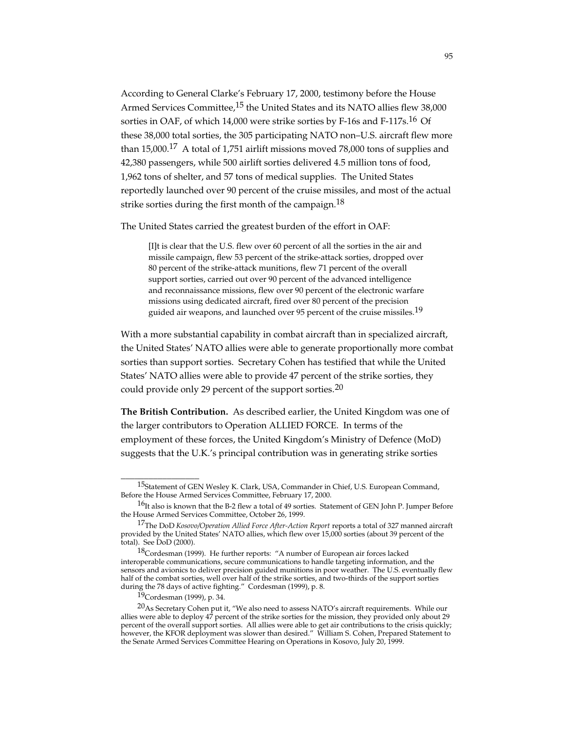According to General Clarke's February 17, 2000, testimony before the House Armed Services Committee,[15] the United States and its NATO allies flew 38,000 sorties in OAF, of which 14,000 were strike sorties by F-16s and F-117s.[16] Of these 38,000 total sorties, the 305 participating NATO non–U.S. aircraft flew more than 15,000.[17] A total of 1,751 airlift missions moved 78,000 tons of supplies and 42,380 passengers, while 500 airlift sorties delivered 4.5 million tons of food, 1,962 tons of shelter, and 57 tons of medical supplies. The United States reportedly launched over 90 percent of the cruise missiles, and most of the actual strike sorties during the first month of the campaign.[18]

The United States carried the greatest burden of the effort in OAF:

> [I]t is clear that the U.S. flew over 60 percent of all the sorties in the air and missile campaign, flew 53 percent of the strike-attack sorties, dropped over 80 percent of the strike-attack munitions, flew 71 percent of the overall support sorties, carried out over 90 percent of the advanced intelligence and reconnaissance missions, flew over 90 percent of the electronic warfare missions using dedicated aircraft, fired over 80 percent of the precision guided air weapons, and launched over 95 percent of the cruise missiles.[19]

With a more substantial capability in combat aircraft than in specialized aircraft, the United States' NATO allies were able to generate proportionally more combat sorties than support sorties. Secretary Cohen has testified that while the United States' NATO allies were able to provide 47 percent of the strike sorties, they could provide only 29 percent of the support sorties.[20]

**The British Contribution.** As described earlier, the United Kingdom was one of the larger contributors to Operation ALLIED FORCE. In terms of the employment of these forces, the United Kingdom's Ministry of Defence (MoD) suggests that the U.K.'s principal contribution was in generating strike sorties

---

[15] Statement of GEN Wesley K. Clark, USA, Commander in Chief, U.S. European Command, Before the House Armed Services Committee, February 17, 2000.

[16] It also is known that the B-2 flew a total of 49 sorties. Statement of GEN John P. Jumper Before the House Armed Services Committee, October 26, 1999.

[17] The DoD *Kosovo/Operation Allied Force After-Action Report* reports a total of 327 manned aircraft provided by the United States' NATO allies, which flew over 15,000 sorties (about 39 percent of the total). See DoD (2000).

[18] Cordesman (1999). He further reports: "A number of European air forces lacked interoperable communications, secure communications to handle targeting information, and the sensors and avionics to deliver precision guided munitions in poor weather. The U.S. eventually flew half of the combat sorties, well over half of the strike sorties, and two-thirds of the support sorties during the 78 days of active fighting." Cordesman (1999), p. 8.

[19] Cordesman (1999), p. 34.

[20] As Secretary Cohen put it, "We also need to assess NATO's aircraft requirements. While our allies were able to deploy 47 percent of the strike sorties for the mission, they provided only about 29 percent of the overall support sorties. All allies were able to get air contributions to the crisis quickly; however, the KFOR deployment was slower than desired." William S. Cohen, Prepared Statement to the Senate Armed Services Committee Hearing on Operations in Kosovo, July 20, 1999.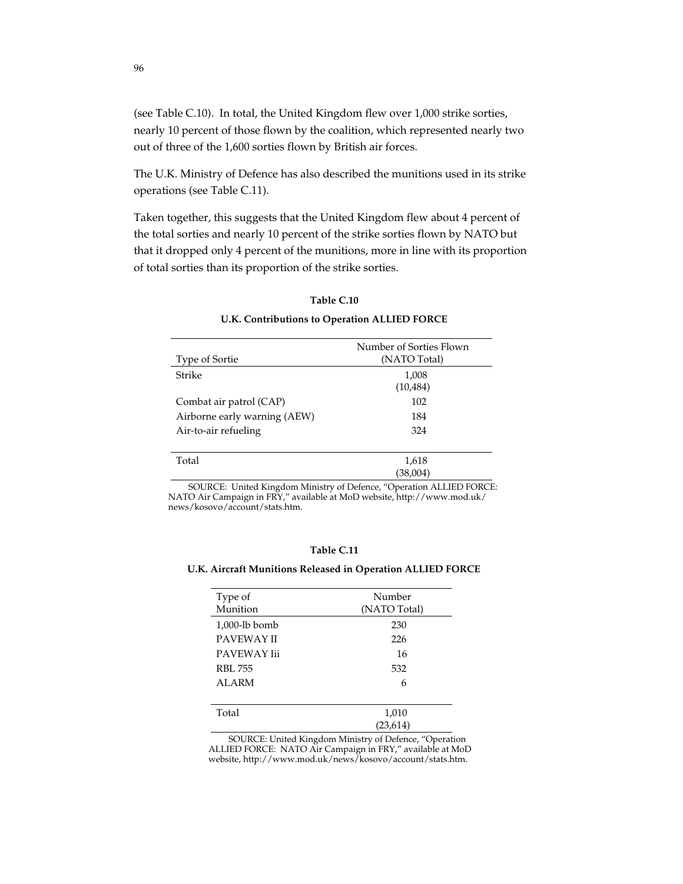(see Table C.10). In total, the United Kingdom flew over 1,000 strike sorties, nearly 10 percent of those flown by the coalition, which represented nearly two out of three of the 1,600 sorties flown by British air forces.

The U.K. Ministry of Defence has also described the munitions used in its strike operations (see Table C.11).

Taken together, this suggests that the United Kingdom flew about 4 percent of the total sorties and nearly 10 percent of the strike sorties flown by NATO but that it dropped only 4 percent of the munitions, more in line with its proportion of total sorties than its proportion of the strike sorties.

**Table C.10**

**U.K. Contributions to Operation ALLIED FORCE**

| Type of Sortie | Number of Sorties Flown (NATO Total) |
|---|---|
| Strike | 1,008 (10,484) |
| Combat air patrol (CAP) | 102 |
| Airborne early warning (AEW) | 184 |
| Air-to-air refueling | 324 |
| Total | 1,618 (38,004) |

SOURCE: United Kingdom Ministry of Defence, "Operation ALLIED FORCE: NATO Air Campaign in FRY," available at MoD website, http://www.mod.uk/news/kosovo/account/stats.htm.

**Table C.11**

**U.K. Aircraft Munitions Released in Operation ALLIED FORCE**

| Type of Munition | Number (NATO Total) |
|---|---|
| 1,000-lb bomb | 230 |
| PAVEWAY II | 226 |
| PAVEWAY Iii | 16 |
| RBL 755 | 532 |
| ALARM | 6 |
| Total | 1,010 (23,614) |

SOURCE: United Kingdom Ministry of Defence, "Operation ALLIED FORCE: NATO Air Campaign in FRY," available at MoD website, http://www.mod.uk/news/kosovo/account/stats.htm.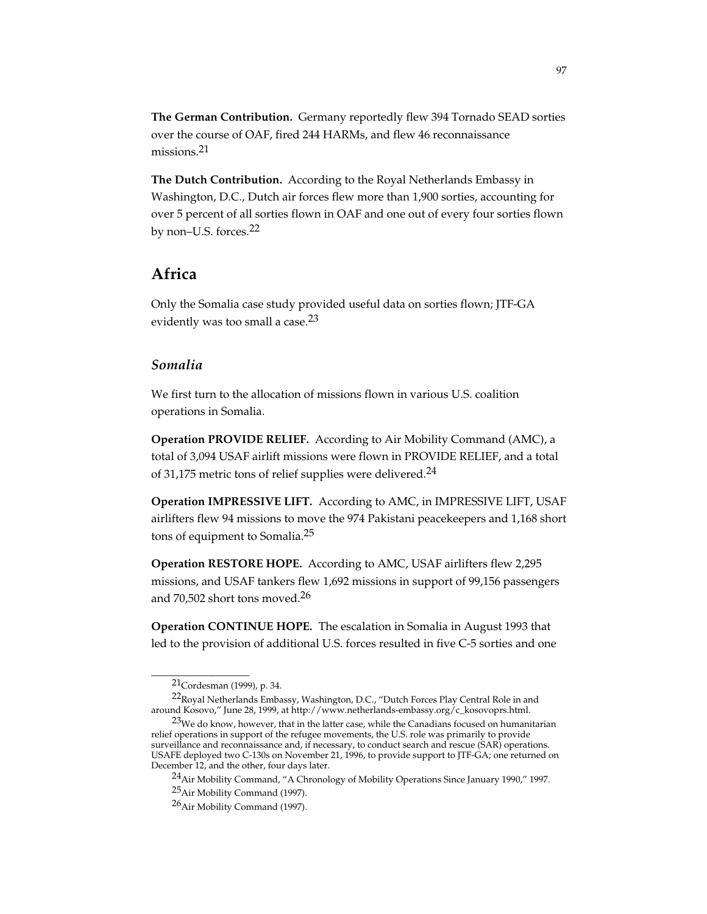**The German Contribution.** Germany reportedly flew 394 Tornado SEAD sorties over the course of OAF, fired 244 HARMs, and flew 46 reconnaissance missions.[21]

**The Dutch Contribution.** According to the Royal Netherlands Embassy in Washington, D.C., Dutch air forces flew more than 1,900 sorties, accounting for over 5 percent of all sorties flown in OAF and one out of every four sorties flown by non–U.S. forces.[22]

## Africa

Only the Somalia case study provided useful data on sorties flown; JTF-GA evidently was too small a case.[23]

### *Somalia*

We first turn to the allocation of missions flown in various U.S. coalition operations in Somalia.

**Operation PROVIDE RELIEF.** According to Air Mobility Command (AMC), a total of 3,094 USAF airlift missions were flown in PROVIDE RELIEF, and a total of 31,175 metric tons of relief supplies were delivered.[24]

**Operation IMPRESSIVE LIFT.** According to AMC, in IMPRESSIVE LIFT, USAF airlifters flew 94 missions to move the 974 Pakistani peacekeepers and 1,168 short tons of equipment to Somalia.[25]

**Operation RESTORE HOPE.** According to AMC, USAF airlifters flew 2,295 missions, and USAF tankers flew 1,692 missions in support of 99,156 passengers and 70,502 short tons moved.[26]

**Operation CONTINUE HOPE.** The escalation in Somalia in August 1993 that led to the provision of additional U.S. forces resulted in five C-5 sorties and one

---

[21]Cordesman (1999), p. 34.

[22]Royal Netherlands Embassy, Washington, D.C., "Dutch Forces Play Central Role in and around Kosovo," June 28, 1999, at http://www.netherlands-embassy.org/c_kosovoprs.html.

[23]We do know, however, that in the latter case, while the Canadians focused on humanitarian relief operations in support of the refugee movements, the U.S. role was primarily to provide surveillance and reconnaissance and, if necessary, to conduct search and rescue (SAR) operations. USAFE deployed two C-130s on November 21, 1996, to provide support to JTF-GA; one returned on December 12, and the other, four days later.

[24]Air Mobility Command, "A Chronology of Mobility Operations Since January 1990," 1997.

[25]Air Mobility Command (1997).

[26]Air Mobility Command (1997).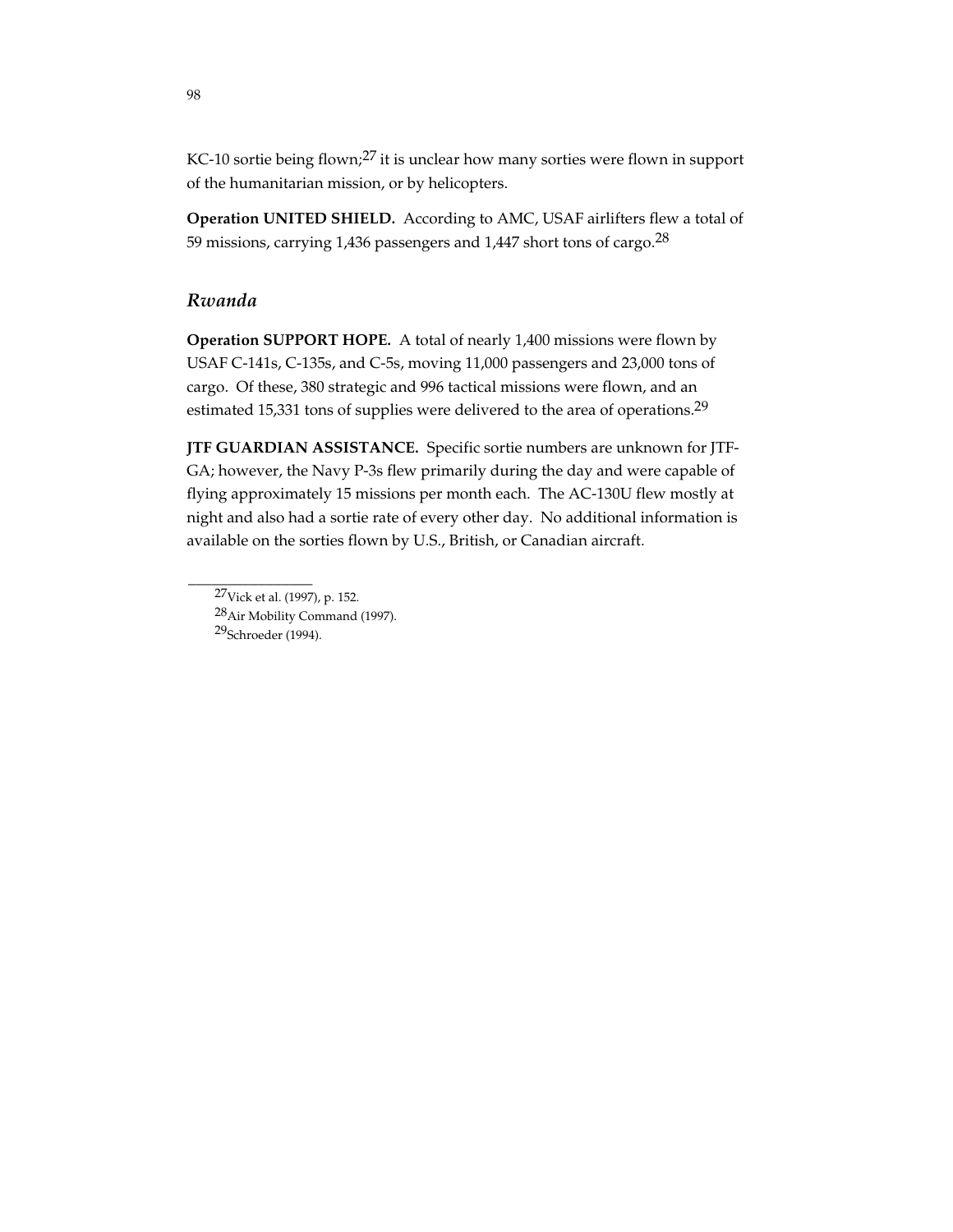KC-10 sortie being flown;[27] it is unclear how many sorties were flown in support of the humanitarian mission, or by helicopters.

**Operation UNITED SHIELD.** According to AMC, USAF airlifters flew a total of 59 missions, carrying 1,436 passengers and 1,447 short tons of cargo.[28]

### *Rwanda*

**Operation SUPPORT HOPE.** A total of nearly 1,400 missions were flown by USAF C-141s, C-135s, and C-5s, moving 11,000 passengers and 23,000 tons of cargo. Of these, 380 strategic and 996 tactical missions were flown, and an estimated 15,331 tons of supplies were delivered to the area of operations.[29]

**JTF GUARDIAN ASSISTANCE.** Specific sortie numbers are unknown for JTF-GA; however, the Navy P-3s flew primarily during the day and were capable of flying approximately 15 missions per month each. The AC-130U flew mostly at night and also had a sortie rate of every other day. No additional information is available on the sorties flown by U.S., British, or Canadian aircraft.

---

[27] Vick et al. (1997), p. 152.

[28] Air Mobility Command (1997).

[29] Schroeder (1994).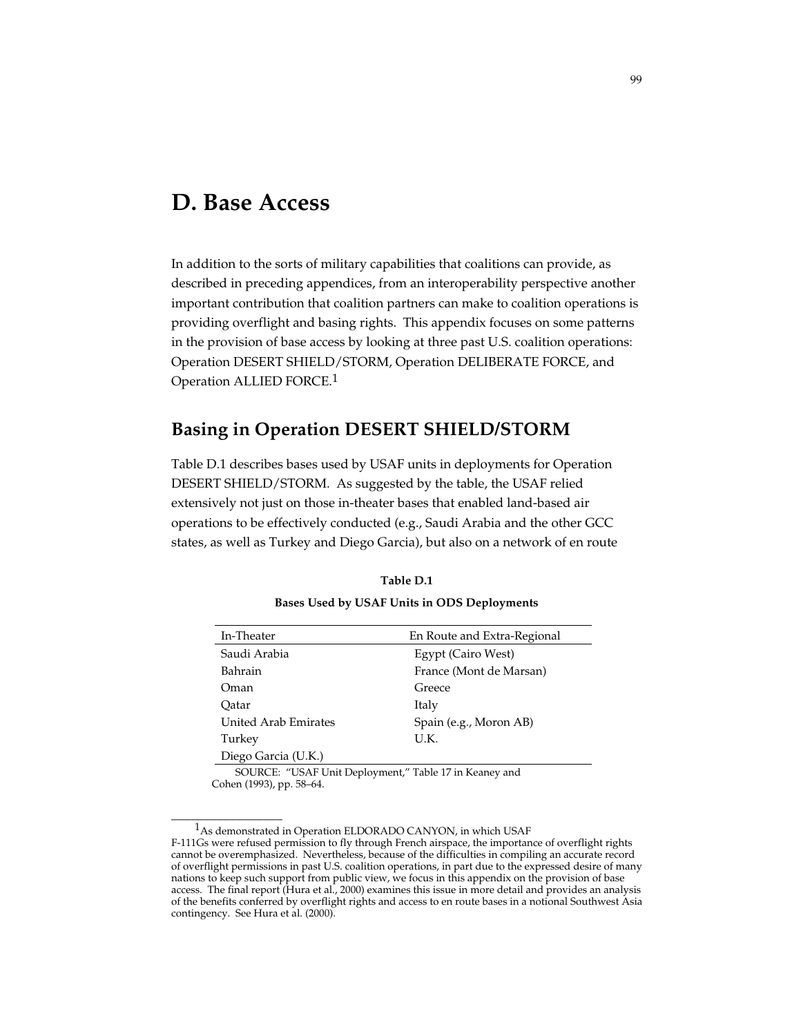# D. Base Access

In addition to the sorts of military capabilities that coalitions can provide, as described in preceding appendices, from an interoperability perspective another important contribution that coalition partners can make to coalition operations is providing overflight and basing rights. This appendix focuses on some patterns in the provision of base access by looking at three past U.S. coalition operations: Operation DESERT SHIELD/STORM, Operation DELIBERATE FORCE, and Operation ALLIED FORCE.[1]

## Basing in Operation DESERT SHIELD/STORM

Table D.1 describes bases used by USAF units in deployments for Operation DESERT SHIELD/STORM. As suggested by the table, the USAF relied extensively not just on those in-theater bases that enabled land-based air operations to be effectively conducted (e.g., Saudi Arabia and the other GCC states, as well as Turkey and Diego Garcia), but also on a network of en route

**Table D.1**

**Bases Used by USAF Units in ODS Deployments**

| In-Theater | En Route and Extra-Regional |
|---|---|
| Saudi Arabia | Egypt (Cairo West) |
| Bahrain | France (Mont de Marsan) |
| Oman | Greece |
| Qatar | Italy |
| United Arab Emirates | Spain (e.g., Moron AB) |
| Turkey | U.K. |
| Diego Garcia (U.K.) | |

SOURCE: "USAF Unit Deployment," Table 17 in Keaney and Cohen (1993), pp. 58–64.

---

[1] As demonstrated in Operation ELDORADO CANYON, in which USAF F-111Gs were refused permission to fly through French airspace, the importance of overflight rights cannot be overemphasized. Nevertheless, because of the difficulties in compiling an accurate record of overflight permissions in past U.S. coalition operations, in part due to the expressed desire of many nations to keep such support from public view, we focus in this appendix on the provision of base access. The final report (Hura et al., 2000) examines this issue in more detail and provides an analysis of the benefits conferred by overflight rights and access to en route bases in a notional Southwest Asia contingency. See Hura et al. (2000).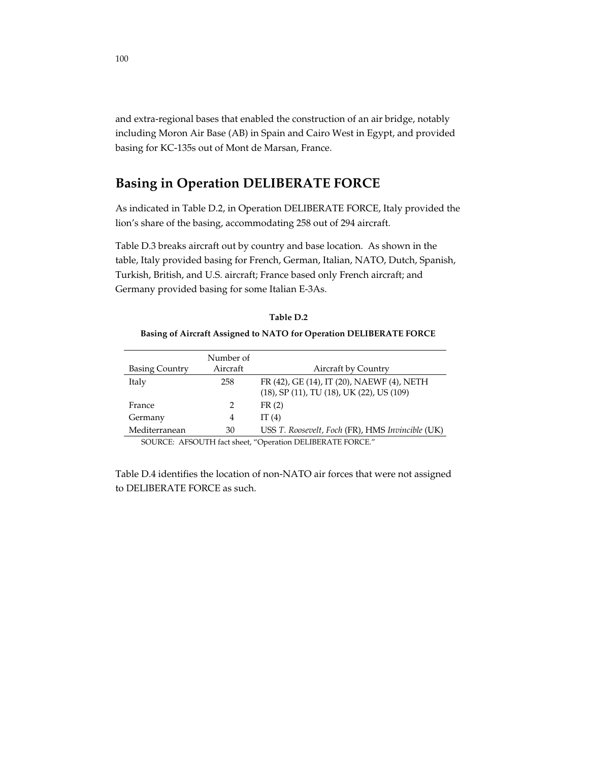and extra-regional bases that enabled the construction of an air bridge, notably including Moron Air Base (AB) in Spain and Cairo West in Egypt, and provided basing for KC-135s out of Mont de Marsan, France.

## Basing in Operation DELIBERATE FORCE

As indicated in Table D.2, in Operation DELIBERATE FORCE, Italy provided the lion's share of the basing, accommodating 258 out of 294 aircraft.

Table D.3 breaks aircraft out by country and base location. As shown in the table, Italy provided basing for French, German, Italian, NATO, Dutch, Spanish, Turkish, British, and U.S. aircraft; France based only French aircraft; and Germany provided basing for some Italian E-3As.

**Table D.2**

**Basing of Aircraft Assigned to NATO for Operation DELIBERATE FORCE**

| Basing Country | Number of Aircraft | Aircraft by Country |
|---|---|---|
| Italy | 258 | FR (42), GE (14), IT (20), NAEWF (4), NETH (18), SP (11), TU (18), UK (22), US (109) |
| France | 2 | FR (2) |
| Germany | 4 | IT (4) |
| Mediterranean | 30 | USS *T. Roosevelt*, *Foch* (FR), HMS *Invincible* (UK) |

SOURCE: AFSOUTH fact sheet, "Operation DELIBERATE FORCE."

Table D.4 identifies the location of non-NATO air forces that were not assigned to DELIBERATE FORCE as such.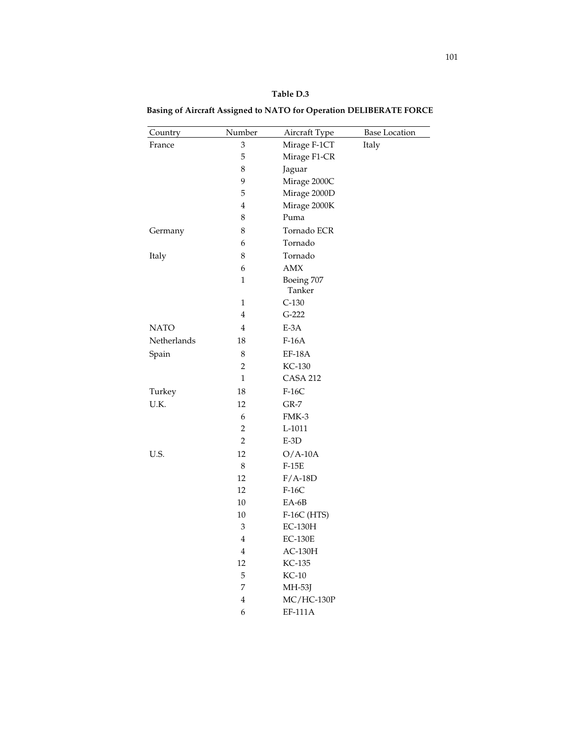**Table D.3**

**Basing of Aircraft Assigned to NATO for Operation DELIBERATE FORCE**

| Country | Number | Aircraft Type | Base Location |
|---|---|---|---|
| France | 3 | Mirage F-1CT | Italy |
| | 5 | Mirage F1-CR | |
| | 8 | Jaguar | |
| | 9 | Mirage 2000C | |
| | 5 | Mirage 2000D | |
| | 4 | Mirage 2000K | |
| | 8 | Puma | |
| Germany | 8 | Tornado ECR | |
| | 6 | Tornado | |
| Italy | 8 | Tornado | |
| | 6 | AMX | |
| | 1 | Boeing 707 Tanker | |
| | 1 | C-130 | |
| | 4 | G-222 | |
| NATO | 4 | E-3A | |
| Netherlands | 18 | F-16A | |
| Spain | 8 | EF-18A | |
| | 2 | KC-130 | |
| | 1 | CASA 212 | |
| Turkey | 18 | F-16C | |
| U.K. | 12 | GR-7 | |
| | 6 | FMK-3 | |
| | 2 | L-1011 | |
| | 2 | E-3D | |
| U.S. | 12 | O/A-10A | |
| | 8 | F-15E | |
| | 12 | F/A-18D | |
| | 12 | F-16C | |
| | 10 | EA-6B | |
| | 10 | F-16C (HTS) | |
| | 3 | EC-130H | |
| | 4 | EC-130E | |
| | 4 | AC-130H | |
| | 12 | KC-135 | |
| | 5 | KC-10 | |
| | 7 | MH-53J | |
| | 4 | MC/HC-130P | |
| | 6 | EF-111A | |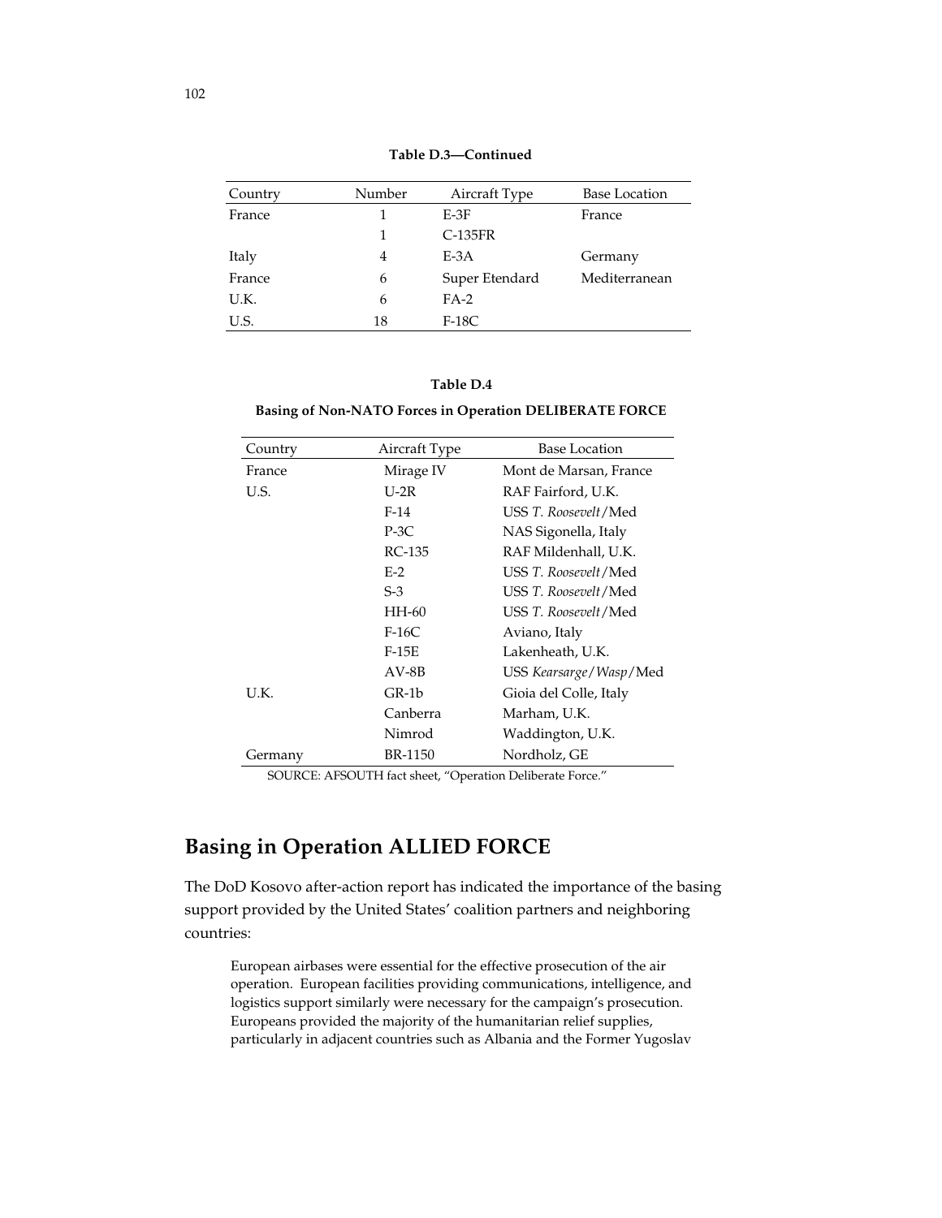**Table D.3—Continued**

| Country | Number | Aircraft Type | Base Location |
|---|---|---|---|
| France | 1 | E-3F | France |
| | 1 | C-135FR | |
| Italy | 4 | E-3A | Germany |
| France | 6 | Super Etendard | Mediterranean |
| U.K. | 6 | FA-2 | |
| U.S. | 18 | F-18C | |

**Table D.4**

**Basing of Non-NATO Forces in Operation DELIBERATE FORCE**

| Country | Aircraft Type | Base Location |
|---|---|---|
| France | Mirage IV | Mont de Marsan, France |
| U.S. | U-2R | RAF Fairford, U.K. |
| | F-14 | USS *T. Roosevelt*/Med |
| | P-3C | NAS Sigonella, Italy |
| | RC-135 | RAF Mildenhall, U.K. |
| | E-2 | USS *T. Roosevelt*/Med |
| | S-3 | USS *T. Roosevelt*/Med |
| | HH-60 | USS *T. Roosevelt*/Med |
| | F-16C | Aviano, Italy |
| | F-15E | Lakenheath, U.K. |
| | AV-8B | USS *Kearsarge*/*Wasp*/Med |
| U.K. | GR-1b | Gioia del Colle, Italy |
| | Canberra | Marham, U.K. |
| | Nimrod | Waddington, U.K. |
| Germany | BR-1150 | Nordholz, GE |

SOURCE: AFSOUTH fact sheet, "Operation Deliberate Force."

## Basing in Operation ALLIED FORCE

The DoD Kosovo after-action report has indicated the importance of the basing support provided by the United States' coalition partners and neighboring countries:

> European airbases were essential for the effective prosecution of the air operation. European facilities providing communications, intelligence, and logistics support similarly were necessary for the campaign's prosecution. Europeans provided the majority of the humanitarian relief supplies, particularly in adjacent countries such as Albania and the Former Yugoslav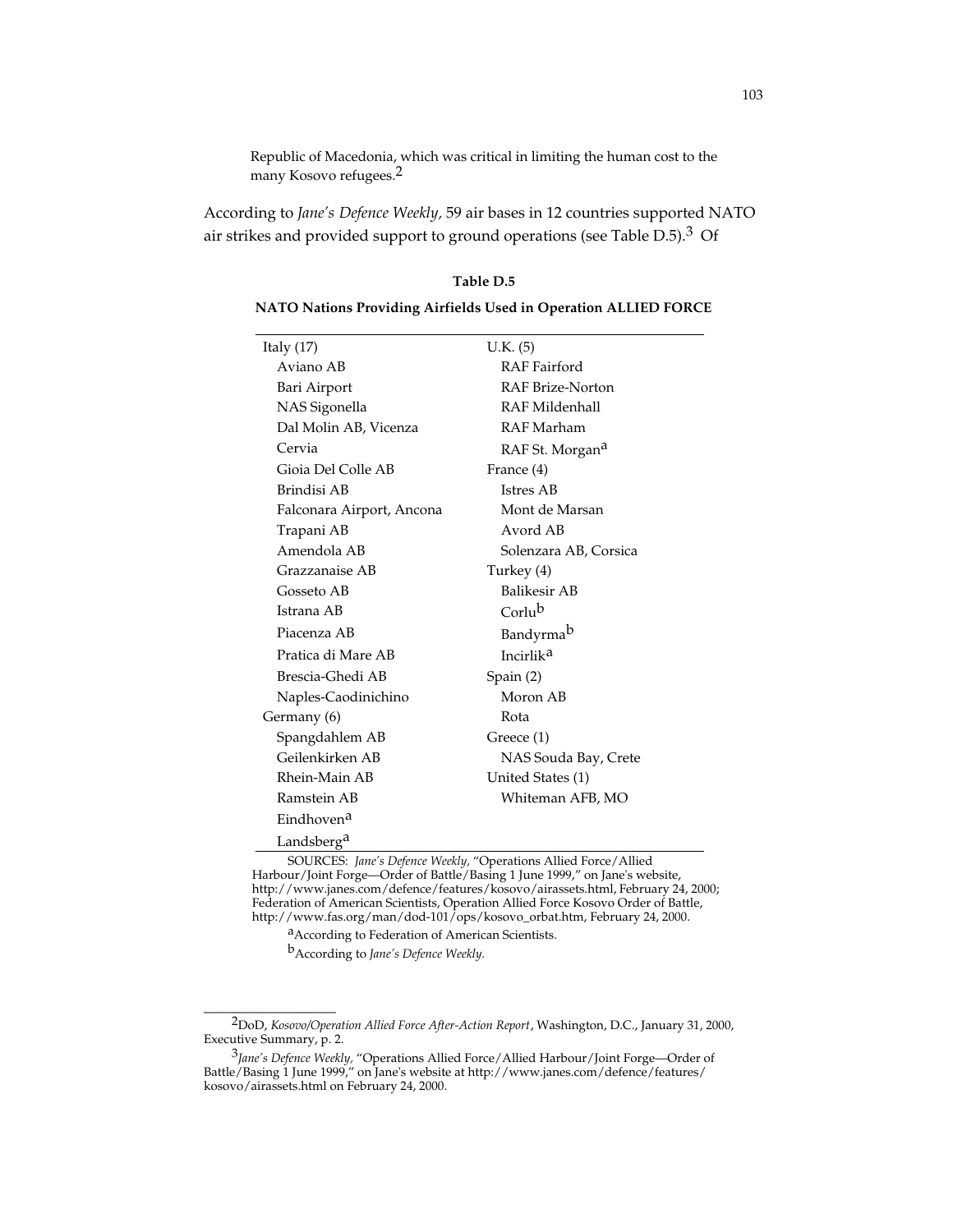Republic of Macedonia, which was critical in limiting the human cost to the many Kosovo refugees.[2]

According to *Jane's Defence Weekly*, 59 air bases in 12 countries supported NATO air strikes and provided support to ground operations (see Table D.5).[3] Of

**Table D.5**

**NATO Nations Providing Airfields Used in Operation ALLIED FORCE**

| | |
|---|---|
| Italy (17) | U.K. (5) |
| Aviano AB | RAF Fairford |
| Bari Airport | RAF Brize-Norton |
| NAS Sigonella | RAF Mildenhall |
| Dal Molin AB, Vicenza | RAF Marham |
| Cervia | RAF St. Morgan[a] |
| Gioia Del Colle AB | France (4) |
| Brindisi AB | Istres AB |
| Falconara Airport, Ancona | Mont de Marsan |
| Trapani AB | Avord AB |
| Amendola AB | Solenzara AB, Corsica |
| Grazzanaise AB | Turkey (4) |
| Gosseto AB | Balikesir AB |
| Istrana AB | Corlu[b] |
| Piacenza AB | Bandyrma[b] |
| Pratica di Mare AB | Incirlik[a] |
| Brescia-Ghedi AB | Spain (2) |
| Naples-Caodinichino | Moron AB |
| Germany (6) | Rota |
| Spangdahlem AB | Greece (1) |
| Geilenkirken AB | NAS Souda Bay, Crete |
| Rhein-Main AB | United States (1) |
| Ramstein AB | Whiteman AFB, MO |
| Eindhoven[a] | |
| Landsberg[a] | |

SOURCES: *Jane's Defence Weekly*, "Operations Allied Force/Allied Harbour/Joint Forge—Order of Battle/Basing 1 June 1999," on Jane's website, http://www.janes.com/defence/features/kosovo/airassets.html, February 24, 2000; Federation of American Scientists, Operation Allied Force Kosovo Order of Battle, http://www.fas.org/man/dod-101/ops/kosovo_orbat.htm, February 24, 2000.

[a]According to Federation of American Scientists.

[b]According to *Jane's Defence Weekly*.

---

[2]DoD, *Kosovo/Operation Allied Force After-Action Report*, Washington, D.C., January 31, 2000, Executive Summary, p. 2.

[3]*Jane's Defence Weekly*, "Operations Allied Force/Allied Harbour/Joint Forge—Order of Battle/Basing 1 June 1999," on Jane's website at http://www.janes.com/defence/features/kosovo/airassets.html on February 24, 2000.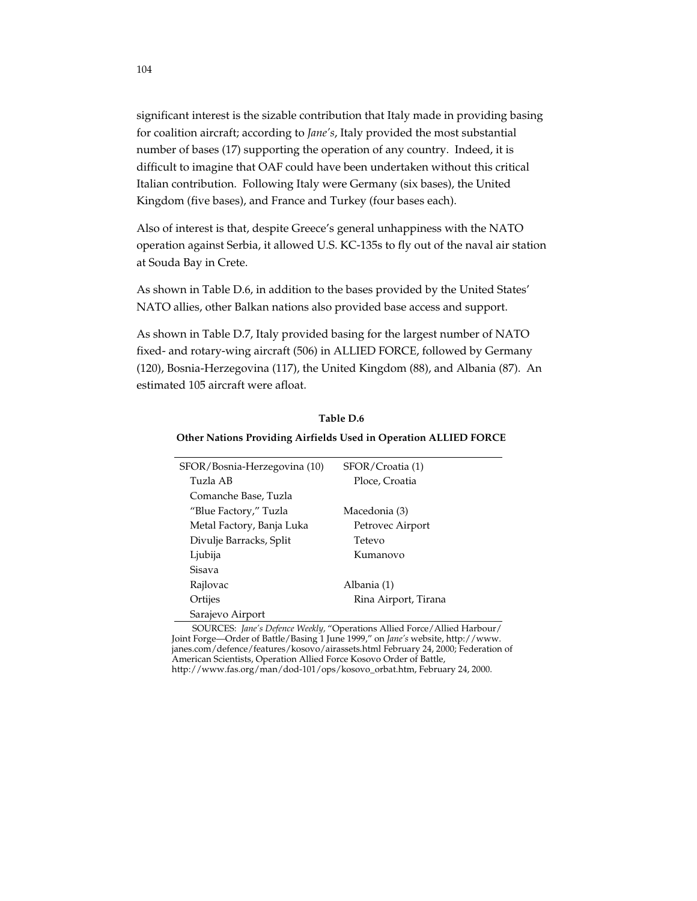significant interest is the sizable contribution that Italy made in providing basing for coalition aircraft; according to *Jane's*, Italy provided the most substantial number of bases (17) supporting the operation of any country. Indeed, it is difficult to imagine that OAF could have been undertaken without this critical Italian contribution. Following Italy were Germany (six bases), the United Kingdom (five bases), and France and Turkey (four bases each).

Also of interest is that, despite Greece's general unhappiness with the NATO operation against Serbia, it allowed U.S. KC-135s to fly out of the naval air station at Souda Bay in Crete.

As shown in Table D.6, in addition to the bases provided by the United States' NATO allies, other Balkan nations also provided base access and support.

As shown in Table D.7, Italy provided basing for the largest number of NATO fixed- and rotary-wing aircraft (506) in ALLIED FORCE, followed by Germany (120), Bosnia-Herzegovina (117), the United Kingdom (88), and Albania (87). An estimated 105 aircraft were afloat.

**Table D.6**

**Other Nations Providing Airfields Used in Operation ALLIED FORCE**

| SFOR/Bosnia-Herzegovina (10) | SFOR/Croatia (1) |
|---|---|
| Tuzla AB | Ploce, Croatia |
| Comanche Base, Tuzla | |
| "Blue Factory," Tuzla | Macedonia (3) |
| Metal Factory, Banja Luka | Petrovec Airport |
| Divulje Barracks, Split | Tetevo |
| Ljubija | Kumanovo |
| Sisava | |
| Rajlovac | Albania (1) |
| Ortijes | Rina Airport, Tirana |
| Sarajevo Airport | |

SOURCES: *Jane's Defence Weekly*, "Operations Allied Force/Allied Harbour/ Joint Forge—Order of Battle/Basing 1 June 1999," on *Jane's* website, http://www.janes.com/defence/features/kosovo/airassets.html February 24, 2000; Federation of American Scientists, Operation Allied Force Kosovo Order of Battle, http://www.fas.org/man/dod-101/ops/kosovo_orbat.htm, February 24, 2000.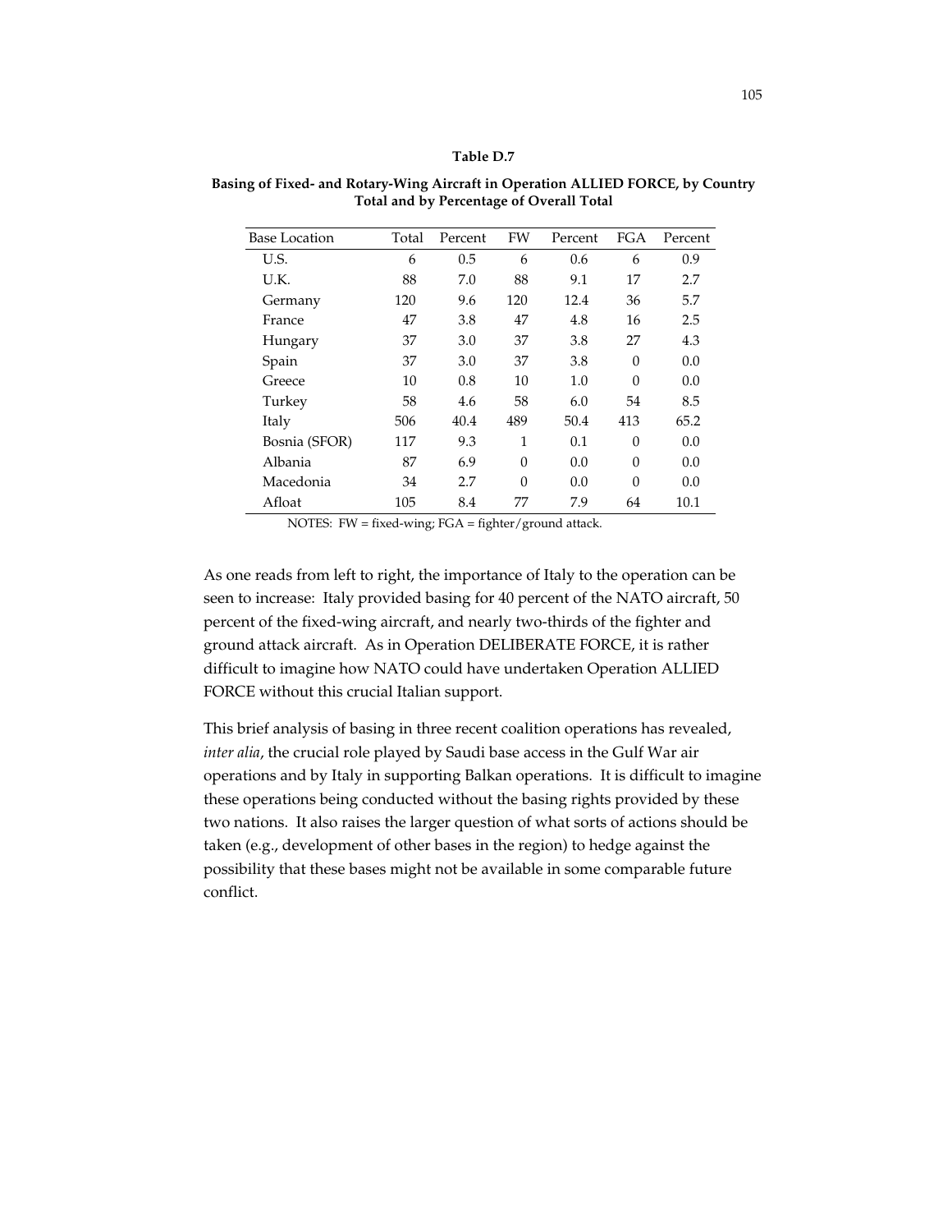**Table D.7**

**Basing of Fixed- and Rotary-Wing Aircraft in Operation ALLIED FORCE, by Country Total and by Percentage of Overall Total**

| Base Location | Total | Percent | FW | Percent | FGA | Percent |
|---|---|---|---|---|---|---|
| U.S. | 6 | 0.5 | 6 | 0.6 | 6 | 0.9 |
| U.K. | 88 | 7.0 | 88 | 9.1 | 17 | 2.7 |
| Germany | 120 | 9.6 | 120 | 12.4 | 36 | 5.7 |
| France | 47 | 3.8 | 47 | 4.8 | 16 | 2.5 |
| Hungary | 37 | 3.0 | 37 | 3.8 | 27 | 4.3 |
| Spain | 37 | 3.0 | 37 | 3.8 | 0 | 0.0 |
| Greece | 10 | 0.8 | 10 | 1.0 | 0 | 0.0 |
| Turkey | 58 | 4.6 | 58 | 6.0 | 54 | 8.5 |
| Italy | 506 | 40.4 | 489 | 50.4 | 413 | 65.2 |
| Bosnia (SFOR) | 117 | 9.3 | 1 | 0.1 | 0 | 0.0 |
| Albania | 87 | 6.9 | 0 | 0.0 | 0 | 0.0 |
| Macedonia | 34 | 2.7 | 0 | 0.0 | 0 | 0.0 |
| Afloat | 105 | 8.4 | 77 | 7.9 | 64 | 10.1 |

NOTES: FW = fixed-wing; FGA = fighter/ground attack.

As one reads from left to right, the importance of Italy to the operation can be seen to increase: Italy provided basing for 40 percent of the NATO aircraft, 50 percent of the fixed-wing aircraft, and nearly two-thirds of the fighter and ground attack aircraft. As in Operation DELIBERATE FORCE, it is rather difficult to imagine how NATO could have undertaken Operation ALLIED FORCE without this crucial Italian support.

This brief analysis of basing in three recent coalition operations has revealed, *inter alia*, the crucial role played by Saudi base access in the Gulf War air operations and by Italy in supporting Balkan operations. It is difficult to imagine these operations being conducted without the basing rights provided by these two nations. It also raises the larger question of what sorts of actions should be taken (e.g., development of other bases in the region) to hedge against the possibility that these bases might not be available in some comparable future conflict.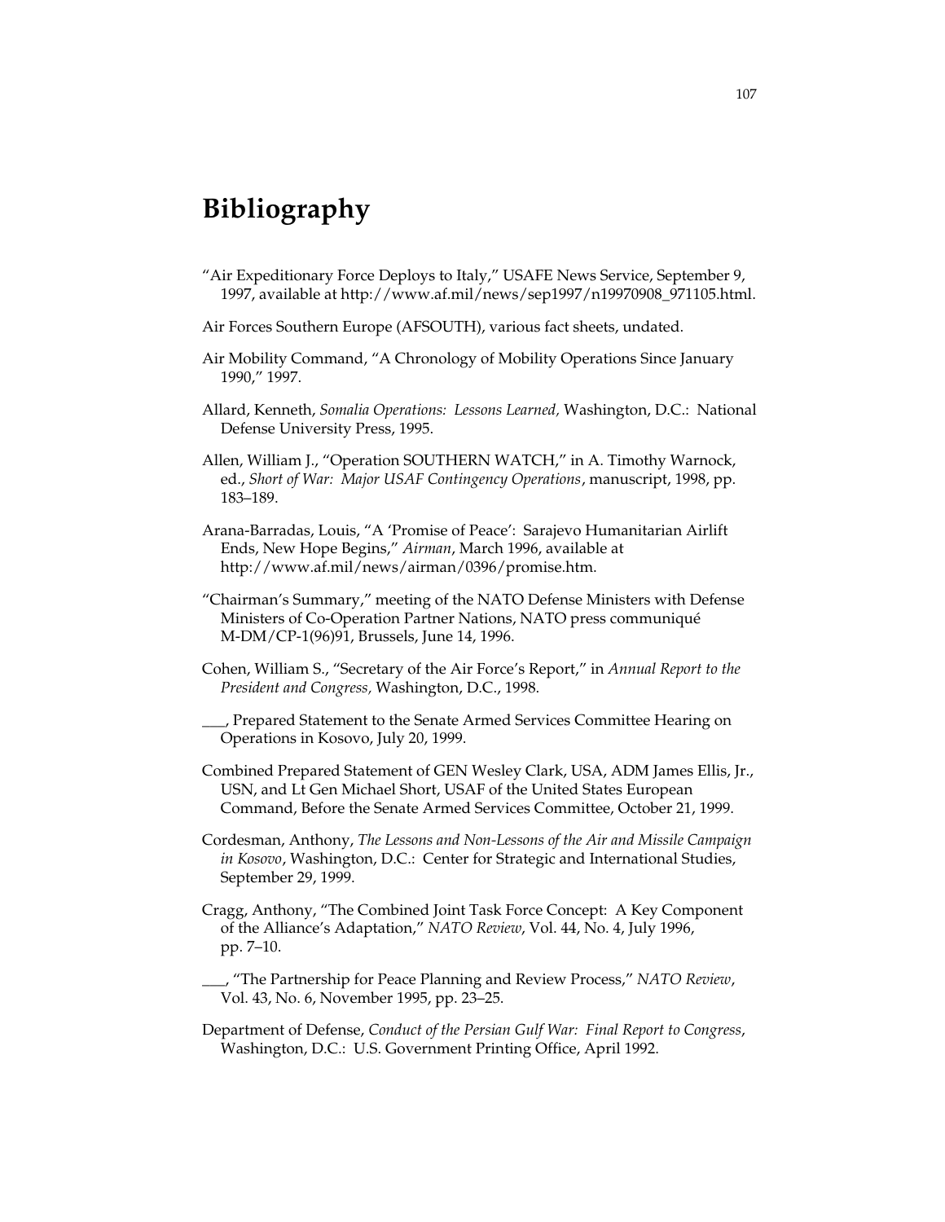# Bibliography

"Air Expeditionary Force Deploys to Italy," USAFE News Service, September 9, 1997, available at http://www.af.mil/news/sep1997/n19970908_971105.html.

Air Forces Southern Europe (AFSOUTH), various fact sheets, undated.

Air Mobility Command, "A Chronology of Mobility Operations Since January 1990," 1997.

Allard, Kenneth, *Somalia Operations: Lessons Learned,* Washington, D.C.: National Defense University Press, 1995.

Allen, William J., "Operation SOUTHERN WATCH," in A. Timothy Warnock, ed., *Short of War: Major USAF Contingency Operations*, manuscript, 1998, pp. 183–189.

Arana-Barradas, Louis, "A 'Promise of Peace': Sarajevo Humanitarian Airlift Ends, New Hope Begins," *Airman*, March 1996, available at http://www.af.mil/news/airman/0396/promise.htm.

"Chairman's Summary," meeting of the NATO Defense Ministers with Defense Ministers of Co-Operation Partner Nations, NATO press communiqué M-DM/CP-1(96)91, Brussels, June 14, 1996.

Cohen, William S., "Secretary of the Air Force's Report," in *Annual Report to the President and Congress,* Washington, D.C., 1998.

___, Prepared Statement to the Senate Armed Services Committee Hearing on Operations in Kosovo, July 20, 1999.

Combined Prepared Statement of GEN Wesley Clark, USA, ADM James Ellis, Jr., USN, and Lt Gen Michael Short, USAF of the United States European Command, Before the Senate Armed Services Committee, October 21, 1999.

Cordesman, Anthony, *The Lessons and Non-Lessons of the Air and Missile Campaign in Kosovo*, Washington, D.C.: Center for Strategic and International Studies, September 29, 1999.

Cragg, Anthony, "The Combined Joint Task Force Concept: A Key Component of the Alliance's Adaptation," *NATO Review*, Vol. 44, No. 4, July 1996, pp. 7–10.

___, "The Partnership for Peace Planning and Review Process," *NATO Review*, Vol. 43, No. 6, November 1995, pp. 23–25.

Department of Defense, *Conduct of the Persian Gulf War: Final Report to Congress*, Washington, D.C.: U.S. Government Printing Office, April 1992.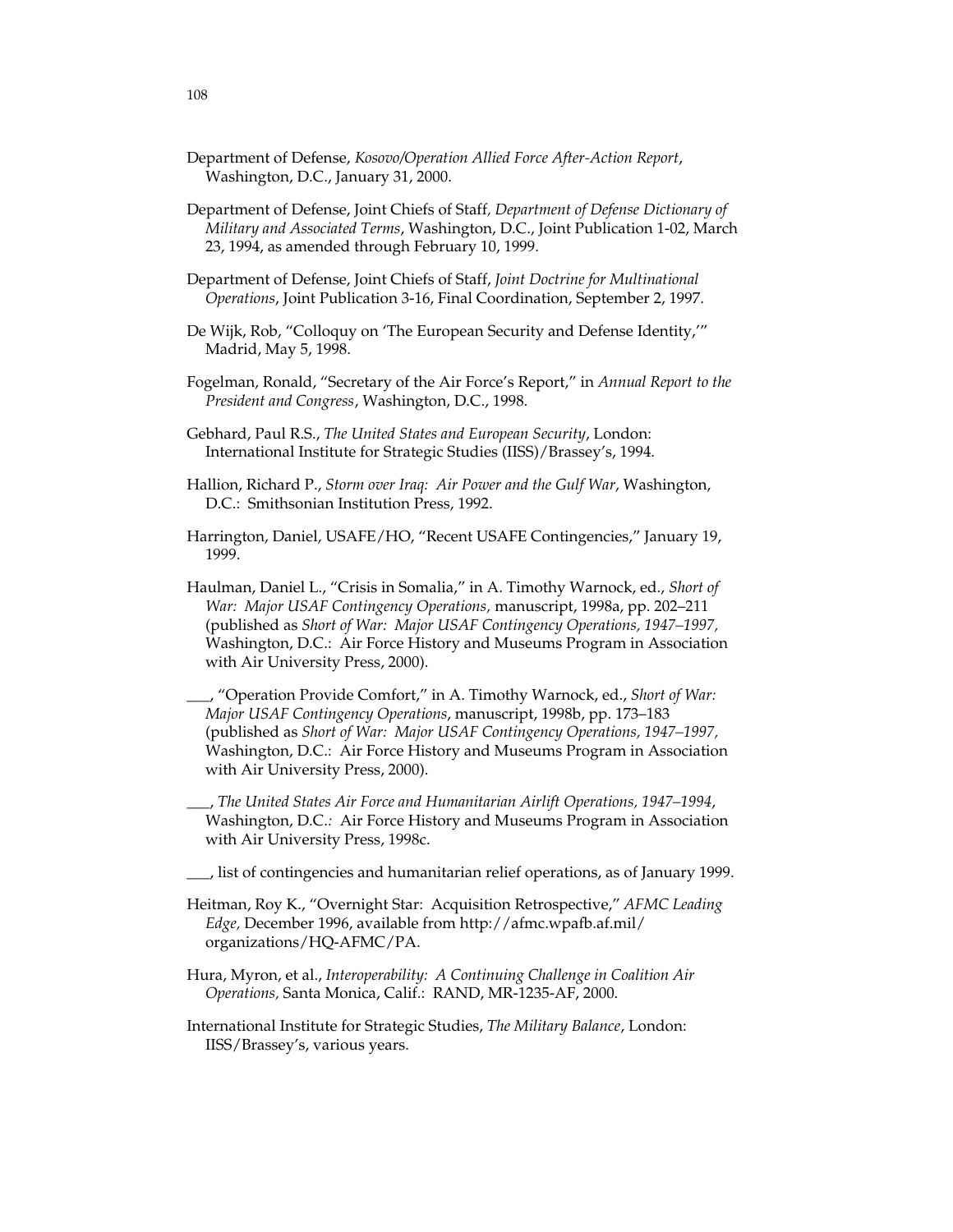Department of Defense, *Kosovo/Operation Allied Force After-Action Report*, Washington, D.C., January 31, 2000.

Department of Defense, Joint Chiefs of Staff, *Department of Defense Dictionary of Military and Associated Terms*, Washington, D.C., Joint Publication 1-02, March 23, 1994, as amended through February 10, 1999.

Department of Defense, Joint Chiefs of Staff, *Joint Doctrine for Multinational Operations*, Joint Publication 3-16, Final Coordination, September 2, 1997.

De Wijk, Rob, "Colloquy on 'The European Security and Defense Identity,'" Madrid, May 5, 1998.

Fogelman, Ronald, "Secretary of the Air Force's Report," in *Annual Report to the President and Congress*, Washington, D.C., 1998.

Gebhard, Paul R.S., *The United States and European Security*, London: International Institute for Strategic Studies (IISS)/Brassey's, 1994.

Hallion, Richard P., *Storm over Iraq: Air Power and the Gulf War*, Washington, D.C.: Smithsonian Institution Press, 1992.

Harrington, Daniel, USAFE/HO, "Recent USAFE Contingencies," January 19, 1999.

Haulman, Daniel L., "Crisis in Somalia," in A. Timothy Warnock, ed., *Short of War: Major USAF Contingency Operations,* manuscript, 1998a, pp. 202–211 (published as *Short of War: Major USAF Contingency Operations, 1947–1997,* Washington, D.C.: Air Force History and Museums Program in Association with Air University Press, 2000).

___, "Operation Provide Comfort," in A. Timothy Warnock, ed., *Short of War: Major USAF Contingency Operations*, manuscript, 1998b, pp. 173–183 (published as *Short of War: Major USAF Contingency Operations, 1947–1997,* Washington, D.C.: Air Force History and Museums Program in Association with Air University Press, 2000).

___, *The United States Air Force and Humanitarian Airlift Operations, 1947–1994*, Washington, D.C.: Air Force History and Museums Program in Association with Air University Press, 1998c.

___, list of contingencies and humanitarian relief operations, as of January 1999.

Heitman, Roy K., "Overnight Star: Acquisition Retrospective," *AFMC Leading Edge,* December 1996, available from http://afmc.wpafb.af.mil/organizations/HQ-AFMC/PA.

Hura, Myron, et al., *Interoperability: A Continuing Challenge in Coalition Air Operations,* Santa Monica, Calif.: RAND, MR-1235-AF, 2000.

International Institute for Strategic Studies, *The Military Balance*, London: IISS/Brassey's, various years.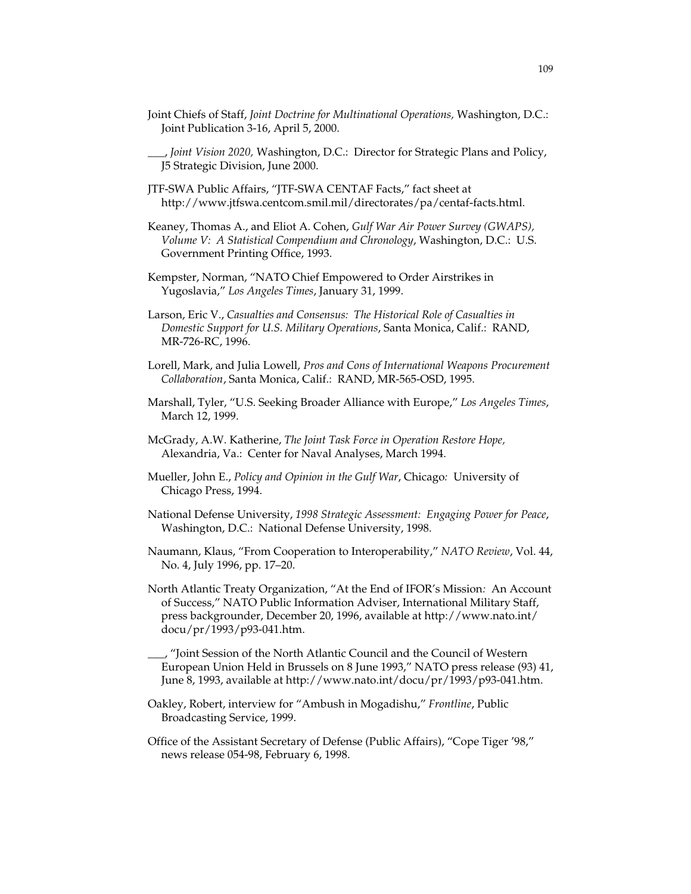Joint Chiefs of Staff, *Joint Doctrine for Multinational Operations,* Washington, D.C.: Joint Publication 3-16, April 5, 2000.

___, *Joint Vision 2020,* Washington, D.C.: Director for Strategic Plans and Policy, J5 Strategic Division, June 2000.

JTF-SWA Public Affairs, "JTF-SWA CENTAF Facts," fact sheet at http://www.jtfswa.centcom.smil.mil/directorates/pa/centaf-facts.html.

Keaney, Thomas A., and Eliot A. Cohen, *Gulf War Air Power Survey (GWAPS), Volume V: A Statistical Compendium and Chronology*, Washington, D.C.: U.S. Government Printing Office, 1993.

Kempster, Norman, "NATO Chief Empowered to Order Airstrikes in Yugoslavia," *Los Angeles Times*, January 31, 1999.

Larson, Eric V., *Casualties and Consensus: The Historical Role of Casualties in Domestic Support for U.S. Military Operations*, Santa Monica, Calif.: RAND, MR-726-RC, 1996.

Lorell, Mark, and Julia Lowell, *Pros and Cons of International Weapons Procurement Collaboration*, Santa Monica, Calif.: RAND, MR-565-OSD, 1995.

Marshall, Tyler, "U.S. Seeking Broader Alliance with Europe," *Los Angeles Times*, March 12, 1999.

McGrady, A.W. Katherine, *The Joint Task Force in Operation Restore Hope,* Alexandria, Va.: Center for Naval Analyses, March 1994.

Mueller, John E., *Policy and Opinion in the Gulf War*, Chicago: University of Chicago Press, 1994.

National Defense University, *1998 Strategic Assessment: Engaging Power for Peace*, Washington, D.C.: National Defense University, 1998.

Naumann, Klaus, "From Cooperation to Interoperability," *NATO Review*, Vol. 44, No. 4, July 1996, pp. 17–20.

North Atlantic Treaty Organization, "At the End of IFOR's Mission: An Account of Success," NATO Public Information Adviser, International Military Staff, press backgrounder, December 20, 1996, available at http://www.nato.int/docu/pr/1993/p93-041.htm.

___, "Joint Session of the North Atlantic Council and the Council of Western European Union Held in Brussels on 8 June 1993," NATO press release (93) 41, June 8, 1993, available at http://www.nato.int/docu/pr/1993/p93-041.htm.

Oakley, Robert, interview for "Ambush in Mogadishu," *Frontline*, Public Broadcasting Service, 1999.

Office of the Assistant Secretary of Defense (Public Affairs), "Cope Tiger '98," news release 054-98, February 6, 1998.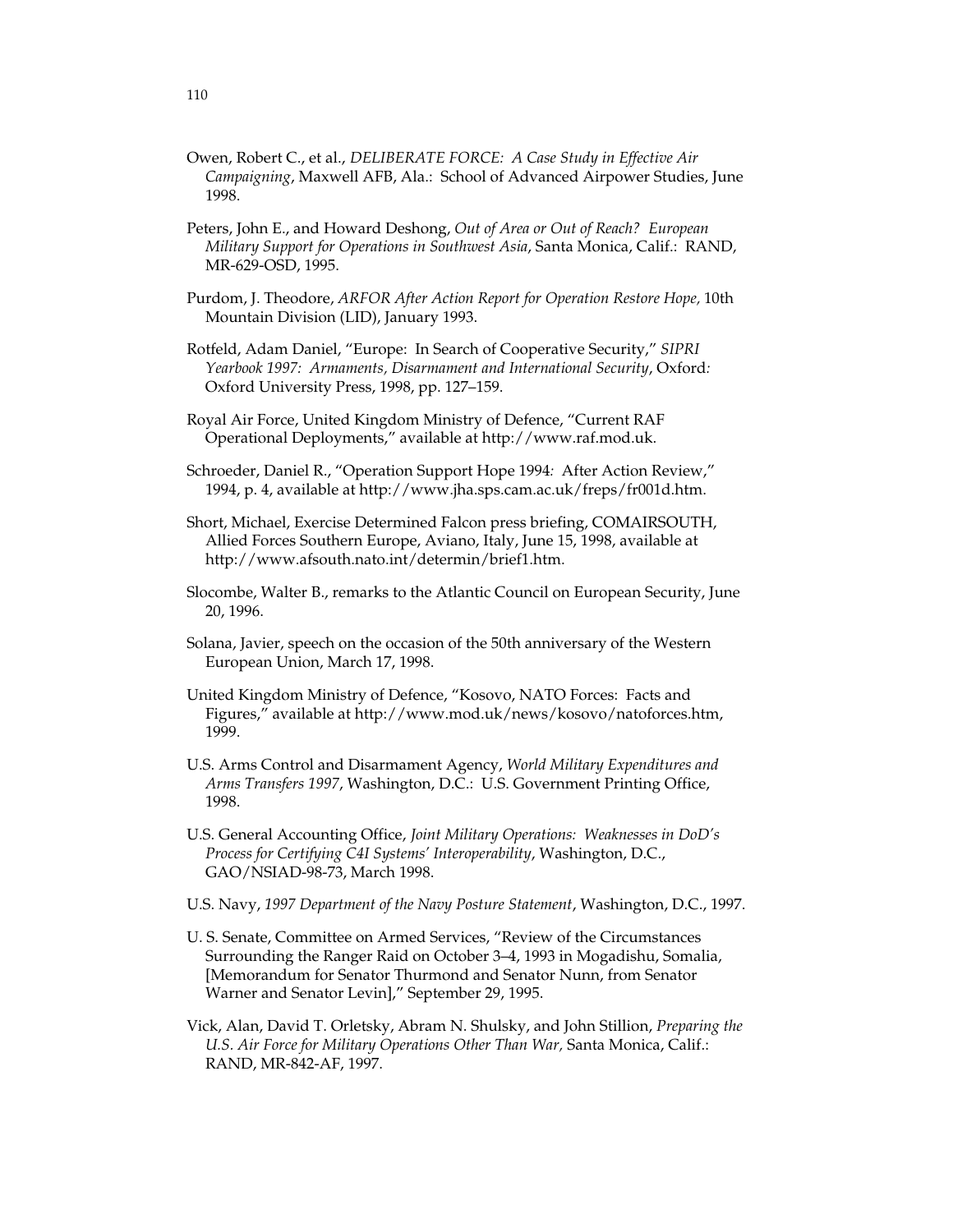Owen, Robert C., et al., *DELIBERATE FORCE: A Case Study in Effective Air Campaigning*, Maxwell AFB, Ala.: School of Advanced Airpower Studies, June 1998.

Peters, John E., and Howard Deshong, *Out of Area or Out of Reach? European Military Support for Operations in Southwest Asia*, Santa Monica, Calif.: RAND, MR-629-OSD, 1995.

Purdom, J. Theodore, *ARFOR After Action Report for Operation Restore Hope,* 10th Mountain Division (LID), January 1993.

Rotfeld, Adam Daniel, "Europe: In Search of Cooperative Security," *SIPRI Yearbook 1997: Armaments, Disarmament and International Security*, Oxford: Oxford University Press, 1998, pp. 127–159.

Royal Air Force, United Kingdom Ministry of Defence, "Current RAF Operational Deployments," available at http://www.raf.mod.uk.

Schroeder, Daniel R., "Operation Support Hope 1994: After Action Review," 1994, p. 4, available at http://www.jha.sps.cam.ac.uk/freps/fr001d.htm.

Short, Michael, Exercise Determined Falcon press briefing, COMAIRSOUTH, Allied Forces Southern Europe, Aviano, Italy, June 15, 1998, available at http://www.afsouth.nato.int/determin/brief1.htm.

Slocombe, Walter B., remarks to the Atlantic Council on European Security, June 20, 1996.

Solana, Javier, speech on the occasion of the 50th anniversary of the Western European Union, March 17, 1998.

United Kingdom Ministry of Defence, "Kosovo, NATO Forces: Facts and Figures," available at http://www.mod.uk/news/kosovo/natoforces.htm, 1999.

U.S. Arms Control and Disarmament Agency, *World Military Expenditures and Arms Transfers 1997*, Washington, D.C.: U.S. Government Printing Office, 1998.

U.S. General Accounting Office, *Joint Military Operations: Weaknesses in DoD's Process for Certifying C4I Systems' Interoperability*, Washington, D.C., GAO/NSIAD-98-73, March 1998.

U.S. Navy, *1997 Department of the Navy Posture Statement*, Washington, D.C., 1997.

U. S. Senate, Committee on Armed Services, "Review of the Circumstances Surrounding the Ranger Raid on October 3–4, 1993 in Mogadishu, Somalia, [Memorandum for Senator Thurmond and Senator Nunn, from Senator Warner and Senator Levin]," September 29, 1995.

Vick, Alan, David T. Orletsky, Abram N. Shulsky, and John Stillion, *Preparing the U.S. Air Force for Military Operations Other Than War,* Santa Monica, Calif.: RAND, MR-842-AF, 1997.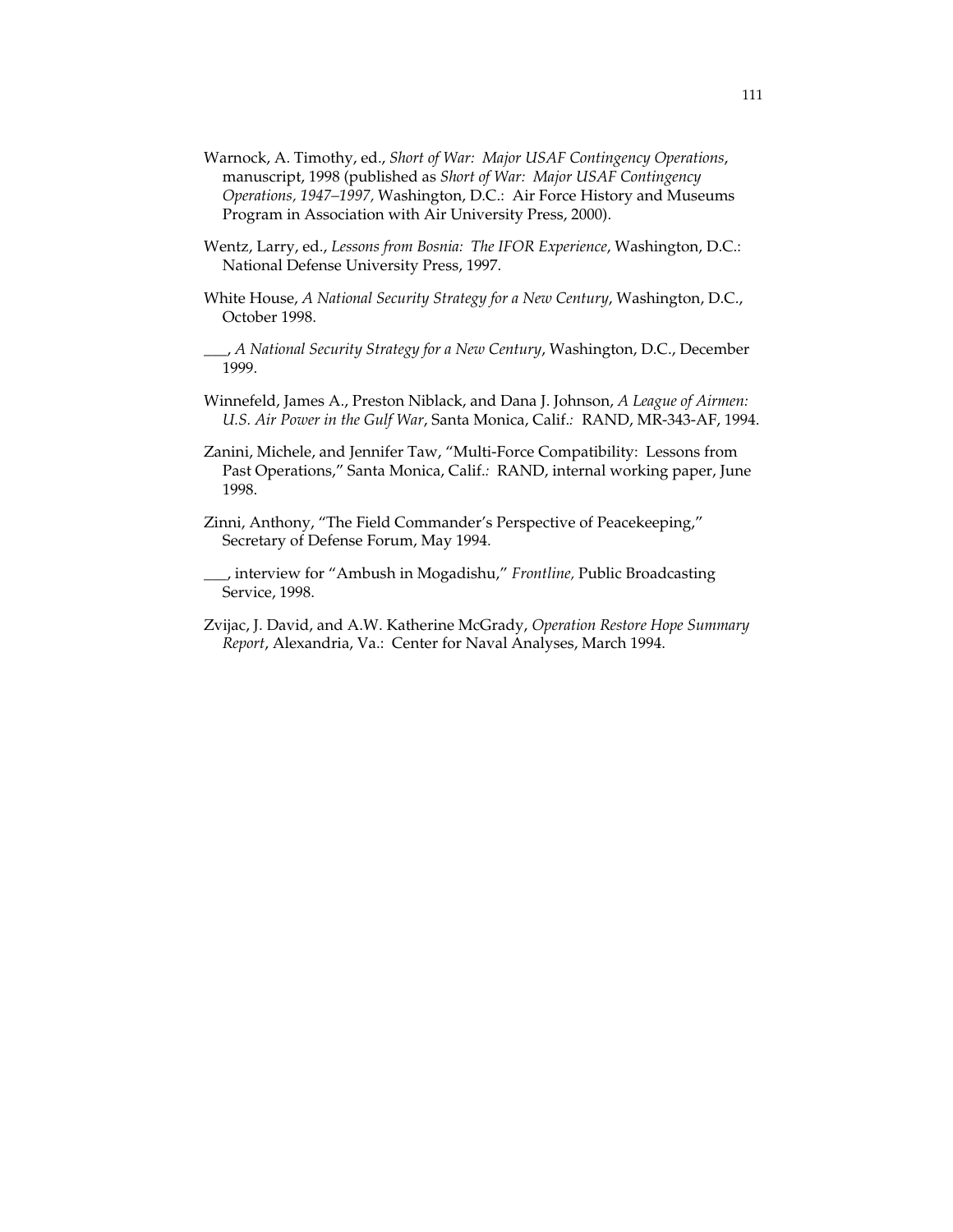Warnock, A. Timothy, ed., *Short of War: Major USAF Contingency Operations*, manuscript, 1998 (published as *Short of War: Major USAF Contingency Operations, 1947–1997,* Washington, D.C.: Air Force History and Museums Program in Association with Air University Press, 2000).

Wentz, Larry, ed., *Lessons from Bosnia: The IFOR Experience*, Washington, D.C.: National Defense University Press, 1997.

White House, *A National Security Strategy for a New Century*, Washington, D.C., October 1998.

___, *A National Security Strategy for a New Century*, Washington, D.C., December 1999.

Winnefeld, James A., Preston Niblack, and Dana J. Johnson, *A League of Airmen: U.S. Air Power in the Gulf War*, Santa Monica, Calif.: RAND, MR-343-AF, 1994.

Zanini, Michele, and Jennifer Taw, "Multi-Force Compatibility: Lessons from Past Operations," Santa Monica, Calif.: RAND, internal working paper, June 1998.

Zinni, Anthony, "The Field Commander's Perspective of Peacekeeping," Secretary of Defense Forum, May 1994.

___, interview for "Ambush in Mogadishu," *Frontline,* Public Broadcasting Service, 1998.

Zvijac, J. David, and A.W. Katherine McGrady, *Operation Restore Hope Summary Report*, Alexandria, Va.: Center for Naval Analyses, March 1994.